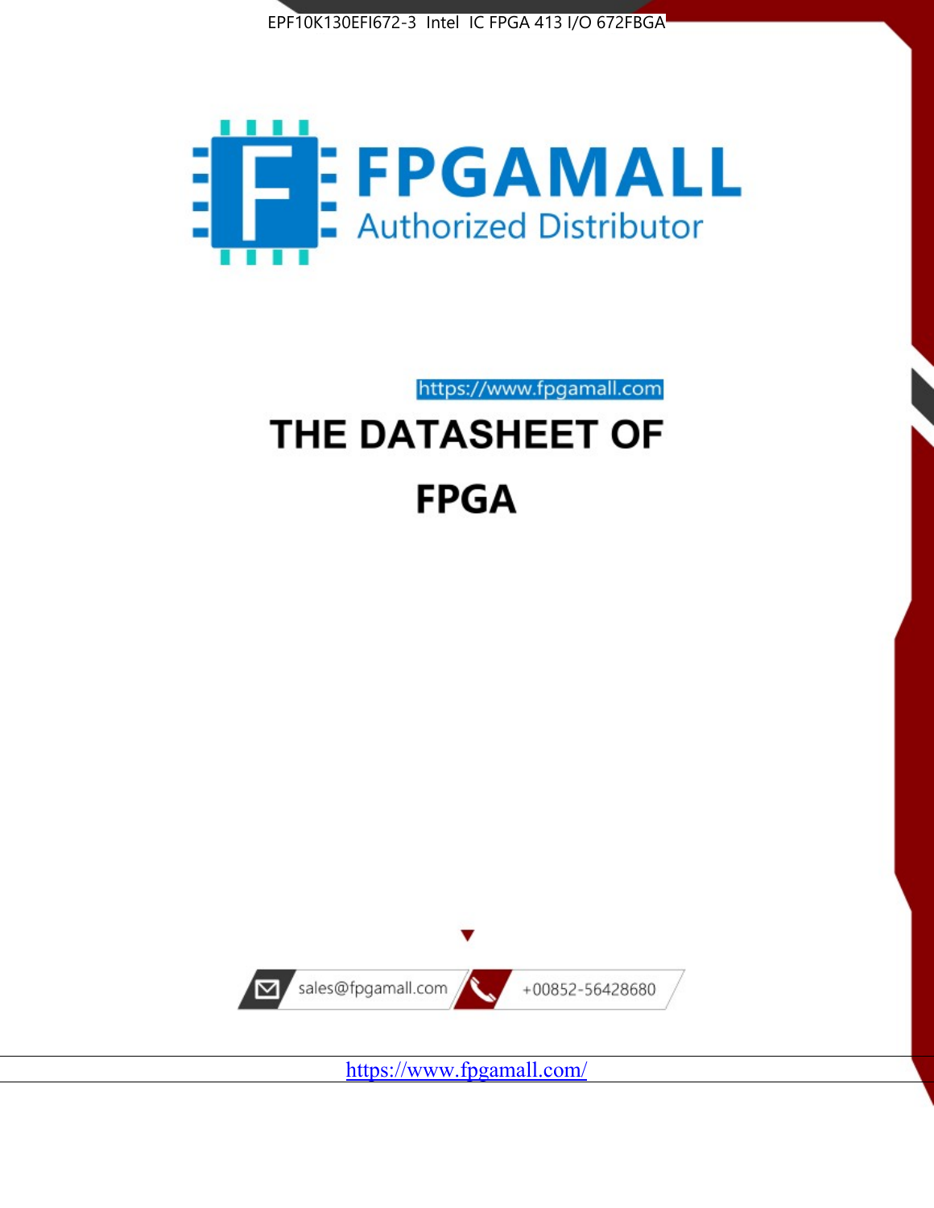EPF10K130EFI672-3 Intel IC FPGA 413 I/O 672FBGA

FPGAMALL

Authorized Distributor

https://www.fpgamall.com

# THE DATASHEET OF

# FPGA

sales@fpgamall.com

+00852-56428680

https://www.fpgamall.com/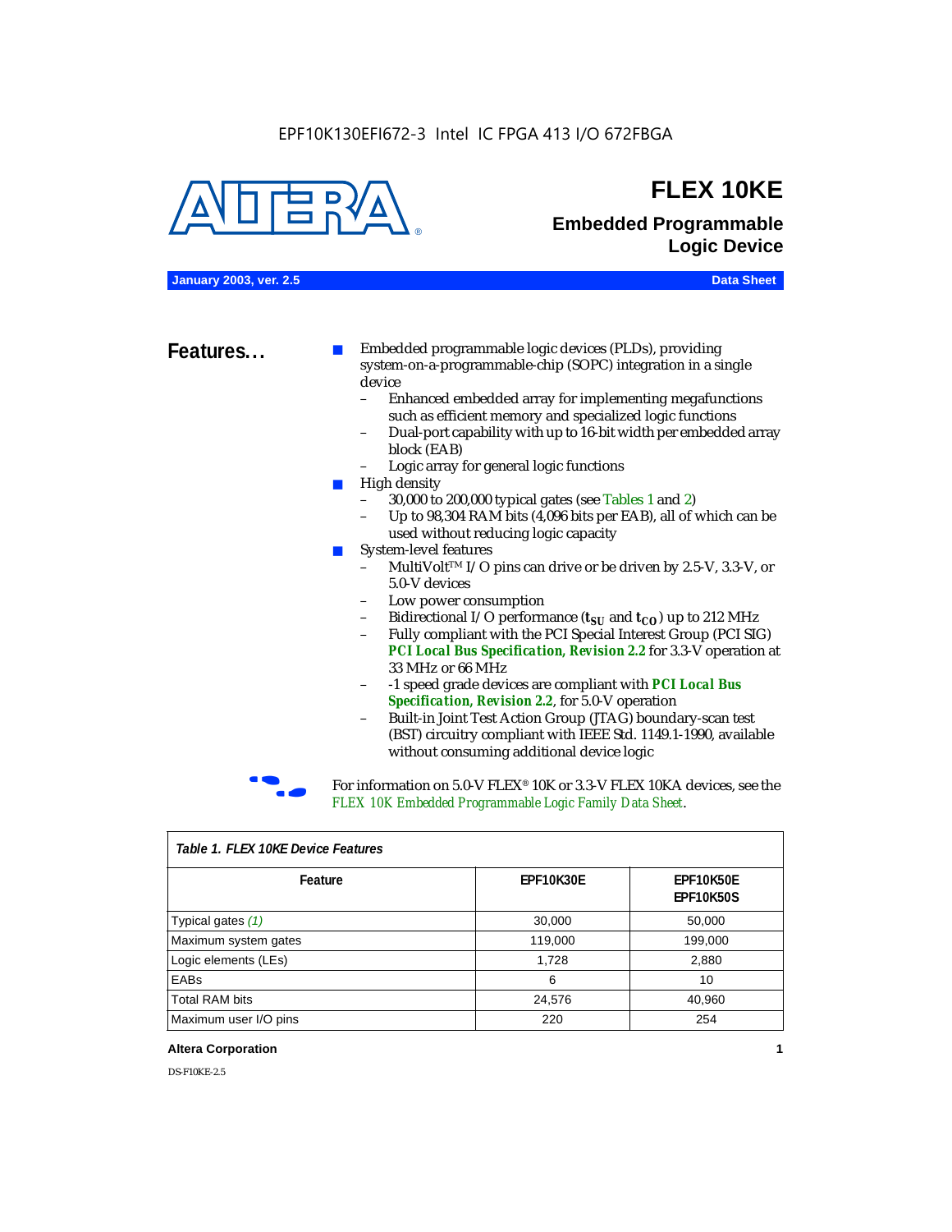EPF10K130EFI672-3 Intel IC FPGA 413 I/O 672FBGA

# FLEX 10KE

## Embedded Programmable Logic Device

**January 2003, ver. 2.5** **Data Sheet**

## Features...

- Embedded programmable logic devices (PLDs), providing system-on-a-programmable-chip (SOPC) integration in a single device
  - Enhanced embedded array for implementing megafunctions such as efficient memory and specialized logic functions
  - Dual-port capability with up to 16-bit width per embedded array block (EAB)
  - Logic array for general logic functions
- High density
  - 30,000 to 200,000 typical gates (see Tables 1 and 2)
  - Up to 98,304 RAM bits (4,096 bits per EAB), all of which can be used without reducing logic capacity
- System-level features
  - MultiVolt™ I/O pins can drive or be driven by 2.5-V, 3.3-V, or 5.0-V devices
  - Low power consumption
  - Bidirectional I/O performance ($t_{SU}$ and $t_{CO}$) up to 212 MHz
  - Fully compliant with the PCI Special Interest Group (PCI SIG) ***PCI Local Bus Specification, Revision 2.2*** for 3.3-V operation at 33 MHz or 66 MHz
  - -1 speed grade devices are compliant with ***PCI Local Bus Specification, Revision 2.2***, for 5.0-V operation
  - Built-in Joint Test Action Group (JTAG) boundary-scan test (BST) circuitry compliant with IEEE Std. 1149.1-1990, available without consuming additional device logic

For information on 5.0-V FLEX® 10K or 3.3-V FLEX 10KA devices, see the *FLEX 10K Embedded Programmable Logic Family Data Sheet*.

*Table 1. FLEX 10KE Device Features*

| Feature | EPF10K30E | EPF10K50E EPF10K50S |
|---|---|---|
| Typical gates *(1)* | 30,000 | 50,000 |
| Maximum system gates | 119,000 | 199,000 |
| Logic elements (LEs) | 1,728 | 2,880 |
| EABs | 6 | 10 |
| Total RAM bits | 24,576 | 40,960 |
| Maximum user I/O pins | 220 | 254 |

**Altera Corporation**

DS-F10KE-2.5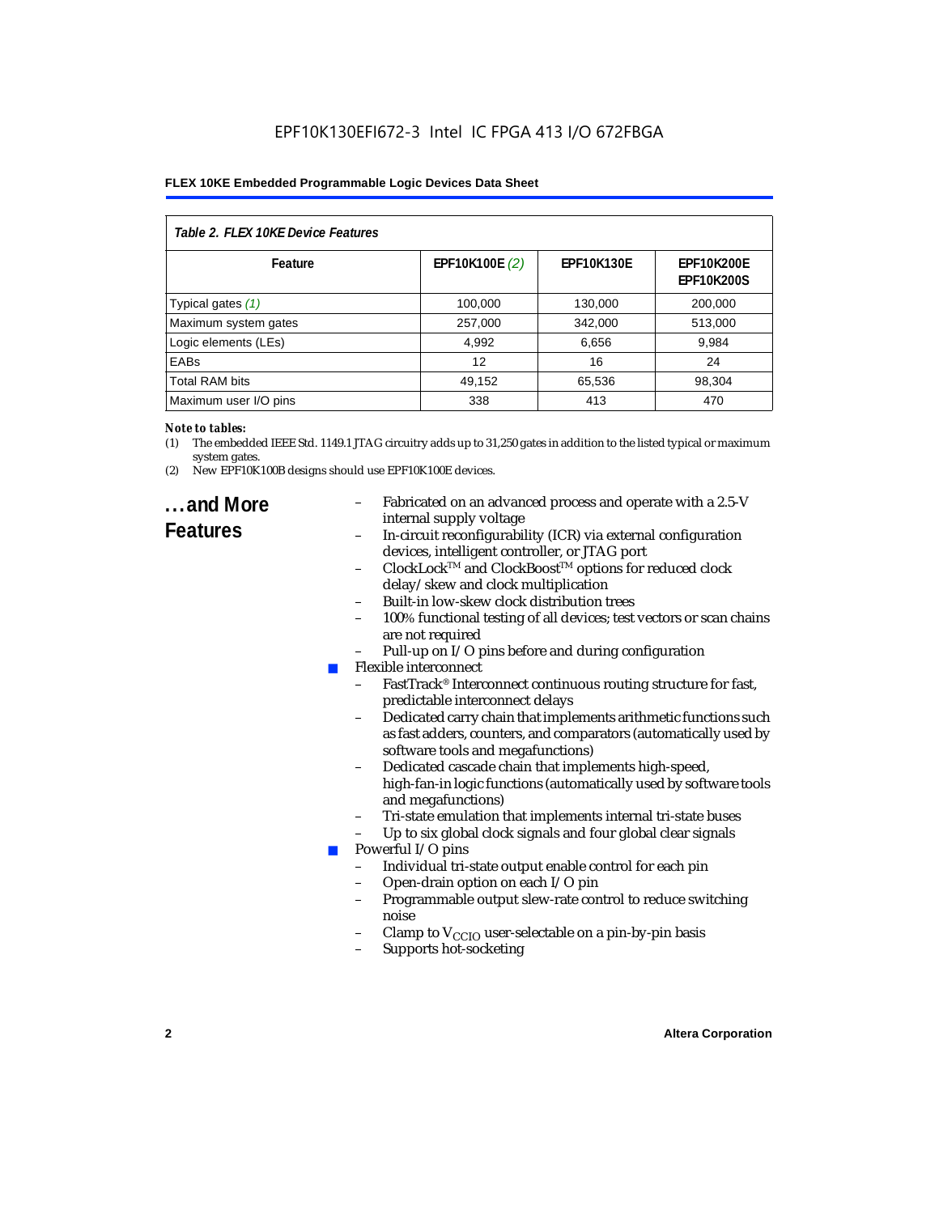*Table 2. FLEX 10KE Device Features*

| Feature | EPF10K100E *(2)* | EPF10K130E | EPF10K200E EPF10K200S |
|---|---|---|---|
| Typical gates *(1)* | 100,000 | 130,000 | 200,000 |
| Maximum system gates | 257,000 | 342,000 | 513,000 |
| Logic elements (LEs) | 4,992 | 6,656 | 9,984 |
| EABs | 12 | 16 | 24 |
| Total RAM bits | 49,152 | 65,536 | 98,304 |
| Maximum user I/O pins | 338 | 413 | 470 |

***Note to tables:***

(1) The embedded IEEE Std. 1149.1 JTAG circuitry adds up to 31,250 gates in addition to the listed typical or maximum system gates.

(2) New EPF10K100B designs should use EPF10K100E devices.

## ...and More Features

- – Fabricated on an advanced process and operate with a 2.5-V internal supply voltage
- – In-circuit reconfigurability (ICR) via external configuration devices, intelligent controller, or JTAG port
- – ClockLock™ and ClockBoost™ options for reduced clock delay/skew and clock multiplication
- – Built-in low-skew clock distribution trees
- – 100% functional testing of all devices; test vectors or scan chains are not required
- – Pull-up on I/O pins before and during configuration
- Flexible interconnect
  - – FastTrack® Interconnect continuous routing structure for fast, predictable interconnect delays
  - – Dedicated carry chain that implements arithmetic functions such as fast adders, counters, and comparators (automatically used by software tools and megafunctions)
  - – Dedicated cascade chain that implements high-speed, high-fan-in logic functions (automatically used by software tools and megafunctions)
  - – Tri-state emulation that implements internal tri-state buses
  - – Up to six global clock signals and four global clear signals
- Powerful I/O pins
  - – Individual tri-state output enable control for each pin
  - – Open-drain option on each I/O pin
  - – Programmable output slew-rate control to reduce switching noise
  - – Clamp to $V_{CCIO}$ user-selectable on a pin-by-pin basis
  - – Supports hot-socketing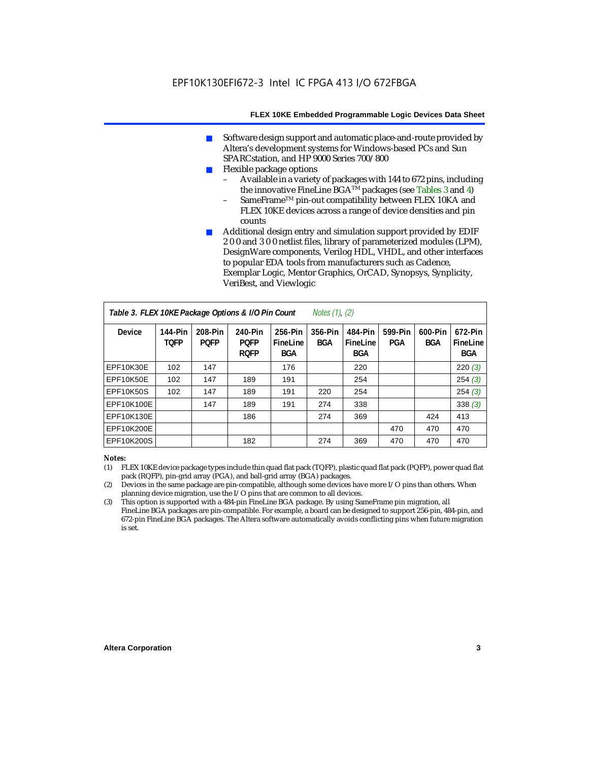- Software design support and automatic place-and-route provided by Altera's development systems for Windows-based PCs and Sun SPARCstation, and HP 9000 Series 700/800
- Flexible package options
  - Available in a variety of packages with 144 to 672 pins, including the innovative FineLine BGA™ packages (see Tables 3 and 4)
  - SameFrame™ pin-out compatibility between FLEX 10KA and FLEX 10KE devices across a range of device densities and pin counts
- Additional design entry and simulation support provided by EDIF 2 0 0 and 3 0 0 netlist files, library of parameterized modules (LPM), DesignWare components, Verilog HDL, VHDL, and other interfaces to popular EDA tools from manufacturers such as Cadence, Exemplar Logic, Mentor Graphics, OrCAD, Synopsys, Synplicity, VeriBest, and Viewlogic

**Table 3. FLEX 10KE Package Options & I/O Pin Count** *Notes (1), (2)*

| Device | 144-Pin TQFP | 208-Pin PQFP | 240-Pin PQFP RQFP | 256-Pin FineLine BGA | 356-Pin BGA | 484-Pin FineLine BGA | 599-Pin PGA | 600-Pin BGA | 672-Pin FineLine BGA |
|---|---|---|---|---|---|---|---|---|---|
| EPF10K30E | 102 | 147 | | 176 | | 220 | | | 220 *(3)* |
| EPF10K50E | 102 | 147 | 189 | 191 | | 254 | | | 254 *(3)* |
| EPF10K50S | 102 | 147 | 189 | 191 | 220 | 254 | | | 254 *(3)* |
| EPF10K100E | | 147 | 189 | 191 | 274 | 338 | | | 338 *(3)* |
| EPF10K130E | | | 186 | | 274 | 369 | | 424 | 413 |
| EPF10K200E | | | | | | | 470 | 470 | 470 |
| EPF10K200S | | | 182 | | 274 | 369 | 470 | 470 | 470 |

*Notes:*

(1) FLEX 10KE device package types include thin quad flat pack (TQFP), plastic quad flat pack (PQFP), power quad flat pack (RQFP), pin-grid array (PGA), and ball-grid array (BGA) packages.

(2) Devices in the same package are pin-compatible, although some devices have more I/O pins than others. When planning device migration, use the I/O pins that are common to all devices.

(3) This option is supported with a 484-pin FineLine BGA package. By using SameFrame pin migration, all FineLine BGA packages are pin-compatible. For example, a board can be designed to support 256-pin, 484-pin, and 672-pin FineLine BGA packages. The Altera software automatically avoids conflicting pins when future migration is set.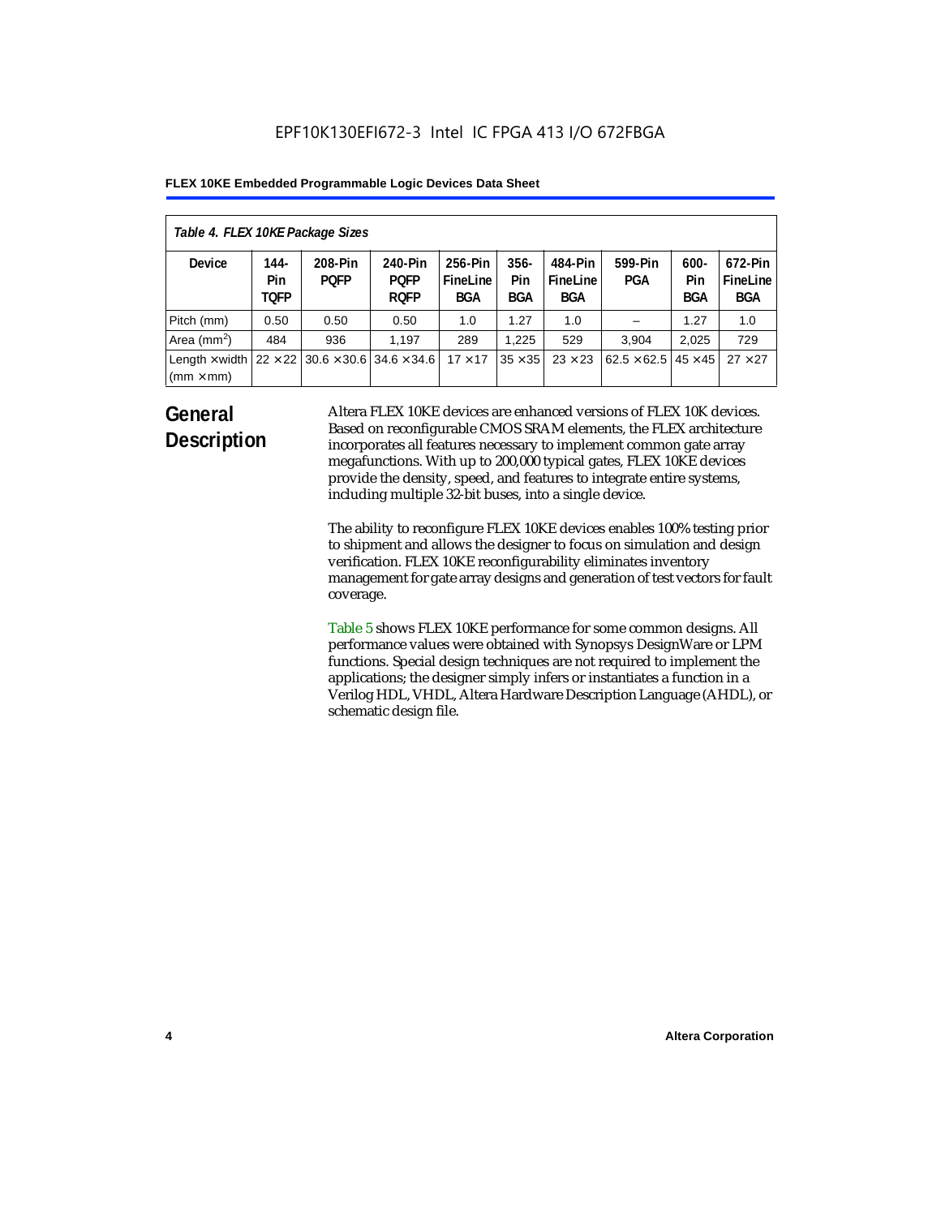*Table 4. FLEX 10KE Package Sizes*

| Device | 144-Pin TQFP | 208-Pin PQFP | 240-Pin PQFP RQFP | 256-Pin FineLine BGA | 356-Pin BGA | 484-Pin FineLine BGA | 599-Pin PGA | 600-Pin BGA | 672-Pin FineLine BGA |
|---|---|---|---|---|---|---|---|---|---|
| Pitch (mm) | 0.50 | 0.50 | 0.50 | 1.0 | 1.27 | 1.0 | – | 1.27 | 1.0 |
| Area ($mm^2$) | 484 | 936 | 1,197 | 289 | 1,225 | 529 | 3,904 | 2,025 | 729 |
| Length × width (mm × mm) | 22 × 22 | 30.6 × 30.6 | 34.6 × 34.6 | 17 × 17 | 35 × 35 | 23 × 23 | 62.5 × 62.5 | 45 × 45 | 27 × 27 |

## General Description

Altera FLEX 10KE devices are enhanced versions of FLEX 10K devices. Based on reconfigurable CMOS SRAM elements, the FLEX architecture incorporates all features necessary to implement common gate array megafunctions. With up to 200,000 typical gates, FLEX 10KE devices provide the density, speed, and features to integrate entire systems, including multiple 32-bit buses, into a single device.

The ability to reconfigure FLEX 10KE devices enables 100% testing prior to shipment and allows the designer to focus on simulation and design verification. FLEX 10KE reconfigurability eliminates inventory management for gate array designs and generation of test vectors for fault coverage.

Table 5 shows FLEX 10KE performance for some common designs. All performance values were obtained with Synopsys DesignWare or LPM functions. Special design techniques are not required to implement the applications; the designer simply infers or instantiates a function in a Verilog HDL, VHDL, Altera Hardware Description Language (AHDL), or schematic design file.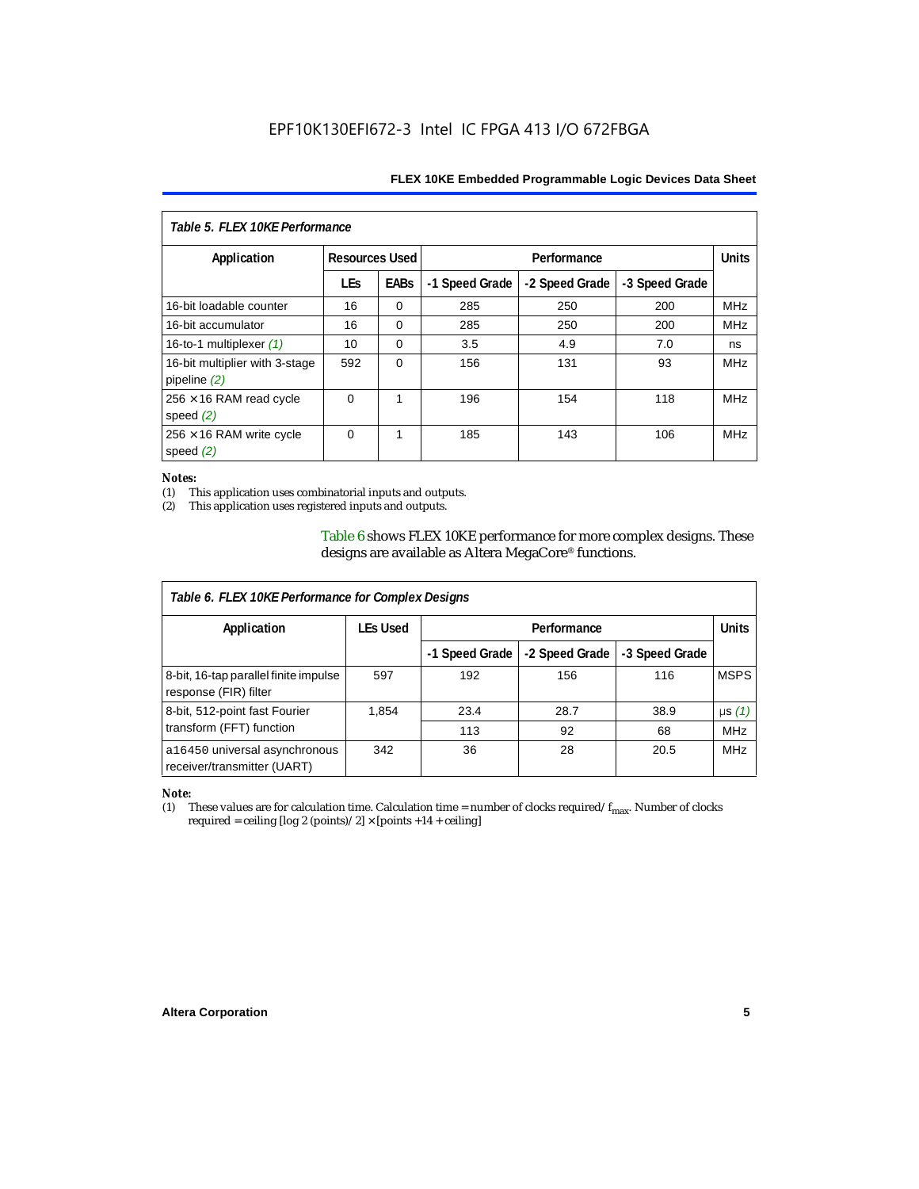**Table 5. FLEX 10KE Performance**

| Application | Resources Used | | Performance | | | Units |
|---|---|---|---|---|---|---|
| | LEs | EABs | -1 Speed Grade | -2 Speed Grade | -3 Speed Grade | |
| 16-bit loadable counter | 16 | 0 | 285 | 250 | 200 | MHz |
| 16-bit accumulator | 16 | 0 | 285 | 250 | 200 | MHz |
| 16-to-1 multiplexer *(1)* | 10 | 0 | 3.5 | 4.9 | 7.0 | ns |
| 16-bit multiplier with 3-stage pipeline *(2)* | 592 | 0 | 156 | 131 | 93 | MHz |
| 256 × 16 RAM read cycle speed *(2)* | 0 | 1 | 196 | 154 | 118 | MHz |
| 256 × 16 RAM write cycle speed *(2)* | 0 | 1 | 185 | 143 | 106 | MHz |

*Notes:*
(1) This application uses combinatorial inputs and outputs.
(2) This application uses registered inputs and outputs.

Table 6 shows FLEX 10KE performance for more complex designs. These designs are available as Altera MegaCore® functions.

**Table 6. FLEX 10KE Performance for Complex Designs**

| Application | LEs Used | Performance | | | Units |
|---|---|---|---|---|---|
| | | -1 Speed Grade | -2 Speed Grade | -3 Speed Grade | |
| 8-bit, 16-tap parallel finite impulse response (FIR) filter | 597 | 192 | 156 | 116 | MSPS |
| 8-bit, 512-point fast Fourier transform (FFT) function | 1,854 | 23.4 | 28.7 | 38.9 | µs *(1)* |
| | | 113 | 92 | 68 | MHz |
| a16450 universal asynchronous receiver/transmitter (UART) | 342 | 36 | 28 | 20.5 | MHz |

*Note:*
(1) These values are for calculation time. Calculation time = number of clocks required/ $f_{max}$. Number of clocks required = ceiling [log 2 (points)/ 2] × [points +14 + ceiling]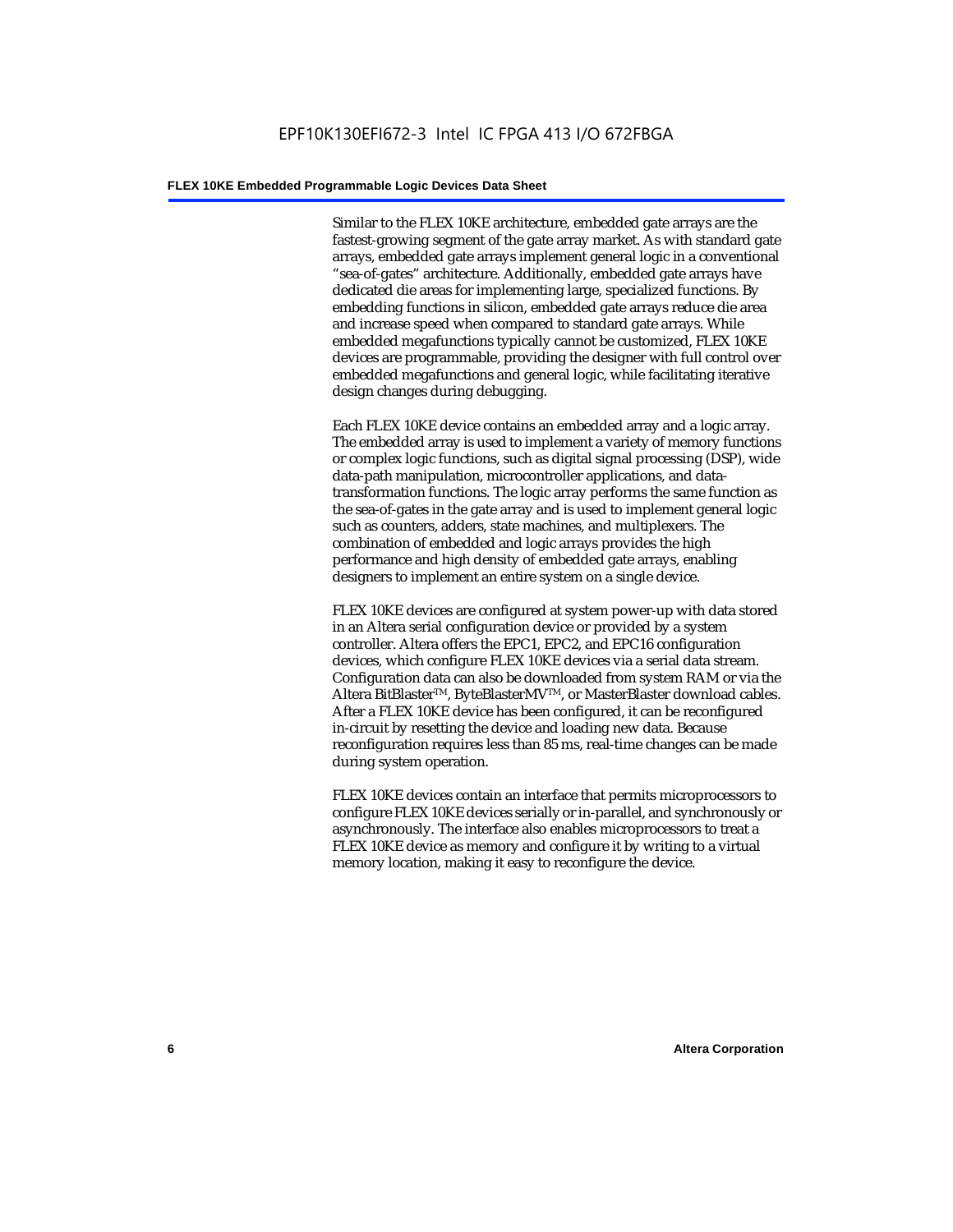Similar to the FLEX 10KE architecture, embedded gate arrays are the fastest-growing segment of the gate array market. As with standard gate arrays, embedded gate arrays implement general logic in a conventional "sea-of-gates" architecture. Additionally, embedded gate arrays have dedicated die areas for implementing large, specialized functions. By embedding functions in silicon, embedded gate arrays reduce die area and increase speed when compared to standard gate arrays. While embedded megafunctions typically cannot be customized, FLEX 10KE devices are programmable, providing the designer with full control over embedded megafunctions and general logic, while facilitating iterative design changes during debugging.

Each FLEX 10KE device contains an embedded array and a logic array. The embedded array is used to implement a variety of memory functions or complex logic functions, such as digital signal processing (DSP), wide data-path manipulation, microcontroller applications, and data-transformation functions. The logic array performs the same function as the sea-of-gates in the gate array and is used to implement general logic such as counters, adders, state machines, and multiplexers. The combination of embedded and logic arrays provides the high performance and high density of embedded gate arrays, enabling designers to implement an entire system on a single device.

FLEX 10KE devices are configured at system power-up with data stored in an Altera serial configuration device or provided by a system controller. Altera offers the EPC1, EPC2, and EPC16 configuration devices, which configure FLEX 10KE devices via a serial data stream. Configuration data can also be downloaded from system RAM or via the Altera BitBlaster™, ByteBlasterMV™, or MasterBlaster download cables. After a FLEX 10KE device has been configured, it can be reconfigured in-circuit by resetting the device and loading new data. Because reconfiguration requires less than 85 ms, real-time changes can be made during system operation.

FLEX 10KE devices contain an interface that permits microprocessors to configure FLEX 10KE devices serially or in-parallel, and synchronously or asynchronously. The interface also enables microprocessors to treat a FLEX 10KE device as memory and configure it by writing to a virtual memory location, making it easy to reconfigure the device.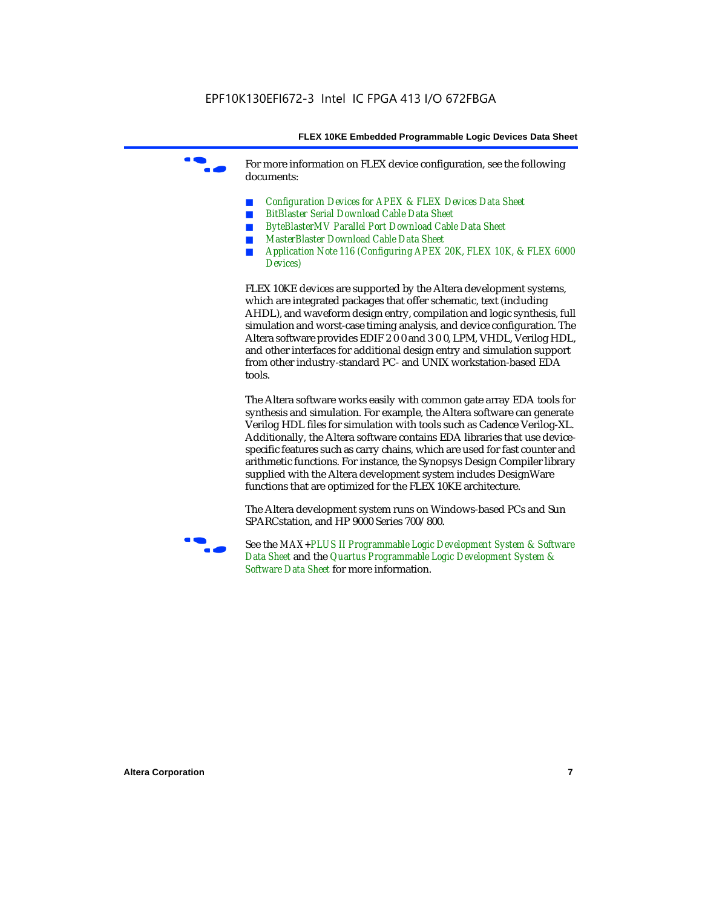For more information on FLEX device configuration, see the following documents:

- *Configuration Devices for APEX & FLEX Devices Data Sheet*
- *BitBlaster Serial Download Cable Data Sheet*
- *ByteBlasterMV Parallel Port Download Cable Data Sheet*
- *MasterBlaster Download Cable Data Sheet*
- *Application Note 116 (Configuring APEX 20K, FLEX 10K, & FLEX 6000 Devices)*

FLEX 10KE devices are supported by the Altera development systems, which are integrated packages that offer schematic, text (including AHDL), and waveform design entry, compilation and logic synthesis, full simulation and worst-case timing analysis, and device configuration. The Altera software provides EDIF 2 0 0 and 3 0 0, LPM, VHDL, Verilog HDL, and other interfaces for additional design entry and simulation support from other industry-standard PC- and UNIX workstation-based EDA tools.

The Altera software works easily with common gate array EDA tools for synthesis and simulation. For example, the Altera software can generate Verilog HDL files for simulation with tools such as Cadence Verilog-XL. Additionally, the Altera software contains EDA libraries that use device-specific features such as carry chains, which are used for fast counter and arithmetic functions. For instance, the Synopsys Design Compiler library supplied with the Altera development system includes DesignWare functions that are optimized for the FLEX 10KE architecture.

The Altera development system runs on Windows-based PCs and Sun SPARCstation, and HP 9000 Series 700/800.

See the *MAX+PLUS II Programmable Logic Development System & Software Data Sheet* and the *Quartus Programmable Logic Development System & Software Data Sheet* for more information.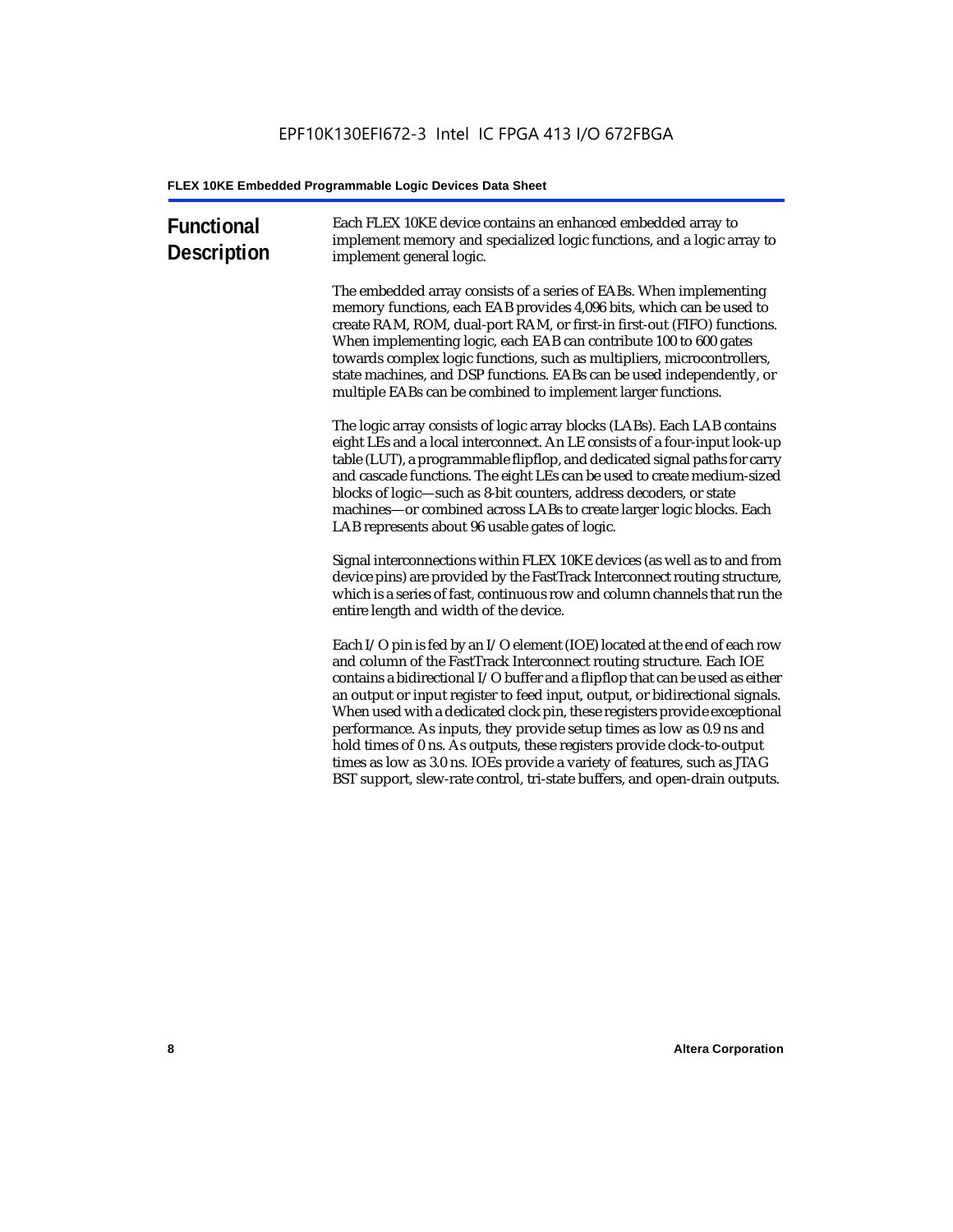## Functional Description

Each FLEX 10KE device contains an enhanced embedded array to implement memory and specialized logic functions, and a logic array to implement general logic.

The embedded array consists of a series of EABs. When implementing memory functions, each EAB provides 4,096 bits, which can be used to create RAM, ROM, dual-port RAM, or first-in first-out (FIFO) functions. When implementing logic, each EAB can contribute 100 to 600 gates towards complex logic functions, such as multipliers, microcontrollers, state machines, and DSP functions. EABs can be used independently, or multiple EABs can be combined to implement larger functions.

The logic array consists of logic array blocks (LABs). Each LAB contains eight LEs and a local interconnect. An LE consists of a four-input look-up table (LUT), a programmable flipflop, and dedicated signal paths for carry and cascade functions. The eight LEs can be used to create medium-sized blocks of logic—such as 8-bit counters, address decoders, or state machines—or combined across LABs to create larger logic blocks. Each LAB represents about 96 usable gates of logic.

Signal interconnections within FLEX 10KE devices (as well as to and from device pins) are provided by the FastTrack Interconnect routing structure, which is a series of fast, continuous row and column channels that run the entire length and width of the device.

Each I/O pin is fed by an I/O element (IOE) located at the end of each row and column of the FastTrack Interconnect routing structure. Each IOE contains a bidirectional I/O buffer and a flipflop that can be used as either an output or input register to feed input, output, or bidirectional signals. When used with a dedicated clock pin, these registers provide exceptional performance. As inputs, they provide setup times as low as 0.9 ns and hold times of 0 ns. As outputs, these registers provide clock-to-output times as low as 3.0 ns. IOEs provide a variety of features, such as JTAG BST support, slew-rate control, tri-state buffers, and open-drain outputs.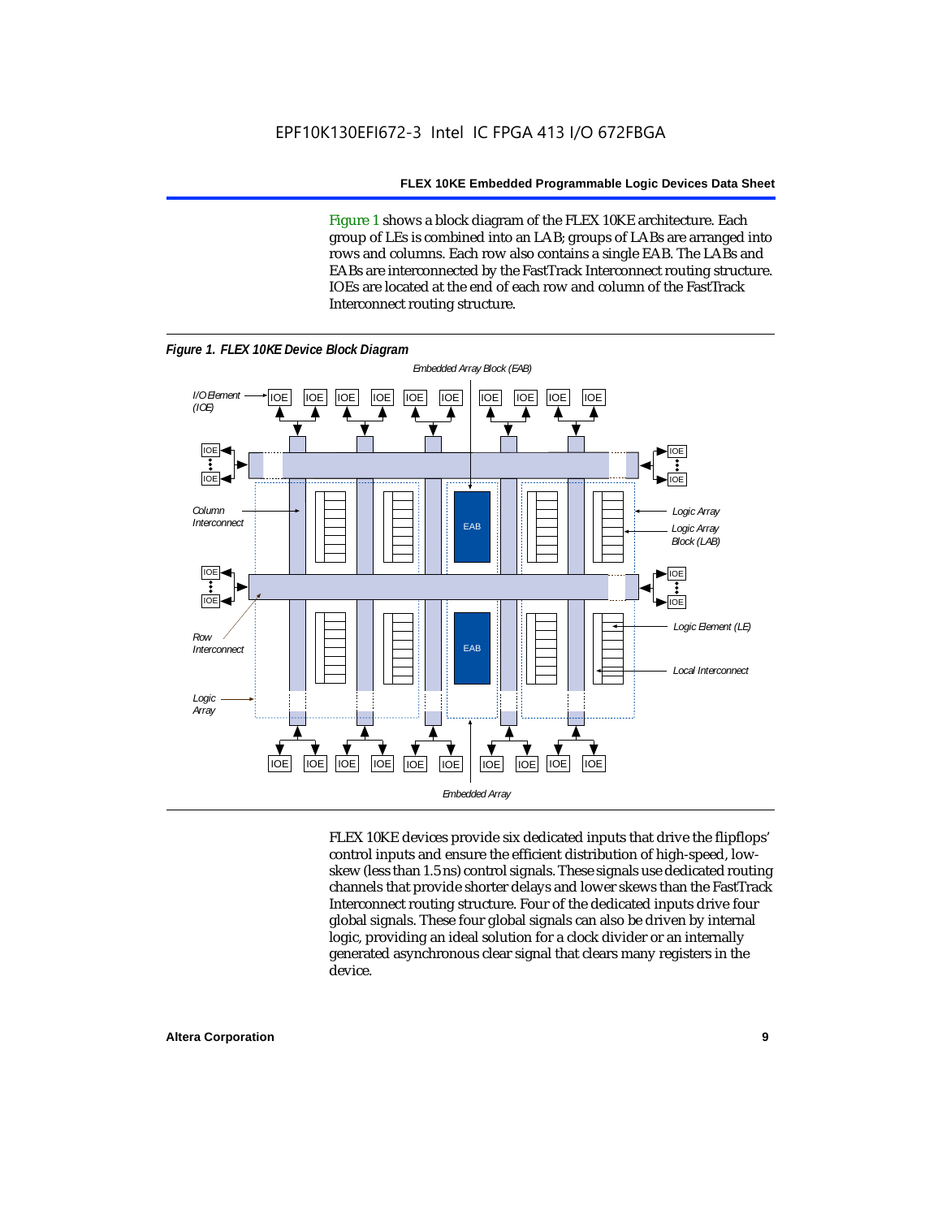Figure 1 shows a block diagram of the FLEX 10KE architecture. Each group of LEs is combined into an LAB; groups of LABs are arranged into rows and columns. Each row also contains a single EAB. The LABs and EABs are interconnected by the FastTrack Interconnect routing structure. IOEs are located at the end of each row and column of the FastTrack Interconnect routing structure.

*Figure 1. FLEX 10KE Device Block Diagram*

FLEX 10KE devices provide six dedicated inputs that drive the flipflops' control inputs and ensure the efficient distribution of high-speed, low-skew (less than 1.5 ns) control signals. These signals use dedicated routing channels that provide shorter delays and lower skews than the FastTrack Interconnect routing structure. Four of the dedicated inputs drive four global signals. These four global signals can also be driven by internal logic, providing an ideal solution for a clock divider or an internally generated asynchronous clear signal that clears many registers in the device.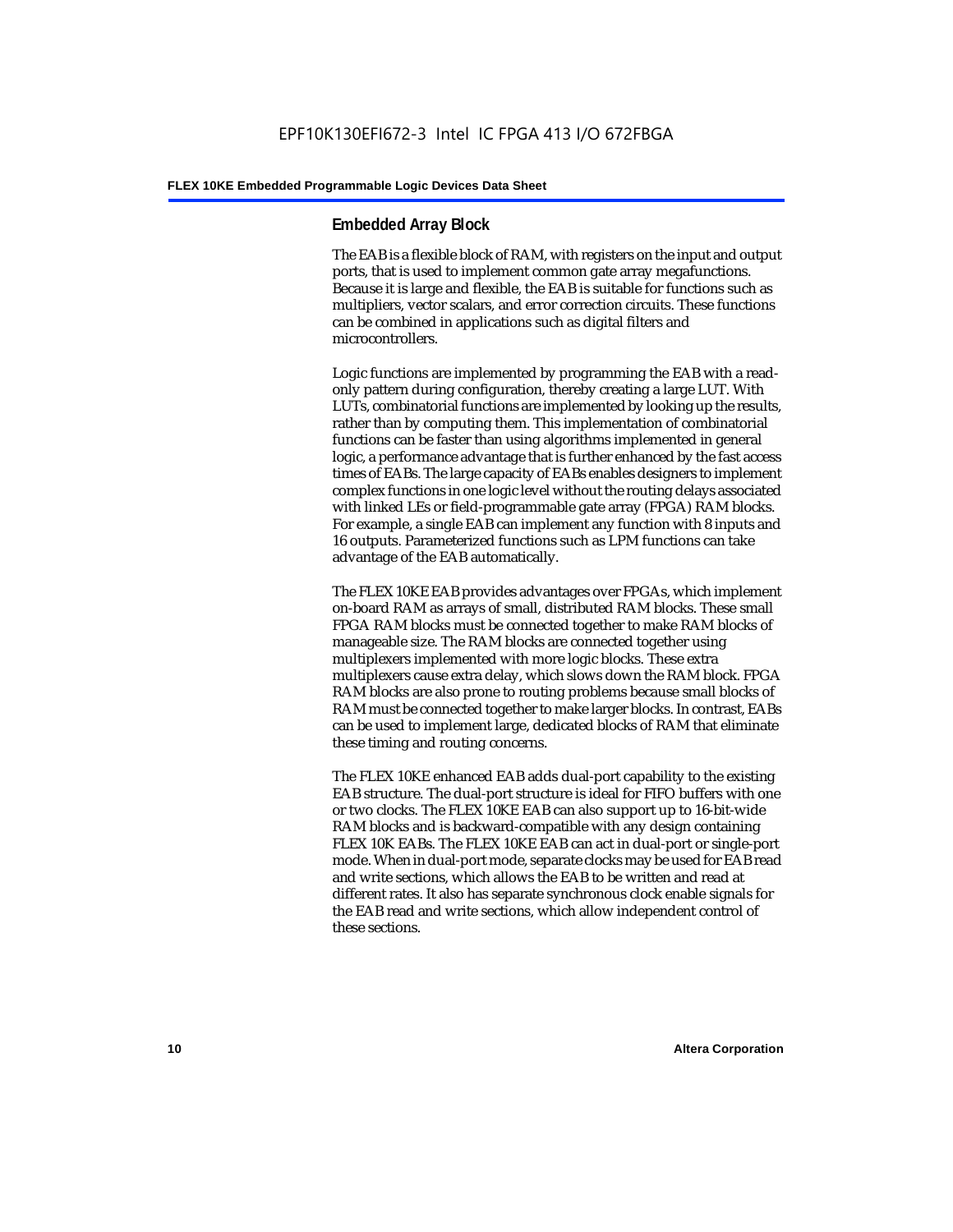## Embedded Array Block

The EAB is a flexible block of RAM, with registers on the input and output ports, that is used to implement common gate array megafunctions. Because it is large and flexible, the EAB is suitable for functions such as multipliers, vector scalars, and error correction circuits. These functions can be combined in applications such as digital filters and microcontrollers.

Logic functions are implemented by programming the EAB with a read-only pattern during configuration, thereby creating a large LUT. With LUTs, combinatorial functions are implemented by looking up the results, rather than by computing them. This implementation of combinatorial functions can be faster than using algorithms implemented in general logic, a performance advantage that is further enhanced by the fast access times of EABs. The large capacity of EABs enables designers to implement complex functions in one logic level without the routing delays associated with linked LEs or field-programmable gate array (FPGA) RAM blocks. For example, a single EAB can implement any function with 8 inputs and 16 outputs. Parameterized functions such as LPM functions can take advantage of the EAB automatically.

The FLEX 10KE EAB provides advantages over FPGAs, which implement on-board RAM as arrays of small, distributed RAM blocks. These small FPGA RAM blocks must be connected together to make RAM blocks of manageable size. The RAM blocks are connected together using multiplexers implemented with more logic blocks. These extra multiplexers cause extra delay, which slows down the RAM block. FPGA RAM blocks are also prone to routing problems because small blocks of RAM must be connected together to make larger blocks. In contrast, EABs can be used to implement large, dedicated blocks of RAM that eliminate these timing and routing concerns.

The FLEX 10KE enhanced EAB adds dual-port capability to the existing EAB structure. The dual-port structure is ideal for FIFO buffers with one or two clocks. The FLEX 10KE EAB can also support up to 16-bit-wide RAM blocks and is backward-compatible with any design containing FLEX 10K EABs. The FLEX 10KE EAB can act in dual-port or single-port mode. When in dual-port mode, separate clocks may be used for EAB read and write sections, which allows the EAB to be written and read at different rates. It also has separate synchronous clock enable signals for the EAB read and write sections, which allow independent control of these sections.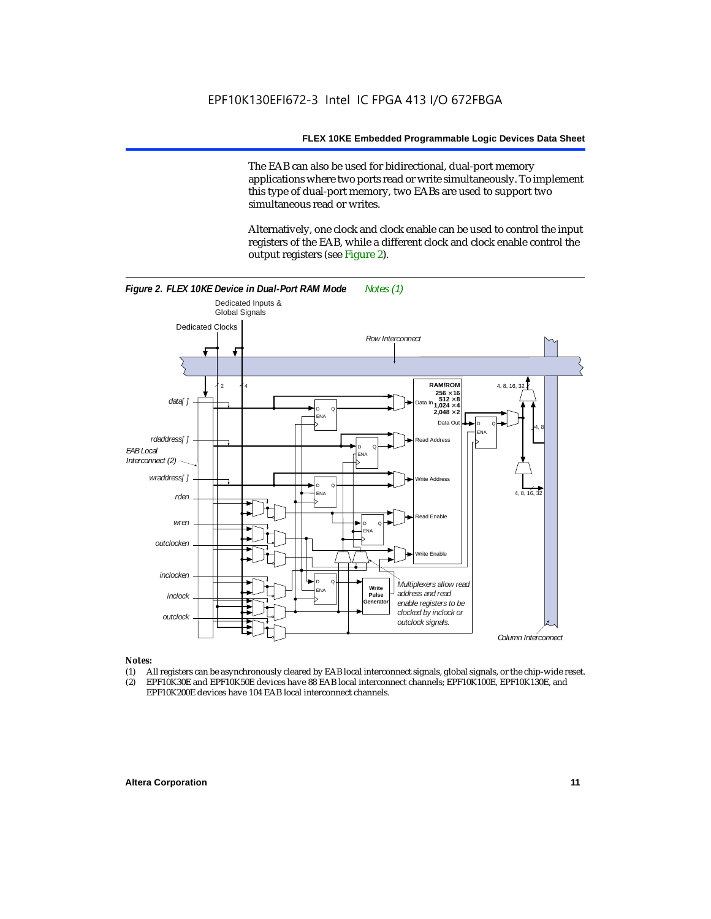The EAB can also be used for bidirectional, dual-port memory applications where two ports read or write simultaneously. To implement this type of dual-port memory, two EABs are used to support two simultaneous read or writes.

Alternatively, one clock and clock enable can be used to control the input registers of the EAB, while a different clock and clock enable control the output registers (see Figure 2).

***Figure 2. FLEX 10KE Device in Dual-Port RAM Mode*** *Notes (1)*

*Notes:*

(1) All registers can be asynchronously cleared by EAB local interconnect signals, global signals, or the chip-wide reset.

(2) EPF10K30E and EPF10K50E devices have 88 EAB local interconnect channels; EPF10K100E, EPF10K130E, and EPF10K200E devices have 104 EAB local interconnect channels.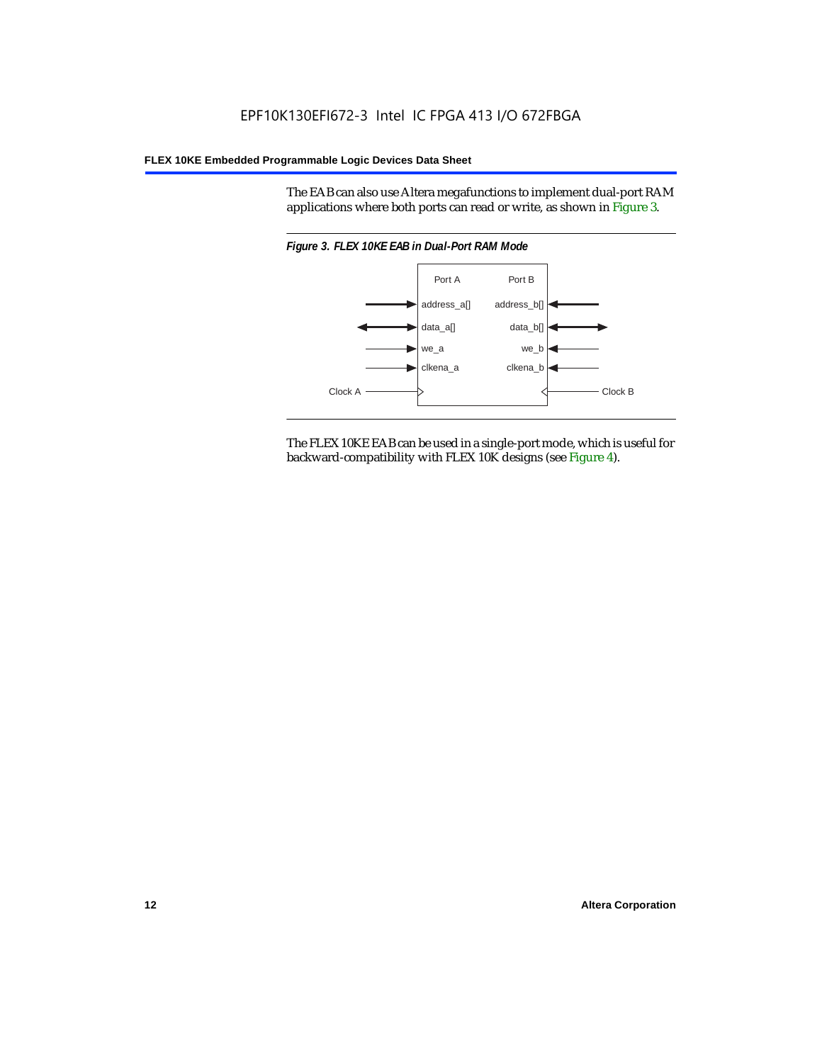The EAB can also use Altera megafunctions to implement dual-port RAM applications where both ports can read or write, as shown in Figure 3.

*Figure 3. FLEX 10KE EAB in Dual-Port RAM Mode*

The FLEX 10KE EAB can be used in a single-port mode, which is useful for backward-compatibility with FLEX 10K designs (see Figure 4).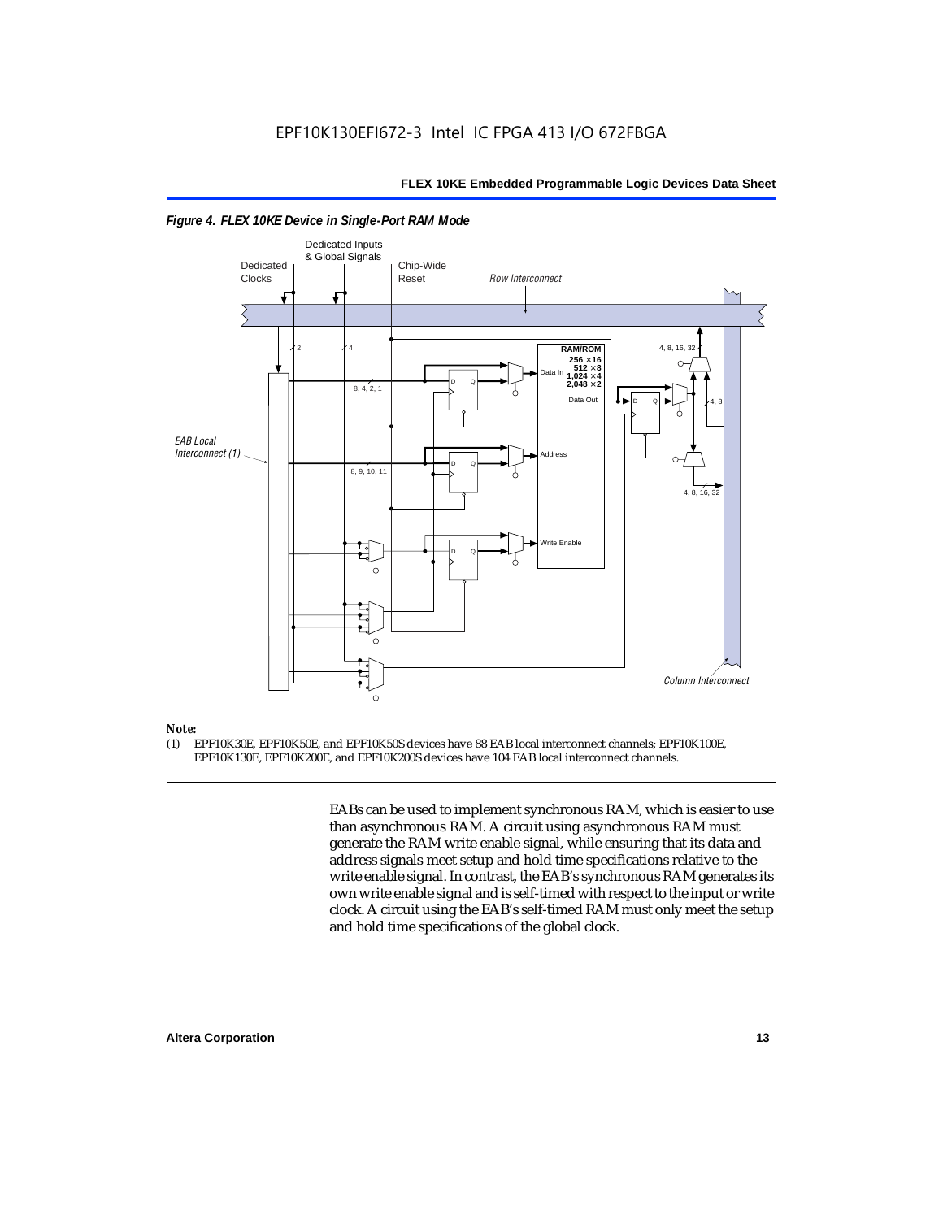*Figure 4. FLEX 10KE Device in Single-Port RAM Mode*

*Note:*

(1) EPF10K30E, EPF10K50E, and EPF10K50S devices have 88 EAB local interconnect channels; EPF10K100E, EPF10K130E, EPF10K200E, and EPF10K200S devices have 104 EAB local interconnect channels.

EABs can be used to implement synchronous RAM, which is easier to use than asynchronous RAM. A circuit using asynchronous RAM must generate the RAM write enable signal, while ensuring that its data and address signals meet setup and hold time specifications relative to the write enable signal. In contrast, the EAB's synchronous RAM generates its own write enable signal and is self-timed with respect to the input or write clock. A circuit using the EAB's self-timed RAM must only meet the setup and hold time specifications of the global clock.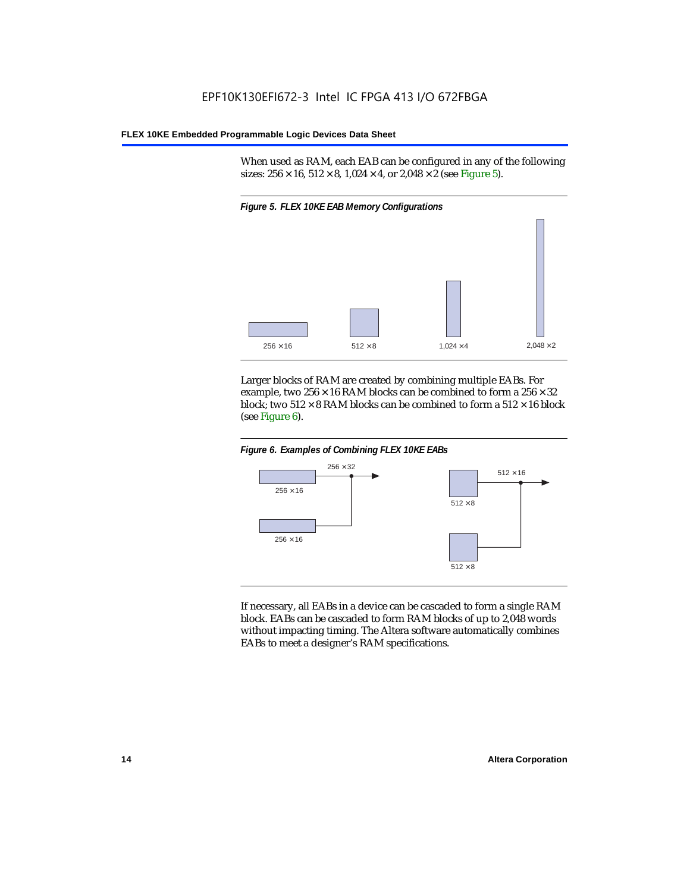When used as RAM, each EAB can be configured in any of the following sizes: 256 × 16, 512 × 8, 1,024 × 4, or 2,048 × 2 (see Figure 5).

*Figure 5. FLEX 10KE EAB Memory Configurations*

256 × 16    512 × 8    1,024 × 4    2,048 × 2

Larger blocks of RAM are created by combining multiple EABs. For example, two 256 × 16 RAM blocks can be combined to form a 256 × 32 block; two 512 × 8 RAM blocks can be combined to form a 512 × 16 block (see Figure 6).

*Figure 6. Examples of Combining FLEX 10KE EABs*

256 × 32    256 × 16    256 × 16    512 × 16    512 × 8    512 × 8

If necessary, all EABs in a device can be cascaded to form a single RAM block. EABs can be cascaded to form RAM blocks of up to 2,048 words without impacting timing. The Altera software automatically combines EABs to meet a designer's RAM specifications.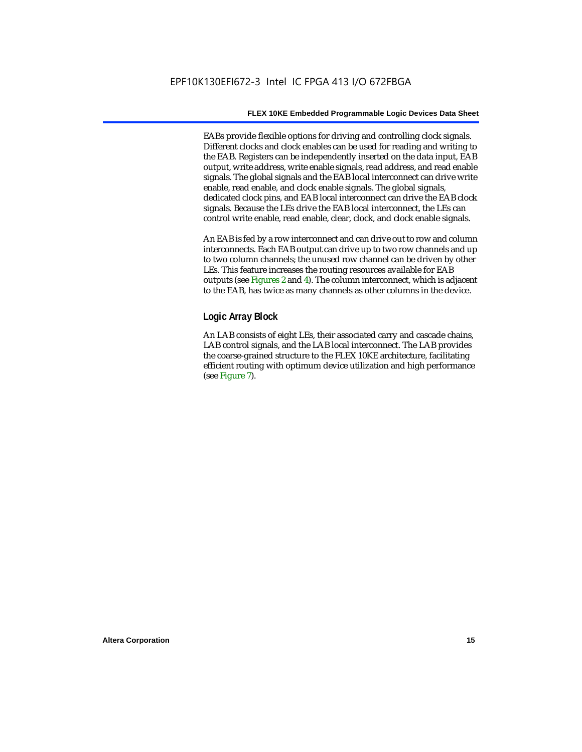EABs provide flexible options for driving and controlling clock signals. Different clocks and clock enables can be used for reading and writing to the EAB. Registers can be independently inserted on the data input, EAB output, write address, write enable signals, read address, and read enable signals. The global signals and the EAB local interconnect can drive write enable, read enable, and clock enable signals. The global signals, dedicated clock pins, and EAB local interconnect can drive the EAB clock signals. Because the LEs drive the EAB local interconnect, the LEs can control write enable, read enable, clear, clock, and clock enable signals.

An EAB is fed by a row interconnect and can drive out to row and column interconnects. Each EAB output can drive up to two row channels and up to two column channels; the unused row channel can be driven by other LEs. This feature increases the routing resources available for EAB outputs (see Figures 2 and 4). The column interconnect, which is adjacent to the EAB, has twice as many channels as other columns in the device.

### Logic Array Block

An LAB consists of eight LEs, their associated carry and cascade chains, LAB control signals, and the LAB local interconnect. The LAB provides the coarse-grained structure to the FLEX 10KE architecture, facilitating efficient routing with optimum device utilization and high performance (see Figure 7).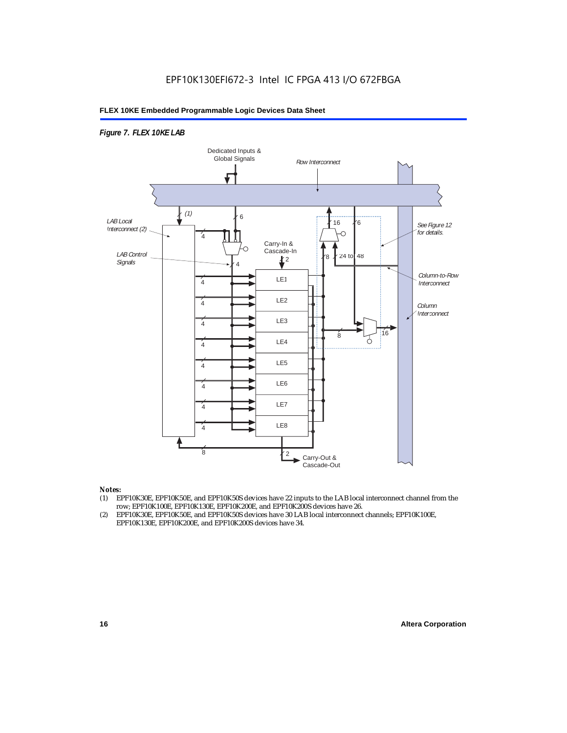*Figure 7. FLEX 10KE LAB*

*Notes:*

(1) EPF10K30E, EPF10K50E, and EPF10K50S devices have 22 inputs to the LAB local interconnect channel from the row; EPF10K100E, EPF10K130E, EPF10K200E, and EPF10K200S devices have 26.

(2) EPF10K30E, EPF10K50E, and EPF10K50S devices have 30 LAB local interconnect channels; EPF10K100E, EPF10K130E, EPF10K200E, and EPF10K200S devices have 34.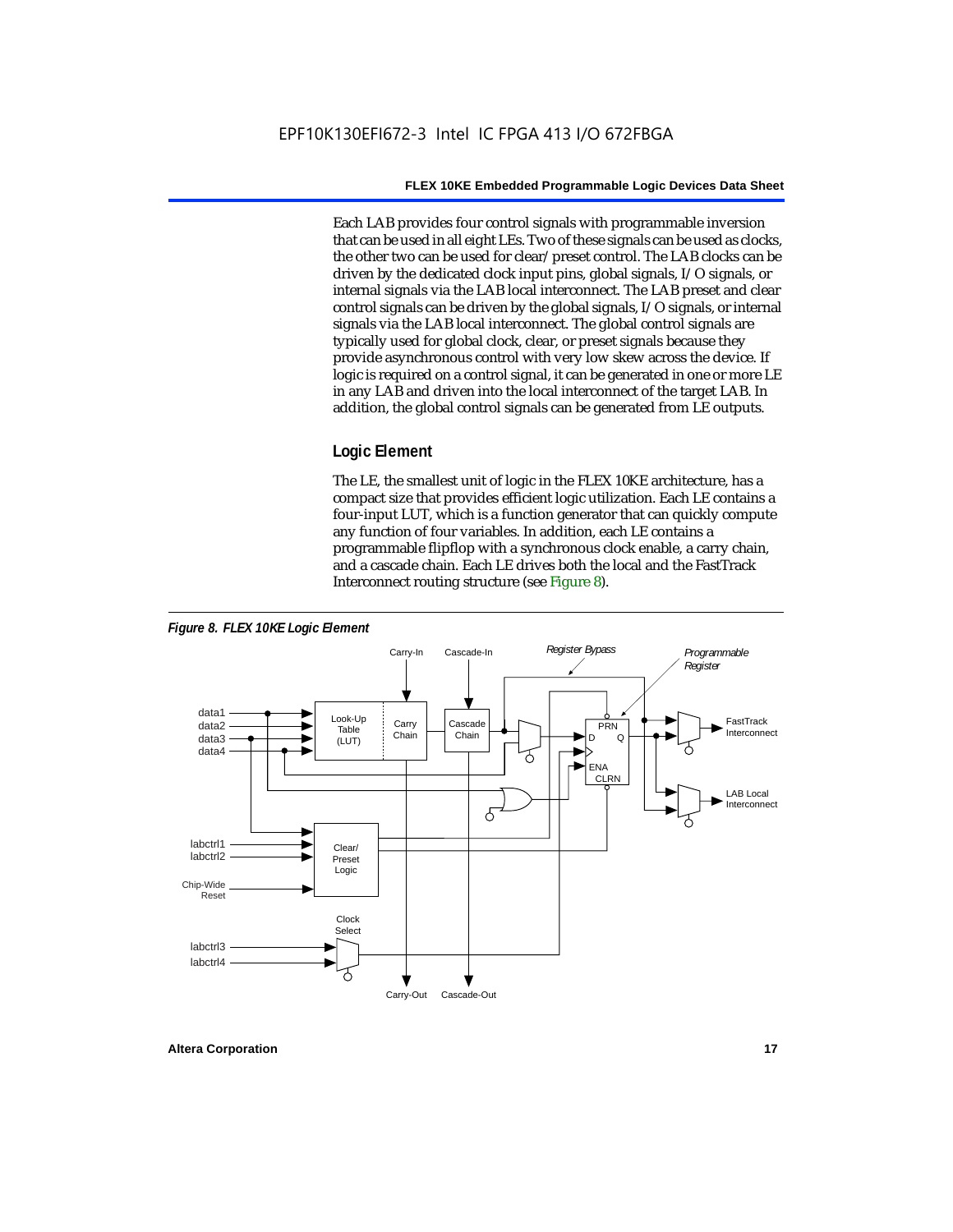Each LAB provides four control signals with programmable inversion that can be used in all eight LEs. Two of these signals can be used as clocks, the other two can be used for clear/preset control. The LAB clocks can be driven by the dedicated clock input pins, global signals, I/O signals, or internal signals via the LAB local interconnect. The LAB preset and clear control signals can be driven by the global signals, I/O signals, or internal signals via the LAB local interconnect. The global control signals are typically used for global clock, clear, or preset signals because they provide asynchronous control with very low skew across the device. If logic is required on a control signal, it can be generated in one or more LE in any LAB and driven into the local interconnect of the target LAB. In addition, the global control signals can be generated from LE outputs.

## Logic Element

The LE, the smallest unit of logic in the FLEX 10KE architecture, has a compact size that provides efficient logic utilization. Each LE contains a four-input LUT, which is a function generator that can quickly compute any function of four variables. In addition, each LE contains a programmable flipflop with a synchronous clock enable, a carry chain, and a cascade chain. Each LE drives both the local and the FastTrack Interconnect routing structure (see Figure 8).

*Figure 8. FLEX 10KE Logic Element*

Carry-In  Cascade-In  Register Bypass  Programmable Register

data1  data2  data3  data4  Look-Up Table (LUT)  Carry Chain  Cascade Chain  PRN  D  Q  ENA  CLRN  FastTrack Interconnect  LAB Local Interconnect

labctrl1  labctrl2  Chip-Wide Reset  Clear/ Preset Logic

Clock Select  labctrl3  labctrl4

Carry-Out  Cascade-Out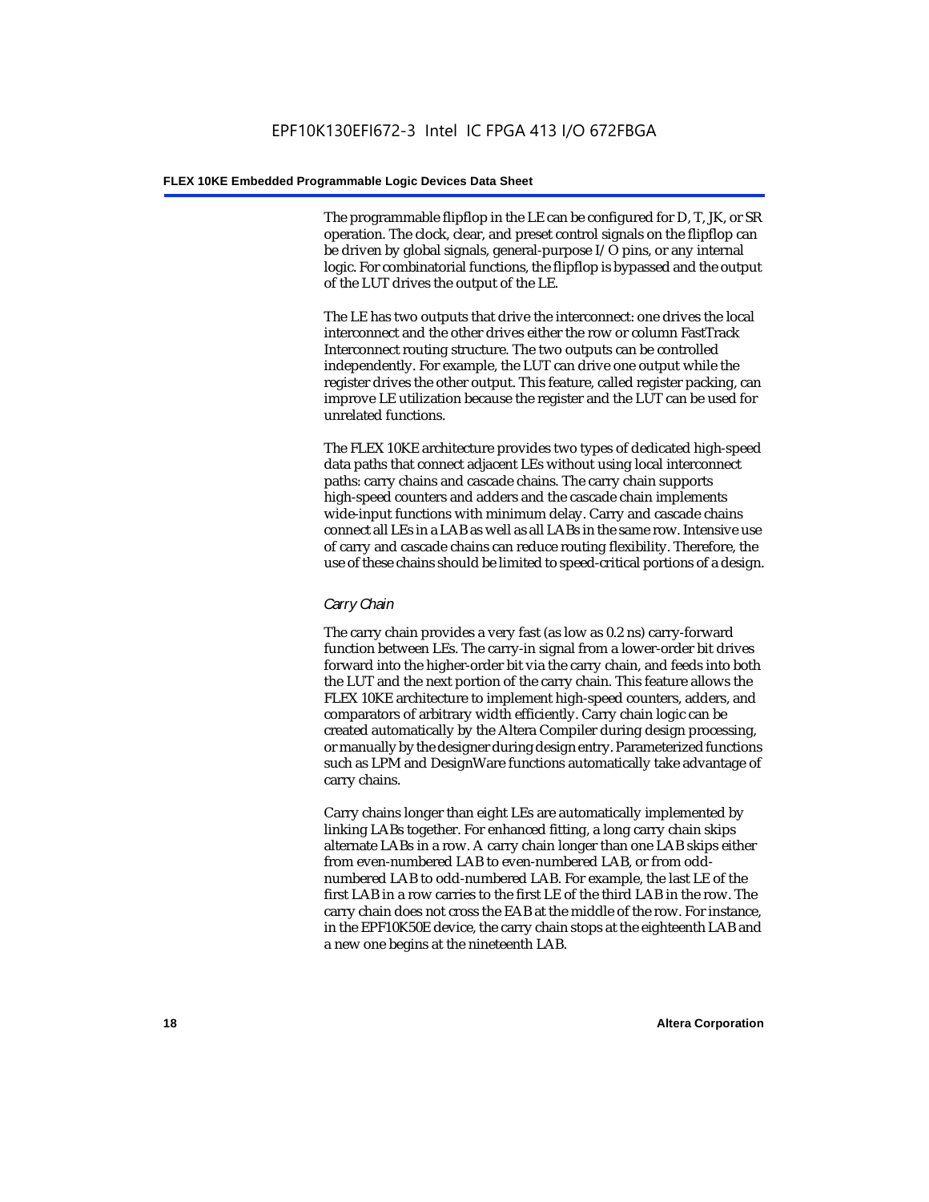The programmable flipflop in the LE can be configured for D, T, JK, or SR operation. The clock, clear, and preset control signals on the flipflop can be driven by global signals, general-purpose I/O pins, or any internal logic. For combinatorial functions, the flipflop is bypassed and the output of the LUT drives the output of the LE.

The LE has two outputs that drive the interconnect: one drives the local interconnect and the other drives either the row or column FastTrack Interconnect routing structure. The two outputs can be controlled independently. For example, the LUT can drive one output while the register drives the other output. This feature, called register packing, can improve LE utilization because the register and the LUT can be used for unrelated functions.

The FLEX 10KE architecture provides two types of dedicated high-speed data paths that connect adjacent LEs without using local interconnect paths: carry chains and cascade chains. The carry chain supports high-speed counters and adders and the cascade chain implements wide-input functions with minimum delay. Carry and cascade chains connect all LEs in a LAB as well as all LABs in the same row. Intensive use of carry and cascade chains can reduce routing flexibility. Therefore, the use of these chains should be limited to speed-critical portions of a design.

### *Carry Chain*

The carry chain provides a very fast (as low as 0.2 ns) carry-forward function between LEs. The carry-in signal from a lower-order bit drives forward into the higher-order bit via the carry chain, and feeds into both the LUT and the next portion of the carry chain. This feature allows the FLEX 10KE architecture to implement high-speed counters, adders, and comparators of arbitrary width efficiently. Carry chain logic can be created automatically by the Altera Compiler during design processing, or manually by the designer during design entry. Parameterized functions such as LPM and DesignWare functions automatically take advantage of carry chains.

Carry chains longer than eight LEs are automatically implemented by linking LABs together. For enhanced fitting, a long carry chain skips alternate LABs in a row. A carry chain longer than one LAB skips either from even-numbered LAB to even-numbered LAB, or from odd-numbered LAB to odd-numbered LAB. For example, the last LE of the first LAB in a row carries to the first LE of the third LAB in the row. The carry chain does not cross the EAB at the middle of the row. For instance, in the EPF10K50E device, the carry chain stops at the eighteenth LAB and a new one begins at the nineteenth LAB.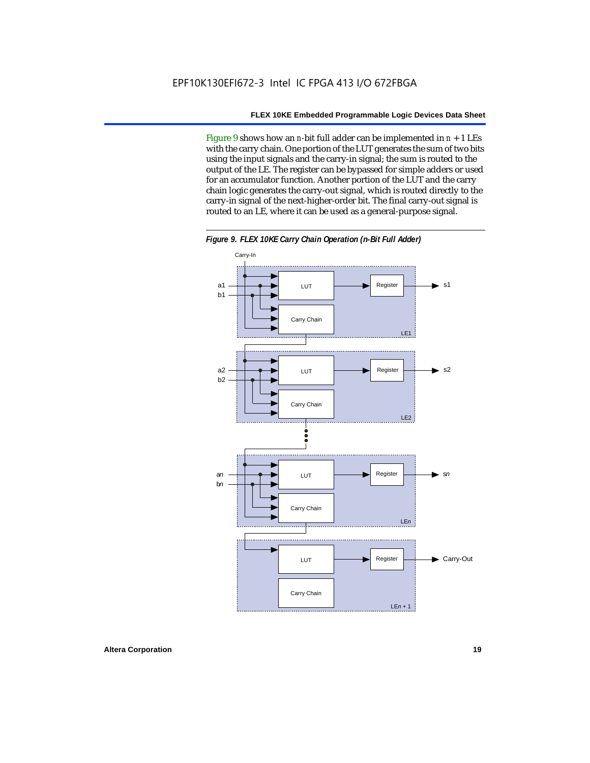Figure 9 shows how an $n$-bit full adder can be implemented in $n + 1$ LEs with the carry chain. One portion of the LUT generates the sum of two bits using the input signals and the carry-in signal; the sum is routed to the output of the LE. The register can be bypassed for simple adders or used for an accumulator function. Another portion of the LUT and the carry chain logic generates the carry-out signal, which is routed directly to the carry-in signal of the next-higher-order bit. The final carry-out signal is routed to an LE, where it can be used as a general-purpose signal.

*Figure 9. FLEX 10KE Carry Chain Operation (n-Bit Full Adder)*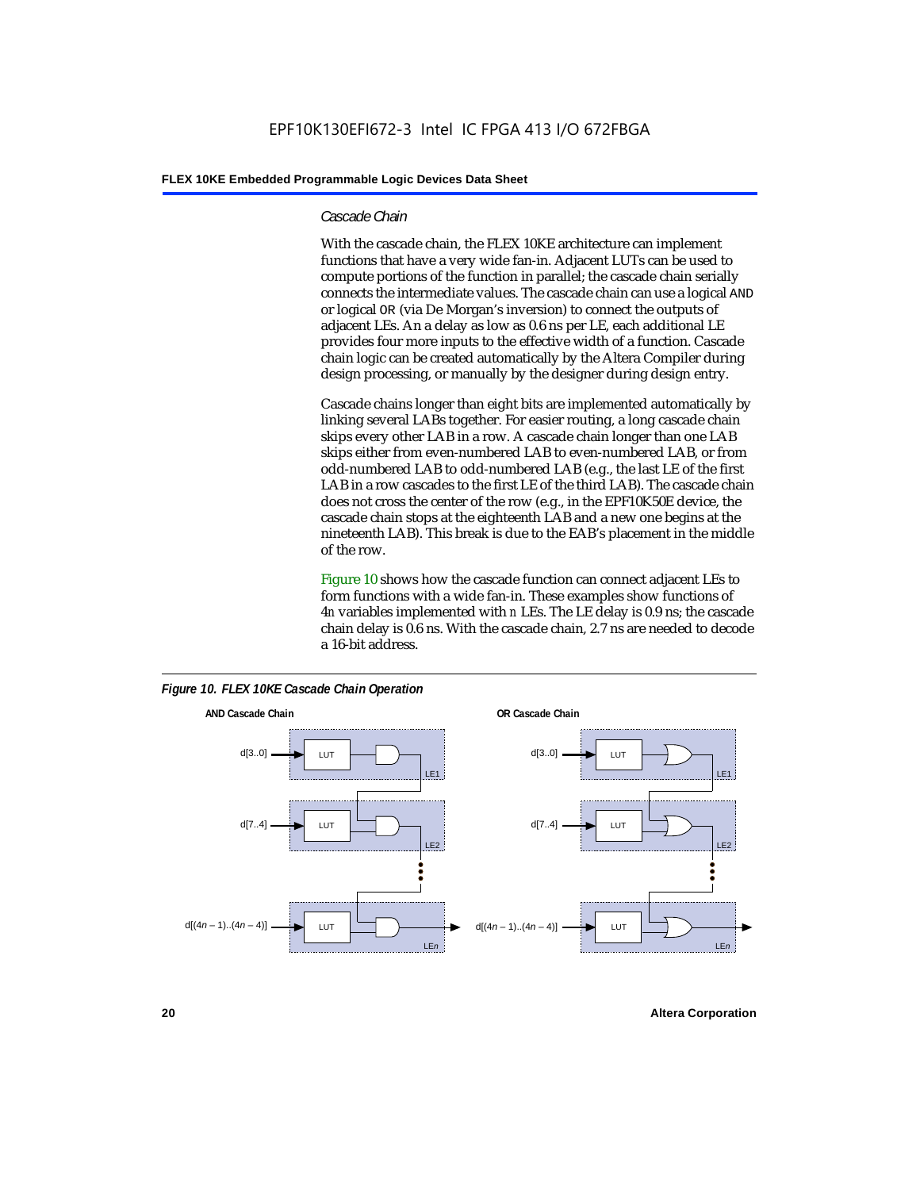### *Cascade Chain*

With the cascade chain, the FLEX 10KE architecture can implement functions that have a very wide fan-in. Adjacent LUTs can be used to compute portions of the function in parallel; the cascade chain serially connects the intermediate values. The cascade chain can use a logical AND or logical OR (via De Morgan's inversion) to connect the outputs of adjacent LEs. An a delay as low as 0.6 ns per LE, each additional LE provides four more inputs to the effective width of a function. Cascade chain logic can be created automatically by the Altera Compiler during design processing, or manually by the designer during design entry.

Cascade chains longer than eight bits are implemented automatically by linking several LABs together. For easier routing, a long cascade chain skips every other LAB in a row. A cascade chain longer than one LAB skips either from even-numbered LAB to even-numbered LAB, or from odd-numbered LAB to odd-numbered LAB (e.g., the last LE of the first LAB in a row cascades to the first LE of the third LAB). The cascade chain does not cross the center of the row (e.g., in the EPF10K50E device, the cascade chain stops at the eighteenth LAB and a new one begins at the nineteenth LAB). This break is due to the EAB's placement in the middle of the row.

Figure 10 shows how the cascade function can connect adjacent LEs to form functions with a wide fan-in. These examples show functions of 4*n* variables implemented with *n* LEs. The LE delay is 0.9 ns; the cascade chain delay is 0.6 ns. With the cascade chain, 2.7 ns are needed to decode a 16-bit address.

*Figure 10. FLEX 10KE Cascade Chain Operation*

**AND Cascade Chain**

d[3..0] → LUT → LE1
d[7..4] → LUT → LE2
d[(4*n* – 1)..(4*n* – 4)] → LUT → LE*n*

**OR Cascade Chain**

d[3..0] → LUT → LE1
d[7..4] → LUT → LE2
d[(4*n* – 1)..(4*n* – 4)] → LUT → LE*n*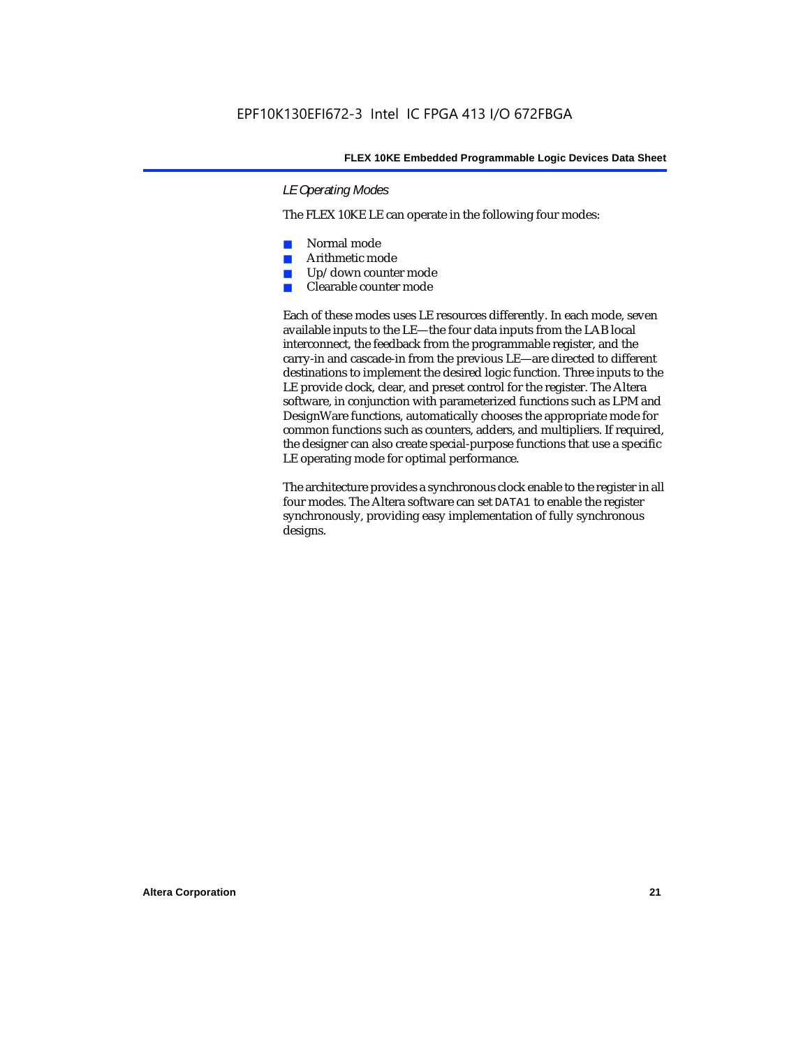#### *LE Operating Modes*

The FLEX 10KE LE can operate in the following four modes:

- Normal mode
- Arithmetic mode
- Up/down counter mode
- Clearable counter mode

Each of these modes uses LE resources differently. In each mode, seven available inputs to the LE—the four data inputs from the LAB local interconnect, the feedback from the programmable register, and the carry-in and cascade-in from the previous LE—are directed to different destinations to implement the desired logic function. Three inputs to the LE provide clock, clear, and preset control for the register. The Altera software, in conjunction with parameterized functions such as LPM and DesignWare functions, automatically chooses the appropriate mode for common functions such as counters, adders, and multipliers. If required, the designer can also create special-purpose functions that use a specific LE operating mode for optimal performance.

The architecture provides a synchronous clock enable to the register in all four modes. The Altera software can set `DATA1` to enable the register synchronously, providing easy implementation of fully synchronous designs.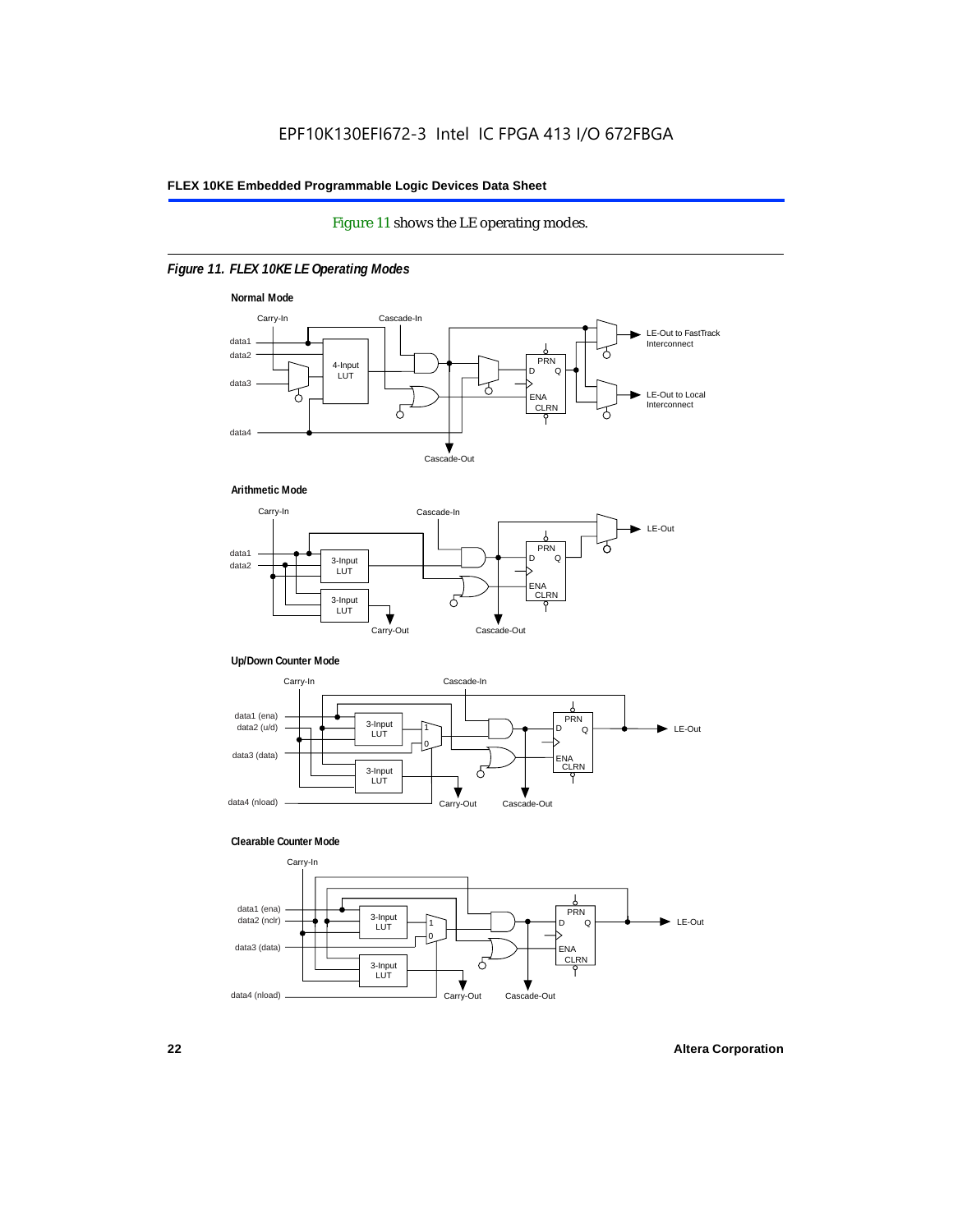Figure 11 shows the LE operating modes.

*Figure 11. FLEX 10KE LE Operating Modes*

**Normal Mode**

Carry-In, Cascade-In, data1, data2, data3, data4, 4-Input LUT, PRN, D, Q, ENA, CLRN, LE-Out to FastTrack Interconnect, LE-Out to Local Interconnect, Cascade-Out

**Arithmetic Mode**

Carry-In, Cascade-In, data1, data2, 3-Input LUT, 3-Input LUT, PRN, D, Q, ENA, CLRN, LE-Out, Carry-Out, Cascade-Out

**Up/Down Counter Mode**

Carry-In, Cascade-In, data1 (ena), data2 (u/d), data3 (data), data4 (nload), 3-Input LUT, 3-Input LUT, 1, 0, PRN, D, Q, ENA, CLRN, LE-Out, Carry-Out, Cascade-Out

**Clearable Counter Mode**

Carry-In, data1 (ena), data2 (nclr), data3 (data), data4 (nload), 3-Input LUT, 3-Input LUT, 1, 0, PRN, D, Q, ENA, CLRN, LE-Out, Carry-Out, Cascade-Out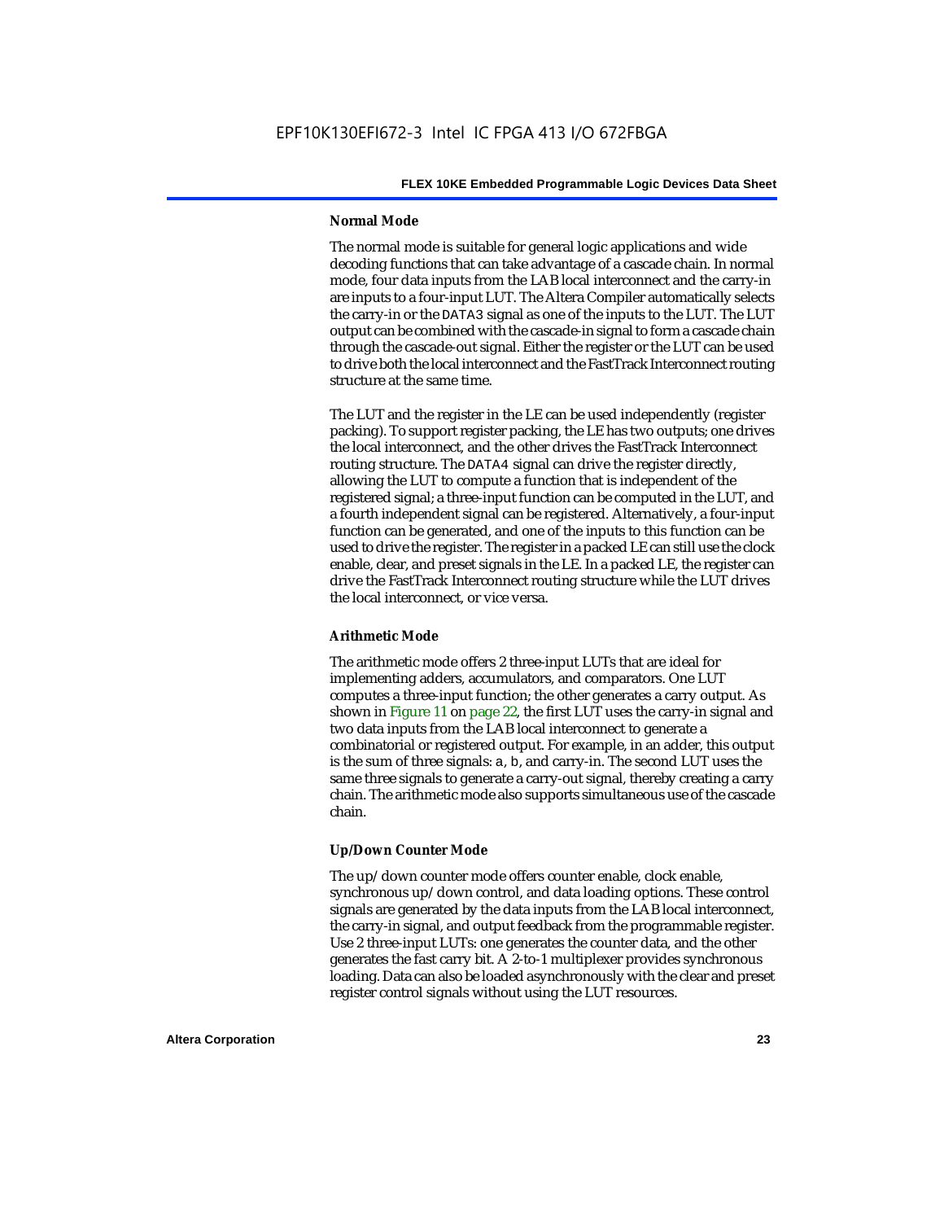#### Normal Mode

The normal mode is suitable for general logic applications and wide decoding functions that can take advantage of a cascade chain. In normal mode, four data inputs from the LAB local interconnect and the carry-in are inputs to a four-input LUT. The Altera Compiler automatically selects the carry-in or the `DATA3` signal as one of the inputs to the LUT. The LUT output can be combined with the cascade-in signal to form a cascade chain through the cascade-out signal. Either the register or the LUT can be used to drive both the local interconnect and the FastTrack Interconnect routing structure at the same time.

The LUT and the register in the LE can be used independently (register packing). To support register packing, the LE has two outputs; one drives the local interconnect, and the other drives the FastTrack Interconnect routing structure. The `DATA4` signal can drive the register directly, allowing the LUT to compute a function that is independent of the registered signal; a three-input function can be computed in the LUT, and a fourth independent signal can be registered. Alternatively, a four-input function can be generated, and one of the inputs to this function can be used to drive the register. The register in a packed LE can still use the clock enable, clear, and preset signals in the LE. In a packed LE, the register can drive the FastTrack Interconnect routing structure while the LUT drives the local interconnect, or vice versa.

#### Arithmetic Mode

The arithmetic mode offers 2 three-input LUTs that are ideal for implementing adders, accumulators, and comparators. One LUT computes a three-input function; the other generates a carry output. As shown in Figure 11 on page 22, the first LUT uses the carry-in signal and two data inputs from the LAB local interconnect to generate a combinatorial or registered output. For example, in an adder, this output is the sum of three signals: `a`, `b`, and carry-in. The second LUT uses the same three signals to generate a carry-out signal, thereby creating a carry chain. The arithmetic mode also supports simultaneous use of the cascade chain.

#### Up/Down Counter Mode

The up/down counter mode offers counter enable, clock enable, synchronous up/down control, and data loading options. These control signals are generated by the data inputs from the LAB local interconnect, the carry-in signal, and output feedback from the programmable register. Use 2 three-input LUTs: one generates the counter data, and the other generates the fast carry bit. A 2-to-1 multiplexer provides synchronous loading. Data can also be loaded asynchronously with the clear and preset register control signals without using the LUT resources.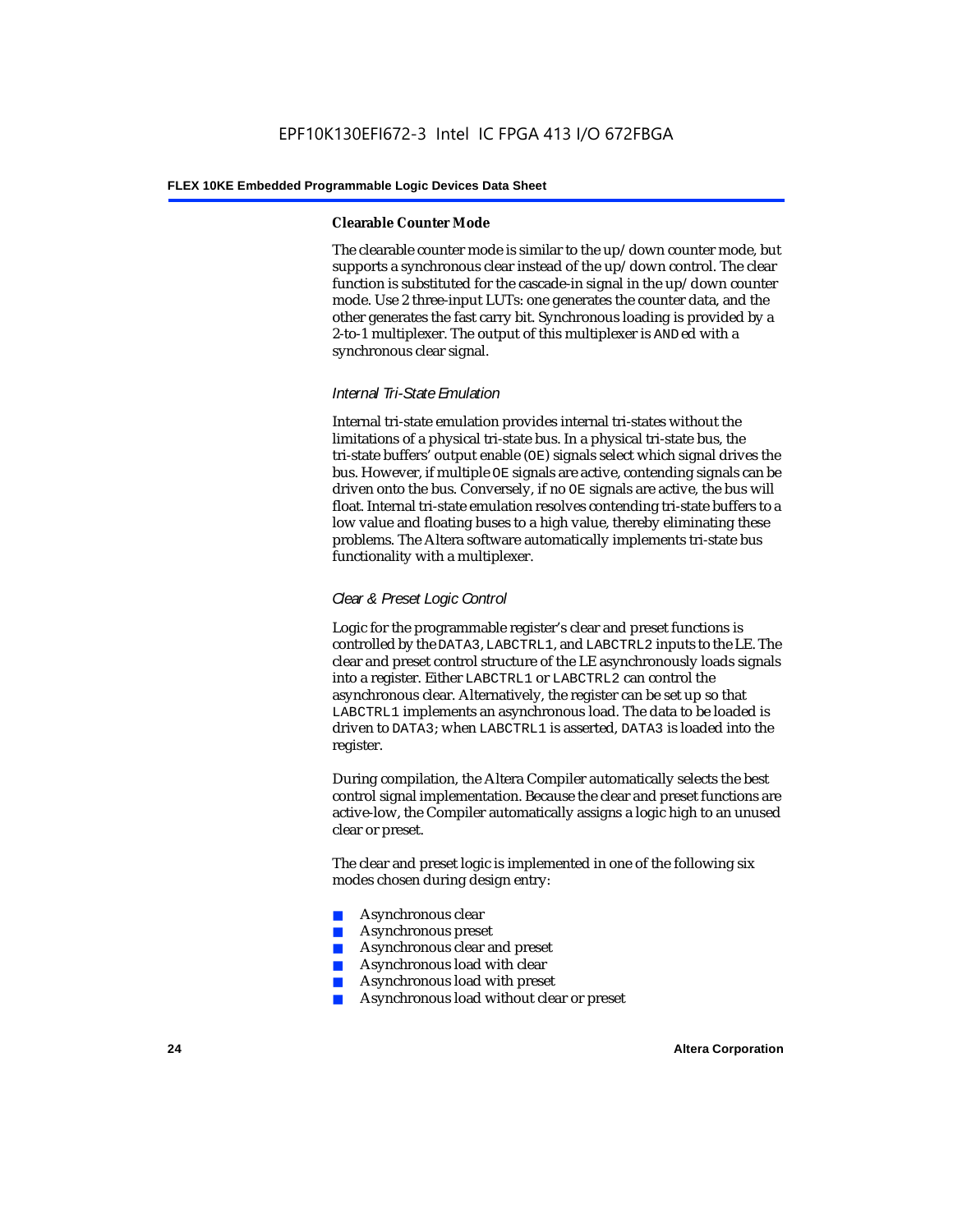#### Clearable Counter Mode

The clearable counter mode is similar to the up/down counter mode, but supports a synchronous clear instead of the up/down control. The clear function is substituted for the cascade-in signal in the up/down counter mode. Use 2 three-input LUTs: one generates the counter data, and the other generates the fast carry bit. Synchronous loading is provided by a 2-to-1 multiplexer. The output of this multiplexer is ANDed with a synchronous clear signal.

#### *Internal Tri-State Emulation*

Internal tri-state emulation provides internal tri-states without the limitations of a physical tri-state bus. In a physical tri-state bus, the tri-state buffers' output enable (OE) signals select which signal drives the bus. However, if multiple OE signals are active, contending signals can be driven onto the bus. Conversely, if no OE signals are active, the bus will float. Internal tri-state emulation resolves contending tri-state buffers to a low value and floating buses to a high value, thereby eliminating these problems. The Altera software automatically implements tri-state bus functionality with a multiplexer.

#### *Clear & Preset Logic Control*

Logic for the programmable register's clear and preset functions is controlled by the DATA3, LABCTRL1, and LABCTRL2 inputs to the LE. The clear and preset control structure of the LE asynchronously loads signals into a register. Either LABCTRL1 or LABCTRL2 can control the asynchronous clear. Alternatively, the register can be set up so that LABCTRL1 implements an asynchronous load. The data to be loaded is driven to DATA3; when LABCTRL1 is asserted, DATA3 is loaded into the register.

During compilation, the Altera Compiler automatically selects the best control signal implementation. Because the clear and preset functions are active-low, the Compiler automatically assigns a logic high to an unused clear or preset.

The clear and preset logic is implemented in one of the following six modes chosen during design entry:

- Asynchronous clear
- Asynchronous preset
- Asynchronous clear and preset
- Asynchronous load with clear
- Asynchronous load with preset
- Asynchronous load without clear or preset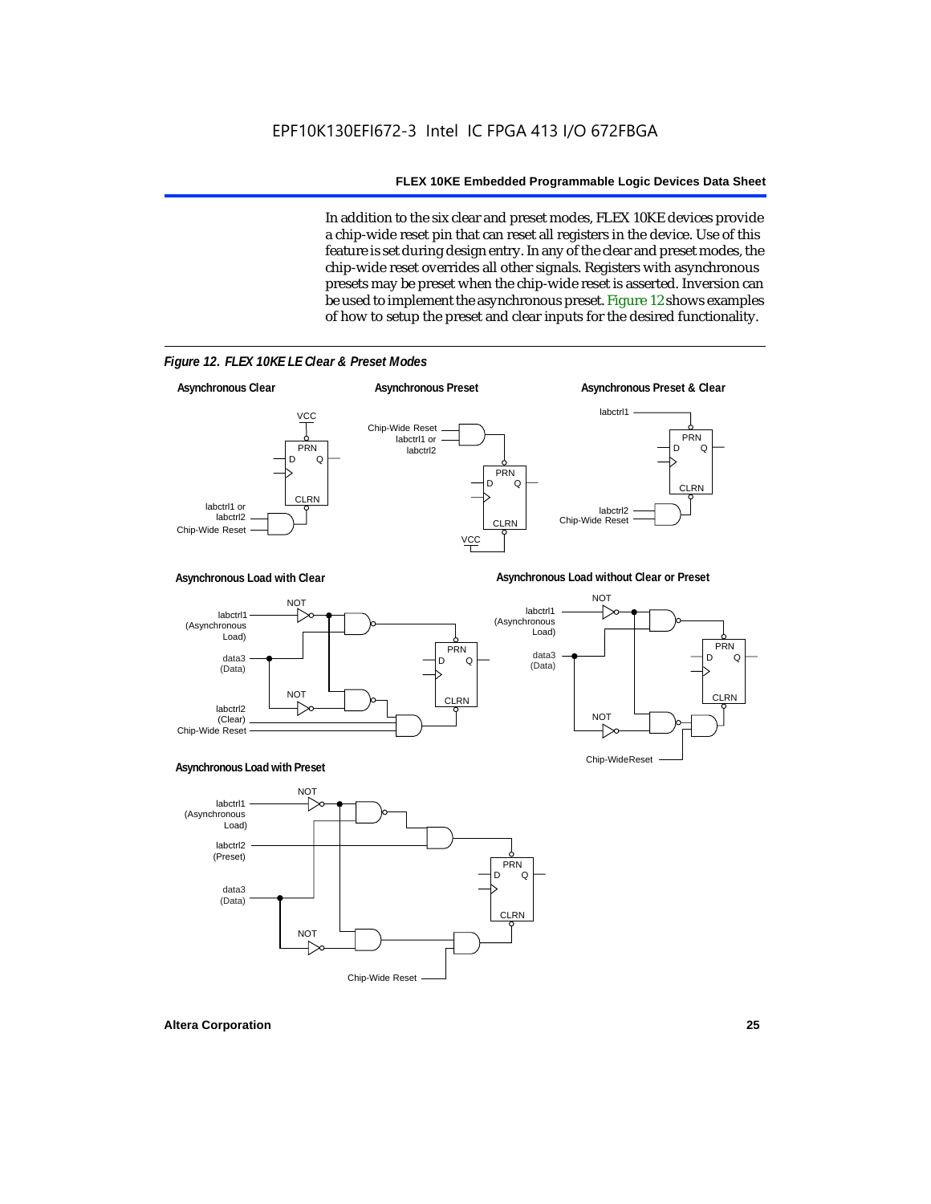In addition to the six clear and preset modes, FLEX 10KE devices provide a chip-wide reset pin that can reset all registers in the device. Use of this feature is set during design entry. In any of the clear and preset modes, the chip-wide reset overrides all other signals. Registers with asynchronous presets may be preset when the chip-wide reset is asserted. Inversion can be used to implement the asynchronous preset. Figure 12 shows examples of how to setup the preset and clear inputs for the desired functionality.

*Figure 12. FLEX 10KE LE Clear & Preset Modes*

Asynchronous Clear

Asynchronous Preset

Asynchronous Preset & Clear

Asynchronous Load with Clear

Asynchronous Load without Clear or Preset

Asynchronous Load with Preset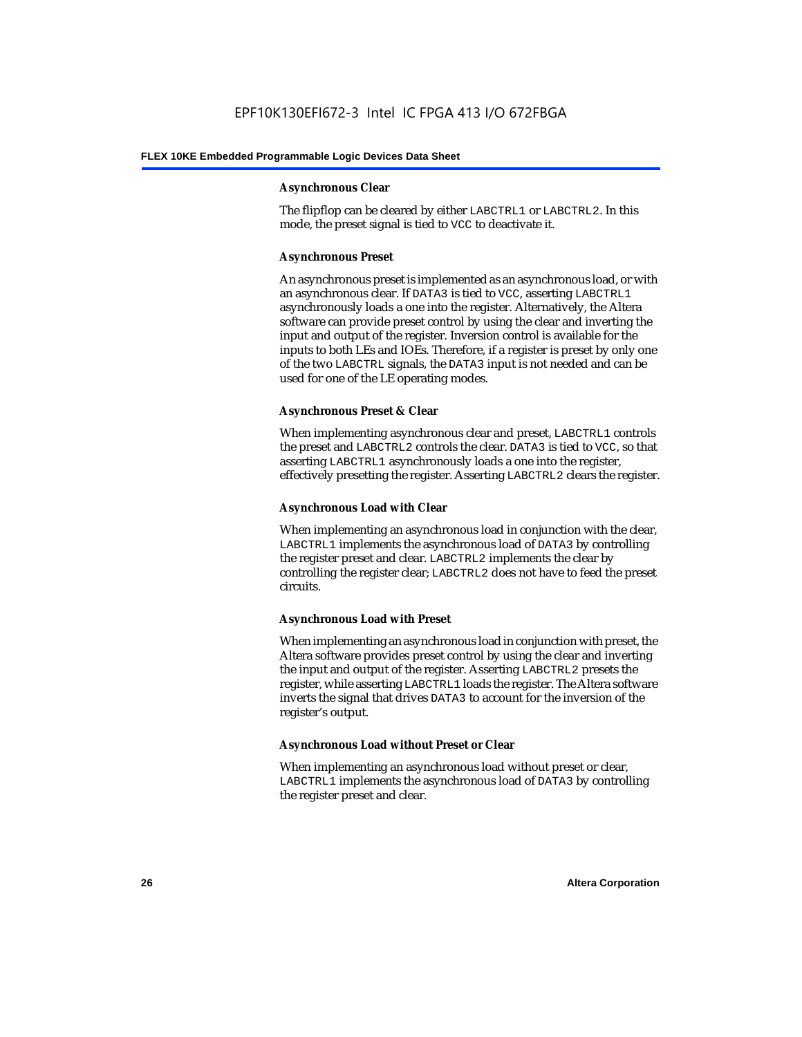#### Asynchronous Clear

The flipflop can be cleared by either LABCTRL1 or LABCTRL2. In this mode, the preset signal is tied to VCC to deactivate it.

#### Asynchronous Preset

An asynchronous preset is implemented as an asynchronous load, or with an asynchronous clear. If DATA3 is tied to VCC, asserting LABCTRL1 asynchronously loads a one into the register. Alternatively, the Altera software can provide preset control by using the clear and inverting the input and output of the register. Inversion control is available for the inputs to both LEs and IOEs. Therefore, if a register is preset by only one of the two LABCTRL signals, the DATA3 input is not needed and can be used for one of the LE operating modes.

#### Asynchronous Preset & Clear

When implementing asynchronous clear and preset, LABCTRL1 controls the preset and LABCTRL2 controls the clear. DATA3 is tied to VCC, so that asserting LABCTRL1 asynchronously loads a one into the register, effectively presetting the register. Asserting LABCTRL2 clears the register.

#### Asynchronous Load with Clear

When implementing an asynchronous load in conjunction with the clear, LABCTRL1 implements the asynchronous load of DATA3 by controlling the register preset and clear. LABCTRL2 implements the clear by controlling the register clear; LABCTRL2 does not have to feed the preset circuits.

#### Asynchronous Load with Preset

When implementing an asynchronous load in conjunction with preset, the Altera software provides preset control by using the clear and inverting the input and output of the register. Asserting LABCTRL2 presets the register, while asserting LABCTRL1 loads the register. The Altera software inverts the signal that drives DATA3 to account for the inversion of the register's output.

#### Asynchronous Load without Preset or Clear

When implementing an asynchronous load without preset or clear, LABCTRL1 implements the asynchronous load of DATA3 by controlling the register preset and clear.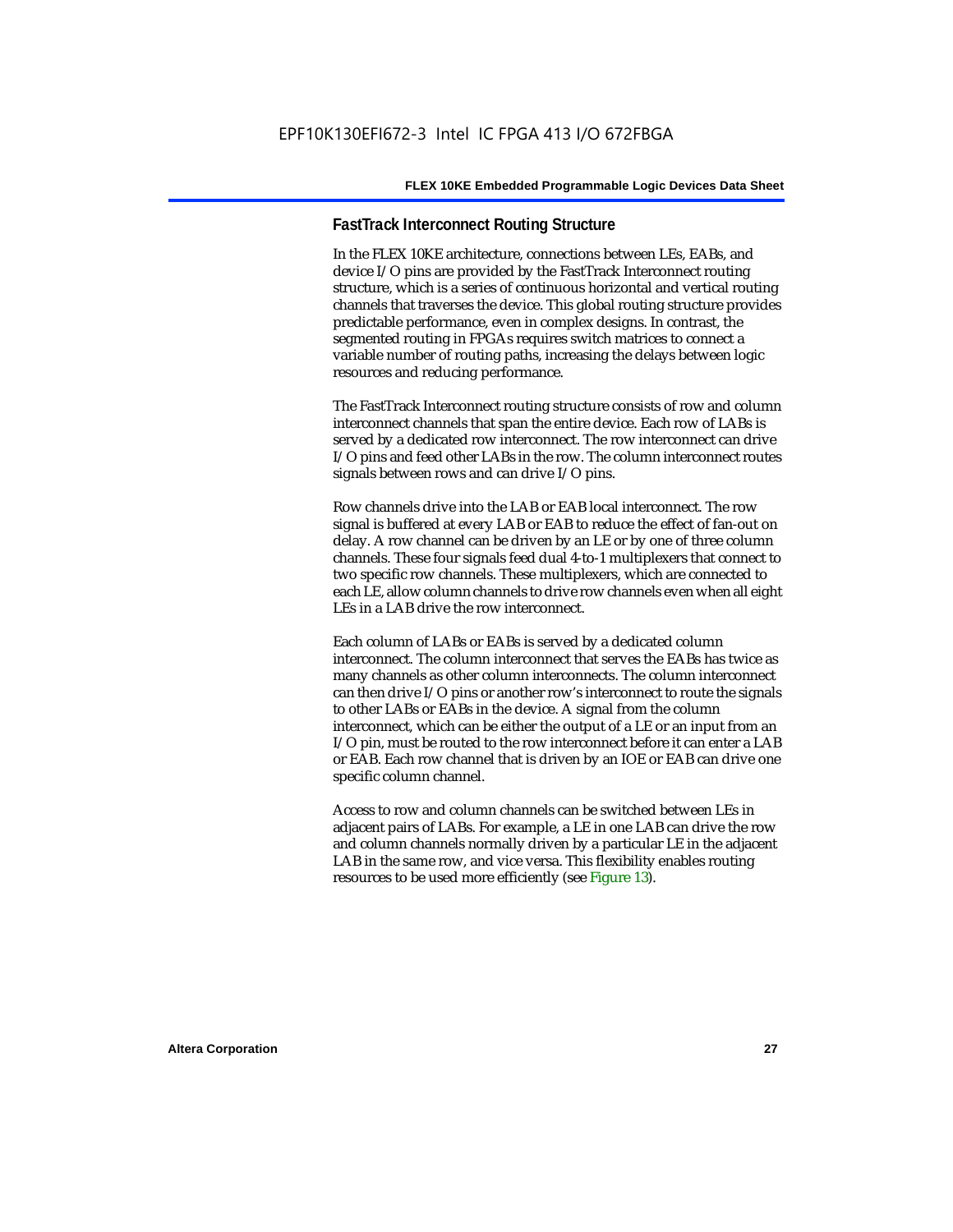### FastTrack Interconnect Routing Structure

In the FLEX 10KE architecture, connections between LEs, EABs, and device I/O pins are provided by the FastTrack Interconnect routing structure, which is a series of continuous horizontal and vertical routing channels that traverses the device. This global routing structure provides predictable performance, even in complex designs. In contrast, the segmented routing in FPGAs requires switch matrices to connect a variable number of routing paths, increasing the delays between logic resources and reducing performance.

The FastTrack Interconnect routing structure consists of row and column interconnect channels that span the entire device. Each row of LABs is served by a dedicated row interconnect. The row interconnect can drive I/O pins and feed other LABs in the row. The column interconnect routes signals between rows and can drive I/O pins.

Row channels drive into the LAB or EAB local interconnect. The row signal is buffered at every LAB or EAB to reduce the effect of fan-out on delay. A row channel can be driven by an LE or by one of three column channels. These four signals feed dual 4-to-1 multiplexers that connect to two specific row channels. These multiplexers, which are connected to each LE, allow column channels to drive row channels even when all eight LEs in a LAB drive the row interconnect.

Each column of LABs or EABs is served by a dedicated column interconnect. The column interconnect that serves the EABs has twice as many channels as other column interconnects. The column interconnect can then drive I/O pins or another row's interconnect to route the signals to other LABs or EABs in the device. A signal from the column interconnect, which can be either the output of a LE or an input from an I/O pin, must be routed to the row interconnect before it can enter a LAB or EAB. Each row channel that is driven by an IOE or EAB can drive one specific column channel.

Access to row and column channels can be switched between LEs in adjacent pairs of LABs. For example, a LE in one LAB can drive the row and column channels normally driven by a particular LE in the adjacent LAB in the same row, and vice versa. This flexibility enables routing resources to be used more efficiently (see Figure 13).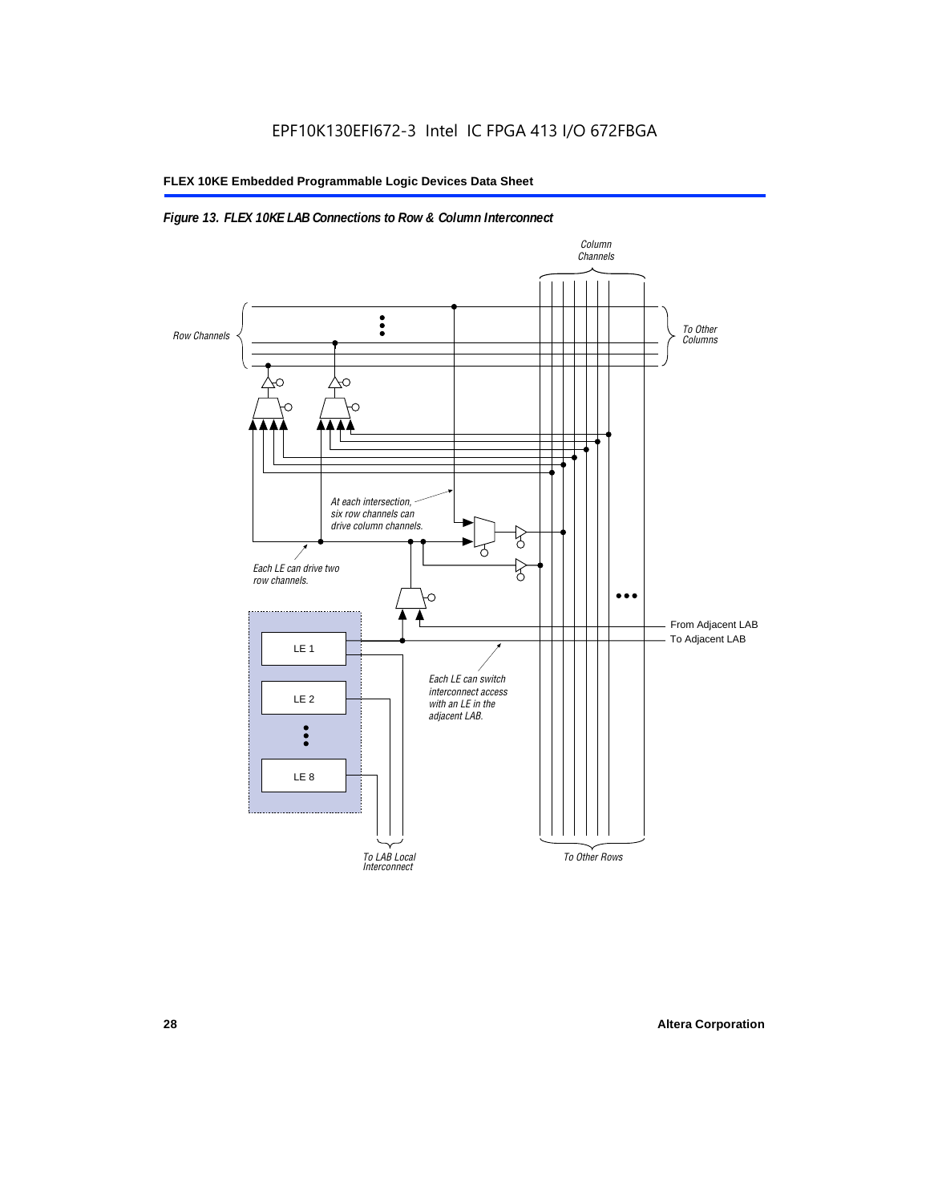EPF10K130EFI672-3 Intel IC FPGA 413 I/O 672FBGA

*Figure 13. FLEX 10KE LAB Connections to Row & Column Interconnect*

Column Channels

Row Channels

To Other Columns

At each intersection, six row channels can drive column channels.

Each LE can drive two row channels.

From Adjacent LAB

To Adjacent LAB

LE 1

LE 2

LE 8

Each LE can switch interconnect access with an LE in the adjacent LAB.

To LAB Local Interconnect

To Other Rows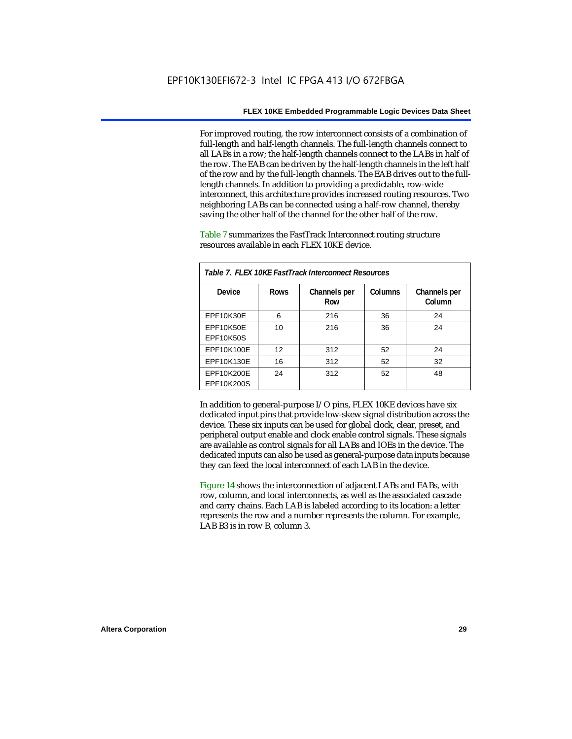For improved routing, the row interconnect consists of a combination of full-length and half-length channels. The full-length channels connect to all LABs in a row; the half-length channels connect to the LABs in half of the row. The EAB can be driven by the half-length channels in the left half of the row and by the full-length channels. The EAB drives out to the full-length channels. In addition to providing a predictable, row-wide interconnect, this architecture provides increased routing resources. Two neighboring LABs can be connected using a half-row channel, thereby saving the other half of the channel for the other half of the row.

Table 7 summarizes the FastTrack Interconnect routing structure resources available in each FLEX 10KE device.

*Table 7. FLEX 10KE FastTrack Interconnect Resources*

| Device | Rows | Channels per Row | Columns | Channels per Column |
|---|---|---|---|---|
| EPF10K30E | 6 | 216 | 36 | 24 |
| EPF10K50E<br>EPF10K50S | 10 | 216 | 36 | 24 |
| EPF10K100E | 12 | 312 | 52 | 24 |
| EPF10K130E | 16 | 312 | 52 | 32 |
| EPF10K200E<br>EPF10K200S | 24 | 312 | 52 | 48 |

In addition to general-purpose I/O pins, FLEX 10KE devices have six dedicated input pins that provide low-skew signal distribution across the device. These six inputs can be used for global clock, clear, preset, and peripheral output enable and clock enable control signals. These signals are available as control signals for all LABs and IOEs in the device. The dedicated inputs can also be used as general-purpose data inputs because they can feed the local interconnect of each LAB in the device.

Figure 14 shows the interconnection of adjacent LABs and EABs, with row, column, and local interconnects, as well as the associated cascade and carry chains. Each LAB is labeled according to its location: a letter represents the row and a number represents the column. For example, LAB B3 is in row B, column 3.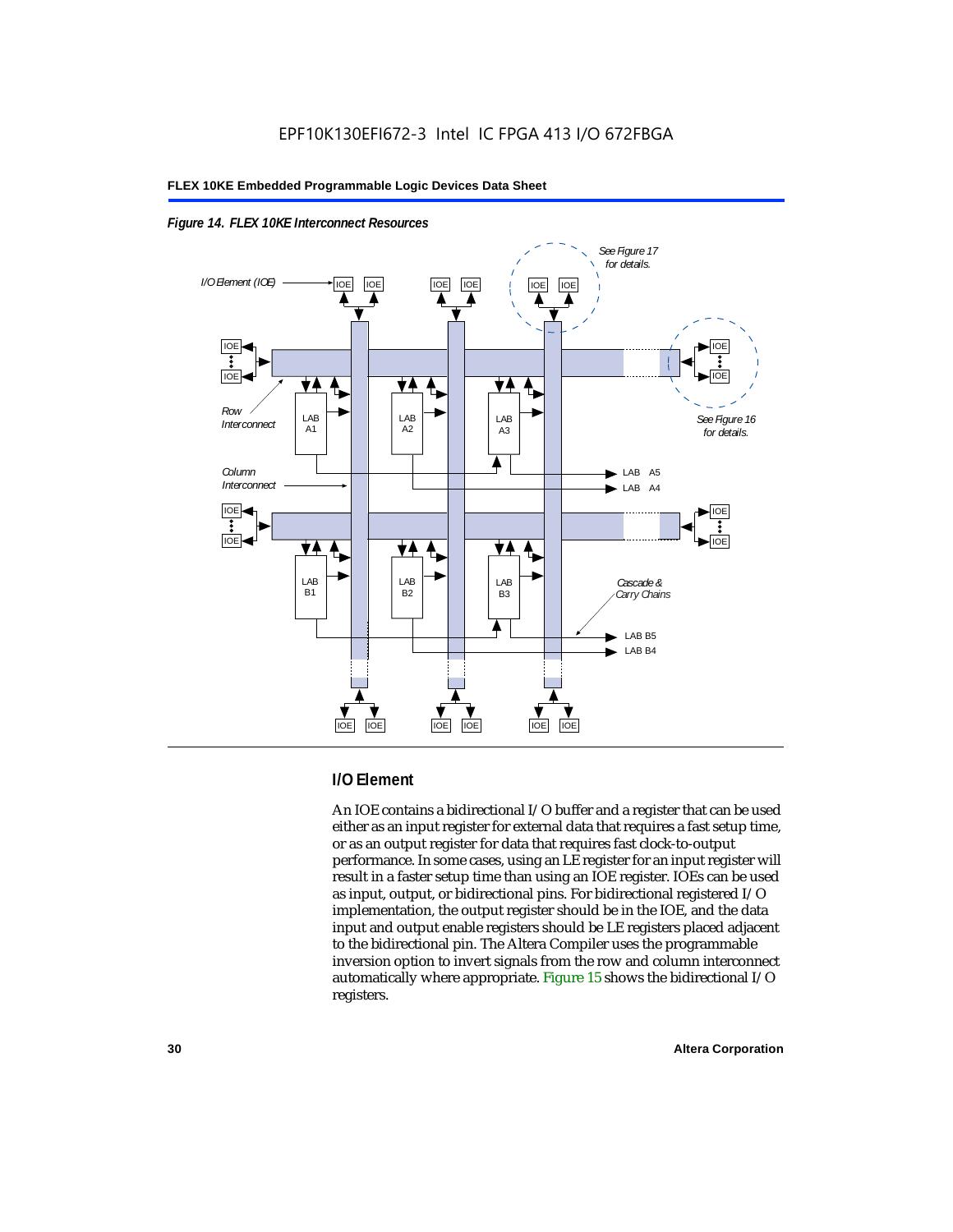*Figure 14. FLEX 10KE Interconnect Resources*

## I/O Element

An IOE contains a bidirectional I/O buffer and a register that can be used either as an input register for external data that requires a fast setup time, or as an output register for data that requires fast clock-to-output performance. In some cases, using an LE register for an input register will result in a faster setup time than using an IOE register. IOEs can be used as input, output, or bidirectional pins. For bidirectional registered I/O implementation, the output register should be in the IOE, and the data input and output enable registers should be LE registers placed adjacent to the bidirectional pin. The Altera Compiler uses the programmable inversion option to invert signals from the row and column interconnect automatically where appropriate. Figure 15 shows the bidirectional I/O registers.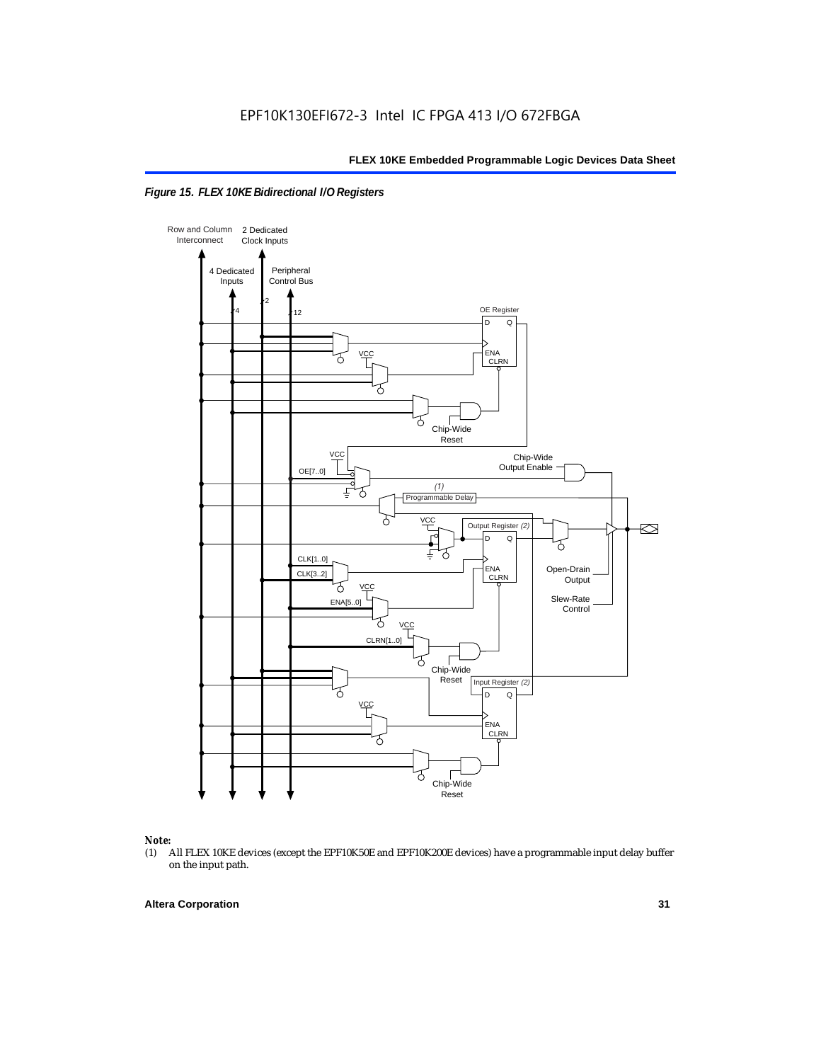*Figure 15. FLEX 10KE Bidirectional I/O Registers*

Row and Column Interconnect

2 Dedicated Clock Inputs

4 Dedicated Inputs

Peripheral Control Bus

OE Register

Chip-Wide Reset

Chip-Wide Output Enable

OE[7..0]

(1) Programmable Delay

Output Register (2)

CLK[1..0]

CLK[3..2]

ENA[5..0]

CLRN[1..0]

Open-Drain Output

Slew-Rate Control

Input Register (2)

*Note:*

(1) All FLEX 10KE devices (except the EPF10K50E and EPF10K200E devices) have a programmable input delay buffer on the input path.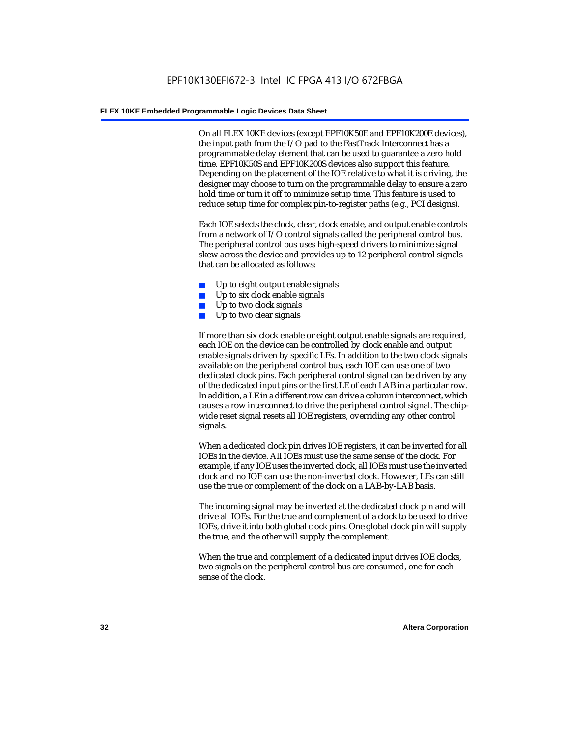On all FLEX 10KE devices (except EPF10K50E and EPF10K200E devices), the input path from the I/O pad to the FastTrack Interconnect has a programmable delay element that can be used to guarantee a zero hold time. EPF10K50S and EPF10K200S devices also support this feature. Depending on the placement of the IOE relative to what it is driving, the designer may choose to turn on the programmable delay to ensure a zero hold time or turn it off to minimize setup time. This feature is used to reduce setup time for complex pin-to-register paths (e.g., PCI designs).

Each IOE selects the clock, clear, clock enable, and output enable controls from a network of I/O control signals called the peripheral control bus. The peripheral control bus uses high-speed drivers to minimize signal skew across the device and provides up to 12 peripheral control signals that can be allocated as follows:

- Up to eight output enable signals
- Up to six clock enable signals
- Up to two clock signals
- Up to two clear signals

If more than six clock enable or eight output enable signals are required, each IOE on the device can be controlled by clock enable and output enable signals driven by specific LEs. In addition to the two clock signals available on the peripheral control bus, each IOE can use one of two dedicated clock pins. Each peripheral control signal can be driven by any of the dedicated input pins or the first LE of each LAB in a particular row. In addition, a LE in a different row can drive a column interconnect, which causes a row interconnect to drive the peripheral control signal. The chip-wide reset signal resets all IOE registers, overriding any other control signals.

When a dedicated clock pin drives IOE registers, it can be inverted for all IOEs in the device. All IOEs must use the same sense of the clock. For example, if any IOE uses the inverted clock, all IOEs must use the inverted clock and no IOE can use the non-inverted clock. However, LEs can still use the true or complement of the clock on a LAB-by-LAB basis.

The incoming signal may be inverted at the dedicated clock pin and will drive all IOEs. For the true and complement of a clock to be used to drive IOEs, drive it into both global clock pins. One global clock pin will supply the true, and the other will supply the complement.

When the true and complement of a dedicated input drives IOE clocks, two signals on the peripheral control bus are consumed, one for each sense of the clock.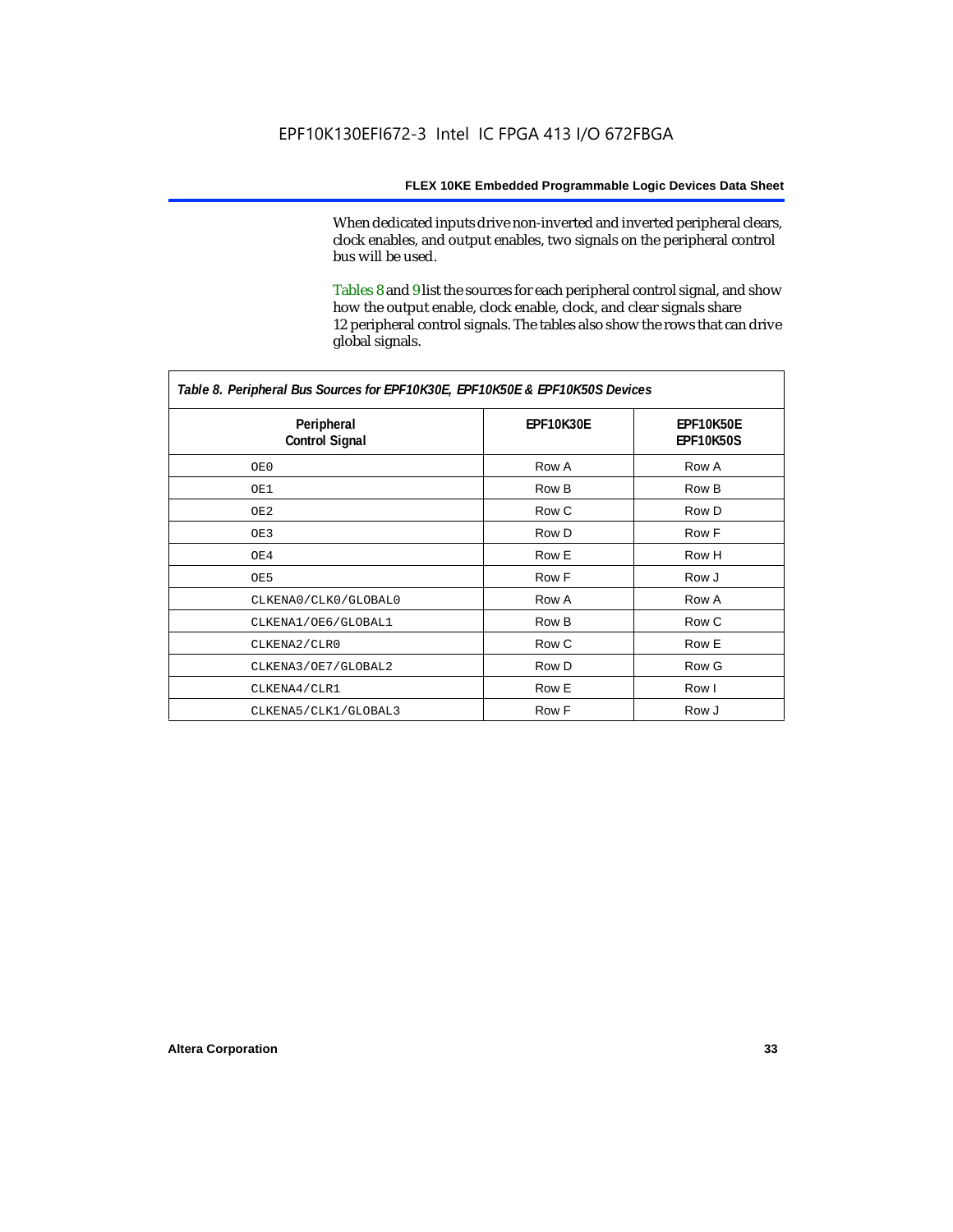When dedicated inputs drive non-inverted and inverted peripheral clears, clock enables, and output enables, two signals on the peripheral control bus will be used.

Tables 8 and 9 list the sources for each peripheral control signal, and show how the output enable, clock enable, clock, and clear signals share 12 peripheral control signals. The tables also show the rows that can drive global signals.

*Table 8. Peripheral Bus Sources for EPF10K30E, EPF10K50E & EPF10K50S Devices*

| Peripheral Control Signal | EPF10K30E | EPF10K50E EPF10K50S |
|---|---|---|
| OE0 | Row A | Row A |
| OE1 | Row B | Row B |
| OE2 | Row C | Row D |
| OE3 | Row D | Row F |
| OE4 | Row E | Row H |
| OE5 | Row F | Row J |
| CLKENA0/CLK0/GLOBAL0 | Row A | Row A |
| CLKENA1/OE6/GLOBAL1 | Row B | Row C |
| CLKENA2/CLR0 | Row C | Row E |
| CLKENA3/OE7/GLOBAL2 | Row D | Row G |
| CLKENA4/CLR1 | Row E | Row I |
| CLKENA5/CLK1/GLOBAL3 | Row F | Row J |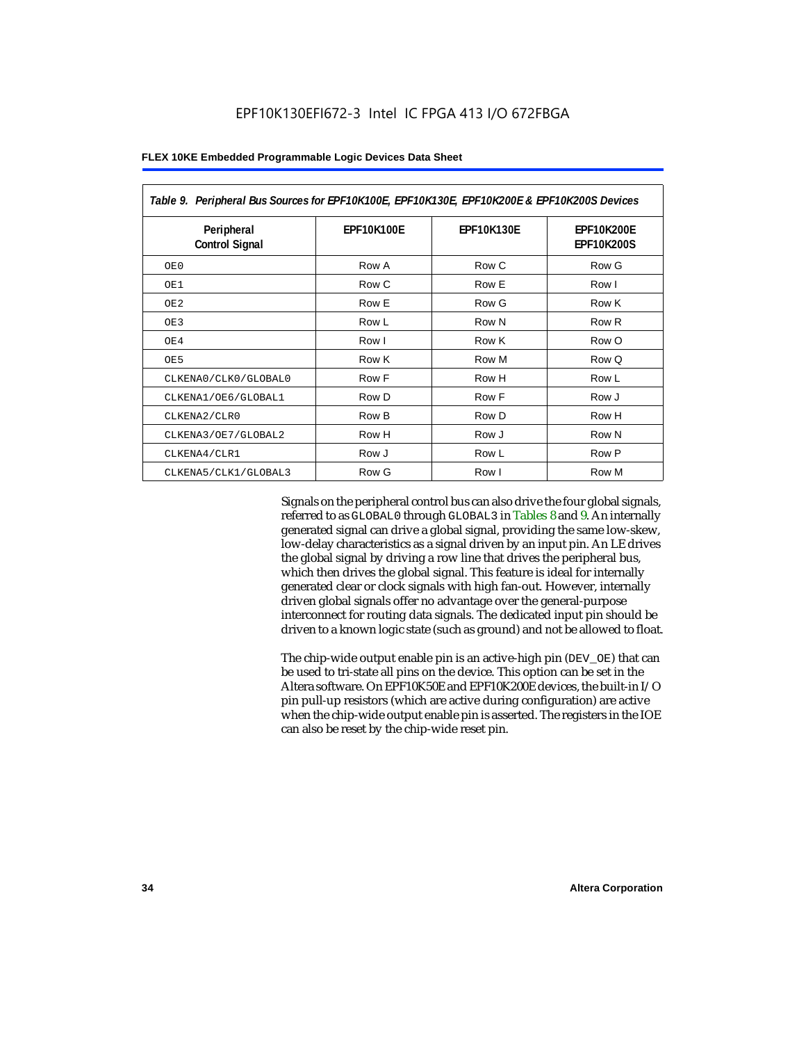Table 9. Peripheral Bus Sources for EPF10K100E, EPF10K130E, EPF10K200E & EPF10K200S Devices

| Peripheral Control Signal | EPF10K100E | EPF10K130E | EPF10K200E EPF10K200S |
|---|---|---|---|
| OE0 | Row A | Row C | Row G |
| OE1 | Row C | Row E | Row I |
| OE2 | Row E | Row G | Row K |
| OE3 | Row L | Row N | Row R |
| OE4 | Row I | Row K | Row O |
| OE5 | Row K | Row M | Row Q |
| CLKENA0/CLK0/GLOBAL0 | Row F | Row H | Row L |
| CLKENA1/OE6/GLOBAL1 | Row D | Row F | Row J |
| CLKENA2/CLR0 | Row B | Row D | Row H |
| CLKENA3/OE7/GLOBAL2 | Row H | Row J | Row N |
| CLKENA4/CLR1 | Row J | Row L | Row P |
| CLKENA5/CLK1/GLOBAL3 | Row G | Row I | Row M |

Signals on the peripheral control bus can also drive the four global signals, referred to as GLOBAL0 through GLOBAL3 in Tables 8 and 9. An internally generated signal can drive a global signal, providing the same low-skew, low-delay characteristics as a signal driven by an input pin. An LE drives the global signal by driving a row line that drives the peripheral bus, which then drives the global signal. This feature is ideal for internally generated clear or clock signals with high fan-out. However, internally driven global signals offer no advantage over the general-purpose interconnect for routing data signals. The dedicated input pin should be driven to a known logic state (such as ground) and not be allowed to float.

The chip-wide output enable pin is an active-high pin (DEV_OE) that can be used to tri-state all pins on the device. This option can be set in the Altera software. On EPF10K50E and EPF10K200E devices, the built-in I/O pin pull-up resistors (which are active during configuration) are active when the chip-wide output enable pin is asserted. The registers in the IOE can also be reset by the chip-wide reset pin.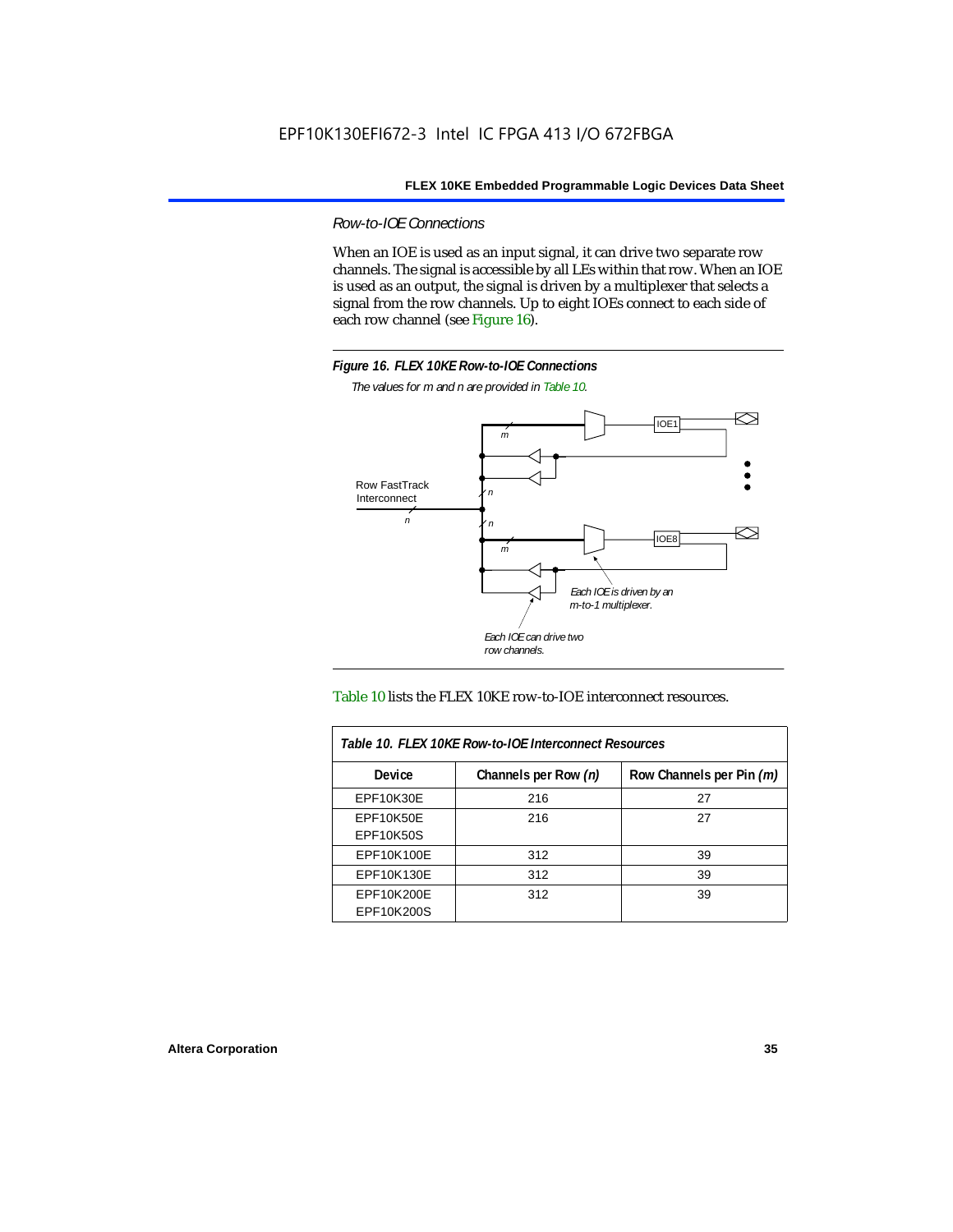### *Row-to-IOE Connections*

When an IOE is used as an input signal, it can drive two separate row channels. The signal is accessible by all LEs within that row. When an IOE is used as an output, the signal is driven by a multiplexer that selects a signal from the row channels. Up to eight IOEs connect to each side of each row channel (see Figure 16).

**Figure 16. FLEX 10KE Row-to-IOE Connections**

*The values for m and n are provided in Table 10.*

Table 10 lists the FLEX 10KE row-to-IOE interconnect resources.

| Table 10. FLEX 10KE Row-to-IOE Interconnect Resources | | |
|---|---|---|
| **Device** | **Channels per Row (n)** | **Row Channels per Pin (m)** |
| EPF10K30E | 216 | 27 |
| EPF10K50E<br>EPF10K50S | 216 | 27 |
| EPF10K100E | 312 | 39 |
| EPF10K130E | 312 | 39 |
| EPF10K200E<br>EPF10K200S | 312 | 39 |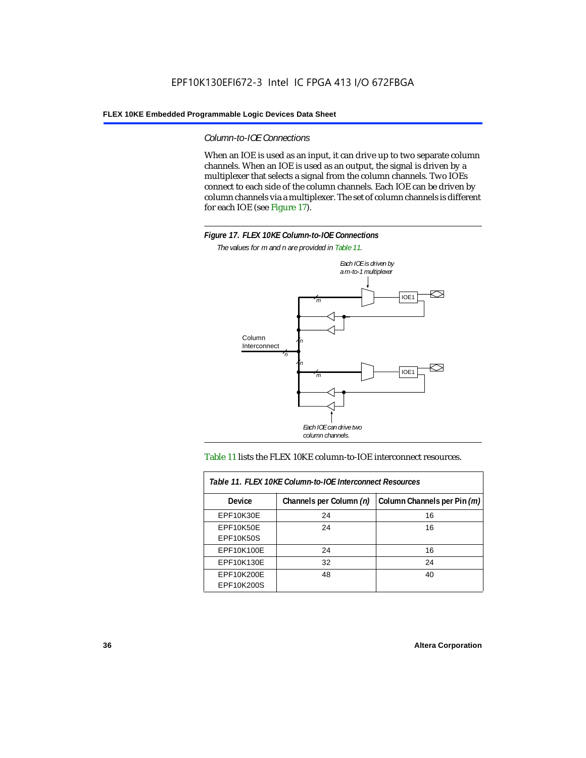### *Column-to-IOE Connections*

When an IOE is used as an input, it can drive up to two separate column channels. When an IOE is used as an output, the signal is driven by a multiplexer that selects a signal from the column channels. Two IOEs connect to each side of the column channels. Each IOE can be driven by column channels via a multiplexer. The set of column channels is different for each IOE (see Figure 17).

***Figure 17. FLEX 10KE Column-to-IOE Connections***

*The values for m and n are provided in Table 11.*

Table 11 lists the FLEX 10KE column-to-IOE interconnect resources.

| *Table 11. FLEX 10KE Column-to-IOE Interconnect Resources* | | |
|---|---|---|
| **Device** | **Channels per Column *(n)*** | **Column Channels per Pin *(m)*** |
| EPF10K30E | 24 | 16 |
| EPF10K50E<br>EPF10K50S | 24 | 16 |
| EPF10K100E | 24 | 16 |
| EPF10K130E | 32 | 24 |
| EPF10K200E<br>EPF10K200S | 48 | 40 |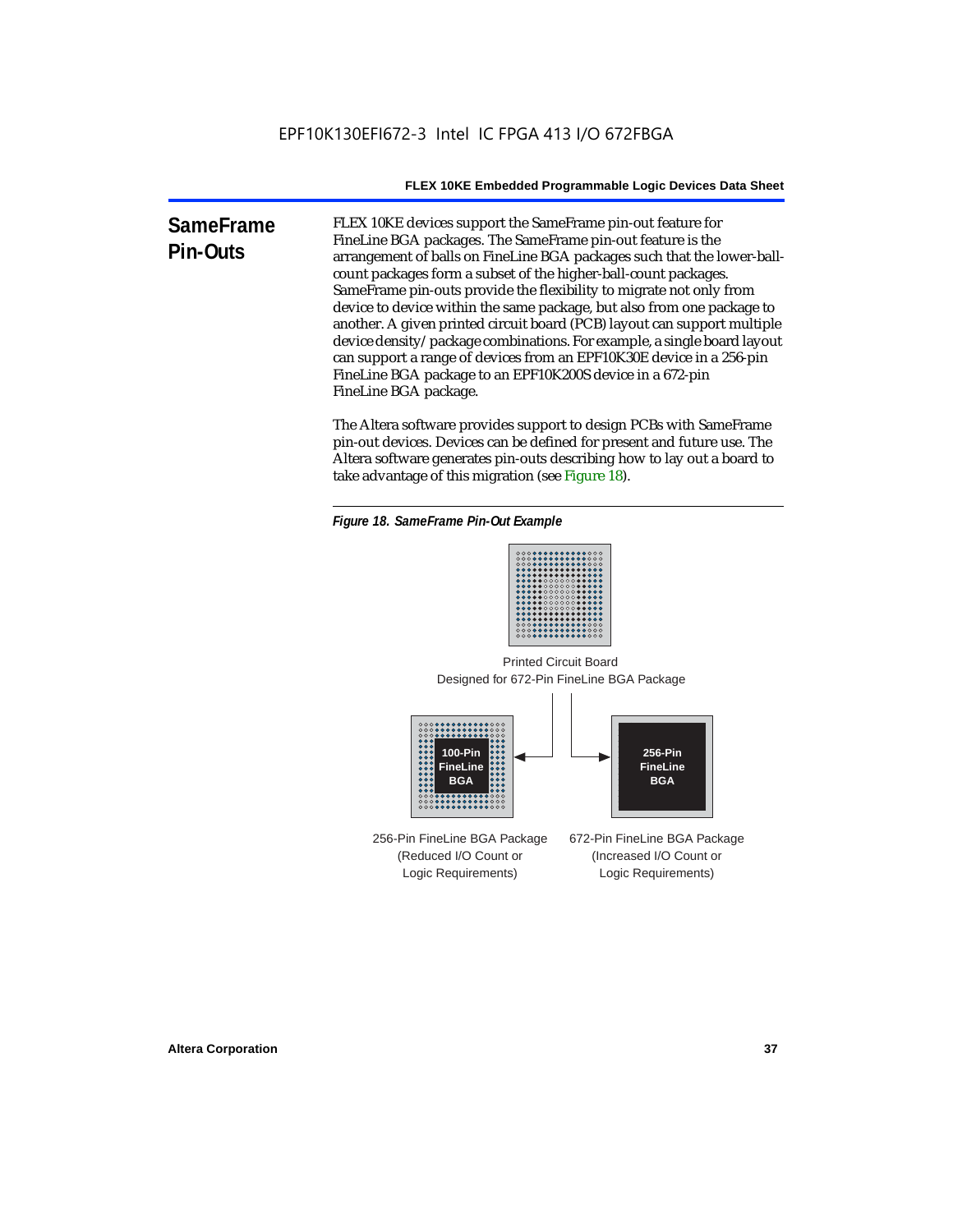## SameFrame Pin-Outs

FLEX 10KE devices support the SameFrame pin-out feature for FineLine BGA packages. The SameFrame pin-out feature is the arrangement of balls on FineLine BGA packages such that the lower-ball-count packages form a subset of the higher-ball-count packages. SameFrame pin-outs provide the flexibility to migrate not only from device to device within the same package, but also from one package to another. A given printed circuit board (PCB) layout can support multiple device density/package combinations. For example, a single board layout can support a range of devices from an EPF10K30E device in a 256-pin FineLine BGA package to an EPF10K200S device in a 672-pin FineLine BGA package.

The Altera software provides support to design PCBs with SameFrame pin-out devices. Devices can be defined for present and future use. The Altera software generates pin-outs describing how to lay out a board to take advantage of this migration (see Figure 18).

*Figure 18. SameFrame Pin-Out Example*

Printed Circuit Board
Designed for 672-Pin FineLine BGA Package

100-Pin FineLine BGA

256-Pin FineLine BGA

256-Pin FineLine BGA Package
(Reduced I/O Count or
Logic Requirements)

672-Pin FineLine BGA Package
(Increased I/O Count or
Logic Requirements)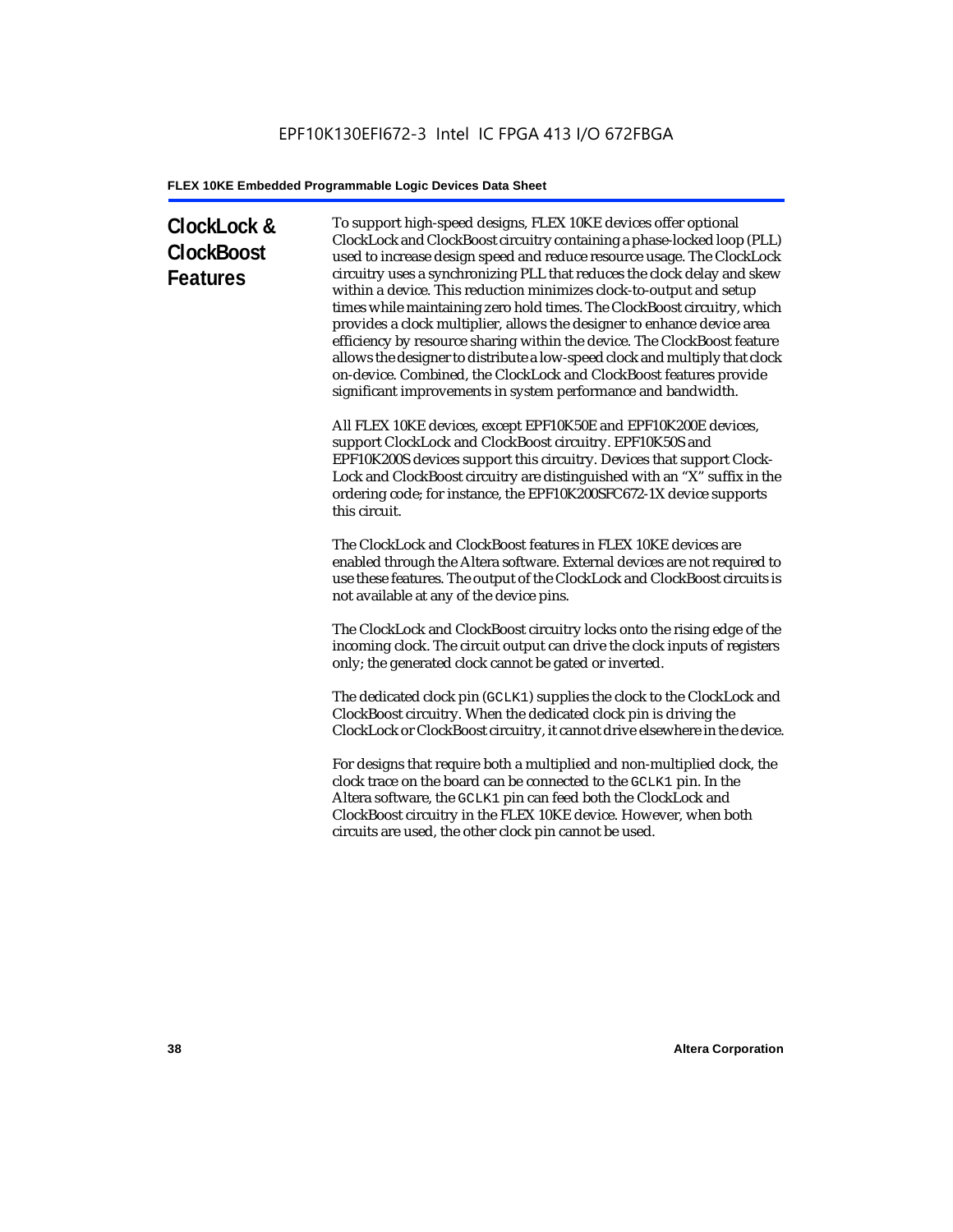## ClockLock & ClockBoost Features

To support high-speed designs, FLEX 10KE devices offer optional ClockLock and ClockBoost circuitry containing a phase-locked loop (PLL) used to increase design speed and reduce resource usage. The ClockLock circuitry uses a synchronizing PLL that reduces the clock delay and skew within a device. This reduction minimizes clock-to-output and setup times while maintaining zero hold times. The ClockBoost circuitry, which provides a clock multiplier, allows the designer to enhance device area efficiency by resource sharing within the device. The ClockBoost feature allows the designer to distribute a low-speed clock and multiply that clock on-device. Combined, the ClockLock and ClockBoost features provide significant improvements in system performance and bandwidth.

All FLEX 10KE devices, except EPF10K50E and EPF10K200E devices, support ClockLock and ClockBoost circuitry. EPF10K50S and EPF10K200S devices support this circuitry. Devices that support Clock-Lock and ClockBoost circuitry are distinguished with an "X" suffix in the ordering code; for instance, the EPF10K200SFC672-1X device supports this circuit.

The ClockLock and ClockBoost features in FLEX 10KE devices are enabled through the Altera software. External devices are not required to use these features. The output of the ClockLock and ClockBoost circuits is not available at any of the device pins.

The ClockLock and ClockBoost circuitry locks onto the rising edge of the incoming clock. The circuit output can drive the clock inputs of registers only; the generated clock cannot be gated or inverted.

The dedicated clock pin (`GCLK1`) supplies the clock to the ClockLock and ClockBoost circuitry. When the dedicated clock pin is driving the ClockLock or ClockBoost circuitry, it cannot drive elsewhere in the device.

For designs that require both a multiplied and non-multiplied clock, the clock trace on the board can be connected to the `GCLK1` pin. In the Altera software, the `GCLK1` pin can feed both the ClockLock and ClockBoost circuitry in the FLEX 10KE device. However, when both circuits are used, the other clock pin cannot be used.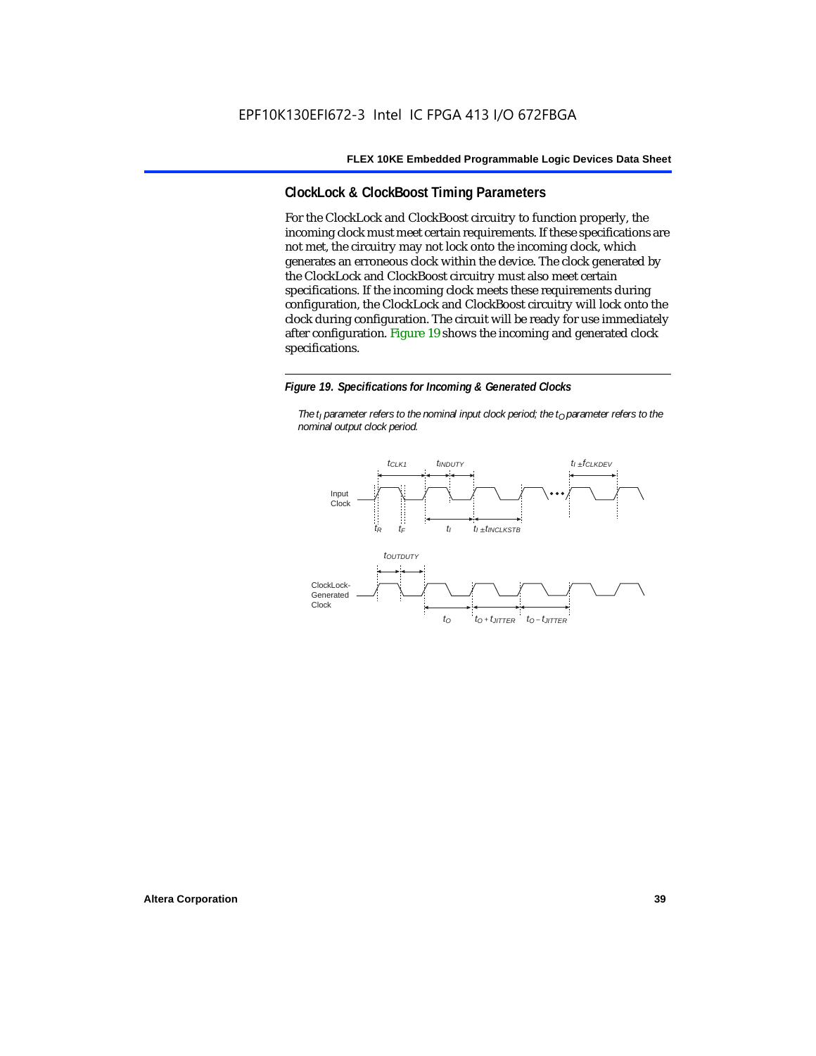## ClockLock & ClockBoost Timing Parameters

For the ClockLock and ClockBoost circuitry to function properly, the incoming clock must meet certain requirements. If these specifications are not met, the circuitry may not lock onto the incoming clock, which generates an erroneous clock within the device. The clock generated by the ClockLock and ClockBoost circuitry must also meet certain specifications. If the incoming clock meets these requirements during configuration, the ClockLock and ClockBoost circuitry will lock onto the clock during configuration. The circuit will be ready for use immediately after configuration. Figure 19 shows the incoming and generated clock specifications.

***Figure 19. Specifications for Incoming & Generated Clocks***

*The $t_I$ parameter refers to the nominal input clock period; the $t_O$ parameter refers to the nominal output clock period.*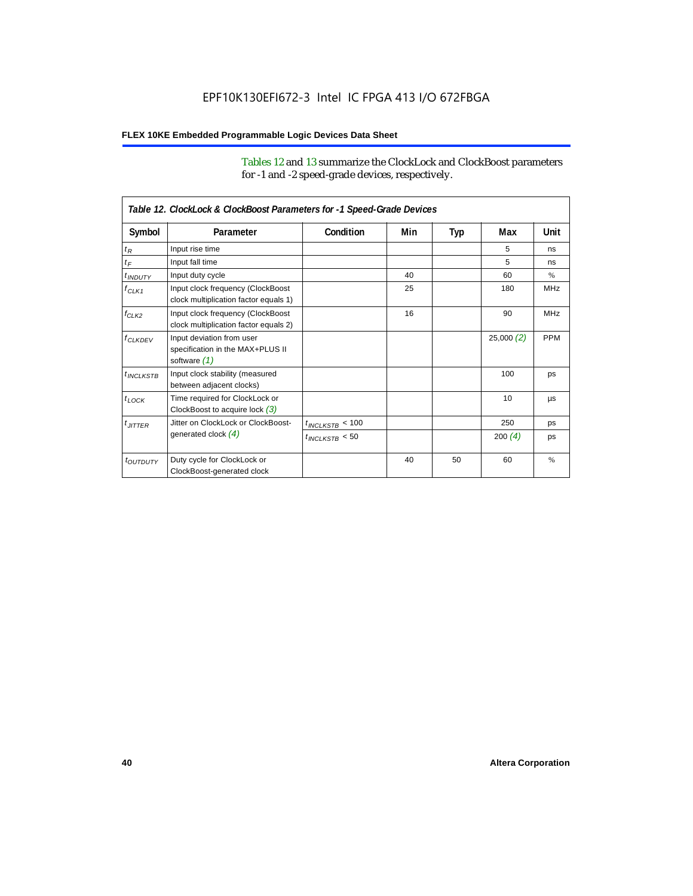Tables 12 and 13 summarize the ClockLock and ClockBoost parameters for -1 and -2 speed-grade devices, respectively.

| Table 12. ClockLock & ClockBoost Parameters for -1 Speed-Grade Devices | | | | | | |
|---|---|---|---|---|---|---|
| **Symbol** | **Parameter** | **Condition** | **Min** | **Typ** | **Max** | **Unit** |
| $t_R$ | Input rise time | | | | 5 | ns |
| $t_F$ | Input fall time | | | | 5 | ns |
| $t_{INDUTY}$ | Input duty cycle | | 40 | | 60 | % |
| $f_{CLK1}$ | Input clock frequency (ClockBoost clock multiplication factor equals 1) | | 25 | | 180 | MHz |
| $f_{CLK2}$ | Input clock frequency (ClockBoost clock multiplication factor equals 2) | | 16 | | 90 | MHz |
| $f_{CLKDEV}$ | Input deviation from user specification in the MAX+PLUS II software *(1)* | | | | 25,000 *(2)* | PPM |
| $t_{INCLKSTB}$ | Input clock stability (measured between adjacent clocks) | | | | 100 | ps |
| $t_{LOCK}$ | Time required for ClockLock or ClockBoost to acquire lock *(3)* | | | | 10 | µs |
| $t_{JITTER}$ | Jitter on ClockLock or ClockBoost-generated clock *(4)* | $t_{INCLKSTB} < 100$ | | | 250 | ps |
| | | $t_{INCLKSTB} < 50$ | | | 200 *(4)* | ps |
| $t_{OUTDUTY}$ | Duty cycle for ClockLock or ClockBoost-generated clock | | 40 | 50 | 60 | % |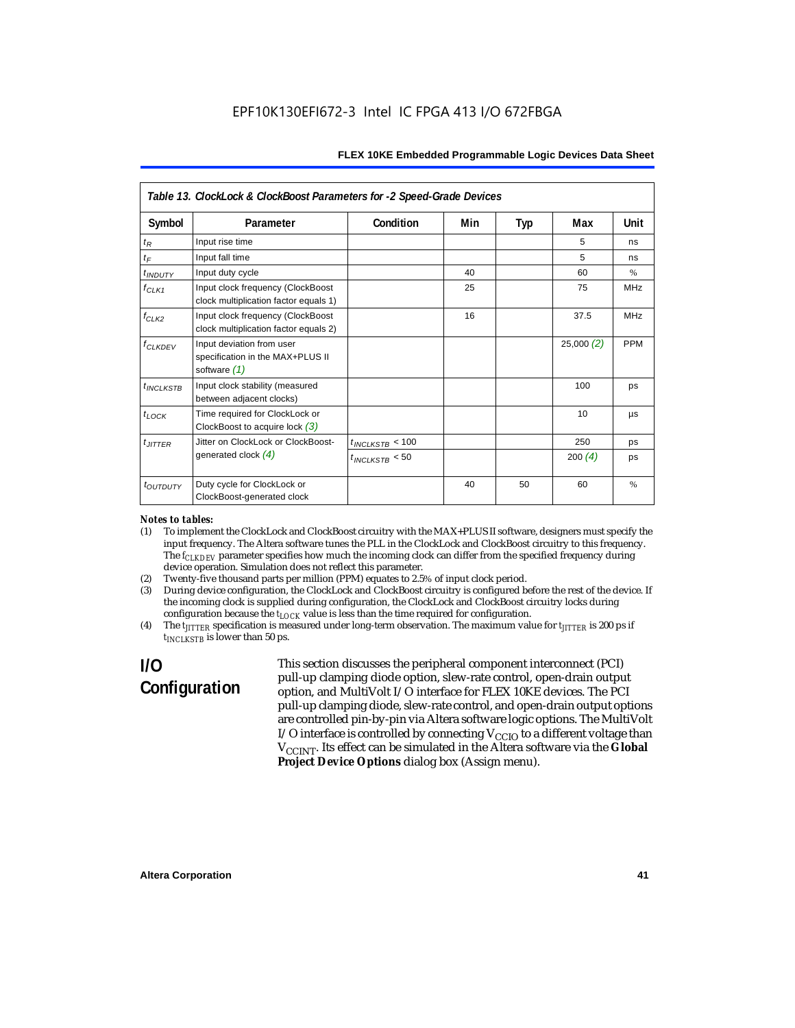*Table 13. ClockLock & ClockBoost Parameters for -2 Speed-Grade Devices*

| Symbol | Parameter | Condition | Min | Typ | Max | Unit |
|---|---|---|---|---|---|---|
| $t_R$ | Input rise time | | | | 5 | ns |
| $t_F$ | Input fall time | | | | 5 | ns |
| $t_{INDUTY}$ | Input duty cycle | | 40 | | 60 | % |
| $f_{CLK1}$ | Input clock frequency (ClockBoost clock multiplication factor equals 1) | | 25 | | 75 | MHz |
| $f_{CLK2}$ | Input clock frequency (ClockBoost clock multiplication factor equals 2) | | 16 | | 37.5 | MHz |
| $f_{CLKDEV}$ | Input deviation from user specification in the MAX+PLUS II software *(1)* | | | | 25,000 *(2)* | PPM |
| $t_{INCLKSTB}$ | Input clock stability (measured between adjacent clocks) | | | | 100 | ps |
| $t_{LOCK}$ | Time required for ClockLock or ClockBoost to acquire lock *(3)* | | | | 10 | µs |
| $t_{JITTER}$ | Jitter on ClockLock or ClockBoost-generated clock *(4)* | $t_{INCLKSTB}$ < 100 | | | 250 | ps |
| | | $t_{INCLKSTB}$ < 50 | | | 200 *(4)* | ps |
| $t_{OUTDUTY}$ | Duty cycle for ClockLock or ClockBoost-generated clock | | 40 | 50 | 60 | % |

*Notes to tables:*

(1) To implement the ClockLock and ClockBoost circuitry with the MAX+PLUS II software, designers must specify the input frequency. The Altera software tunes the PLL in the ClockLock and ClockBoost circuitry to this frequency. The $f_{CLKDEV}$ parameter specifies how much the incoming clock can differ from the specified frequency during device operation. Simulation does not reflect this parameter.

(2) Twenty-five thousand parts per million (PPM) equates to 2.5% of input clock period.

(3) During device configuration, the ClockLock and ClockBoost circuitry is configured before the rest of the device. If the incoming clock is supplied during configuration, the ClockLock and ClockBoost circuitry locks during configuration because the $t_{LOCK}$ value is less than the time required for configuration.

(4) The $t_{JITTER}$ specification is measured under long-term observation. The maximum value for $t_{JITTER}$ is 200 ps if $t_{INCLKSTB}$ is lower than 50 ps.

## I/O Configuration

This section discusses the peripheral component interconnect (PCI) pull-up clamping diode option, slew-rate control, open-drain output option, and MultiVolt I/O interface for FLEX 10KE devices. The PCI pull-up clamping diode, slew-rate control, and open-drain output options are controlled pin-by-pin via Altera software logic options. The MultiVolt I/O interface is controlled by connecting $V_{CCIO}$ to a different voltage than $V_{CCINT}$. Its effect can be simulated in the Altera software via the **Global Project Device Options** dialog box (Assign menu).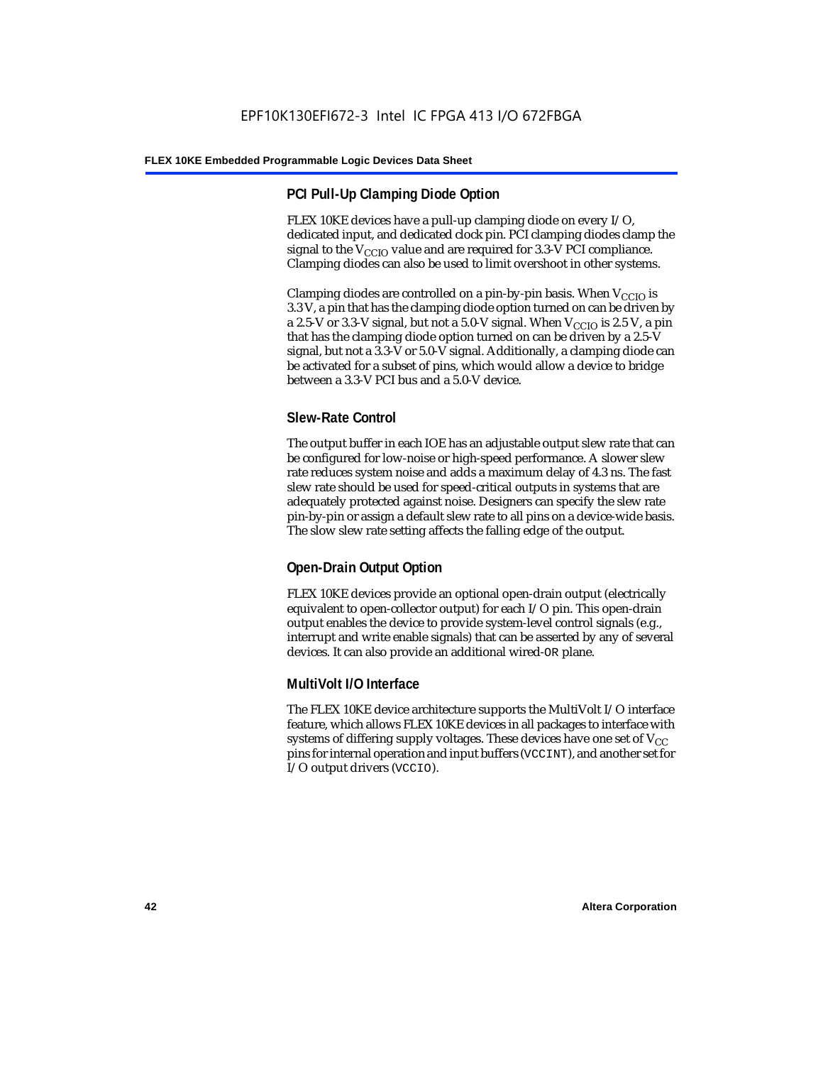### PCI Pull-Up Clamping Diode Option

FLEX 10KE devices have a pull-up clamping diode on every I/O, dedicated input, and dedicated clock pin. PCI clamping diodes clamp the signal to the $V_{CCIO}$ value and are required for 3.3-V PCI compliance. Clamping diodes can also be used to limit overshoot in other systems.

Clamping diodes are controlled on a pin-by-pin basis. When $V_{CCIO}$ is 3.3 V, a pin that has the clamping diode option turned on can be driven by a 2.5-V or 3.3-V signal, but not a 5.0-V signal. When $V_{CCIO}$ is 2.5 V, a pin that has the clamping diode option turned on can be driven by a 2.5-V signal, but not a 3.3-V or 5.0-V signal. Additionally, a clamping diode can be activated for a subset of pins, which would allow a device to bridge between a 3.3-V PCI bus and a 5.0-V device.

### Slew-Rate Control

The output buffer in each IOE has an adjustable output slew rate that can be configured for low-noise or high-speed performance. A slower slew rate reduces system noise and adds a maximum delay of 4.3 ns. The fast slew rate should be used for speed-critical outputs in systems that are adequately protected against noise. Designers can specify the slew rate pin-by-pin or assign a default slew rate to all pins on a device-wide basis. The slow slew rate setting affects the falling edge of the output.

### Open-Drain Output Option

FLEX 10KE devices provide an optional open-drain output (electrically equivalent to open-collector output) for each I/O pin. This open-drain output enables the device to provide system-level control signals (e.g., interrupt and write enable signals) that can be asserted by any of several devices. It can also provide an additional wired-`OR` plane.

### MultiVolt I/O Interface

The FLEX 10KE device architecture supports the MultiVolt I/O interface feature, which allows FLEX 10KE devices in all packages to interface with systems of differing supply voltages. These devices have one set of $V_{CC}$ pins for internal operation and input buffers (`VCCINT`), and another set for I/O output drivers (`VCCIO`).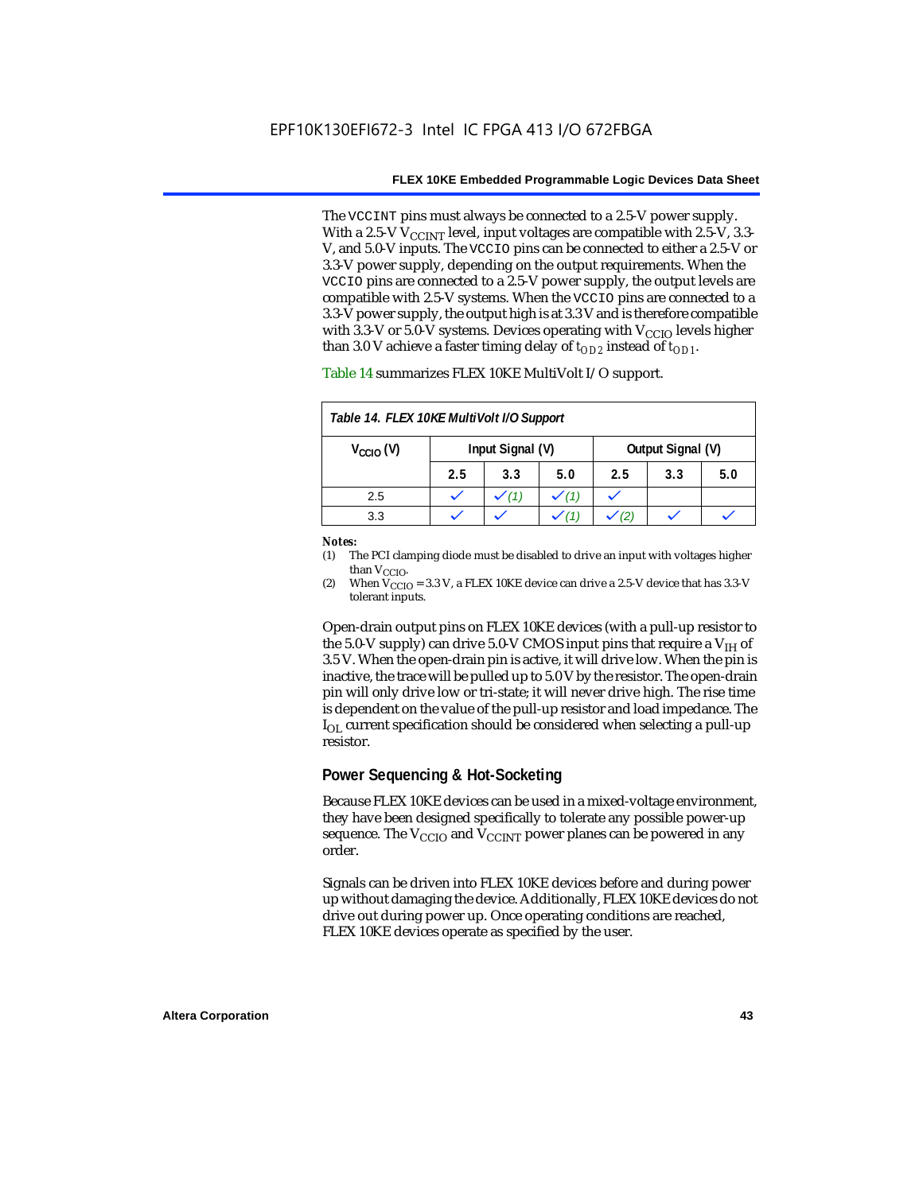The VCCINT pins must always be connected to a 2.5-V power supply. With a 2.5-V $V_{CCINT}$ level, input voltages are compatible with 2.5-V, 3.3-V, and 5.0-V inputs. The VCCIO pins can be connected to either a 2.5-V or 3.3-V power supply, depending on the output requirements. When the VCCIO pins are connected to a 2.5-V power supply, the output levels are compatible with 2.5-V systems. When the VCCIO pins are connected to a 3.3-V power supply, the output high is at 3.3 V and is therefore compatible with 3.3-V or 5.0-V systems. Devices operating with $V_{CCIO}$ levels higher than 3.0 V achieve a faster timing delay of $t_{OD2}$ instead of $t_{OD1}$.

Table 14 summarizes FLEX 10KE MultiVolt I/O support.

*Table 14. FLEX 10KE MultiVolt I/O Support*

| $V_{CCIO}$ (V) | Input Signal (V) | | | Output Signal (V) | | |
|---|---|---|---|---|---|---|
| | 2.5 | 3.3 | 5.0 | 2.5 | 3.3 | 5.0 |
| 2.5 | ✓ | ✓ (1) | ✓ (1) | ✓ | | |
| 3.3 | ✓ | ✓ | ✓ (1) | ✓ (2) | ✓ | ✓ |

**Notes:**
(1) The PCI clamping diode must be disabled to drive an input with voltages higher than $V_{CCIO}$.
(2) When $V_{CCIO}$ = 3.3 V, a FLEX 10KE device can drive a 2.5-V device that has 3.3-V tolerant inputs.

Open-drain output pins on FLEX 10KE devices (with a pull-up resistor to the 5.0-V supply) can drive 5.0-V CMOS input pins that require a $V_{IH}$ of 3.5 V. When the open-drain pin is active, it will drive low. When the pin is inactive, the trace will be pulled up to 5.0 V by the resistor. The open-drain pin will only drive low or tri-state; it will never drive high. The rise time is dependent on the value of the pull-up resistor and load impedance. The $I_{OL}$ current specification should be considered when selecting a pull-up resistor.

## Power Sequencing & Hot-Socketing

Because FLEX 10KE devices can be used in a mixed-voltage environment, they have been designed specifically to tolerate any possible power-up sequence. The $V_{CCIO}$ and $V_{CCINT}$ power planes can be powered in any order.

Signals can be driven into FLEX 10KE devices before and during power up without damaging the device. Additionally, FLEX 10KE devices do not drive out during power up. Once operating conditions are reached, FLEX 10KE devices operate as specified by the user.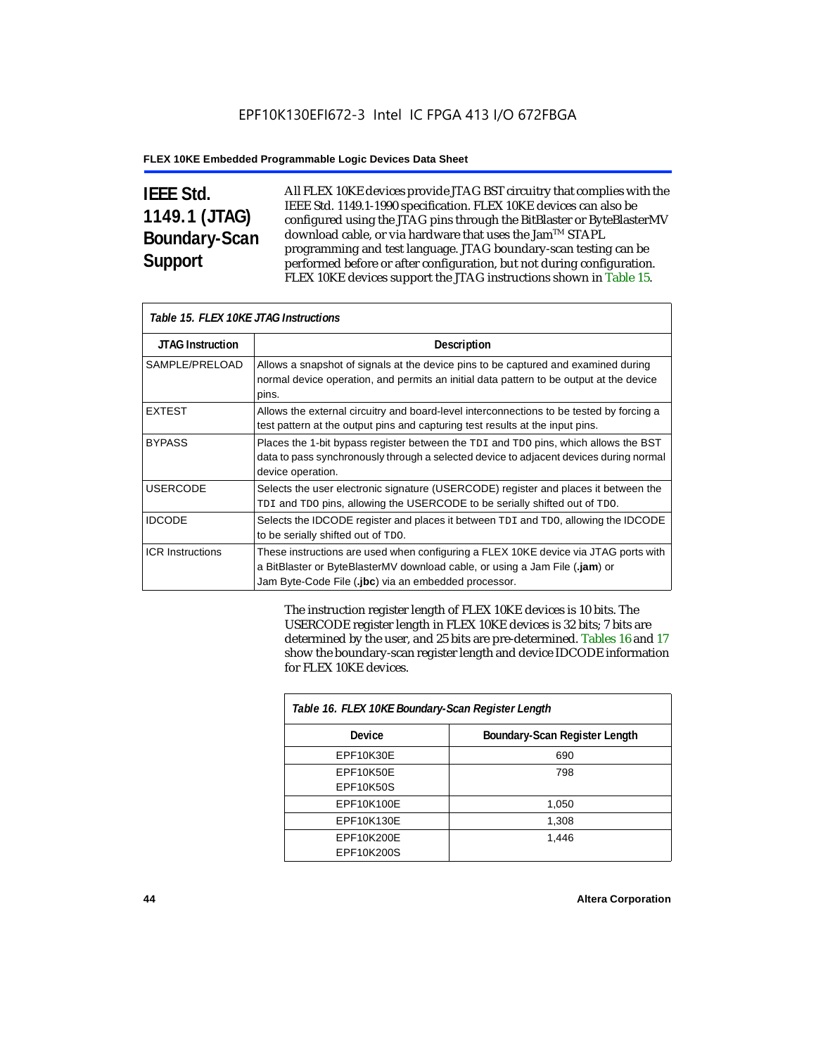## IEEE Std. 1149.1 (JTAG) Boundary-Scan Support

All FLEX 10KE devices provide JTAG BST circuitry that complies with the IEEE Std. 1149.1-1990 specification. FLEX 10KE devices can also be configured using the JTAG pins through the BitBlaster or ByteBlasterMV download cable, or via hardware that uses the Jam™ STAPL programming and test language. JTAG boundary-scan testing can be performed before or after configuration, but not during configuration. FLEX 10KE devices support the JTAG instructions shown in Table 15.

*Table 15. FLEX 10KE JTAG Instructions*

| JTAG Instruction | Description |
|---|---|
| SAMPLE/PRELOAD | Allows a snapshot of signals at the device pins to be captured and examined during normal device operation, and permits an initial data pattern to be output at the device pins. |
| EXTEST | Allows the external circuitry and board-level interconnections to be tested by forcing a test pattern at the output pins and capturing test results at the input pins. |
| BYPASS | Places the 1-bit bypass register between the `TDI` and `TDO` pins, which allows the BST data to pass synchronously through a selected device to adjacent devices during normal device operation. |
| USERCODE | Selects the user electronic signature (USERCODE) register and places it between the `TDI` and `TDO` pins, allowing the USERCODE to be serially shifted out of `TDO`. |
| IDCODE | Selects the IDCODE register and places it between `TDI` and `TDO`, allowing the IDCODE to be serially shifted out of `TDO`. |
| ICR Instructions | These instructions are used when configuring a FLEX 10KE device via JTAG ports with a BitBlaster or ByteBlasterMV download cable, or using a Jam File (**.jam**) or Jam Byte-Code File (**.jbc**) via an embedded processor. |

The instruction register length of FLEX 10KE devices is 10 bits. The USERCODE register length in FLEX 10KE devices is 32 bits; 7 bits are determined by the user, and 25 bits are pre-determined. Tables 16 and 17 show the boundary-scan register length and device IDCODE information for FLEX 10KE devices.

*Table 16. FLEX 10KE Boundary-Scan Register Length*

| Device | Boundary-Scan Register Length |
|---|---|
| EPF10K30E | 690 |
| EPF10K50E<br>EPF10K50S | 798 |
| EPF10K100E | 1,050 |
| EPF10K130E | 1,308 |
| EPF10K200E<br>EPF10K200S | 1,446 |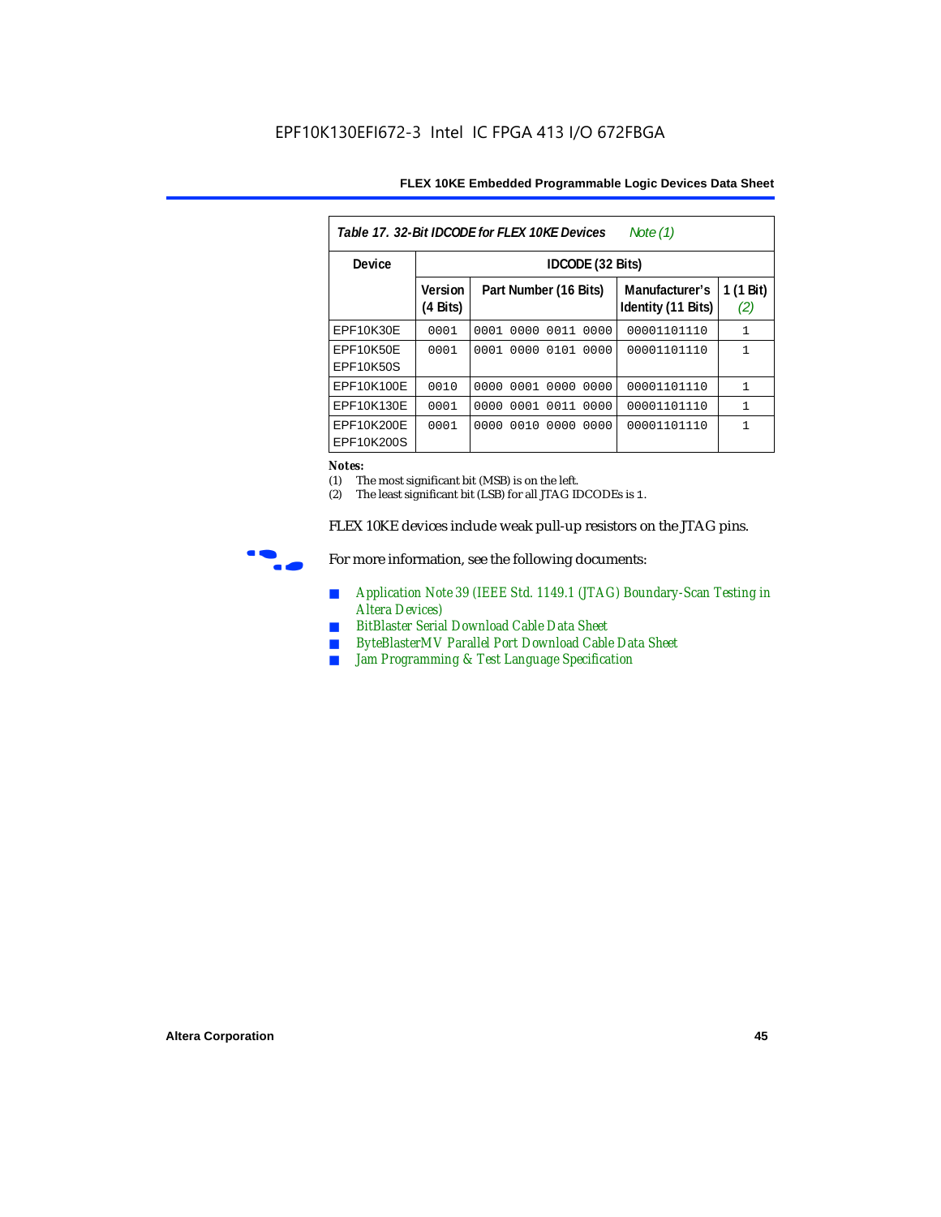**Table 17. 32-Bit IDCODE for FLEX 10KE Devices** *Note (1)*

| Device | IDCODE (32 Bits) | | | |
|---|---|---|---|---|
| | Version (4 Bits) | Part Number (16 Bits) | Manufacturer's Identity (11 Bits) | 1 (1 Bit) *(2)* |
| EPF10K30E | 0001 | 0001 0000 0011 0000 | 00001101110 | 1 |
| EPF10K50E EPF10K50S | 0001 | 0001 0000 0101 0000 | 00001101110 | 1 |
| EPF10K100E | 0010 | 0000 0001 0000 0000 | 00001101110 | 1 |
| EPF10K130E | 0001 | 0000 0001 0011 0000 | 00001101110 | 1 |
| EPF10K200E EPF10K200S | 0001 | 0000 0010 0000 0000 | 00001101110 | 1 |

**Notes:**

(1) The most significant bit (MSB) is on the left.

(2) The least significant bit (LSB) for all JTAG IDCODEs is 1.

FLEX 10KE devices include weak pull-up resistors on the JTAG pins.

For more information, see the following documents:

- *Application Note 39 (IEEE Std. 1149.1 (JTAG) Boundary-Scan Testing in Altera Devices)*
- *BitBlaster Serial Download Cable Data Sheet*
- *ByteBlasterMV Parallel Port Download Cable Data Sheet*
- *Jam Programming & Test Language Specification*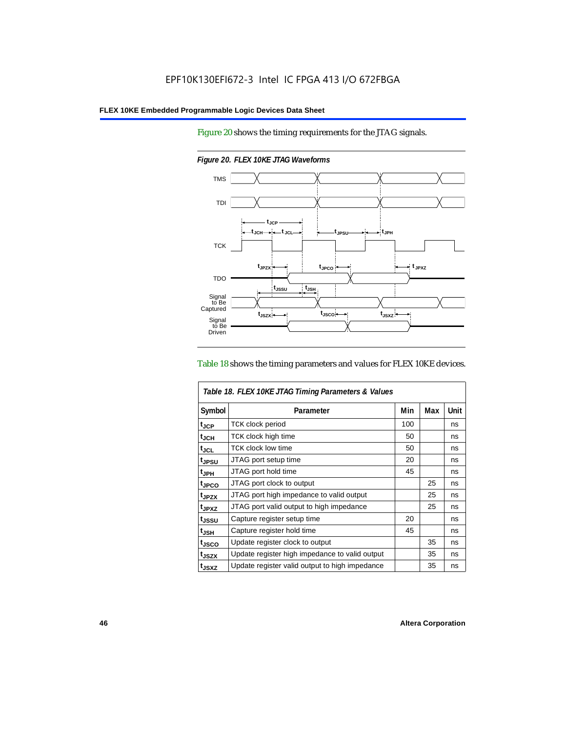Figure 20 shows the timing requirements for the JTAG signals.

*Figure 20. FLEX 10KE JTAG Waveforms*

Table 18 shows the timing parameters and values for FLEX 10KE devices.

| *Table 18. FLEX 10KE JTAG Timing Parameters & Values* | | | | |
|---|---|---|---|---|
| **Symbol** | **Parameter** | **Min** | **Max** | **Unit** |
| $t_{JCP}$ | TCK clock period | 100 | | ns |
| $t_{JCH}$ | TCK clock high time | 50 | | ns |
| $t_{JCL}$ | TCK clock low time | 50 | | ns |
| $t_{JPSU}$ | JTAG port setup time | 20 | | ns |
| $t_{JPH}$ | JTAG port hold time | 45 | | ns |
| $t_{JPCO}$ | JTAG port clock to output | | 25 | ns |
| $t_{JPZX}$ | JTAG port high impedance to valid output | | 25 | ns |
| $t_{JPXZ}$ | JTAG port valid output to high impedance | | 25 | ns |
| $t_{JSSU}$ | Capture register setup time | 20 | | ns |
| $t_{JSH}$ | Capture register hold time | 45 | | ns |
| $t_{JSCO}$ | Update register clock to output | | 35 | ns |
| $t_{JSZX}$ | Update register high impedance to valid output | | 35 | ns |
| $t_{JSXZ}$ | Update register valid output to high impedance | | 35 | ns |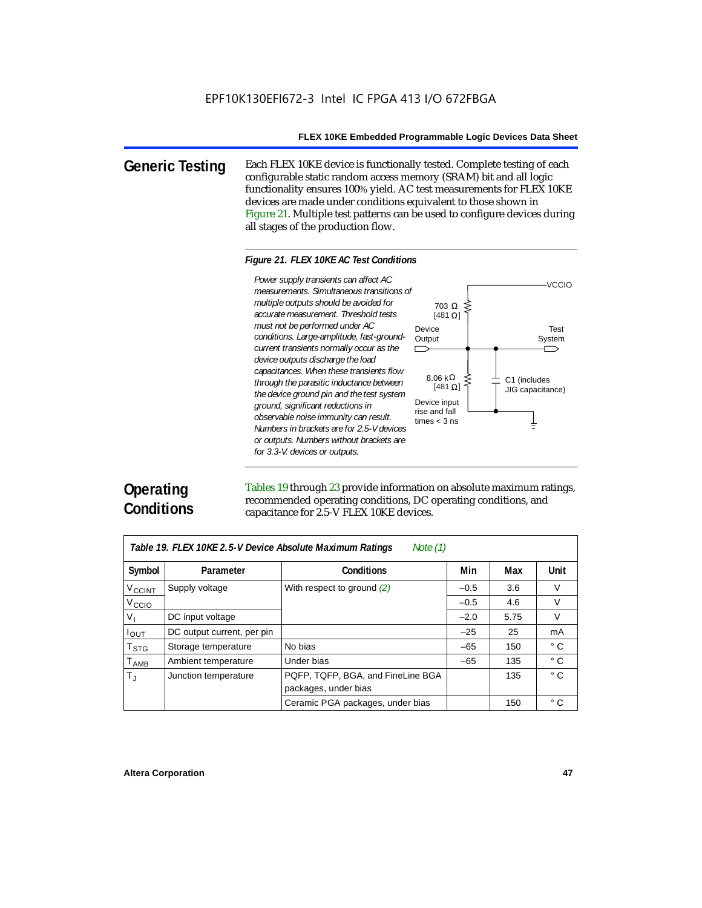## Generic Testing

Each FLEX 10KE device is functionally tested. Complete testing of each configurable static random access memory (SRAM) bit and all logic functionality ensures 100% yield. AC test measurements for FLEX 10KE devices are made under conditions equivalent to those shown in Figure 21. Multiple test patterns can be used to configure devices during all stages of the production flow.

***Figure 21. FLEX 10KE AC Test Conditions***

*Power supply transients can affect AC measurements. Simultaneous transitions of multiple outputs should be avoided for accurate measurement. Threshold tests must not be performed under AC conditions. Large-amplitude, fast-ground-current transients normally occur as the device outputs discharge the load capacitances. When these transients flow through the parasitic inductance between the device ground pin and the test system ground, significant reductions in observable noise immunity can result. Numbers in brackets are for 2.5-V devices or outputs. Numbers without brackets are for 3.3-V. devices or outputs.*

VCCIO

703 Ω [481 Ω]

Device Output

Test System

8.06 kΩ [481 Ω]

C1 (includes JIG capacitance)

Device input rise and fall times < 3 ns

## Operating Conditions

Tables 19 through 23 provide information on absolute maximum ratings, recommended operating conditions, DC operating conditions, and capacitance for 2.5-V FLEX 10KE devices.

| *Table 19. FLEX 10KE 2.5-V Device Absolute Maximum Ratings* *Note (1)* | | | | | |
|---|---|---|---|---|---|
| **Symbol** | **Parameter** | **Conditions** | **Min** | **Max** | **Unit** |
| $V_{CCINT}$ | Supply voltage | With respect to ground *(2)* | –0.5 | 3.6 | V |
| $V_{CCIO}$ | | | –0.5 | 4.6 | V |
| $V_I$ | DC input voltage | | –2.0 | 5.75 | V |
| $I_{OUT}$ | DC output current, per pin | | –25 | 25 | mA |
| $T_{STG}$ | Storage temperature | No bias | –65 | 150 | ° C |
| $T_{AMB}$ | Ambient temperature | Under bias | –65 | 135 | ° C |
| $T_J$ | Junction temperature | PQFP, TQFP, BGA, and FineLine BGA packages, under bias | | 135 | ° C |
| | | Ceramic PGA packages, under bias | | 150 | ° C |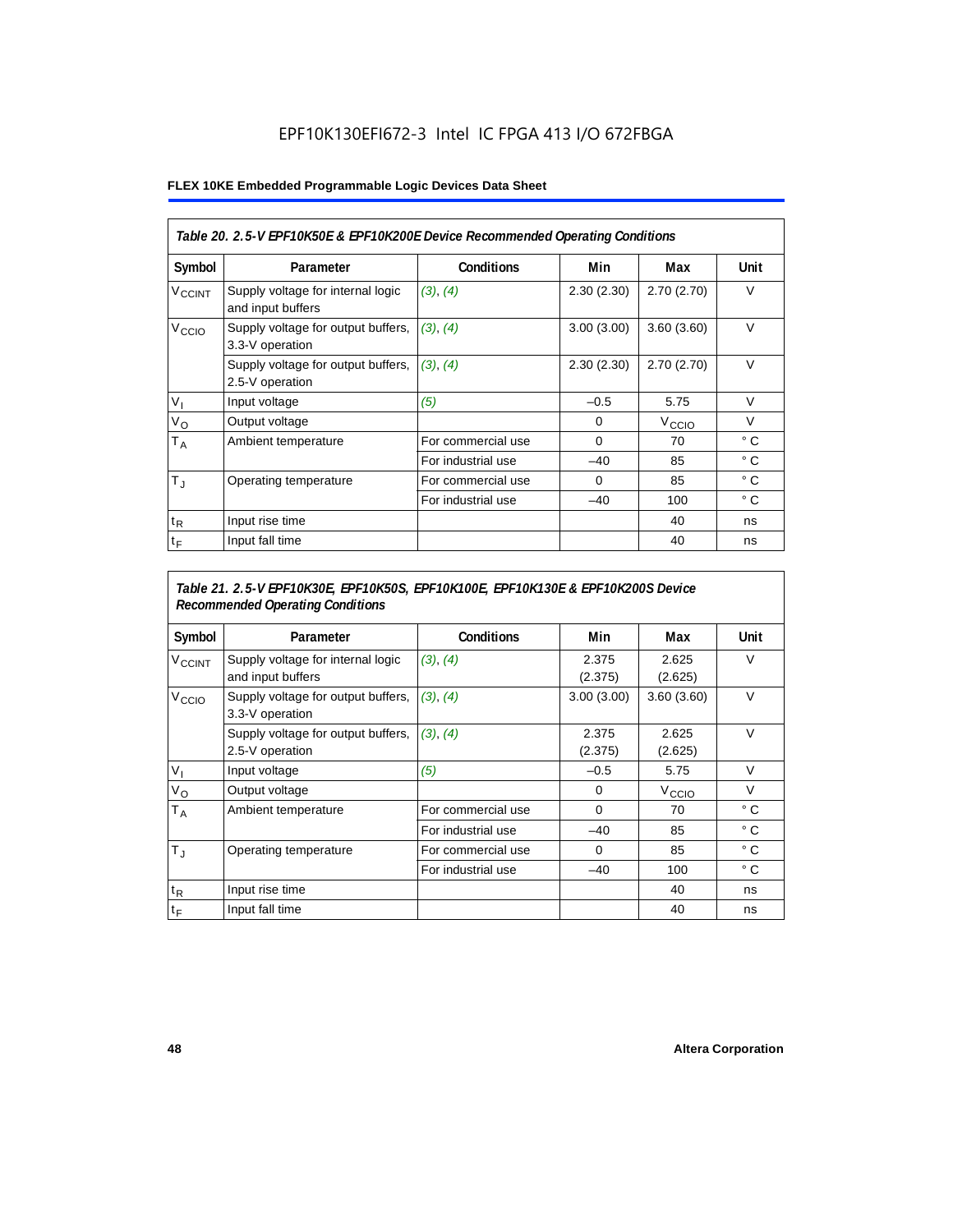EPF10K130EFI672-3 Intel IC FPGA 413 I/O 672FBGA

**FLEX 10KE Embedded Programmable Logic Devices Data Sheet**

*Table 20. 2.5-V EPF10K50E & EPF10K200E Device Recommended Operating Conditions*

| Symbol | Parameter | Conditions | Min | Max | Unit |
|---|---|---|---|---|---|
| $V_{CCINT}$ | Supply voltage for internal logic and input buffers | *(3)*, *(4)* | 2.30 (2.30) | 2.70 (2.70) | V |
| $V_{CCIO}$ | Supply voltage for output buffers, 3.3-V operation | *(3)*, *(4)* | 3.00 (3.00) | 3.60 (3.60) | V |
| | Supply voltage for output buffers, 2.5-V operation | *(3)*, *(4)* | 2.30 (2.30) | 2.70 (2.70) | V |
| $V_I$ | Input voltage | *(5)* | –0.5 | 5.75 | V |
| $V_O$ | Output voltage | | 0 | $V_{CCIO}$ | V |
| $T_A$ | Ambient temperature | For commercial use | 0 | 70 | ° C |
| | | For industrial use | –40 | 85 | ° C |
| $T_J$ | Operating temperature | For commercial use | 0 | 85 | ° C |
| | | For industrial use | –40 | 100 | ° C |
| $t_R$ | Input rise time | | | 40 | ns |
| $t_F$ | Input fall time | | | 40 | ns |

*Table 21. 2.5-V EPF10K30E, EPF10K50S, EPF10K100E, EPF10K130E & EPF10K200S Device Recommended Operating Conditions*

| Symbol | Parameter | Conditions | Min | Max | Unit |
|---|---|---|---|---|---|
| $V_{CCINT}$ | Supply voltage for internal logic and input buffers | *(3)*, *(4)* | 2.375 (2.375) | 2.625 (2.625) | V |
| $V_{CCIO}$ | Supply voltage for output buffers, 3.3-V operation | *(3)*, *(4)* | 3.00 (3.00) | 3.60 (3.60) | V |
| | Supply voltage for output buffers, 2.5-V operation | *(3)*, *(4)* | 2.375 (2.375) | 2.625 (2.625) | V |
| $V_I$ | Input voltage | *(5)* | –0.5 | 5.75 | V |
| $V_O$ | Output voltage | | 0 | $V_{CCIO}$ | V |
| $T_A$ | Ambient temperature | For commercial use | 0 | 70 | ° C |
| | | For industrial use | –40 | 85 | ° C |
| $T_J$ | Operating temperature | For commercial use | 0 | 85 | ° C |
| | | For industrial use | –40 | 100 | ° C |
| $t_R$ | Input rise time | | | 40 | ns |
| $t_F$ | Input fall time | | | 40 | ns |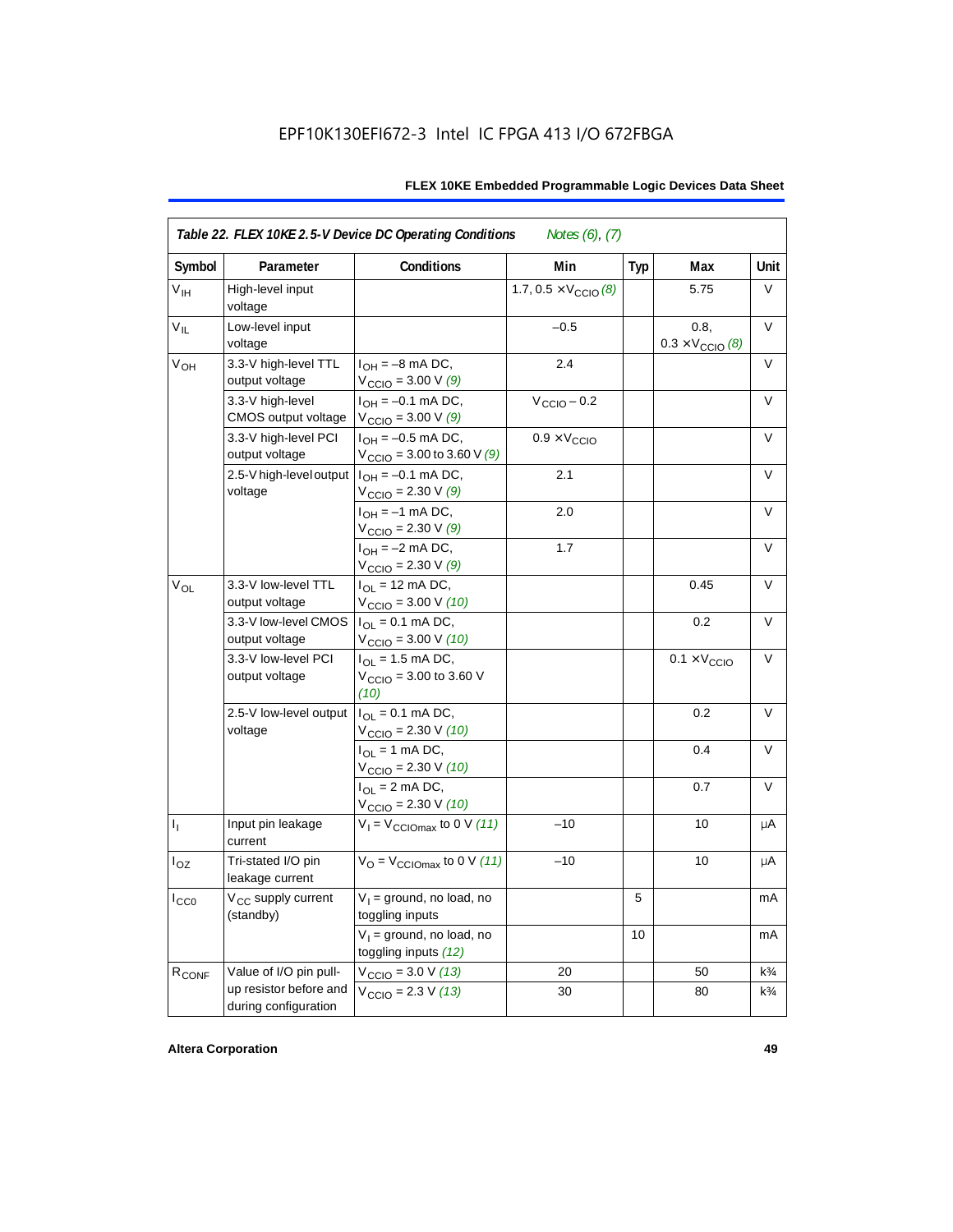*Table 22. FLEX 10KE 2.5-V Device DC Operating Conditions* *Notes (6), (7)*

| Symbol | Parameter | Conditions | Min | Typ | Max | Unit |
|---|---|---|---|---|---|---|
| $V_{IH}$ | High-level input voltage | | 1.7, 0.5 × $V_{CCIO}$ *(8)* | | 5.75 | V |
| $V_{IL}$ | Low-level input voltage | | –0.5 | | 0.8, 0.3 × $V_{CCIO}$ *(8)* | V |
| $V_{OH}$ | 3.3-V high-level TTL output voltage | $I_{OH}$ = –8 mA DC, $V_{CCIO}$ = 3.00 V *(9)* | 2.4 | | | V |
| | 3.3-V high-level CMOS output voltage | $I_{OH}$ = –0.1 mA DC, $V_{CCIO}$ = 3.00 V *(9)* | $V_{CCIO}$ – 0.2 | | | V |
| | 3.3-V high-level PCI output voltage | $I_{OH}$ = –0.5 mA DC, $V_{CCIO}$ = 3.00 to 3.60 V *(9)* | 0.9 × $V_{CCIO}$ | | | V |
| | 2.5-V high-level output voltage | $I_{OH}$ = –0.1 mA DC, $V_{CCIO}$ = 2.30 V *(9)* | 2.1 | | | V |
| | | $I_{OH}$ = –1 mA DC, $V_{CCIO}$ = 2.30 V *(9)* | 2.0 | | | V |
| | | $I_{OH}$ = –2 mA DC, $V_{CCIO}$ = 2.30 V *(9)* | 1.7 | | | V |
| $V_{OL}$ | 3.3-V low-level TTL output voltage | $I_{OL}$ = 12 mA DC, $V_{CCIO}$ = 3.00 V *(10)* | | | 0.45 | V |
| | 3.3-V low-level CMOS output voltage | $I_{OL}$ = 0.1 mA DC, $V_{CCIO}$ = 3.00 V *(10)* | | | 0.2 | V |
| | 3.3-V low-level PCI output voltage | $I_{OL}$ = 1.5 mA DC, $V_{CCIO}$ = 3.00 to 3.60 V *(10)* | | | 0.1 × $V_{CCIO}$ | V |
| | 2.5-V low-level output voltage | $I_{OL}$ = 0.1 mA DC, $V_{CCIO}$ = 2.30 V *(10)* | | | 0.2 | V |
| | | $I_{OL}$ = 1 mA DC, $V_{CCIO}$ = 2.30 V *(10)* | | | 0.4 | V |
| | | $I_{OL}$ = 2 mA DC, $V_{CCIO}$ = 2.30 V *(10)* | | | 0.7 | V |
| $I_I$ | Input pin leakage current | $V_I$ = $V_{CCIOmax}$ to 0 V *(11)* | –10 | | 10 | μA |
| $I_{OZ}$ | Tri-stated I/O pin leakage current | $V_O$ = $V_{CCIOmax}$ to 0 V *(11)* | –10 | | 10 | μA |
| $I_{CC0}$ | $V_{CC}$ supply current (standby) | $V_I$ = ground, no load, no toggling inputs | | 5 | | mA |
| | | $V_I$ = ground, no load, no toggling inputs *(12)* | | 10 | | mA |
| $R_{CONF}$ | Value of I/O pin pull-up resistor before and during configuration | $V_{CCIO}$ = 3.0 V *(13)* | 20 | | 50 | k¾ |
| | | $V_{CCIO}$ = 2.3 V *(13)* | 30 | | 80 | k¾ |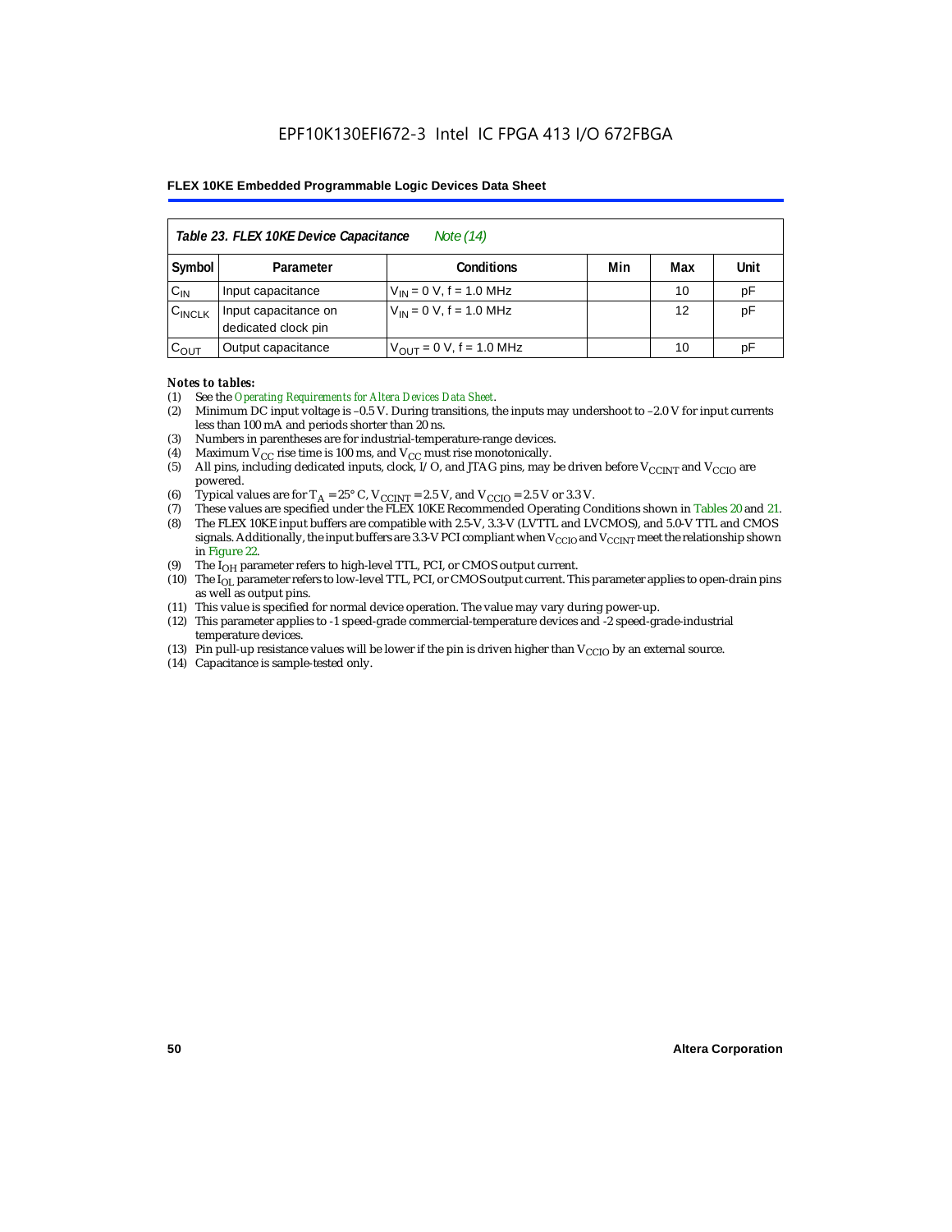EPF10K130EFI672-3 Intel IC FPGA 413 I/O 672FBGA

| *Table 23. FLEX 10KE Device Capacitance* *Note (14)* | | | | | |
|---|---|---|---|---|---|
| Symbol | Parameter | Conditions | Min | Max | Unit |
| $C_{IN}$ | Input capacitance | $V_{IN}$ = 0 V, f = 1.0 MHz | | 10 | pF |
| $C_{INCLK}$ | Input capacitance on dedicated clock pin | $V_{IN}$ = 0 V, f = 1.0 MHz | | 12 | pF |
| $C_{OUT}$ | Output capacitance | $V_{OUT}$ = 0 V, f = 1.0 MHz | | 10 | pF |

***Notes to tables:***

(1) See the *Operating Requirements for Altera Devices Data Sheet*.
(2) Minimum DC input voltage is –0.5 V. During transitions, the inputs may undershoot to –2.0 V for input currents less than 100 mA and periods shorter than 20 ns.
(3) Numbers in parentheses are for industrial-temperature-range devices.
(4) Maximum $V_{CC}$ rise time is 100 ms, and $V_{CC}$ must rise monotonically.
(5) All pins, including dedicated inputs, clock, I/O, and JTAG pins, may be driven before $V_{CCINT}$ and $V_{CCIO}$ are powered.
(6) Typical values are for $T_A$ = 25° C, $V_{CCINT}$ = 2.5 V, and $V_{CCIO}$ = 2.5 V or 3.3 V.
(7) These values are specified under the FLEX 10KE Recommended Operating Conditions shown in Tables 20 and 21.
(8) The FLEX 10KE input buffers are compatible with 2.5-V, 3.3-V (LVTTL and LVCMOS), and 5.0-V TTL and CMOS signals. Additionally, the input buffers are 3.3-V PCI compliant when $V_{CCIO}$ and $V_{CCINT}$ meet the relationship shown in Figure 22.
(9) The $I_{OH}$ parameter refers to high-level TTL, PCI, or CMOS output current.
(10) The $I_{OL}$ parameter refers to low-level TTL, PCI, or CMOS output current. This parameter applies to open-drain pins as well as output pins.
(11) This value is specified for normal device operation. The value may vary during power-up.
(12) This parameter applies to -1 speed-grade commercial-temperature devices and -2 speed-grade-industrial temperature devices.
(13) Pin pull-up resistance values will be lower if the pin is driven higher than $V_{CCIO}$ by an external source.
(14) Capacitance is sample-tested only.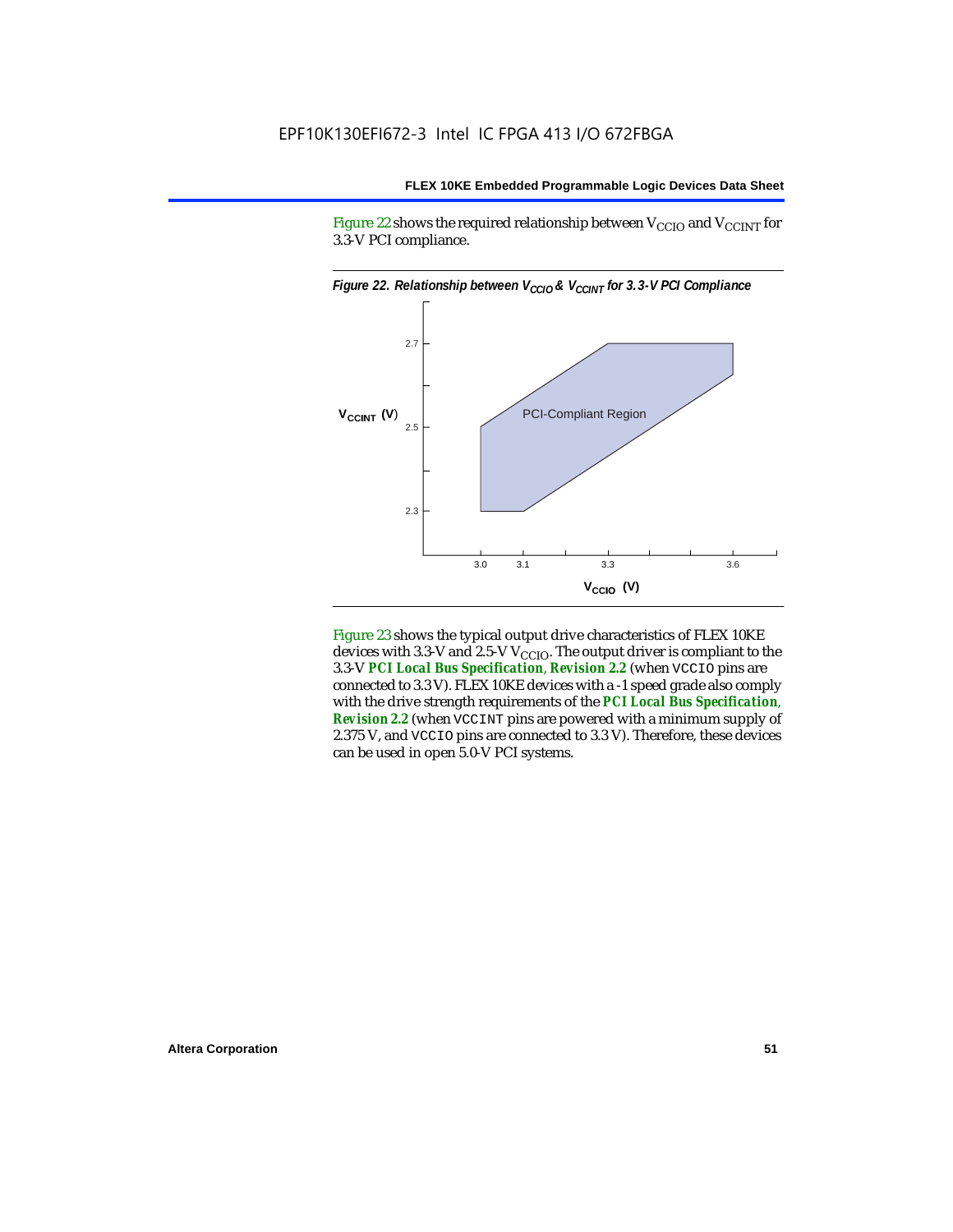EPF10K130EFI672-3 Intel IC FPGA 413 I/O 672FBGA

Figure 22 shows the required relationship between $V_{CCIO}$ and $V_{CCINT}$ for 3.3-V PCI compliance.

*Figure 22. Relationship between $V_{CCIO}$ & $V_{CCINT}$ for 3.3-V PCI Compliance*

Figure 23 shows the typical output drive characteristics of FLEX 10KE devices with 3.3-V and 2.5-V $V_{CCIO}$. The output driver is compliant to the 3.3-V ***PCI Local Bus Specification*, *Revision 2.2*** (when VCCIO pins are connected to 3.3 V). FLEX 10KE devices with a -1 speed grade also comply with the drive strength requirements of the ***PCI Local Bus Specification*, *Revision 2.2*** (when VCCINT pins are powered with a minimum supply of 2.375 V, and VCCIO pins are connected to 3.3 V). Therefore, these devices can be used in open 5.0-V PCI systems.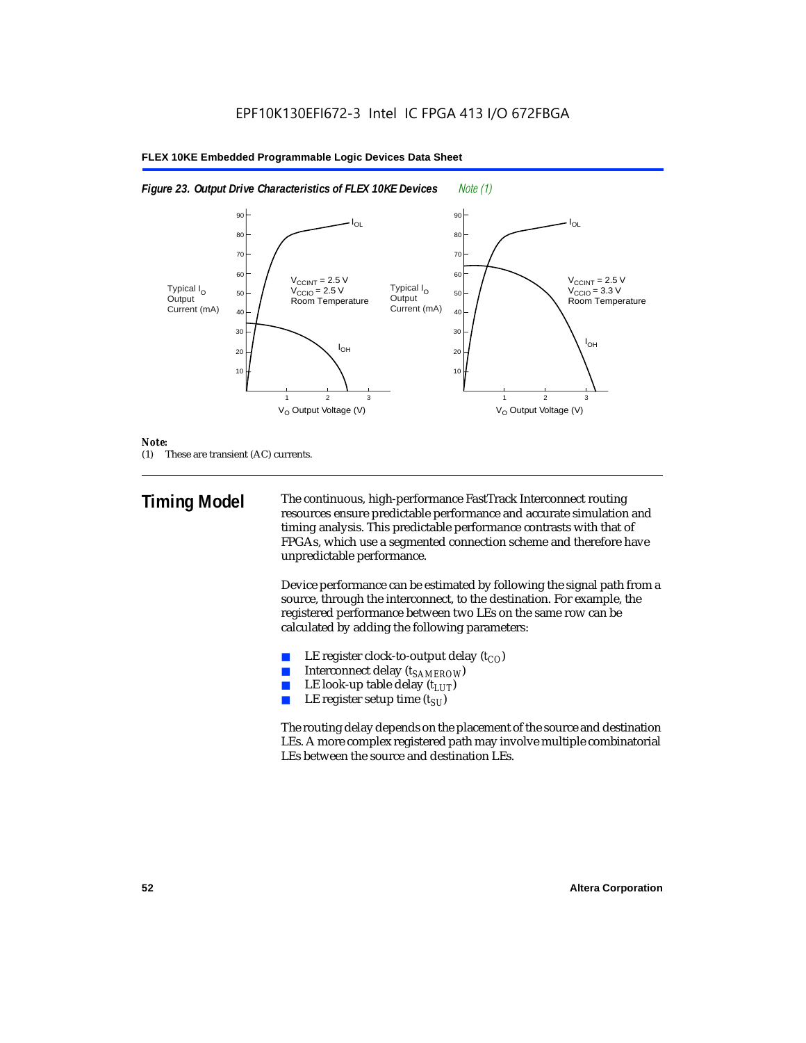*Figure 23. Output Drive Characteristics of FLEX 10KE Devices* *Note (1)*

*Note:*
(1) These are transient (AC) currents.

## Timing Model

The continuous, high-performance FastTrack Interconnect routing resources ensure predictable performance and accurate simulation and timing analysis. This predictable performance contrasts with that of FPGAs, which use a segmented connection scheme and therefore have unpredictable performance.

Device performance can be estimated by following the signal path from a source, through the interconnect, to the destination. For example, the registered performance between two LEs on the same row can be calculated by adding the following parameters:

- LE register clock-to-output delay ($t_{CO}$)
- Interconnect delay ($t_{SAMEROW}$)
- LE look-up table delay ($t_{LUT}$)
- LE register setup time ($t_{SU}$)

The routing delay depends on the placement of the source and destination LEs. A more complex registered path may involve multiple combinatorial LEs between the source and destination LEs.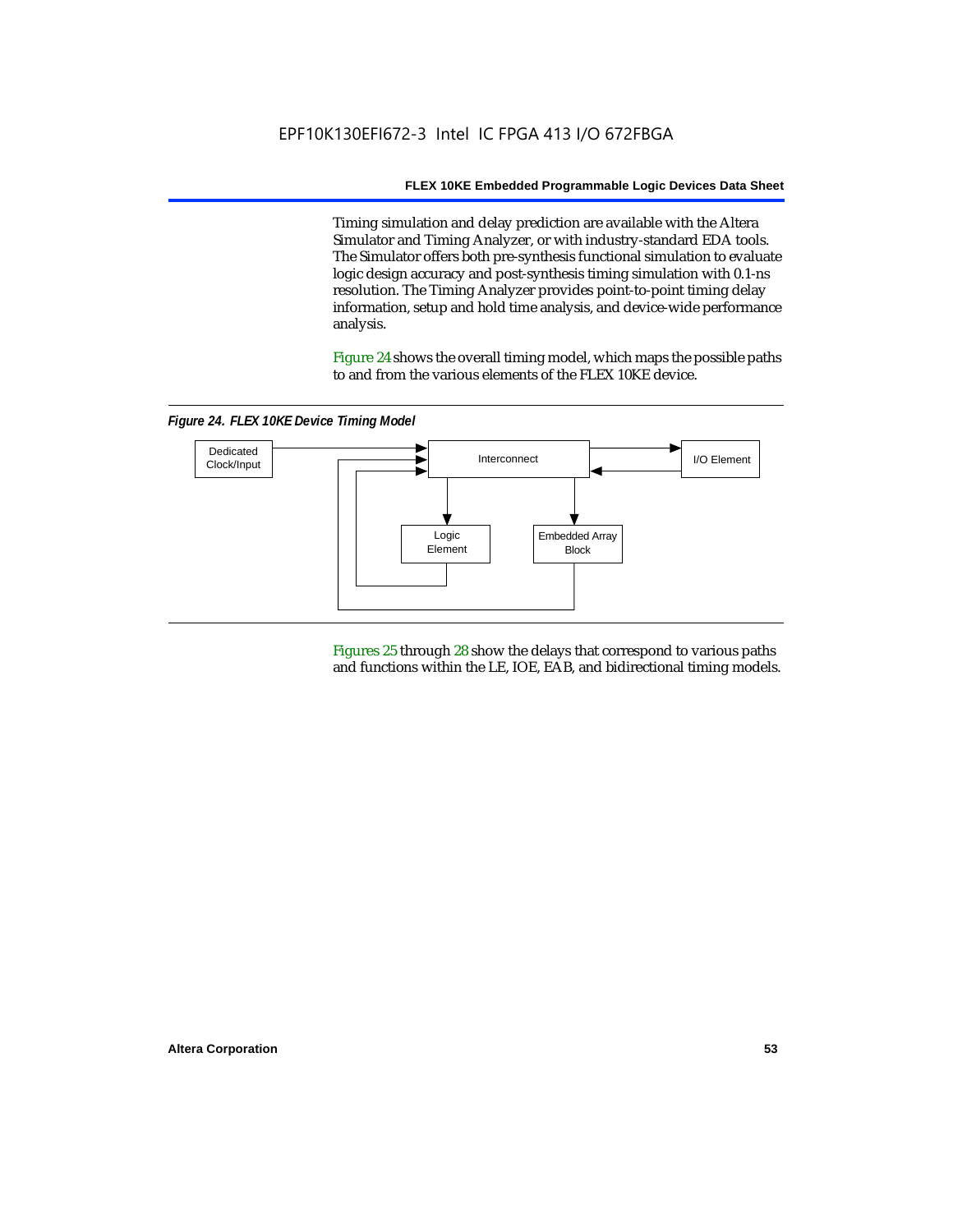Timing simulation and delay prediction are available with the Altera Simulator and Timing Analyzer, or with industry-standard EDA tools. The Simulator offers both pre-synthesis functional simulation to evaluate logic design accuracy and post-synthesis timing simulation with 0.1-ns resolution. The Timing Analyzer provides point-to-point timing delay information, setup and hold time analysis, and device-wide performance analysis.

Figure 24 shows the overall timing model, which maps the possible paths to and from the various elements of the FLEX 10KE device.

*Figure 24. FLEX 10KE Device Timing Model*

Figures 25 through 28 show the delays that correspond to various paths and functions within the LE, IOE, EAB, and bidirectional timing models.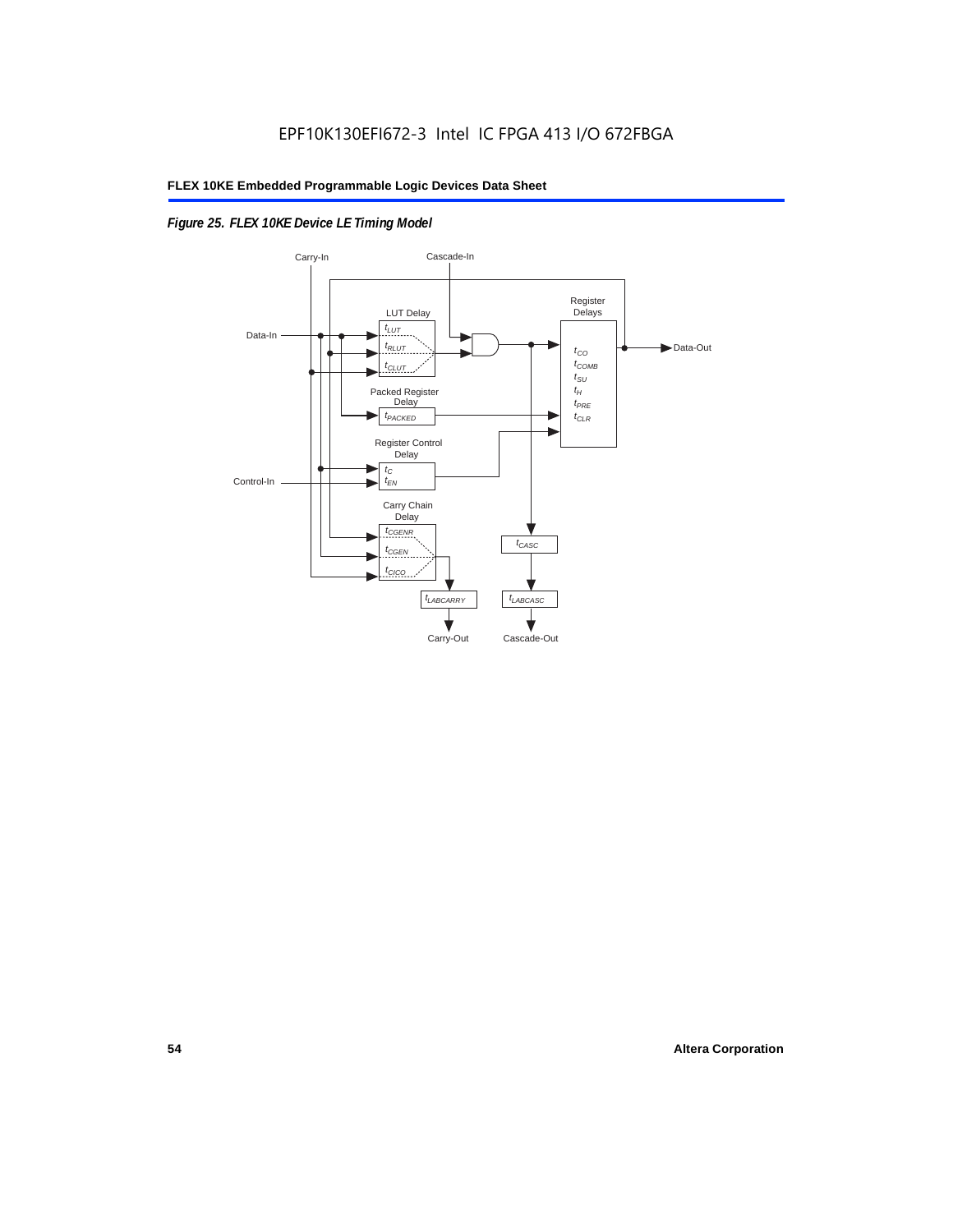*Figure 25. FLEX 10KE Device LE Timing Model*

Carry-In

Cascade-In

Data-In

LUT Delay

$t_{LUT}$

$t_{RLUT}$

$t_{CLUT}$

Register Delays

$t_{CO}$

$t_{COMB}$

$t_{SU}$

$t_{H}$

$t_{PRE}$

$t_{CLR}$

Data-Out

Packed Register Delay

$t_{PACKED}$

Register Control Delay

$t_{C}$

$t_{EN}$

Control-In

Carry Chain Delay

$t_{CGENR}$

$t_{CGEN}$

$t_{CICO}$

$t_{CASC}$

$t_{LABCARRY}$

$t_{LABCASC}$

Carry-Out

Cascade-Out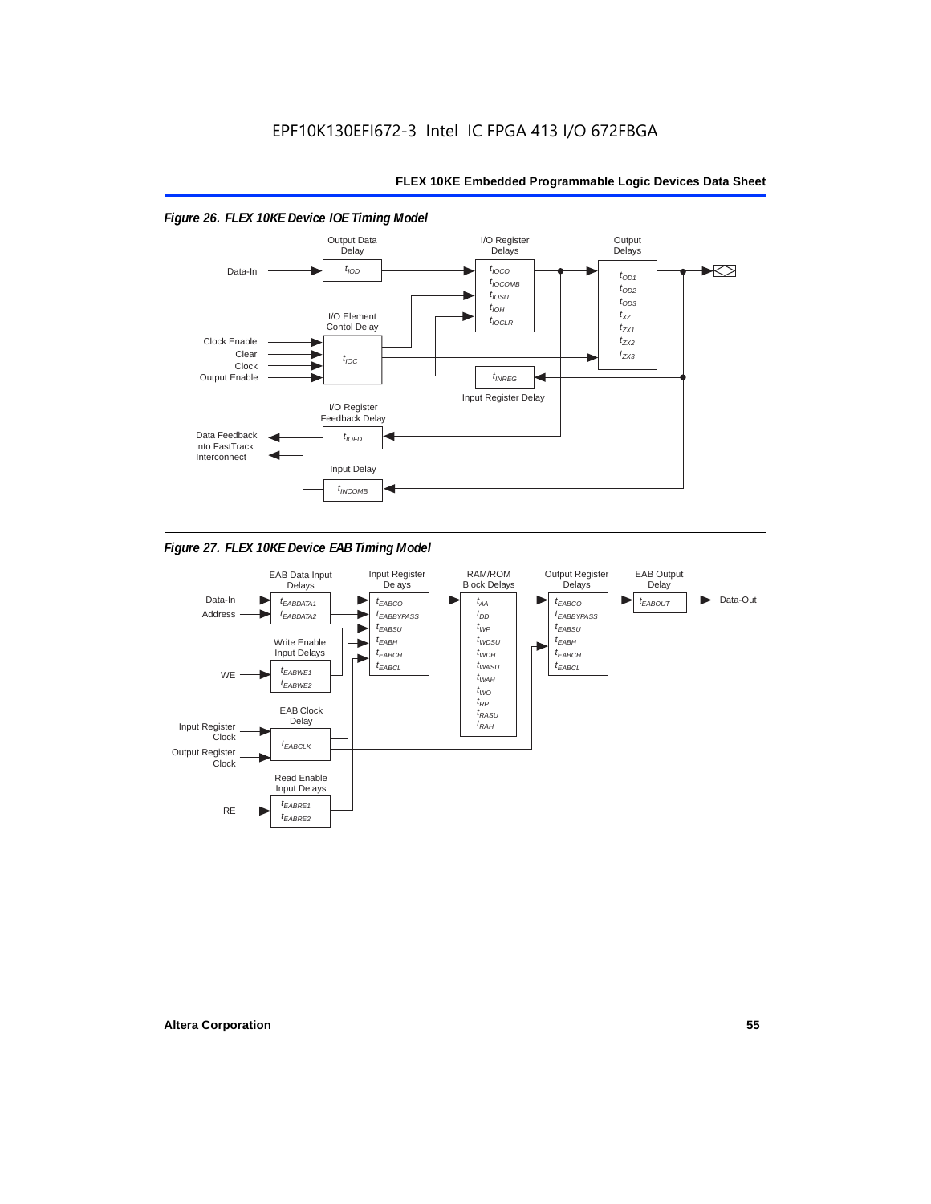*Figure 26. FLEX 10KE Device IOE Timing Model*

Output Data Delay: $t_{IOD}$

I/O Register Delays: $t_{IOCO}$, $t_{IOCOMB}$, $t_{IOSU}$, $t_{IOH}$, $t_{IOCLR}$

Output Delays: $t_{OD1}$, $t_{OD2}$, $t_{OD3}$, $t_{XZ}$, $t_{ZX1}$, $t_{ZX2}$, $t_{ZX3}$

I/O Element Contol Delay: $t_{IOC}$

Input Register Delay: $t_{INREG}$

I/O Register Feedback Delay: $t_{IOFD}$

Input Delay: $t_{INCOMB}$

Inputs: Data-In, Clock Enable, Clear, Clock, Output Enable

Output: Data Feedback into FastTrack Interconnect

*Figure 27. FLEX 10KE Device EAB Timing Model*

EAB Data Input Delays: $t_{EABDATA1}$, $t_{EABDATA2}$

Input Register Delays: $t_{EABCO}$, $t_{EABBYPASS}$, $t_{EABSU}$, $t_{EABH}$, $t_{EABCH}$, $t_{EABCL}$

RAM/ROM Block Delays: $t_{AA}$, $t_{DD}$, $t_{WP}$, $t_{WDSU}$, $t_{WDH}$, $t_{WASU}$, $t_{WAH}$, $t_{WO}$, $t_{RP}$, $t_{RASU}$, $t_{RAH}$

Output Register Delays: $t_{EABCO}$, $t_{EABBYPASS}$, $t_{EABSU}$, $t_{EABH}$, $t_{EABCH}$, $t_{EABCL}$

EAB Output Delay: $t_{EABOUT}$

Write Enable Input Delays: $t_{EABWE1}$, $t_{EABWE2}$

EAB Clock Delay: $t_{EABCLK}$

Read Enable Input Delays: $t_{EABRE1}$, $t_{EABRE2}$

Inputs: Data-In, Address, WE, Input Register Clock, Output Register Clock, RE

Output: Data-Out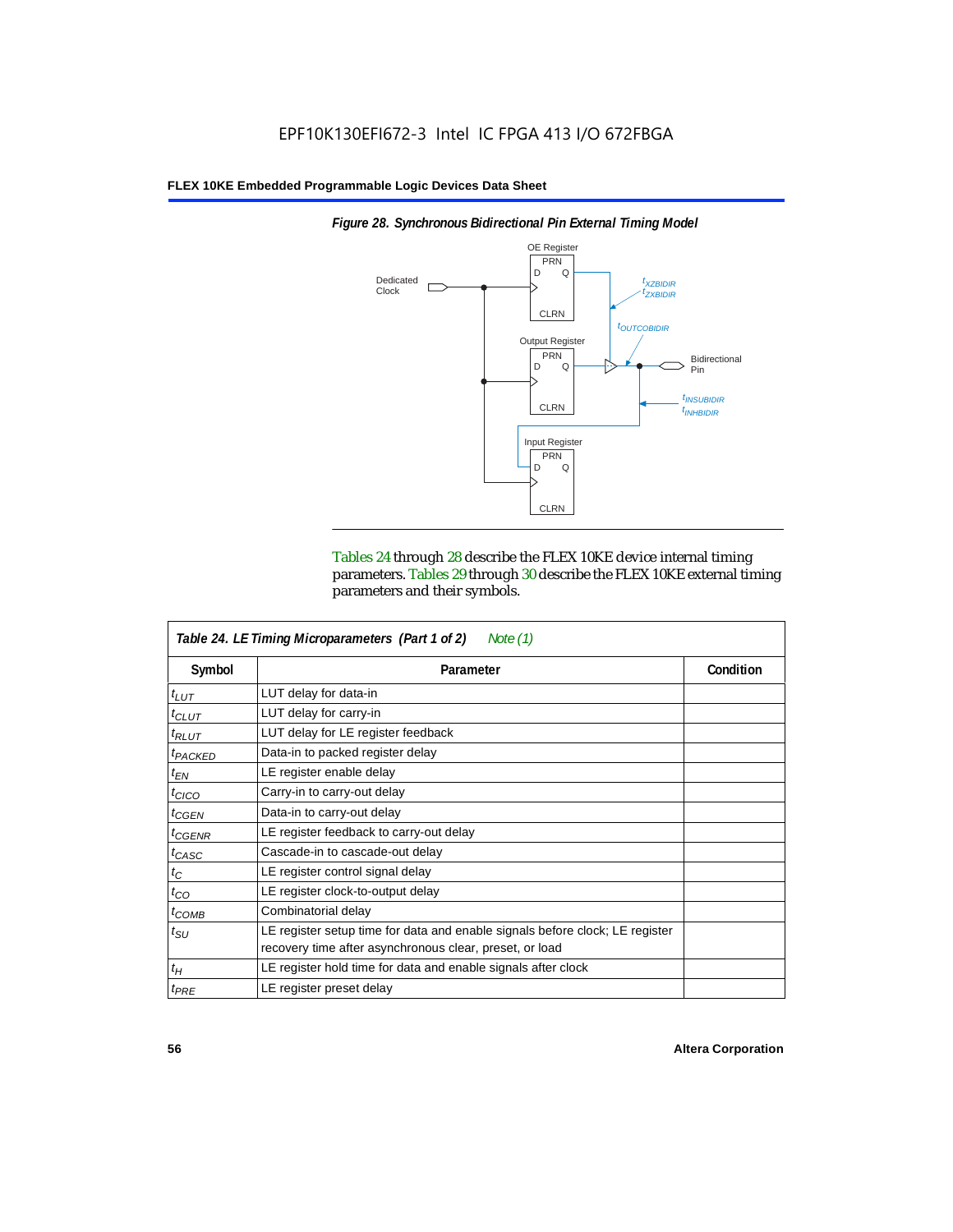EPF10K130EFI672-3 Intel IC FPGA 413 I/O 672FBGA

**FLEX 10KE Embedded Programmable Logic Devices Data Sheet**

*Figure 28. Synchronous Bidirectional Pin External Timing Model*

OE Register, PRN, D, Q, CLRN, Dedicated Clock, $t_{XZBIDIR}$, $t_{ZXBIDIR}$, $t_{OUTCOBIDIR}$, Output Register, PRN, D, Q, CLRN, Bidirectional Pin, $t_{INSUBIDIR}$, $t_{INHBIDIR}$, Input Register, PRN, D, Q, CLRN

Tables 24 through 28 describe the FLEX 10KE device internal timing parameters. Tables 29 through 30 describe the FLEX 10KE external timing parameters and their symbols.

*Table 24. LE Timing Microparameters (Part 1 of 2) Note (1)*

| Symbol | Parameter | Condition |
|---|---|---|
| $t_{LUT}$ | LUT delay for data-in | |
| $t_{CLUT}$ | LUT delay for carry-in | |
| $t_{RLUT}$ | LUT delay for LE register feedback | |
| $t_{PACKED}$ | Data-in to packed register delay | |
| $t_{EN}$ | LE register enable delay | |
| $t_{CICO}$ | Carry-in to carry-out delay | |
| $t_{CGEN}$ | Data-in to carry-out delay | |
| $t_{CGENR}$ | LE register feedback to carry-out delay | |
| $t_{CASC}$ | Cascade-in to cascade-out delay | |
| $t_C$ | LE register control signal delay | |
| $t_{CO}$ | LE register clock-to-output delay | |
| $t_{COMB}$ | Combinatorial delay | |
| $t_{SU}$ | LE register setup time for data and enable signals before clock; LE register recovery time after asynchronous clear, preset, or load | |
| $t_H$ | LE register hold time for data and enable signals after clock | |
| $t_{PRE}$ | LE register preset delay | |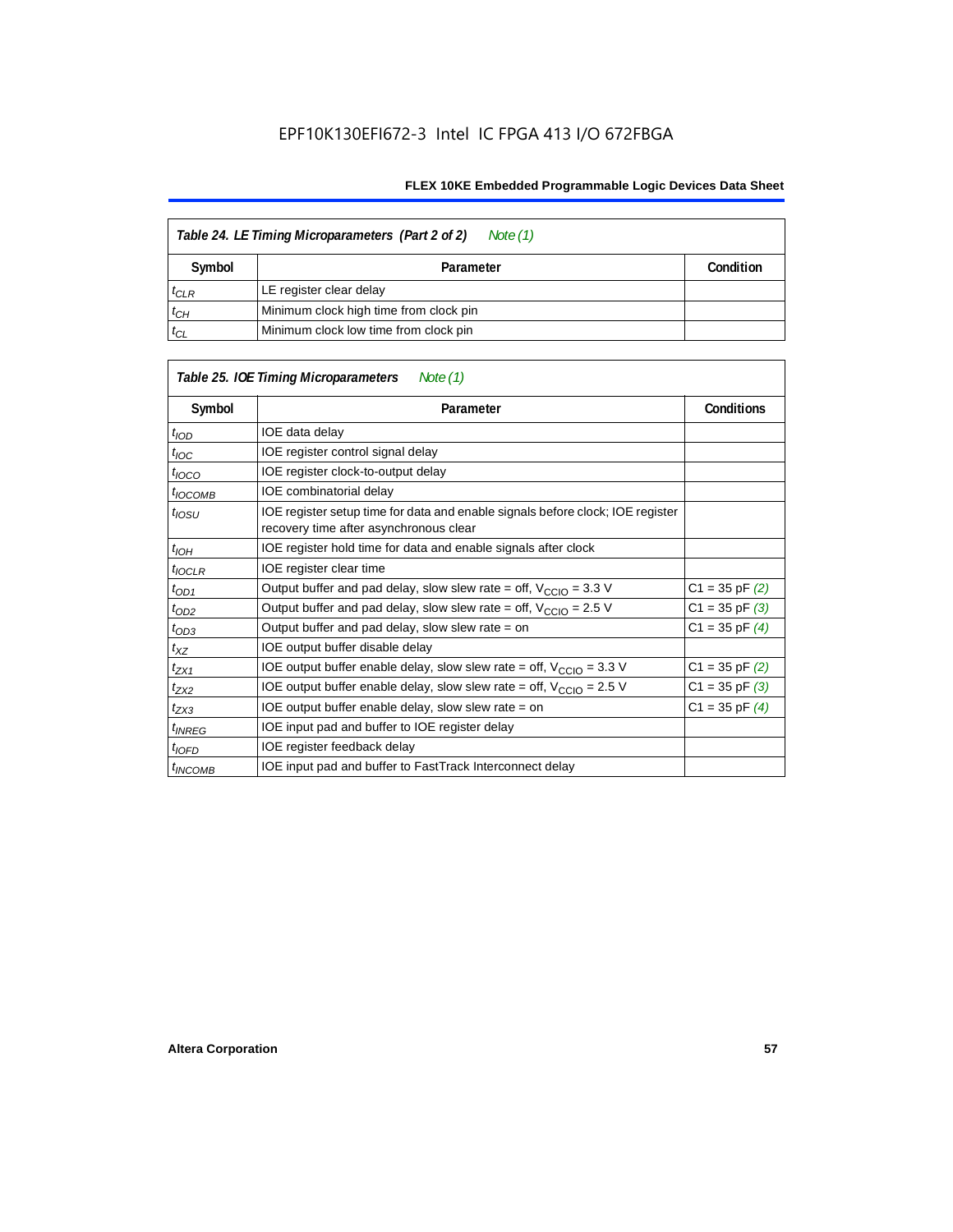## Table 24. LE Timing Microparameters (Part 2 of 2) *Note (1)*

| Symbol | Parameter | Condition |
|---|---|---|
| $t_{CLR}$ | LE register clear delay | |
| $t_{CH}$ | Minimum clock high time from clock pin | |
| $t_{CL}$ | Minimum clock low time from clock pin | |

## Table 25. IOE Timing Microparameters *Note (1)*

| Symbol | Parameter | Conditions |
|---|---|---|
| $t_{IOD}$ | IOE data delay | |
| $t_{IOC}$ | IOE register control signal delay | |
| $t_{IOCO}$ | IOE register clock-to-output delay | |
| $t_{IOCOMB}$ | IOE combinatorial delay | |
| $t_{IOSU}$ | IOE register setup time for data and enable signals before clock; IOE register recovery time after asynchronous clear | |
| $t_{IOH}$ | IOE register hold time for data and enable signals after clock | |
| $t_{IOCLR}$ | IOE register clear time | |
| $t_{OD1}$ | Output buffer and pad delay, slow slew rate = off, $V_{CCIO}$ = 3.3 V | C1 = 35 pF *(2)* |
| $t_{OD2}$ | Output buffer and pad delay, slow slew rate = off, $V_{CCIO}$ = 2.5 V | C1 = 35 pF *(3)* |
| $t_{OD3}$ | Output buffer and pad delay, slow slew rate = on | C1 = 35 pF *(4)* |
| $t_{XZ}$ | IOE output buffer disable delay | |
| $t_{ZX1}$ | IOE output buffer enable delay, slow slew rate = off, $V_{CCIO}$ = 3.3 V | C1 = 35 pF *(2)* |
| $t_{ZX2}$ | IOE output buffer enable delay, slow slew rate = off, $V_{CCIO}$ = 2.5 V | C1 = 35 pF *(3)* |
| $t_{ZX3}$ | IOE output buffer enable delay, slow slew rate = on | C1 = 35 pF *(4)* |
| $t_{INREG}$ | IOE input pad and buffer to IOE register delay | |
| $t_{IOFD}$ | IOE register feedback delay | |
| $t_{INCOMB}$ | IOE input pad and buffer to FastTrack Interconnect delay | |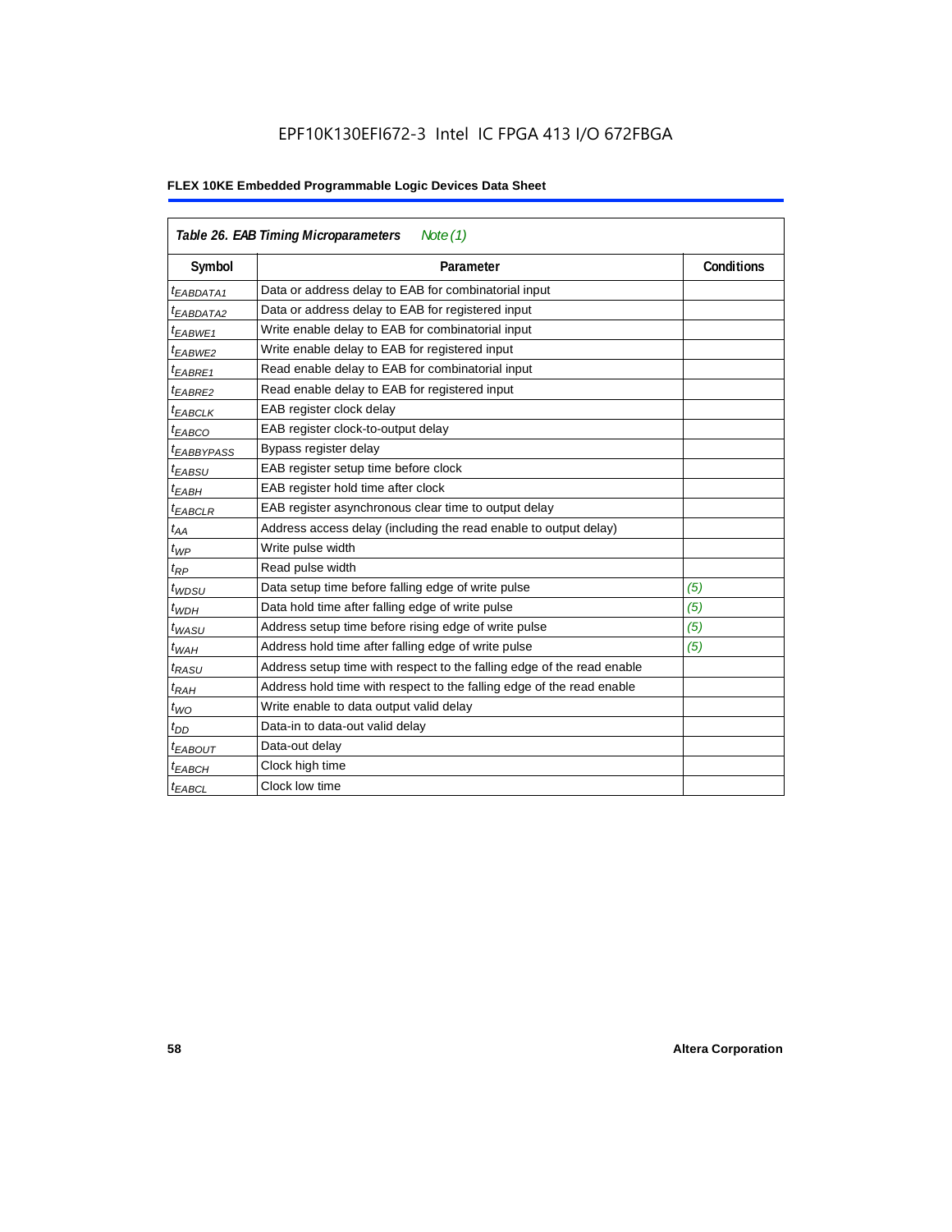**Table 26. EAB Timing Microparameters** *Note (1)*

| Symbol | Parameter | Conditions |
|---|---|---|
| $t_{EABDATA1}$ | Data or address delay to EAB for combinatorial input | |
| $t_{EABDATA2}$ | Data or address delay to EAB for registered input | |
| $t_{EABWE1}$ | Write enable delay to EAB for combinatorial input | |
| $t_{EABWE2}$ | Write enable delay to EAB for registered input | |
| $t_{EABRE1}$ | Read enable delay to EAB for combinatorial input | |
| $t_{EABRE2}$ | Read enable delay to EAB for registered input | |
| $t_{EABCLK}$ | EAB register clock delay | |
| $t_{EABCO}$ | EAB register clock-to-output delay | |
| $t_{EABBYPASS}$ | Bypass register delay | |
| $t_{EABSU}$ | EAB register setup time before clock | |
| $t_{EABH}$ | EAB register hold time after clock | |
| $t_{EABCLR}$ | EAB register asynchronous clear time to output delay | |
| $t_{AA}$ | Address access delay (including the read enable to output delay) | |
| $t_{WP}$ | Write pulse width | |
| $t_{RP}$ | Read pulse width | |
| $t_{WDSU}$ | Data setup time before falling edge of write pulse | *(5)* |
| $t_{WDH}$ | Data hold time after falling edge of write pulse | *(5)* |
| $t_{WASU}$ | Address setup time before rising edge of write pulse | *(5)* |
| $t_{WAH}$ | Address hold time after falling edge of write pulse | *(5)* |
| $t_{RASU}$ | Address setup time with respect to the falling edge of the read enable | |
| $t_{RAH}$ | Address hold time with respect to the falling edge of the read enable | |
| $t_{WO}$ | Write enable to data output valid delay | |
| $t_{DD}$ | Data-in to data-out valid delay | |
| $t_{EABOUT}$ | Data-out delay | |
| $t_{EABCH}$ | Clock high time | |
| $t_{EABCL}$ | Clock low time | |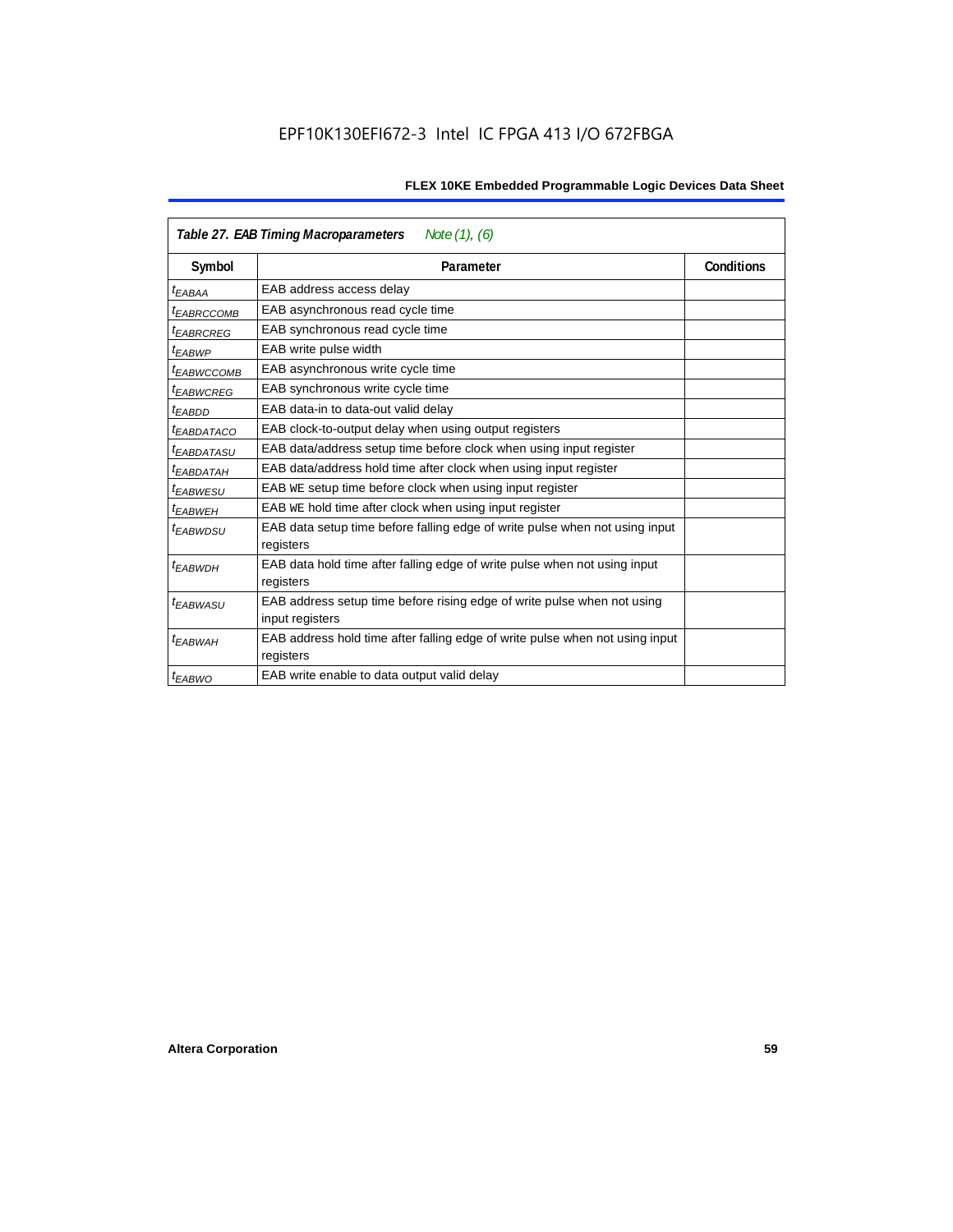**Table 27. EAB Timing Macroparameters** *Note (1), (6)*

| Symbol | Parameter | Conditions |
|---|---|---|
| $t_{EABAA}$ | EAB address access delay | |
| $t_{EABRCCOMB}$ | EAB asynchronous read cycle time | |
| $t_{EABRCREG}$ | EAB synchronous read cycle time | |
| $t_{EABWP}$ | EAB write pulse width | |
| $t_{EABWCCOMB}$ | EAB asynchronous write cycle time | |
| $t_{EABWCREG}$ | EAB synchronous write cycle time | |
| $t_{EABDD}$ | EAB data-in to data-out valid delay | |
| $t_{EABDATACO}$ | EAB clock-to-output delay when using output registers | |
| $t_{EABDATASU}$ | EAB data/address setup time before clock when using input register | |
| $t_{EABDATAH}$ | EAB data/address hold time after clock when using input register | |
| $t_{EABWESU}$ | EAB WE setup time before clock when using input register | |
| $t_{EABWEH}$ | EAB WE hold time after clock when using input register | |
| $t_{EABWDSU}$ | EAB data setup time before falling edge of write pulse when not using input registers | |
| $t_{EABWDH}$ | EAB data hold time after falling edge of write pulse when not using input registers | |
| $t_{EABWASU}$ | EAB address setup time before rising edge of write pulse when not using input registers | |
| $t_{EABWAH}$ | EAB address hold time after falling edge of write pulse when not using input registers | |
| $t_{EABWO}$ | EAB write enable to data output valid delay | |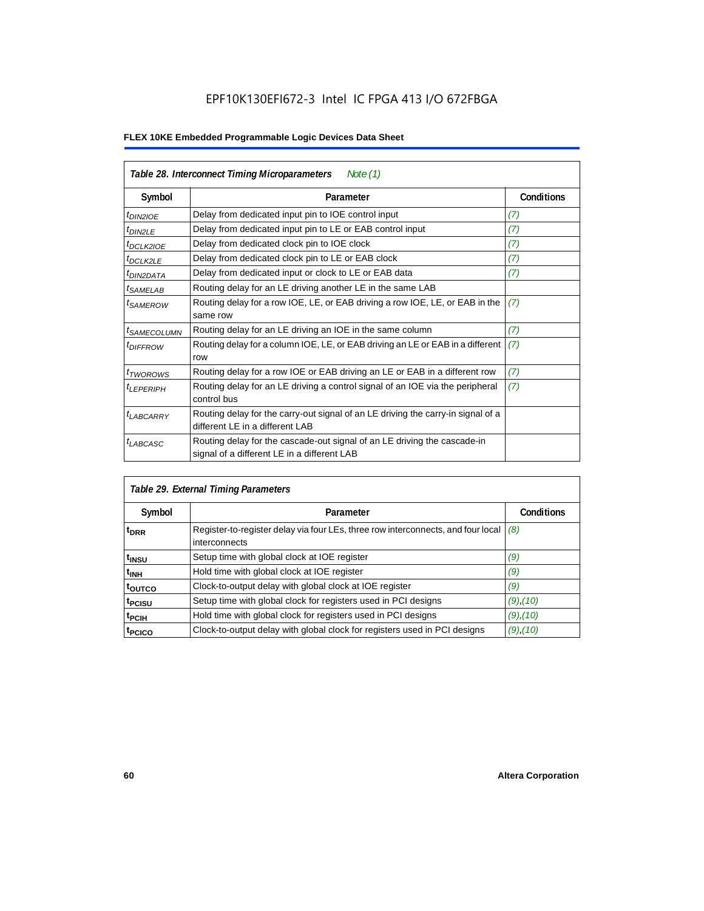| *Table 28. Interconnect Timing Microparameters* *Note (1)* | | |
|---|---|---|
| **Symbol** | **Parameter** | **Conditions** |
| $t_{DIN2IOE}$ | Delay from dedicated input pin to IOE control input | *(7)* |
| $t_{DIN2LE}$ | Delay from dedicated input pin to LE or EAB control input | *(7)* |
| $t_{DCLK2IOE}$ | Delay from dedicated clock pin to IOE clock | *(7)* |
| $t_{DCLK2LE}$ | Delay from dedicated clock pin to LE or EAB clock | *(7)* |
| $t_{DIN2DATA}$ | Delay from dedicated input or clock to LE or EAB data | *(7)* |
| $t_{SAMELAB}$ | Routing delay for an LE driving another LE in the same LAB | |
| $t_{SAMEROW}$ | Routing delay for a row IOE, LE, or EAB driving a row IOE, LE, or EAB in the same row | *(7)* |
| $t_{SAMECOLUMN}$ | Routing delay for an LE driving an IOE in the same column | *(7)* |
| $t_{DIFFROW}$ | Routing delay for a column IOE, LE, or EAB driving an LE or EAB in a different row | *(7)* |
| $t_{TWOROWS}$ | Routing delay for a row IOE or EAB driving an LE or EAB in a different row | *(7)* |
| $t_{LEPERIPH}$ | Routing delay for an LE driving a control signal of an IOE via the peripheral control bus | *(7)* |
| $t_{LABCARRY}$ | Routing delay for the carry-out signal of an LE driving the carry-in signal of a different LE in a different LAB | |
| $t_{LABCASC}$ | Routing delay for the cascade-out signal of an LE driving the cascade-in signal of a different LE in a different LAB | |

| *Table 29. External Timing Parameters* | | |
|---|---|---|
| **Symbol** | **Parameter** | **Conditions** |
| $t_{DRR}$ | Register-to-register delay via four LEs, three row interconnects, and four local interconnects | *(8)* |
| $t_{INSU}$ | Setup time with global clock at IOE register | *(9)* |
| $t_{INH}$ | Hold time with global clock at IOE register | *(9)* |
| $t_{OUTCO}$ | Clock-to-output delay with global clock at IOE register | *(9)* |
| $t_{PCISU}$ | Setup time with global clock for registers used in PCI designs | *(9)*,*(10)* |
| $t_{PCIH}$ | Hold time with global clock for registers used in PCI designs | *(9)*,*(10)* |
| $t_{PCICO}$ | Clock-to-output delay with global clock for registers used in PCI designs | *(9)*,*(10)* |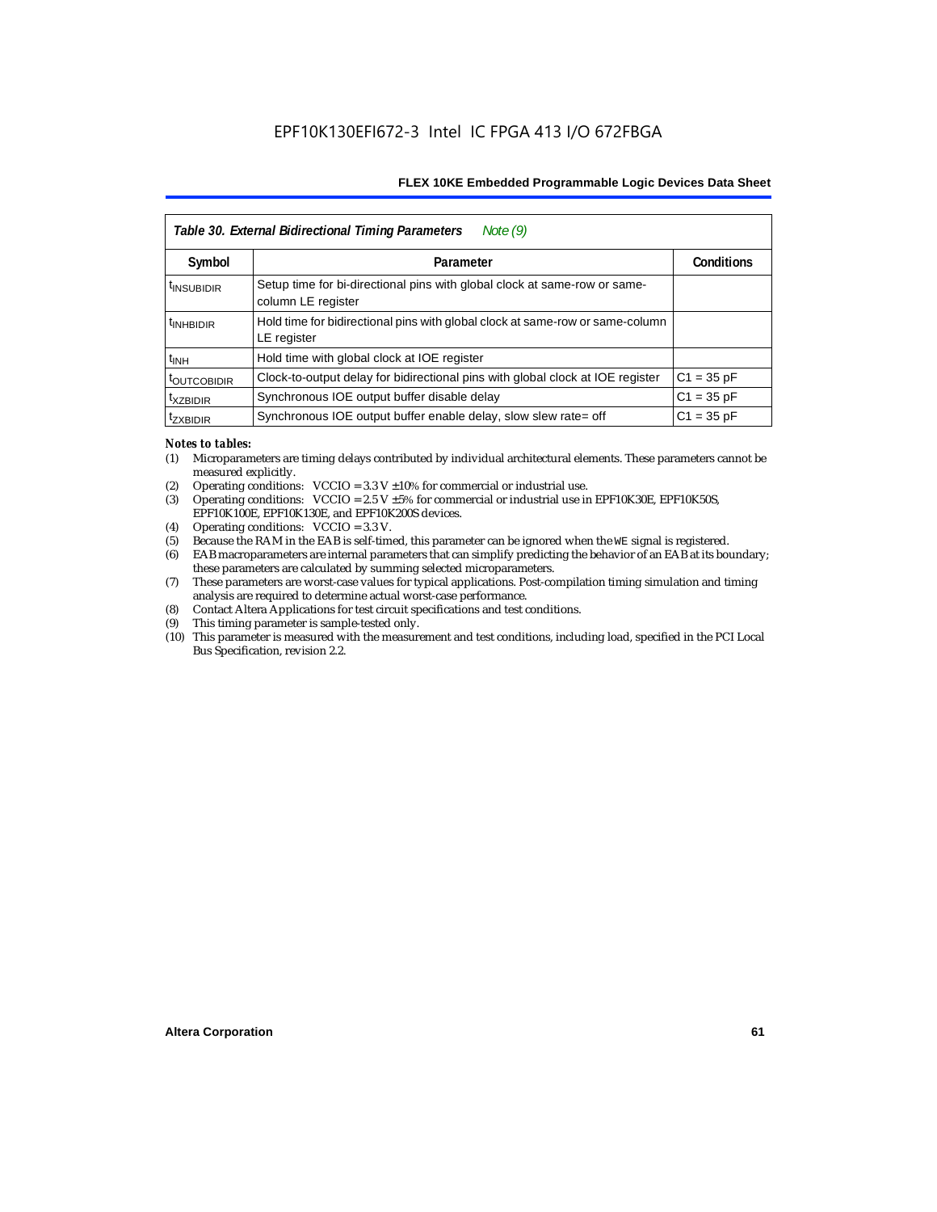| *Table 30. External Bidirectional Timing Parameters Note (9)* | | |
|---|---|---|
| **Symbol** | **Parameter** | **Conditions** |
| $t_{INSUBIDIR}$ | Setup time for bi-directional pins with global clock at same-row or same-column LE register | |
| $t_{INHBIDIR}$ | Hold time for bidirectional pins with global clock at same-row or same-column LE register | |
| $t_{INH}$ | Hold time with global clock at IOE register | |
| $t_{OUTCOBIDIR}$ | Clock-to-output delay for bidirectional pins with global clock at IOE register | C1 = 35 pF |
| $t_{XZBIDIR}$ | Synchronous IOE output buffer disable delay | C1 = 35 pF |
| $t_{ZXBIDIR}$ | Synchronous IOE output buffer enable delay, slow slew rate= off | C1 = 35 pF |

*Notes to tables:*

(1) Microparameters are timing delays contributed by individual architectural elements. These parameters cannot be measured explicitly.

(2) Operating conditions: VCCIO = 3.3 V ±10% for commercial or industrial use.

(3) Operating conditions: VCCIO = 2.5 V ±5% for commercial or industrial use in EPF10K30E, EPF10K50S, EPF10K100E, EPF10K130E, and EPF10K200S devices.

(4) Operating conditions: VCCIO = 3.3 V.

(5) Because the RAM in the EAB is self-timed, this parameter can be ignored when the WE signal is registered.

(6) EAB macroparameters are internal parameters that can simplify predicting the behavior of an EAB at its boundary; these parameters are calculated by summing selected microparameters.

(7) These parameters are worst-case values for typical applications. Post-compilation timing simulation and timing analysis are required to determine actual worst-case performance.

(8) Contact Altera Applications for test circuit specifications and test conditions.

(9) This timing parameter is sample-tested only.

(10) This parameter is measured with the measurement and test conditions, including load, specified in the PCI Local Bus Specification, revision 2.2.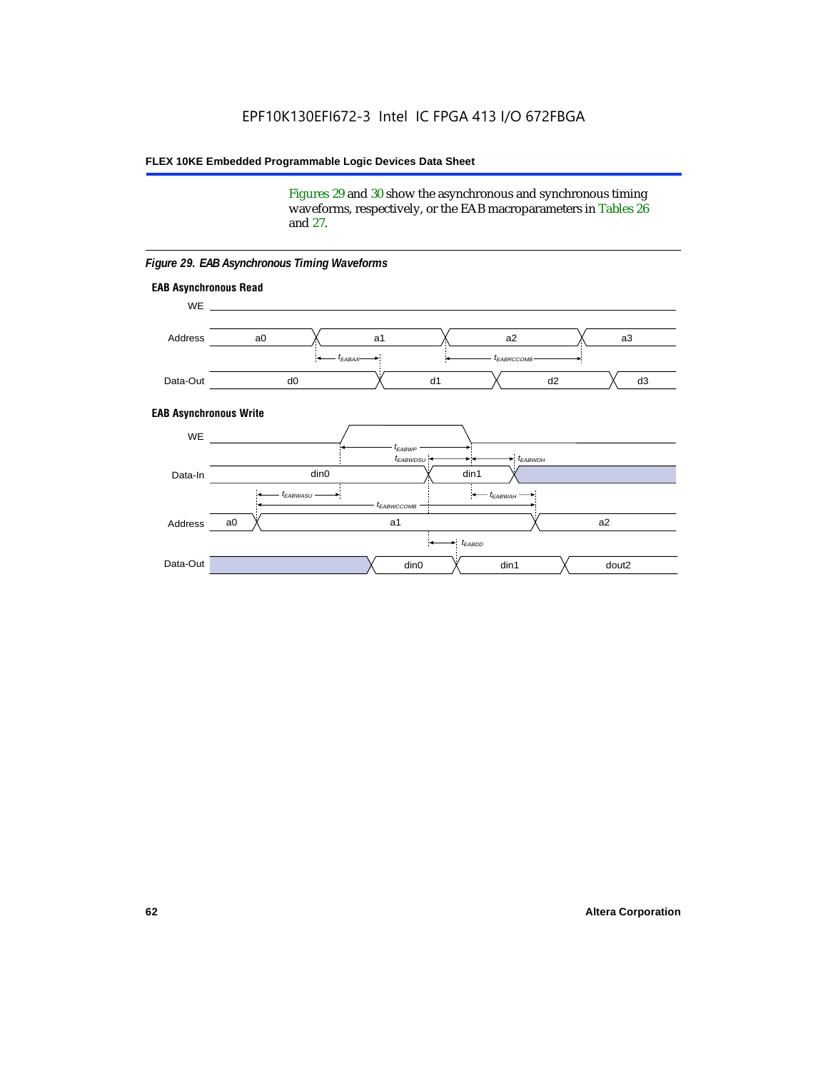Figures 29 and 30 show the asynchronous and synchronous timing waveforms, respectively, or the EAB macroparameters in Tables 26 and 27.

*Figure 29. EAB Asynchronous Timing Waveforms*

**EAB Asynchronous Read**

WE

Address: a0, a1, a2, a3

$t_{EABAA}$ $t_{EABRCCOMB}$

Data-Out: d0, d1, d2, d3

**EAB Asynchronous Write**

WE

$t_{EABWP}$

$t_{EABWDSU}$ $t_{EABWDH}$

Data-In: din0, din1

$t_{EABWASU}$ $t_{EABWAH}$

$t_{EABWCCOMB}$

Address: a0, a1, a2

$t_{EABDD}$

Data-Out: din0, din1, dout2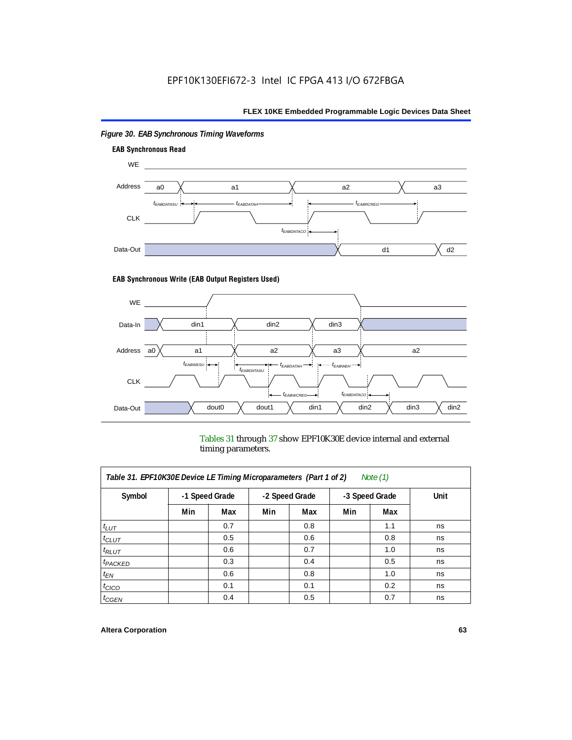*Figure 30. EAB Synchronous Timing Waveforms*

**EAB Synchronous Read**

**EAB Synchronous Write (EAB Output Registers Used)**

Tables 31 through 37 show EPF10K30E device internal and external timing parameters.

| *Table 31. EPF10K30E Device LE Timing Microparameters (Part 1 of 2) Note (1)* | | | | | | | |
|---|---|---|---|---|---|---|---|
| **Symbol** | **-1 Speed Grade** | | **-2 Speed Grade** | | **-3 Speed Grade** | | **Unit** |
| | **Min** | **Max** | **Min** | **Max** | **Min** | **Max** | |
| $t_{LUT}$ | | 0.7 | | 0.8 | | 1.1 | ns |
| $t_{CLUT}$ | | 0.5 | | 0.6 | | 0.8 | ns |
| $t_{RLUT}$ | | 0.6 | | 0.7 | | 1.0 | ns |
| $t_{PACKED}$ | | 0.3 | | 0.4 | | 0.5 | ns |
| $t_{EN}$ | | 0.6 | | 0.8 | | 1.0 | ns |
| $t_{CICO}$ | | 0.1 | | 0.1 | | 0.2 | ns |
| $t_{CGEN}$ | | 0.4 | | 0.5 | | 0.7 | ns |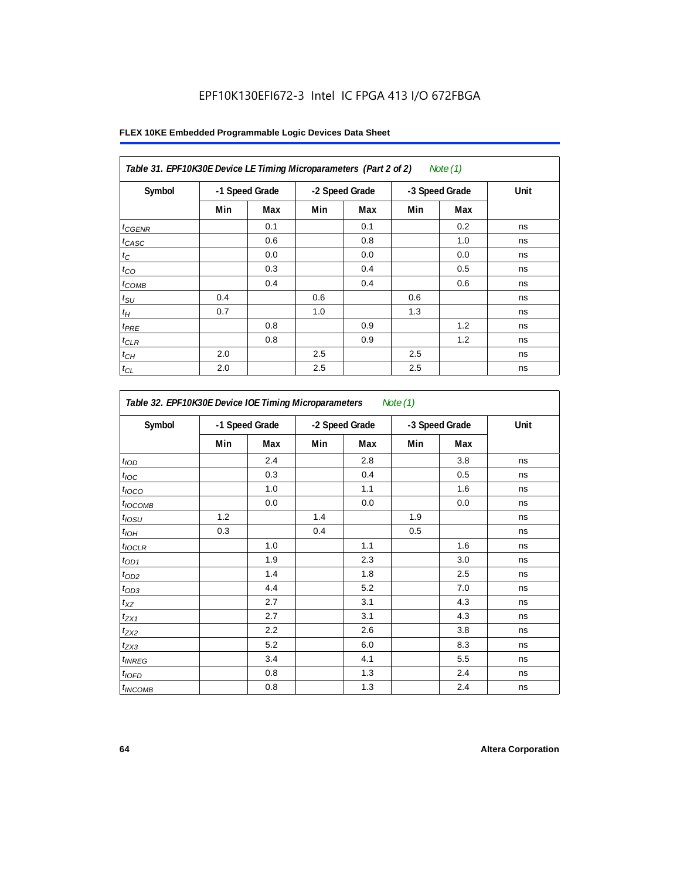EPF10K130EFI672-3 Intel IC FPGA 413 I/O 672FBGA

**Table 31. EPF10K30E Device LE Timing Microparameters (Part 2 of 2)** *Note (1)*

| Symbol | -1 Speed Grade | | -2 Speed Grade | | -3 Speed Grade | | Unit |
|---|---|---|---|---|---|---|---|
| | Min | Max | Min | Max | Min | Max | |
| $t_{CGENR}$ | | 0.1 | | 0.1 | | 0.2 | ns |
| $t_{CASC}$ | | 0.6 | | 0.8 | | 1.0 | ns |
| $t_C$ | | 0.0 | | 0.0 | | 0.0 | ns |
| $t_{CO}$ | | 0.3 | | 0.4 | | 0.5 | ns |
| $t_{COMB}$ | | 0.4 | | 0.4 | | 0.6 | ns |
| $t_{SU}$ | 0.4 | | 0.6 | | 0.6 | | ns |
| $t_H$ | 0.7 | | 1.0 | | 1.3 | | ns |
| $t_{PRE}$ | | 0.8 | | 0.9 | | 1.2 | ns |
| $t_{CLR}$ | | 0.8 | | 0.9 | | 1.2 | ns |
| $t_{CH}$ | 2.0 | | 2.5 | | 2.5 | | ns |
| $t_{CL}$ | 2.0 | | 2.5 | | 2.5 | | ns |

**Table 32. EPF10K30E Device IOE Timing Microparameters** *Note (1)*

| Symbol | -1 Speed Grade | | -2 Speed Grade | | -3 Speed Grade | | Unit |
|---|---|---|---|---|---|---|---|
| | Min | Max | Min | Max | Min | Max | |
| $t_{IOD}$ | | 2.4 | | 2.8 | | 3.8 | ns |
| $t_{IOC}$ | | 0.3 | | 0.4 | | 0.5 | ns |
| $t_{IOCO}$ | | 1.0 | | 1.1 | | 1.6 | ns |
| $t_{IOCOMB}$ | | 0.0 | | 0.0 | | 0.0 | ns |
| $t_{IOSU}$ | 1.2 | | 1.4 | | 1.9 | | ns |
| $t_{IOH}$ | 0.3 | | 0.4 | | 0.5 | | ns |
| $t_{IOCLR}$ | | 1.0 | | 1.1 | | 1.6 | ns |
| $t_{OD1}$ | | 1.9 | | 2.3 | | 3.0 | ns |
| $t_{OD2}$ | | 1.4 | | 1.8 | | 2.5 | ns |
| $t_{OD3}$ | | 4.4 | | 5.2 | | 7.0 | ns |
| $t_{XZ}$ | | 2.7 | | 3.1 | | 4.3 | ns |
| $t_{ZX1}$ | | 2.7 | | 3.1 | | 4.3 | ns |
| $t_{ZX2}$ | | 2.2 | | 2.6 | | 3.8 | ns |
| $t_{ZX3}$ | | 5.2 | | 6.0 | | 8.3 | ns |
| $t_{INREG}$ | | 3.4 | | 4.1 | | 5.5 | ns |
| $t_{IOFD}$ | | 0.8 | | 1.3 | | 2.4 | ns |
| $t_{INCOMB}$ | | 0.8 | | 1.3 | | 2.4 | ns |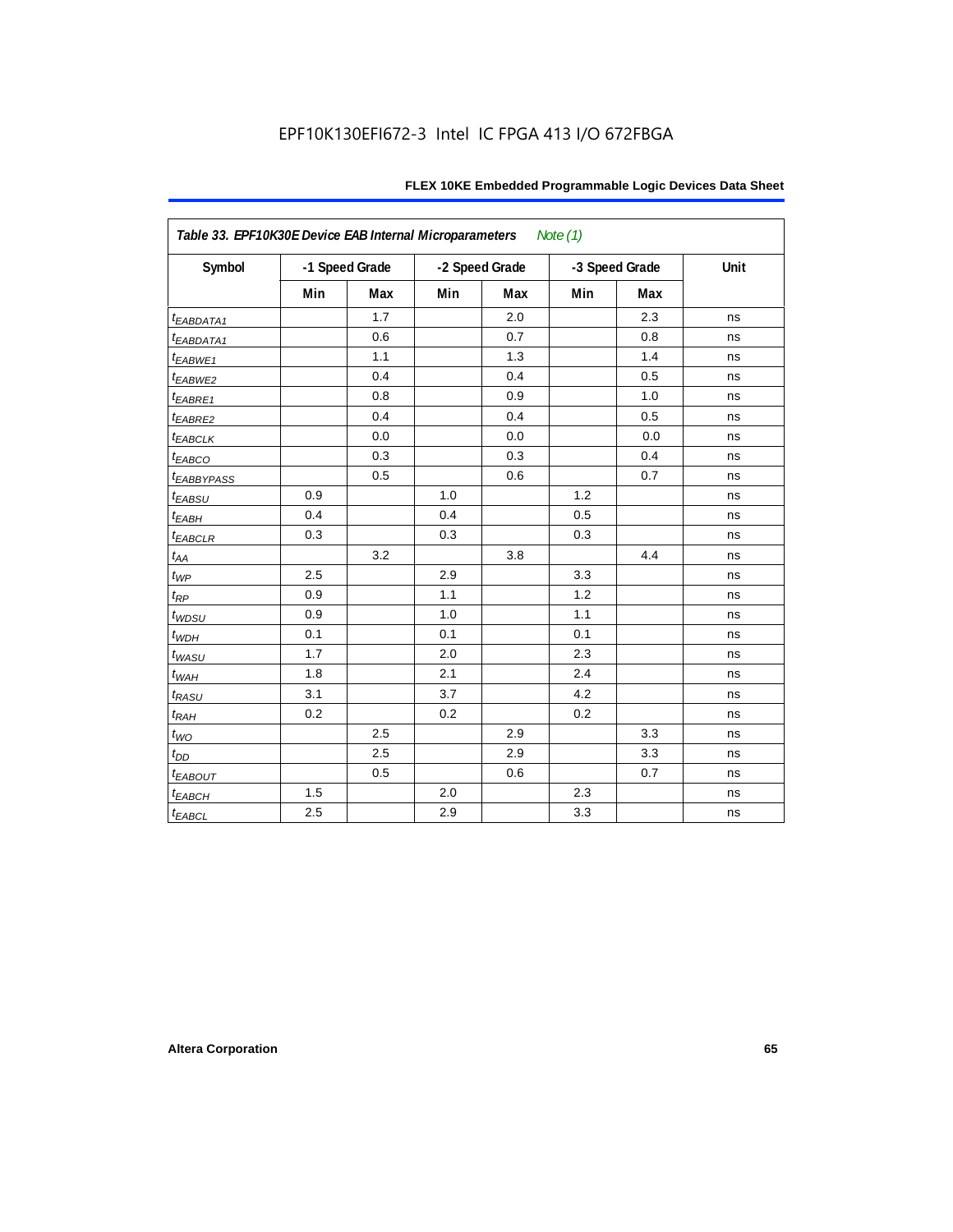EPF10K130EFI672-3 Intel IC FPGA 413 I/O 672FBGA

| *Table 33. EPF10K30E Device EAB Internal Microparameters* *Note (1)* | | | | | | | |
|---|---|---|---|---|---|---|---|
| Symbol | -1 Speed Grade | | -2 Speed Grade | | -3 Speed Grade | | Unit |
| | Min | Max | Min | Max | Min | Max | |
| $t_{EABDATA1}$ | | 1.7 | | 2.0 | | 2.3 | ns |
| $t_{EABDATA1}$ | | 0.6 | | 0.7 | | 0.8 | ns |
| $t_{EABWE1}$ | | 1.1 | | 1.3 | | 1.4 | ns |
| $t_{EABWE2}$ | | 0.4 | | 0.4 | | 0.5 | ns |
| $t_{EABRE1}$ | | 0.8 | | 0.9 | | 1.0 | ns |
| $t_{EABRE2}$ | | 0.4 | | 0.4 | | 0.5 | ns |
| $t_{EABCLK}$ | | 0.0 | | 0.0 | | 0.0 | ns |
| $t_{EABCO}$ | | 0.3 | | 0.3 | | 0.4 | ns |
| $t_{EABBYPASS}$ | | 0.5 | | 0.6 | | 0.7 | ns |
| $t_{EABSU}$ | 0.9 | | 1.0 | | 1.2 | | ns |
| $t_{EABH}$ | 0.4 | | 0.4 | | 0.5 | | ns |
| $t_{EABCLR}$ | 0.3 | | 0.3 | | 0.3 | | ns |
| $t_{AA}$ | | 3.2 | | 3.8 | | 4.4 | ns |
| $t_{WP}$ | 2.5 | | 2.9 | | 3.3 | | ns |
| $t_{RP}$ | 0.9 | | 1.1 | | 1.2 | | ns |
| $t_{WDSU}$ | 0.9 | | 1.0 | | 1.1 | | ns |
| $t_{WDH}$ | 0.1 | | 0.1 | | 0.1 | | ns |
| $t_{WASU}$ | 1.7 | | 2.0 | | 2.3 | | ns |
| $t_{WAH}$ | 1.8 | | 2.1 | | 2.4 | | ns |
| $t_{RASU}$ | 3.1 | | 3.7 | | 4.2 | | ns |
| $t_{RAH}$ | 0.2 | | 0.2 | | 0.2 | | ns |
| $t_{WO}$ | | 2.5 | | 2.9 | | 3.3 | ns |
| $t_{DD}$ | | 2.5 | | 2.9 | | 3.3 | ns |
| $t_{EABOUT}$ | | 0.5 | | 0.6 | | 0.7 | ns |
| $t_{EABCH}$ | 1.5 | | 2.0 | | 2.3 | | ns |
| $t_{EABCL}$ | 2.5 | | 2.9 | | 3.3 | | ns |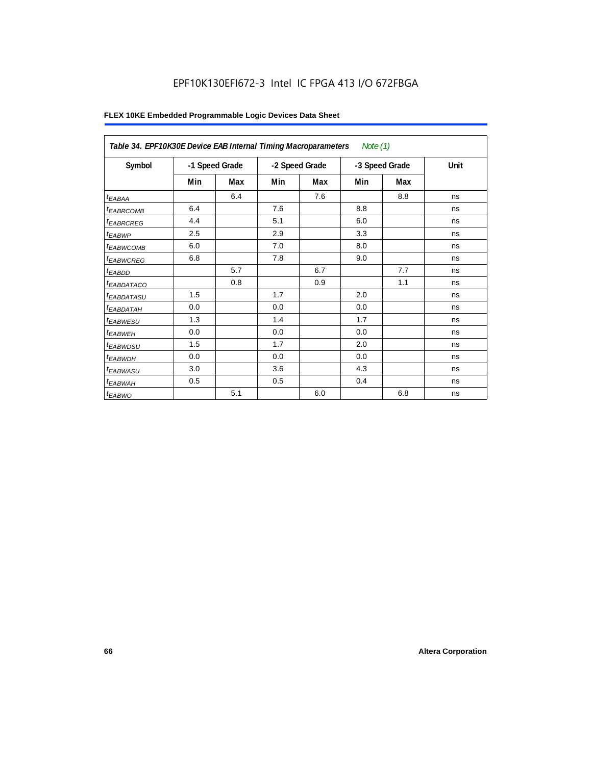EPF10K130EFI672-3 Intel IC FPGA 413 I/O 672FBGA

| *Table 34. EPF10K30E Device EAB Internal Timing Macroparameters* *Note (1)* | | | | | | | |
|---|---|---|---|---|---|---|---|
| **Symbol** | **-1 Speed Grade** | | **-2 Speed Grade** | | **-3 Speed Grade** | | **Unit** |
| | **Min** | **Max** | **Min** | **Max** | **Min** | **Max** | |
| $t_{EABAA}$ | | 6.4 | | 7.6 | | 8.8 | ns |
| $t_{EABRCOMB}$ | 6.4 | | 7.6 | | 8.8 | | ns |
| $t_{EABRCREG}$ | 4.4 | | 5.1 | | 6.0 | | ns |
| $t_{EABWP}$ | 2.5 | | 2.9 | | 3.3 | | ns |
| $t_{EABWCOMB}$ | 6.0 | | 7.0 | | 8.0 | | ns |
| $t_{EABWCREG}$ | 6.8 | | 7.8 | | 9.0 | | ns |
| $t_{EABDD}$ | | 5.7 | | 6.7 | | 7.7 | ns |
| $t_{EABDATACO}$ | | 0.8 | | 0.9 | | 1.1 | ns |
| $t_{EABDATASU}$ | 1.5 | | 1.7 | | 2.0 | | ns |
| $t_{EABDATAH}$ | 0.0 | | 0.0 | | 0.0 | | ns |
| $t_{EABWESU}$ | 1.3 | | 1.4 | | 1.7 | | ns |
| $t_{EABWEH}$ | 0.0 | | 0.0 | | 0.0 | | ns |
| $t_{EABWDSU}$ | 1.5 | | 1.7 | | 2.0 | | ns |
| $t_{EABWDH}$ | 0.0 | | 0.0 | | 0.0 | | ns |
| $t_{EABWASU}$ | 3.0 | | 3.6 | | 4.3 | | ns |
| $t_{EABWAH}$ | 0.5 | | 0.5 | | 0.4 | | ns |
| $t_{EABWO}$ | | 5.1 | | 6.0 | | 6.8 | ns |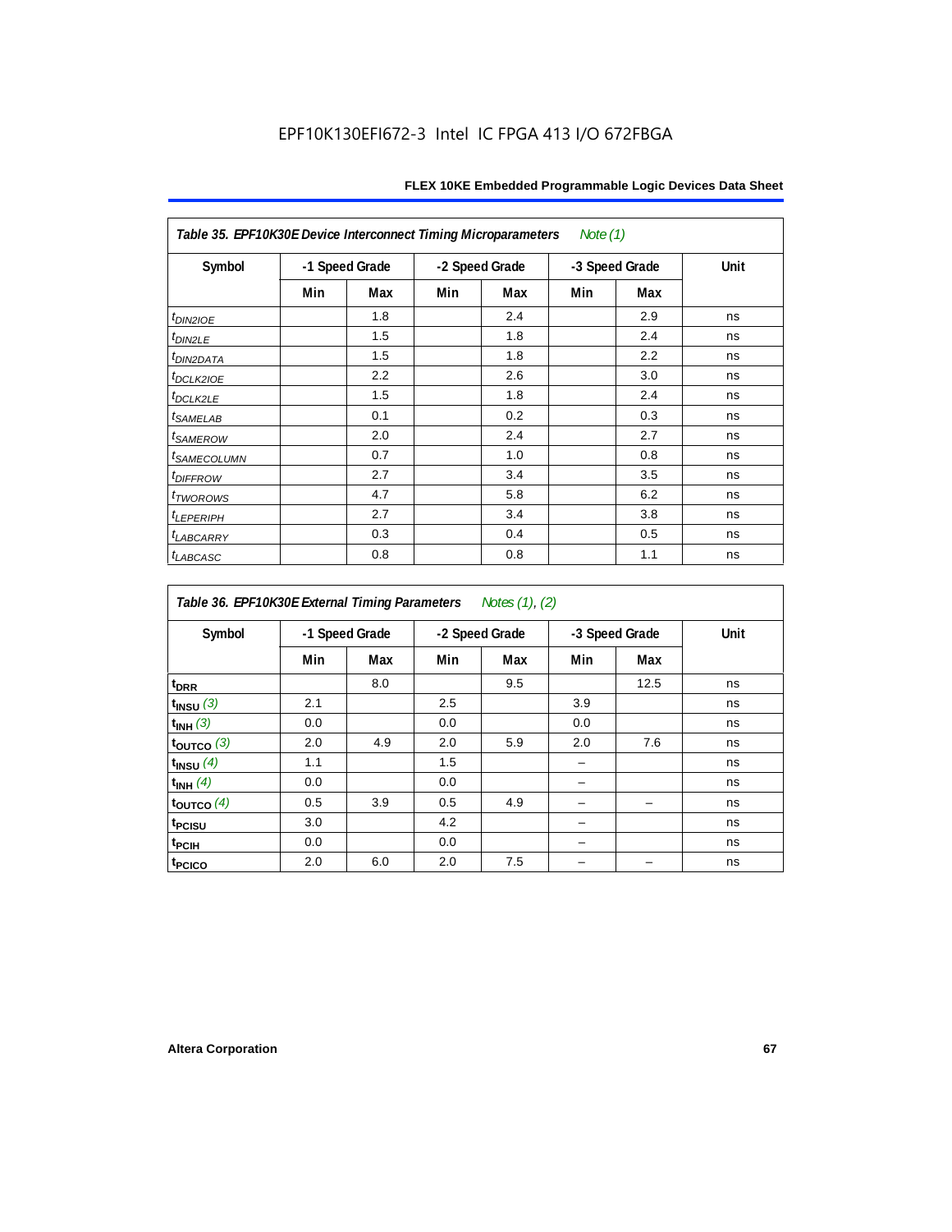**Table 35. EPF10K30E Device Interconnect Timing Microparameters** *Note (1)*

| Symbol | -1 Speed Grade | | -2 Speed Grade | | -3 Speed Grade | | Unit |
|---|---|---|---|---|---|---|---|
| | Min | Max | Min | Max | Min | Max | |
| $t_{DIN2IOE}$ | | 1.8 | | 2.4 | | 2.9 | ns |
| $t_{DIN2LE}$ | | 1.5 | | 1.8 | | 2.4 | ns |
| $t_{DIN2DATA}$ | | 1.5 | | 1.8 | | 2.2 | ns |
| $t_{DCLK2IOE}$ | | 2.2 | | 2.6 | | 3.0 | ns |
| $t_{DCLK2LE}$ | | 1.5 | | 1.8 | | 2.4 | ns |
| $t_{SAMELAB}$ | | 0.1 | | 0.2 | | 0.3 | ns |
| $t_{SAMEROW}$ | | 2.0 | | 2.4 | | 2.7 | ns |
| $t_{SAMECOLUMN}$ | | 0.7 | | 1.0 | | 0.8 | ns |
| $t_{DIFFROW}$ | | 2.7 | | 3.4 | | 3.5 | ns |
| $t_{TWOROWS}$ | | 4.7 | | 5.8 | | 6.2 | ns |
| $t_{LEPERIPH}$ | | 2.7 | | 3.4 | | 3.8 | ns |
| $t_{LABCARRY}$ | | 0.3 | | 0.4 | | 0.5 | ns |
| $t_{LABCASC}$ | | 0.8 | | 0.8 | | 1.1 | ns |

**Table 36. EPF10K30E External Timing Parameters** *Notes (1), (2)*

| Symbol | -1 Speed Grade | | -2 Speed Grade | | -3 Speed Grade | | Unit |
|---|---|---|---|---|---|---|---|
| | Min | Max | Min | Max | Min | Max | |
| $t_{DRR}$ | | 8.0 | | 9.5 | | 12.5 | ns |
| $t_{INSU}$ *(3)* | 2.1 | | 2.5 | | 3.9 | | ns |
| $t_{INH}$ *(3)* | 0.0 | | 0.0 | | 0.0 | | ns |
| $t_{OUTCO}$ *(3)* | 2.0 | 4.9 | 2.0 | 5.9 | 2.0 | 7.6 | ns |
| $t_{INSU}$ *(4)* | 1.1 | | 1.5 | | – | | ns |
| $t_{INH}$ *(4)* | 0.0 | | 0.0 | | – | | ns |
| $t_{OUTCO}$ *(4)* | 0.5 | 3.9 | 0.5 | 4.9 | – | – | ns |
| $t_{PCISU}$ | 3.0 | | 4.2 | | – | | ns |
| $t_{PCIH}$ | 0.0 | | 0.0 | | – | | ns |
| $t_{PCICO}$ | 2.0 | 6.0 | 2.0 | 7.5 | – | – | ns |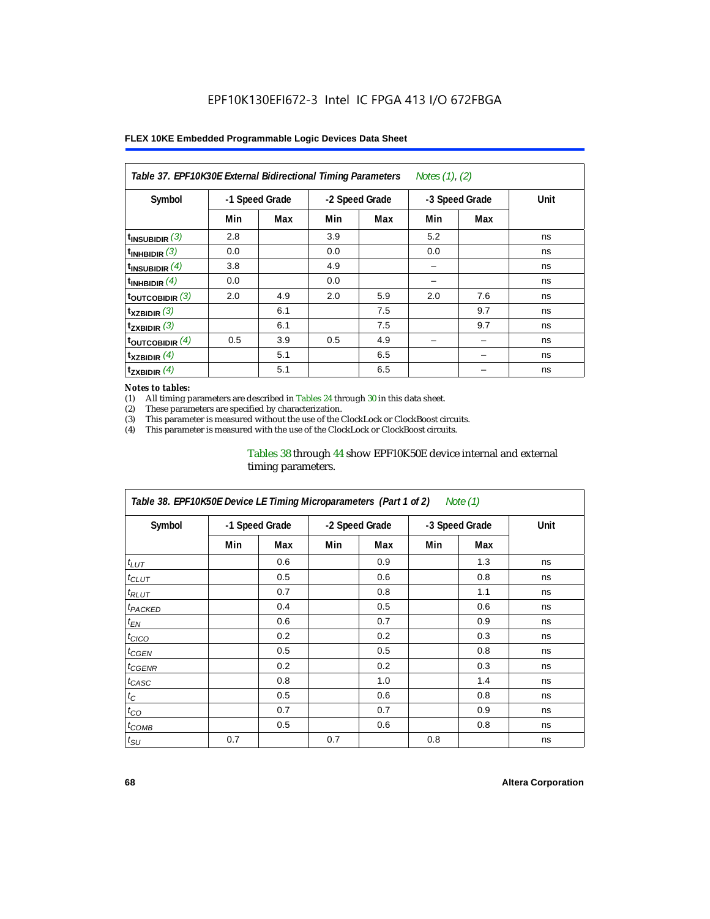EPF10K130EFI672-3 Intel IC FPGA 413 I/O 672FBGA

| Table 37. EPF10K30E External Bidirectional Timing Parameters *Notes (1), (2)* | | | | | | | |
|---|---|---|---|---|---|---|---|
| Symbol | -1 Speed Grade | | -2 Speed Grade | | -3 Speed Grade | | Unit |
| | Min | Max | Min | Max | Min | Max | |
| $t_{INSUBIDIR}$ (3) | 2.8 | | 3.9 | | 5.2 | | ns |
| $t_{INHBIDIR}$ (3) | 0.0 | | 0.0 | | 0.0 | | ns |
| $t_{INSUBIDIR}$ (4) | 3.8 | | 4.9 | | – | | ns |
| $t_{INHBIDIR}$ (4) | 0.0 | | 0.0 | | – | | ns |
| $t_{OUTCOBIDIR}$ (3) | 2.0 | 4.9 | 2.0 | 5.9 | 2.0 | 7.6 | ns |
| $t_{XZBIDIR}$ (3) | | 6.1 | | 7.5 | | 9.7 | ns |
| $t_{ZXBIDIR}$ (3) | | 6.1 | | 7.5 | | 9.7 | ns |
| $t_{OUTCOBIDIR}$ (4) | 0.5 | 3.9 | 0.5 | 4.9 | – | – | ns |
| $t_{XZBIDIR}$ (4) | | 5.1 | | 6.5 | | – | ns |
| $t_{ZXBIDIR}$ (4) | | 5.1 | | 6.5 | | – | ns |

*Notes to tables:*

(1) All timing parameters are described in Tables 24 through 30 in this data sheet.
(2) These parameters are specified by characterization.
(3) This parameter is measured without the use of the ClockLock or ClockBoost circuits.
(4) This parameter is measured with the use of the ClockLock or ClockBoost circuits.

Tables 38 through 44 show EPF10K50E device internal and external timing parameters.

| Table 38. EPF10K50E Device LE Timing Microparameters (Part 1 of 2) *Note (1)* | | | | | | | |
|---|---|---|---|---|---|---|---|
| Symbol | -1 Speed Grade | | -2 Speed Grade | | -3 Speed Grade | | Unit |
| | Min | Max | Min | Max | Min | Max | |
| $t_{LUT}$ | | 0.6 | | 0.9 | | 1.3 | ns |
| $t_{CLUT}$ | | 0.5 | | 0.6 | | 0.8 | ns |
| $t_{RLUT}$ | | 0.7 | | 0.8 | | 1.1 | ns |
| $t_{PACKED}$ | | 0.4 | | 0.5 | | 0.6 | ns |
| $t_{EN}$ | | 0.6 | | 0.7 | | 0.9 | ns |
| $t_{CICO}$ | | 0.2 | | 0.2 | | 0.3 | ns |
| $t_{CGEN}$ | | 0.5 | | 0.5 | | 0.8 | ns |
| $t_{CGENR}$ | | 0.2 | | 0.2 | | 0.3 | ns |
| $t_{CASC}$ | | 0.8 | | 1.0 | | 1.4 | ns |
| $t_{C}$ | | 0.5 | | 0.6 | | 0.8 | ns |
| $t_{CO}$ | | 0.7 | | 0.7 | | 0.9 | ns |
| $t_{COMB}$ | | 0.5 | | 0.6 | | 0.8 | ns |
| $t_{SU}$ | 0.7 | | 0.7 | | 0.8 | | ns |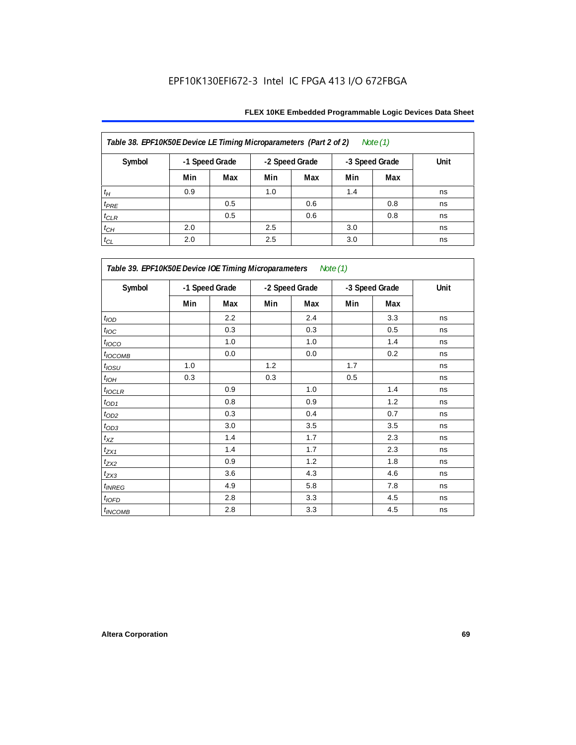Table 38. EPF10K50E Device LE Timing Microparameters (Part 2 of 2) *Note (1)*

| Symbol | -1 Speed Grade | | -2 Speed Grade | | -3 Speed Grade | | Unit |
|---|---|---|---|---|---|---|---|
| | Min | Max | Min | Max | Min | Max | |
| $t_H$ | 0.9 | | 1.0 | | 1.4 | | ns |
| $t_{PRE}$ | | 0.5 | | 0.6 | | 0.8 | ns |
| $t_{CLR}$ | | 0.5 | | 0.6 | | 0.8 | ns |
| $t_{CH}$ | 2.0 | | 2.5 | | 3.0 | | ns |
| $t_{CL}$ | 2.0 | | 2.5 | | 3.0 | | ns |

Table 39. EPF10K50E Device IOE Timing Microparameters *Note (1)*

| Symbol | -1 Speed Grade | | -2 Speed Grade | | -3 Speed Grade | | Unit |
|---|---|---|---|---|---|---|---|
| | Min | Max | Min | Max | Min | Max | |
| $t_{IOD}$ | | 2.2 | | 2.4 | | 3.3 | ns |
| $t_{IOC}$ | | 0.3 | | 0.3 | | 0.5 | ns |
| $t_{IOCO}$ | | 1.0 | | 1.0 | | 1.4 | ns |
| $t_{IOCOMB}$ | | 0.0 | | 0.0 | | 0.2 | ns |
| $t_{IOSU}$ | 1.0 | | 1.2 | | 1.7 | | ns |
| $t_{IOH}$ | 0.3 | | 0.3 | | 0.5 | | ns |
| $t_{IOCLR}$ | | 0.9 | | 1.0 | | 1.4 | ns |
| $t_{OD1}$ | | 0.8 | | 0.9 | | 1.2 | ns |
| $t_{OD2}$ | | 0.3 | | 0.4 | | 0.7 | ns |
| $t_{OD3}$ | | 3.0 | | 3.5 | | 3.5 | ns |
| $t_{XZ}$ | | 1.4 | | 1.7 | | 2.3 | ns |
| $t_{ZX1}$ | | 1.4 | | 1.7 | | 2.3 | ns |
| $t_{ZX2}$ | | 0.9 | | 1.2 | | 1.8 | ns |
| $t_{ZX3}$ | | 3.6 | | 4.3 | | 4.6 | ns |
| $t_{INREG}$ | | 4.9 | | 5.8 | | 7.8 | ns |
| $t_{IOFD}$ | | 2.8 | | 3.3 | | 4.5 | ns |
| $t_{INCOMB}$ | | 2.8 | | 3.3 | | 4.5 | ns |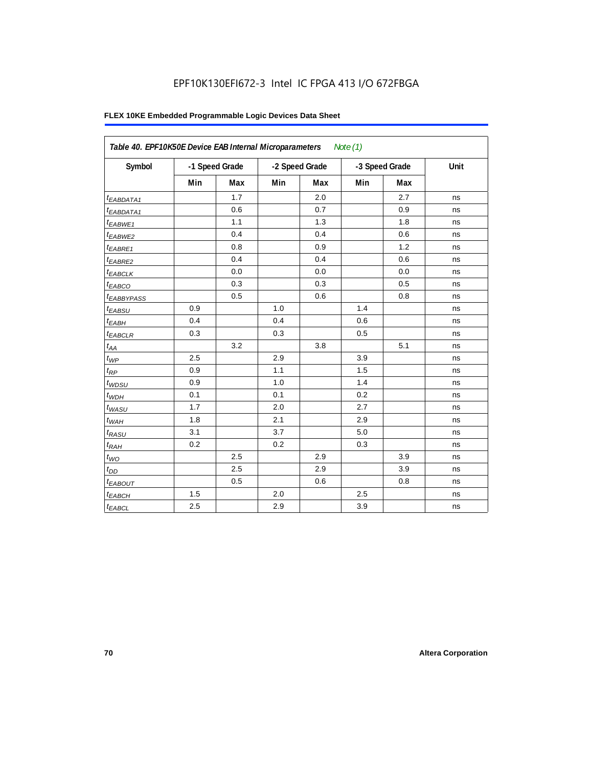EPF10K130EFI672-3 Intel IC FPGA 413 I/O 672FBGA

**FLEX 10KE Embedded Programmable Logic Devices Data Sheet**

| *Table 40. EPF10K50E Device EAB Internal Microparameters* *Note (1)* | | | | | | | |
|---|---|---|---|---|---|---|---|
| Symbol | -1 Speed Grade | | -2 Speed Grade | | -3 Speed Grade | | Unit |
| | Min | Max | Min | Max | Min | Max | |
| $t_{EABDATA1}$ | | 1.7 | | 2.0 | | 2.7 | ns |
| $t_{EABDATA1}$ | | 0.6 | | 0.7 | | 0.9 | ns |
| $t_{EABWE1}$ | | 1.1 | | 1.3 | | 1.8 | ns |
| $t_{EABWE2}$ | | 0.4 | | 0.4 | | 0.6 | ns |
| $t_{EABRE1}$ | | 0.8 | | 0.9 | | 1.2 | ns |
| $t_{EABRE2}$ | | 0.4 | | 0.4 | | 0.6 | ns |
| $t_{EABCLK}$ | | 0.0 | | 0.0 | | 0.0 | ns |
| $t_{EABCO}$ | | 0.3 | | 0.3 | | 0.5 | ns |
| $t_{EABBYPASS}$ | | 0.5 | | 0.6 | | 0.8 | ns |
| $t_{EABSU}$ | 0.9 | | 1.0 | | 1.4 | | ns |
| $t_{EABH}$ | 0.4 | | 0.4 | | 0.6 | | ns |
| $t_{EABCLR}$ | 0.3 | | 0.3 | | 0.5 | | ns |
| $t_{AA}$ | | 3.2 | | 3.8 | | 5.1 | ns |
| $t_{WP}$ | 2.5 | | 2.9 | | 3.9 | | ns |
| $t_{RP}$ | 0.9 | | 1.1 | | 1.5 | | ns |
| $t_{WDSU}$ | 0.9 | | 1.0 | | 1.4 | | ns |
| $t_{WDH}$ | 0.1 | | 0.1 | | 0.2 | | ns |
| $t_{WASU}$ | 1.7 | | 2.0 | | 2.7 | | ns |
| $t_{WAH}$ | 1.8 | | 2.1 | | 2.9 | | ns |
| $t_{RASU}$ | 3.1 | | 3.7 | | 5.0 | | ns |
| $t_{RAH}$ | 0.2 | | 0.2 | | 0.3 | | ns |
| $t_{WO}$ | | 2.5 | | 2.9 | | 3.9 | ns |
| $t_{DD}$ | | 2.5 | | 2.9 | | 3.9 | ns |
| $t_{EABOUT}$ | | 0.5 | | 0.6 | | 0.8 | ns |
| $t_{EABCH}$ | 1.5 | | 2.0 | | 2.5 | | ns |
| $t_{EABCL}$ | 2.5 | | 2.9 | | 3.9 | | ns |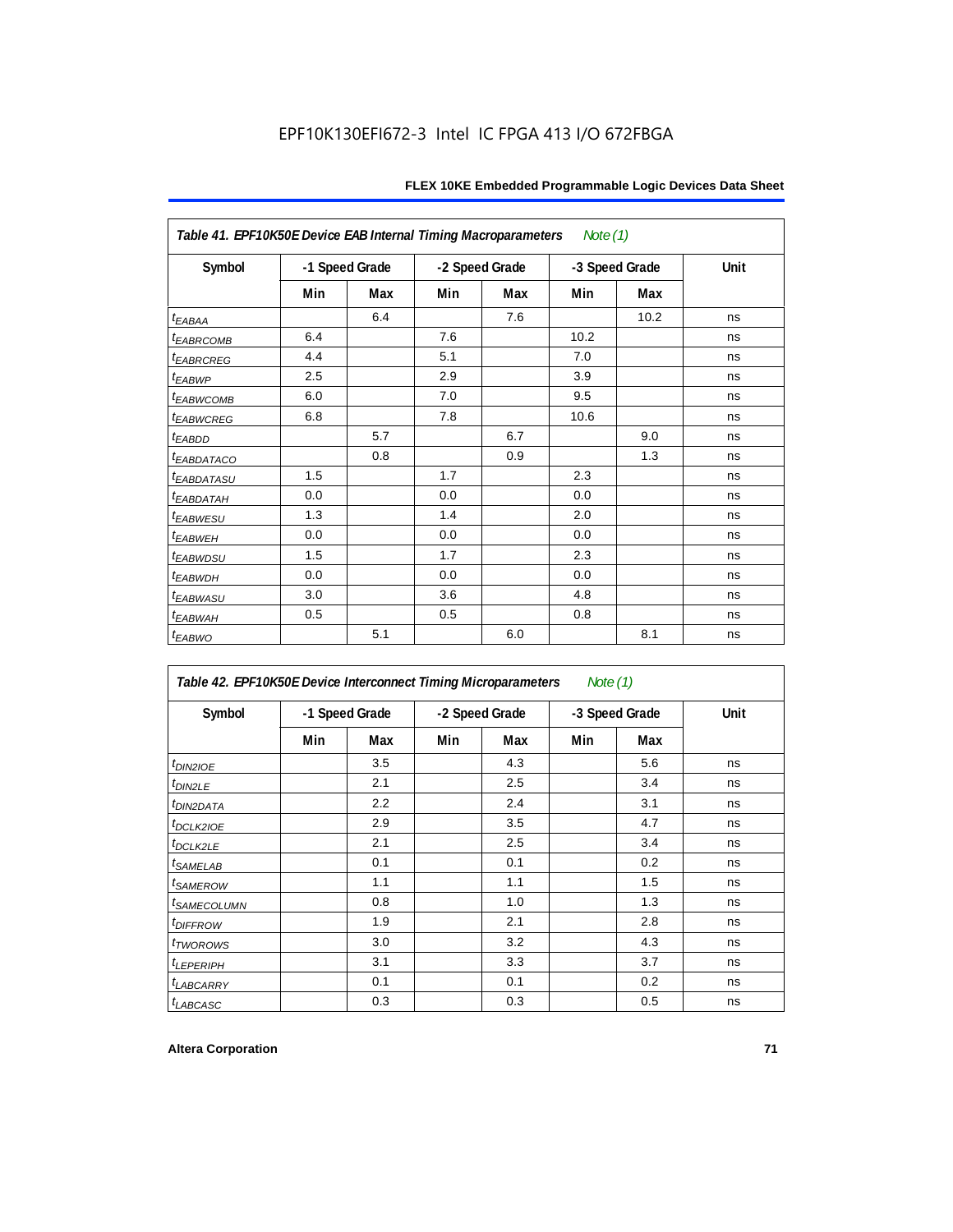**Table 41. EPF10K50E Device EAB Internal Timing Macroparameters** *Note (1)*

| Symbol | -1 Speed Grade | | -2 Speed Grade | | -3 Speed Grade | | Unit |
|---|---|---|---|---|---|---|---|
| | Min | Max | Min | Max | Min | Max | |
| $t_{EABAA}$ | | 6.4 | | 7.6 | | 10.2 | ns |
| $t_{EABRCOMB}$ | 6.4 | | 7.6 | | 10.2 | | ns |
| $t_{EABRCREG}$ | 4.4 | | 5.1 | | 7.0 | | ns |
| $t_{EABWP}$ | 2.5 | | 2.9 | | 3.9 | | ns |
| $t_{EABWCOMB}$ | 6.0 | | 7.0 | | 9.5 | | ns |
| $t_{EABWCREG}$ | 6.8 | | 7.8 | | 10.6 | | ns |
| $t_{EABDD}$ | | 5.7 | | 6.7 | | 9.0 | ns |
| $t_{EABDATACO}$ | | 0.8 | | 0.9 | | 1.3 | ns |
| $t_{EABDATASU}$ | 1.5 | | 1.7 | | 2.3 | | ns |
| $t_{EABDATAH}$ | 0.0 | | 0.0 | | 0.0 | | ns |
| $t_{EABWESU}$ | 1.3 | | 1.4 | | 2.0 | | ns |
| $t_{EABWEH}$ | 0.0 | | 0.0 | | 0.0 | | ns |
| $t_{EABWDSU}$ | 1.5 | | 1.7 | | 2.3 | | ns |
| $t_{EABWDH}$ | 0.0 | | 0.0 | | 0.0 | | ns |
| $t_{EABWASU}$ | 3.0 | | 3.6 | | 4.8 | | ns |
| $t_{EABWAH}$ | 0.5 | | 0.5 | | 0.8 | | ns |
| $t_{EABWO}$ | | 5.1 | | 6.0 | | 8.1 | ns |

**Table 42. EPF10K50E Device Interconnect Timing Microparameters** *Note (1)*

| Symbol | -1 Speed Grade | | -2 Speed Grade | | -3 Speed Grade | | Unit |
|---|---|---|---|---|---|---|---|
| | Min | Max | Min | Max | Min | Max | |
| $t_{DIN2IOE}$ | | 3.5 | | 4.3 | | 5.6 | ns |
| $t_{DIN2LE}$ | | 2.1 | | 2.5 | | 3.4 | ns |
| $t_{DIN2DATA}$ | | 2.2 | | 2.4 | | 3.1 | ns |
| $t_{DCLK2IOE}$ | | 2.9 | | 3.5 | | 4.7 | ns |
| $t_{DCLK2LE}$ | | 2.1 | | 2.5 | | 3.4 | ns |
| $t_{SAMELAB}$ | | 0.1 | | 0.1 | | 0.2 | ns |
| $t_{SAMEROW}$ | | 1.1 | | 1.1 | | 1.5 | ns |
| $t_{SAMECOLUMN}$ | | 0.8 | | 1.0 | | 1.3 | ns |
| $t_{DIFFROW}$ | | 1.9 | | 2.1 | | 2.8 | ns |
| $t_{TWOROWS}$ | | 3.0 | | 3.2 | | 4.3 | ns |
| $t_{LEPERIPH}$ | | 3.1 | | 3.3 | | 3.7 | ns |
| $t_{LABCARRY}$ | | 0.1 | | 0.1 | | 0.2 | ns |
| $t_{LABCASC}$ | | 0.3 | | 0.3 | | 0.5 | ns |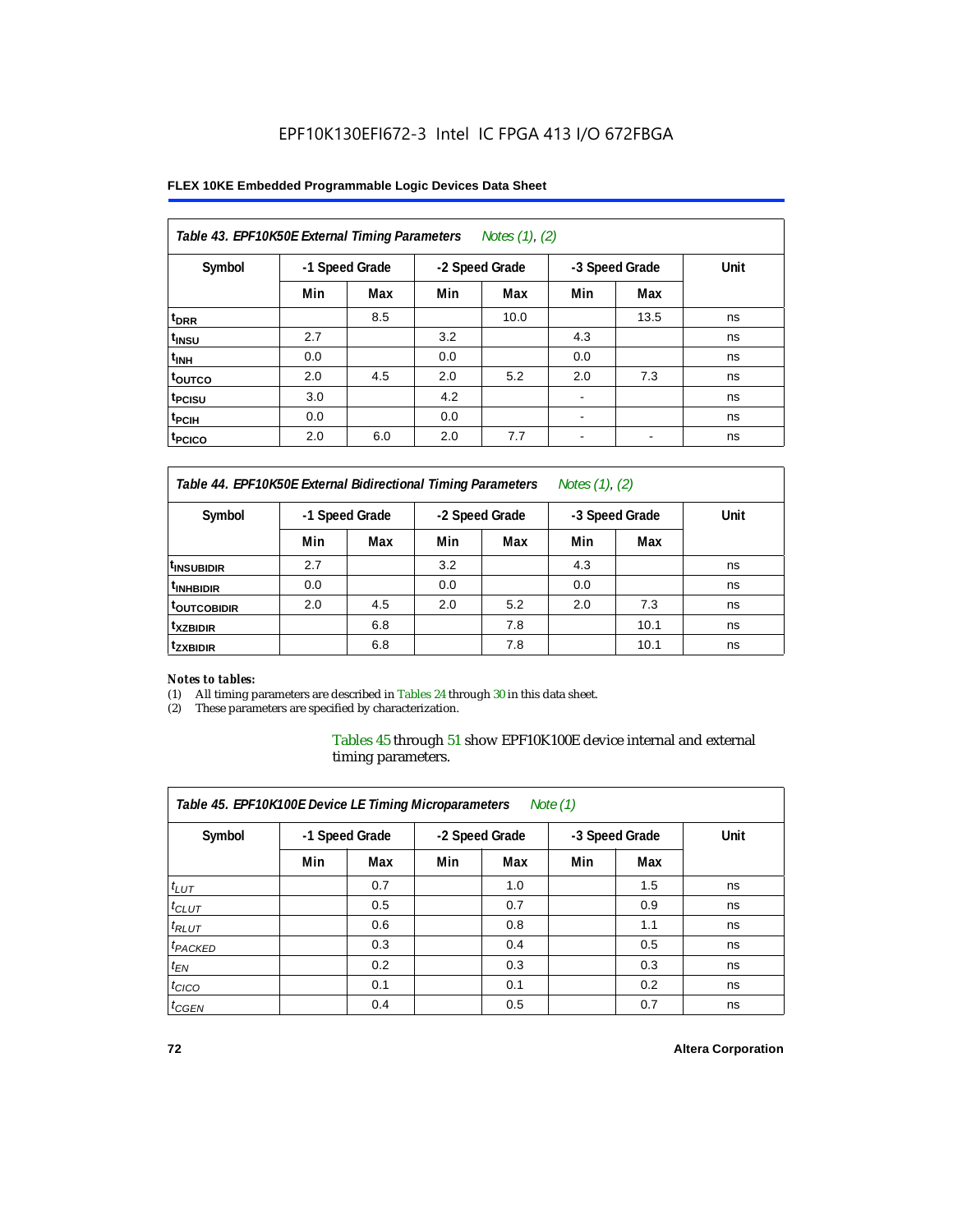**Table 43. EPF10K50E External Timing Parameters** *Notes (1), (2)*

| Symbol | -1 Speed Grade | | -2 Speed Grade | | -3 Speed Grade | | Unit |
|---|---|---|---|---|---|---|---|
| | Min | Max | Min | Max | Min | Max | |
| $t_{DRR}$ | | 8.5 | | 10.0 | | 13.5 | ns |
| $t_{INSU}$ | 2.7 | | 3.2 | | 4.3 | | ns |
| $t_{INH}$ | 0.0 | | 0.0 | | 0.0 | | ns |
| $t_{OUTCO}$ | 2.0 | 4.5 | 2.0 | 5.2 | 2.0 | 7.3 | ns |
| $t_{PCISU}$ | 3.0 | | 4.2 | | - | | ns |
| $t_{PCIH}$ | 0.0 | | 0.0 | | - | | ns |
| $t_{PCICO}$ | 2.0 | 6.0 | 2.0 | 7.7 | - | - | ns |

**Table 44. EPF10K50E External Bidirectional Timing Parameters** *Notes (1), (2)*

| Symbol | -1 Speed Grade | | -2 Speed Grade | | -3 Speed Grade | | Unit |
|---|---|---|---|---|---|---|---|
| | Min | Max | Min | Max | Min | Max | |
| $t_{INSUBIDIR}$ | 2.7 | | 3.2 | | 4.3 | | ns |
| $t_{INHBIDIR}$ | 0.0 | | 0.0 | | 0.0 | | ns |
| $t_{OUTCOBIDIR}$ | 2.0 | 4.5 | 2.0 | 5.2 | 2.0 | 7.3 | ns |
| $t_{XZBIDIR}$ | | 6.8 | | 7.8 | | 10.1 | ns |
| $t_{ZXBIDIR}$ | | 6.8 | | 7.8 | | 10.1 | ns |

*Notes to tables:*

(1) All timing parameters are described in Tables 24 through 30 in this data sheet.
(2) These parameters are specified by characterization.

Tables 45 through 51 show EPF10K100E device internal and external timing parameters.

**Table 45. EPF10K100E Device LE Timing Microparameters** *Note (1)*

| Symbol | -1 Speed Grade | | -2 Speed Grade | | -3 Speed Grade | | Unit |
|---|---|---|---|---|---|---|---|
| | Min | Max | Min | Max | Min | Max | |
| $t_{LUT}$ | | 0.7 | | 1.0 | | 1.5 | ns |
| $t_{CLUT}$ | | 0.5 | | 0.7 | | 0.9 | ns |
| $t_{RLUT}$ | | 0.6 | | 0.8 | | 1.1 | ns |
| $t_{PACKED}$ | | 0.3 | | 0.4 | | 0.5 | ns |
| $t_{EN}$ | | 0.2 | | 0.3 | | 0.3 | ns |
| $t_{CICO}$ | | 0.1 | | 0.1 | | 0.2 | ns |
| $t_{CGEN}$ | | 0.4 | | 0.5 | | 0.7 | ns |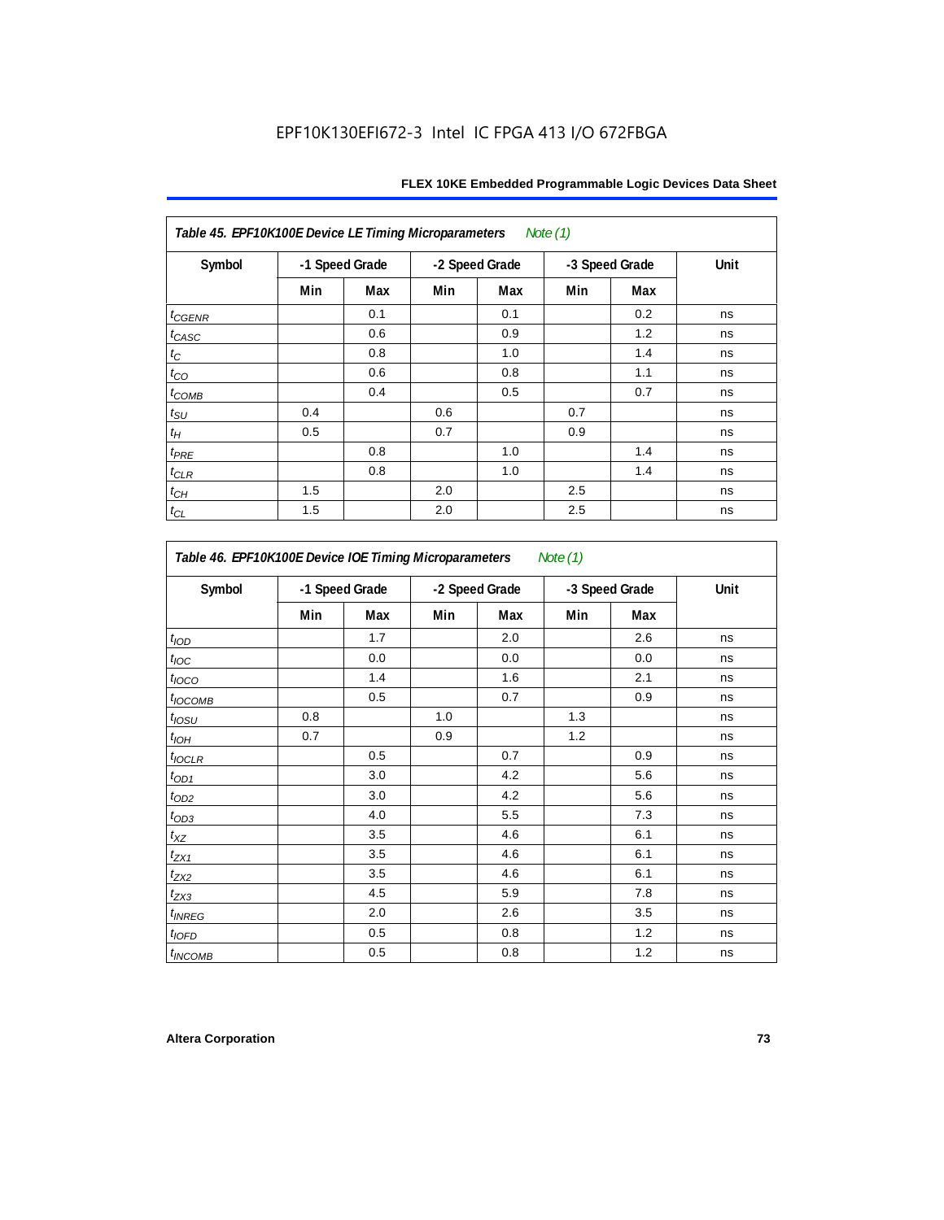**Table 45. EPF10K100E Device LE Timing Microparameters** *Note (1)*

| Symbol | -1 Speed Grade | | -2 Speed Grade | | -3 Speed Grade | | Unit |
|---|---|---|---|---|---|---|---|
| | Min | Max | Min | Max | Min | Max | |
| $t_{CGENR}$ | | 0.1 | | 0.1 | | 0.2 | ns |
| $t_{CASC}$ | | 0.6 | | 0.9 | | 1.2 | ns |
| $t_{C}$ | | 0.8 | | 1.0 | | 1.4 | ns |
| $t_{CO}$ | | 0.6 | | 0.8 | | 1.1 | ns |
| $t_{COMB}$ | | 0.4 | | 0.5 | | 0.7 | ns |
| $t_{SU}$ | 0.4 | | 0.6 | | 0.7 | | ns |
| $t_{H}$ | 0.5 | | 0.7 | | 0.9 | | ns |
| $t_{PRE}$ | | 0.8 | | 1.0 | | 1.4 | ns |
| $t_{CLR}$ | | 0.8 | | 1.0 | | 1.4 | ns |
| $t_{CH}$ | 1.5 | | 2.0 | | 2.5 | | ns |
| $t_{CL}$ | 1.5 | | 2.0 | | 2.5 | | ns |

**Table 46. EPF10K100E Device IOE Timing Microparameters** *Note (1)*

| Symbol | -1 Speed Grade | | -2 Speed Grade | | -3 Speed Grade | | Unit |
|---|---|---|---|---|---|---|---|
| | Min | Max | Min | Max | Min | Max | |
| $t_{IOD}$ | | 1.7 | | 2.0 | | 2.6 | ns |
| $t_{IOC}$ | | 0.0 | | 0.0 | | 0.0 | ns |
| $t_{IOCO}$ | | 1.4 | | 1.6 | | 2.1 | ns |
| $t_{IOCOMB}$ | | 0.5 | | 0.7 | | 0.9 | ns |
| $t_{IOSU}$ | 0.8 | | 1.0 | | 1.3 | | ns |
| $t_{IOH}$ | 0.7 | | 0.9 | | 1.2 | | ns |
| $t_{IOCLR}$ | | 0.5 | | 0.7 | | 0.9 | ns |
| $t_{OD1}$ | | 3.0 | | 4.2 | | 5.6 | ns |
| $t_{OD2}$ | | 3.0 | | 4.2 | | 5.6 | ns |
| $t_{OD3}$ | | 4.0 | | 5.5 | | 7.3 | ns |
| $t_{XZ}$ | | 3.5 | | 4.6 | | 6.1 | ns |
| $t_{ZX1}$ | | 3.5 | | 4.6 | | 6.1 | ns |
| $t_{ZX2}$ | | 3.5 | | 4.6 | | 6.1 | ns |
| $t_{ZX3}$ | | 4.5 | | 5.9 | | 7.8 | ns |
| $t_{INREG}$ | | 2.0 | | 2.6 | | 3.5 | ns |
| $t_{IOFD}$ | | 0.5 | | 0.8 | | 1.2 | ns |
| $t_{INCOMB}$ | | 0.5 | | 0.8 | | 1.2 | ns |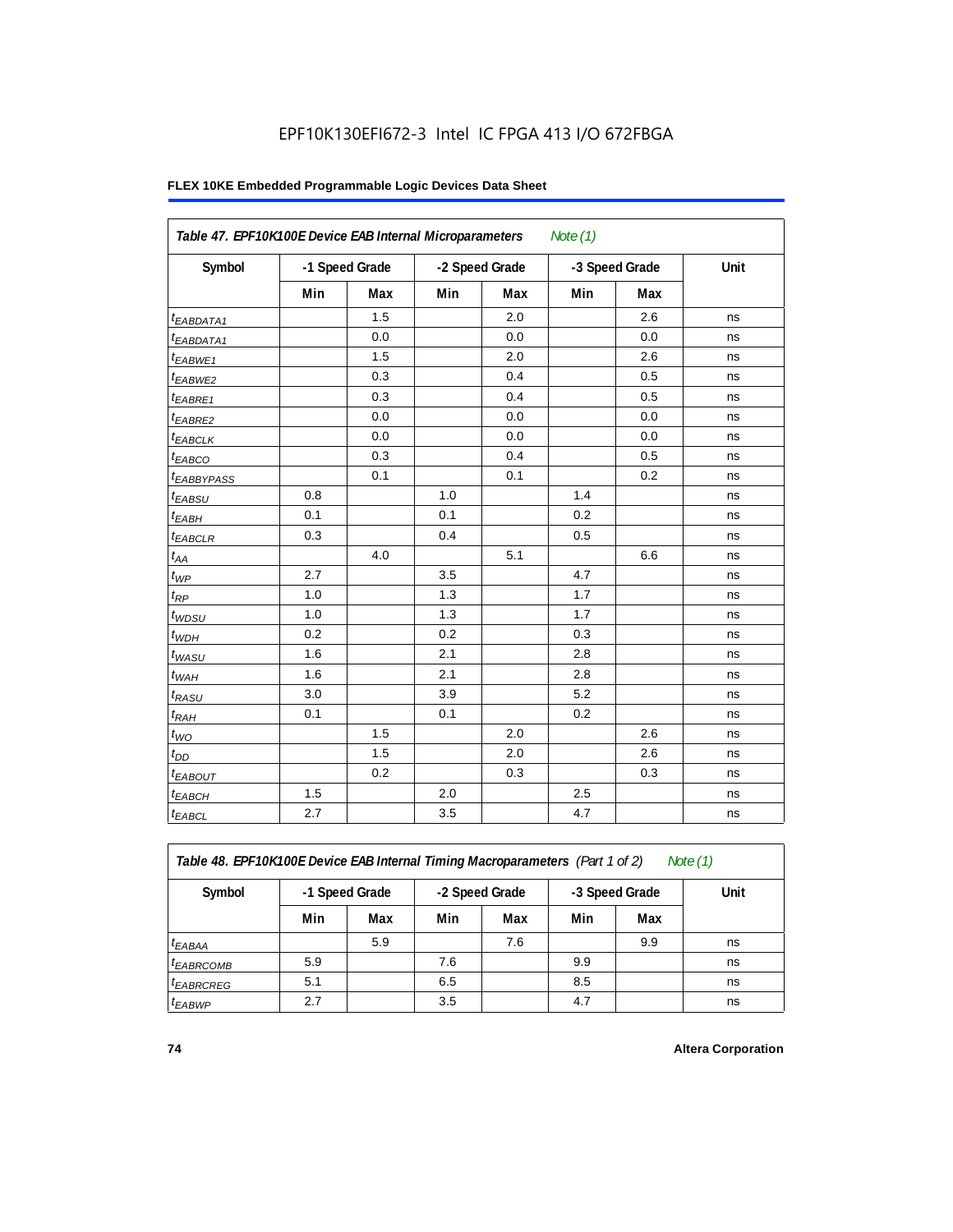EPF10K130EFI672-3 Intel IC FPGA 413 I/O 672FBGA

| Table 47. EPF10K100E Device EAB Internal Microparameters Note (1) | | | | | | | |
|---|---|---|---|---|---|---|---|
| Symbol | -1 Speed Grade | | -2 Speed Grade | | -3 Speed Grade | | Unit |
| | Min | Max | Min | Max | Min | Max | |
| $t_{EABDATA1}$ | | 1.5 | | 2.0 | | 2.6 | ns |
| $t_{EABDATA1}$ | | 0.0 | | 0.0 | | 0.0 | ns |
| $t_{EABWE1}$ | | 1.5 | | 2.0 | | 2.6 | ns |
| $t_{EABWE2}$ | | 0.3 | | 0.4 | | 0.5 | ns |
| $t_{EABRE1}$ | | 0.3 | | 0.4 | | 0.5 | ns |
| $t_{EABRE2}$ | | 0.0 | | 0.0 | | 0.0 | ns |
| $t_{EABCLK}$ | | 0.0 | | 0.0 | | 0.0 | ns |
| $t_{EABCO}$ | | 0.3 | | 0.4 | | 0.5 | ns |
| $t_{EABBYPASS}$ | | 0.1 | | 0.1 | | 0.2 | ns |
| $t_{EABSU}$ | 0.8 | | 1.0 | | 1.4 | | ns |
| $t_{EABH}$ | 0.1 | | 0.1 | | 0.2 | | ns |
| $t_{EABCLR}$ | 0.3 | | 0.4 | | 0.5 | | ns |
| $t_{AA}$ | | 4.0 | | 5.1 | | 6.6 | ns |
| $t_{WP}$ | 2.7 | | 3.5 | | 4.7 | | ns |
| $t_{RP}$ | 1.0 | | 1.3 | | 1.7 | | ns |
| $t_{WDSU}$ | 1.0 | | 1.3 | | 1.7 | | ns |
| $t_{WDH}$ | 0.2 | | 0.2 | | 0.3 | | ns |
| $t_{WASU}$ | 1.6 | | 2.1 | | 2.8 | | ns |
| $t_{WAH}$ | 1.6 | | 2.1 | | 2.8 | | ns |
| $t_{RASU}$ | 3.0 | | 3.9 | | 5.2 | | ns |
| $t_{RAH}$ | 0.1 | | 0.1 | | 0.2 | | ns |
| $t_{WO}$ | | 1.5 | | 2.0 | | 2.6 | ns |
| $t_{DD}$ | | 1.5 | | 2.0 | | 2.6 | ns |
| $t_{EABOUT}$ | | 0.2 | | 0.3 | | 0.3 | ns |
| $t_{EABCH}$ | 1.5 | | 2.0 | | 2.5 | | ns |
| $t_{EABCL}$ | 2.7 | | 3.5 | | 4.7 | | ns |

| Table 48. EPF10K100E Device EAB Internal Timing Macroparameters (Part 1 of 2) Note (1) | | | | | | | |
|---|---|---|---|---|---|---|---|
| Symbol | -1 Speed Grade | | -2 Speed Grade | | -3 Speed Grade | | Unit |
| | Min | Max | Min | Max | Min | Max | |
| $t_{EABAA}$ | | 5.9 | | 7.6 | | 9.9 | ns |
| $t_{EABRCOMB}$ | 5.9 | | 7.6 | | 9.9 | | ns |
| $t_{EABRCREG}$ | 5.1 | | 6.5 | | 8.5 | | ns |
| $t_{EABWP}$ | 2.7 | | 3.5 | | 4.7 | | ns |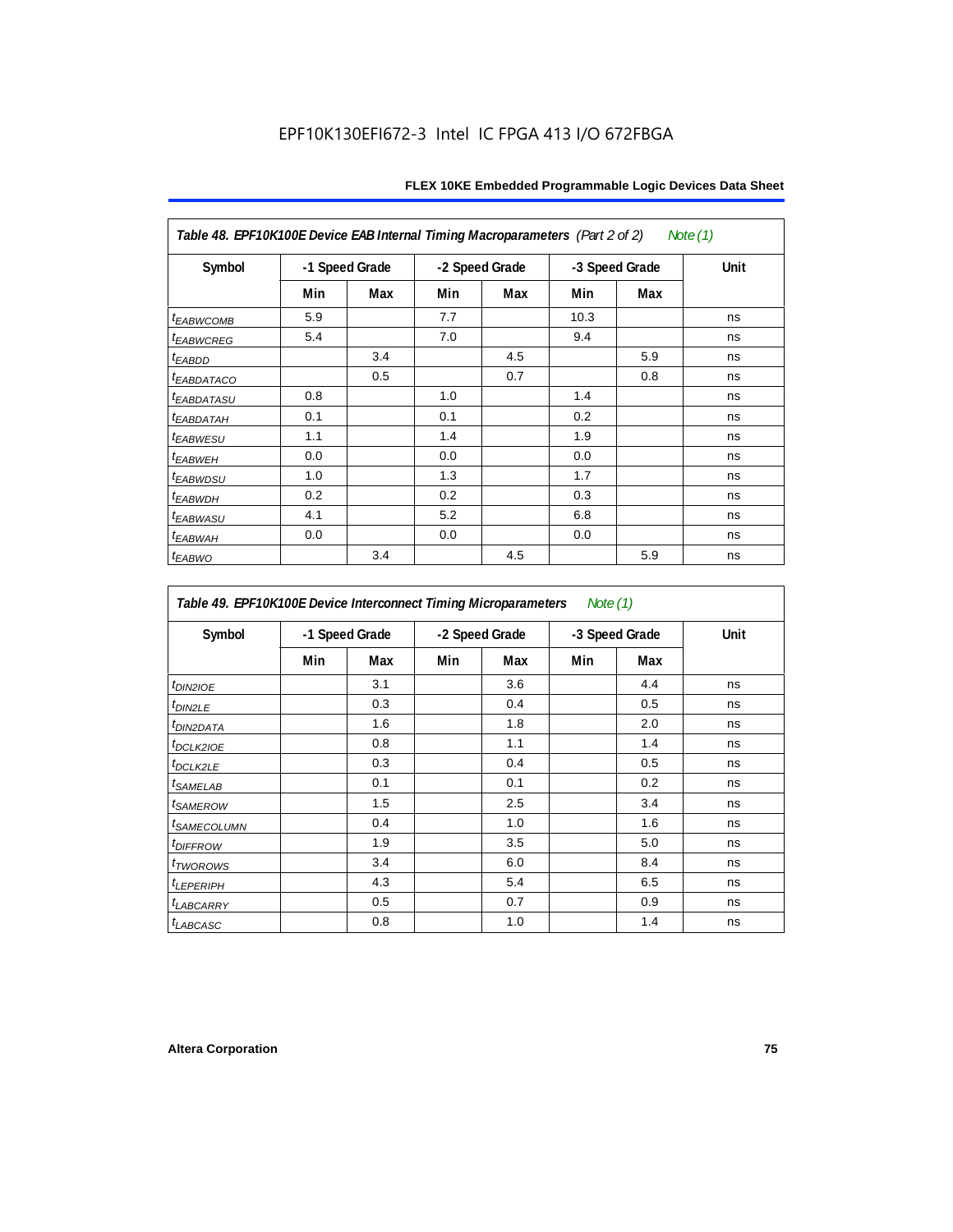| Table 48. EPF10K100E Device EAB Internal Timing Macroparameters (Part 2 of 2) Note (1) | | | | | | | |
|---|---|---|---|---|---|---|---|
| Symbol | -1 Speed Grade | | -2 Speed Grade | | -3 Speed Grade | | Unit |
| | Min | Max | Min | Max | Min | Max | |
| $t_{EABWCOMB}$ | 5.9 | | 7.7 | | 10.3 | | ns |
| $t_{EABWCREG}$ | 5.4 | | 7.0 | | 9.4 | | ns |
| $t_{EABDD}$ | | 3.4 | | 4.5 | | 5.9 | ns |
| $t_{EABDATACO}$ | | 0.5 | | 0.7 | | 0.8 | ns |
| $t_{EABDATASU}$ | 0.8 | | 1.0 | | 1.4 | | ns |
| $t_{EABDATAH}$ | 0.1 | | 0.1 | | 0.2 | | ns |
| $t_{EABWESU}$ | 1.1 | | 1.4 | | 1.9 | | ns |
| $t_{EABWEH}$ | 0.0 | | 0.0 | | 0.0 | | ns |
| $t_{EABWDSU}$ | 1.0 | | 1.3 | | 1.7 | | ns |
| $t_{EABWDH}$ | 0.2 | | 0.2 | | 0.3 | | ns |
| $t_{EABWASU}$ | 4.1 | | 5.2 | | 6.8 | | ns |
| $t_{EABWAH}$ | 0.0 | | 0.0 | | 0.0 | | ns |
| $t_{EABWO}$ | | 3.4 | | 4.5 | | 5.9 | ns |

| Table 49. EPF10K100E Device Interconnect Timing Microparameters Note (1) | | | | | | | |
|---|---|---|---|---|---|---|---|
| Symbol | -1 Speed Grade | | -2 Speed Grade | | -3 Speed Grade | | Unit |
| | Min | Max | Min | Max | Min | Max | |
| $t_{DIN2IOE}$ | | 3.1 | | 3.6 | | 4.4 | ns |
| $t_{DIN2LE}$ | | 0.3 | | 0.4 | | 0.5 | ns |
| $t_{DIN2DATA}$ | | 1.6 | | 1.8 | | 2.0 | ns |
| $t_{DCLK2IOE}$ | | 0.8 | | 1.1 | | 1.4 | ns |
| $t_{DCLK2LE}$ | | 0.3 | | 0.4 | | 0.5 | ns |
| $t_{SAMELAB}$ | | 0.1 | | 0.1 | | 0.2 | ns |
| $t_{SAMEROW}$ | | 1.5 | | 2.5 | | 3.4 | ns |
| $t_{SAMECOLUMN}$ | | 0.4 | | 1.0 | | 1.6 | ns |
| $t_{DIFFROW}$ | | 1.9 | | 3.5 | | 5.0 | ns |
| $t_{TWOROWS}$ | | 3.4 | | 6.0 | | 8.4 | ns |
| $t_{LEPERIPH}$ | | 4.3 | | 5.4 | | 6.5 | ns |
| $t_{LABCARRY}$ | | 0.5 | | 0.7 | | 0.9 | ns |
| $t_{LABCASC}$ | | 0.8 | | 1.0 | | 1.4 | ns |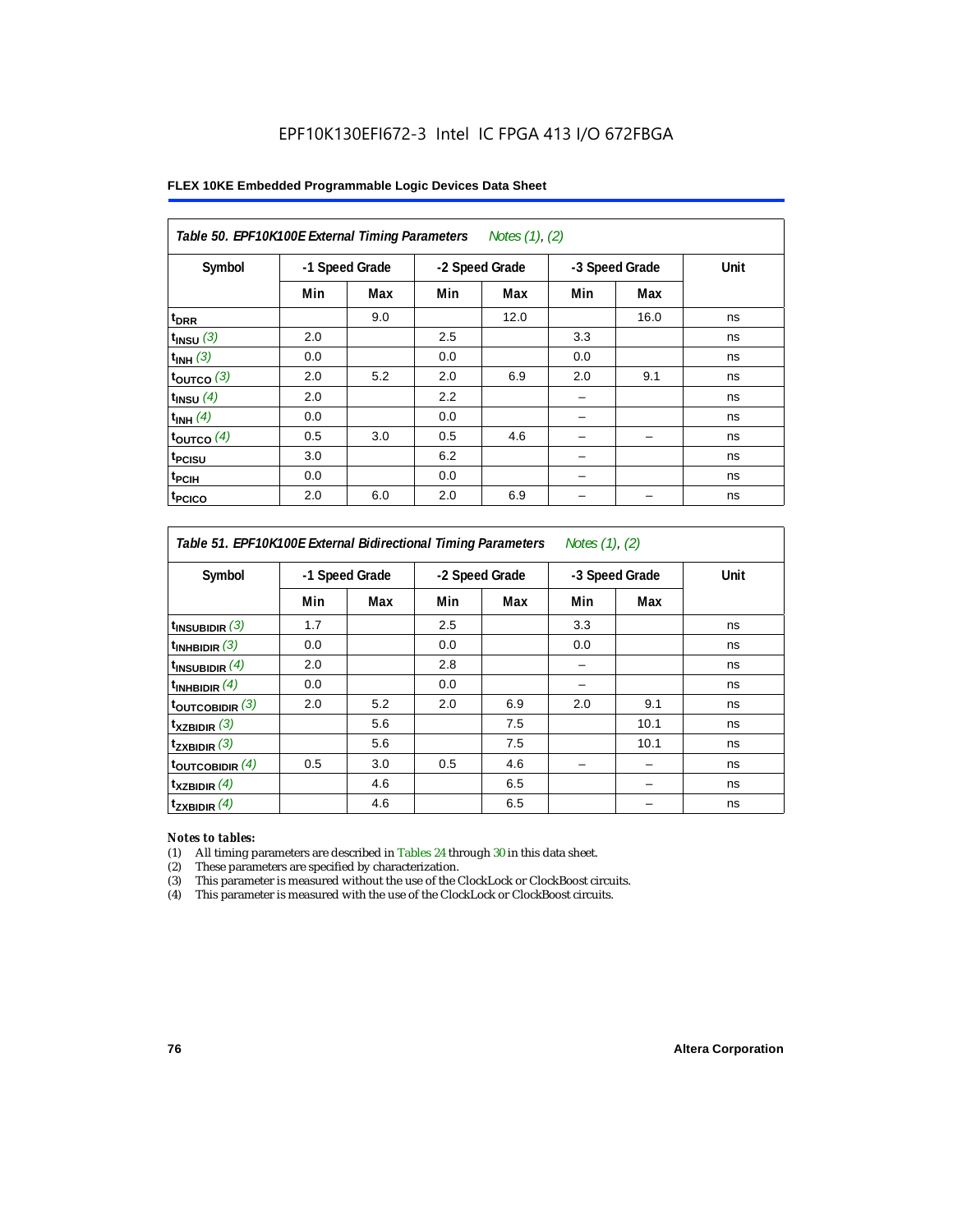EPF10K130EFI672-3 Intel IC FPGA 413 I/O 672FBGA

**Table 50. EPF10K100E External Timing Parameters** *Notes (1), (2)*

| Symbol | -1 Speed Grade | | -2 Speed Grade | | -3 Speed Grade | | Unit |
|---|---|---|---|---|---|---|---|
| | Min | Max | Min | Max | Min | Max | |
| $t_{DRR}$ | | 9.0 | | 12.0 | | 16.0 | ns |
| $t_{INSU}$ *(3)* | 2.0 | | 2.5 | | 3.3 | | ns |
| $t_{INH}$ *(3)* | 0.0 | | 0.0 | | 0.0 | | ns |
| $t_{OUTCO}$ *(3)* | 2.0 | 5.2 | 2.0 | 6.9 | 2.0 | 9.1 | ns |
| $t_{INSU}$ *(4)* | 2.0 | | 2.2 | | – | | ns |
| $t_{INH}$ *(4)* | 0.0 | | 0.0 | | – | | ns |
| $t_{OUTCO}$ *(4)* | 0.5 | 3.0 | 0.5 | 4.6 | – | – | ns |
| $t_{PCISU}$ | 3.0 | | 6.2 | | – | | ns |
| $t_{PCIH}$ | 0.0 | | 0.0 | | – | | ns |
| $t_{PCICO}$ | 2.0 | 6.0 | 2.0 | 6.9 | – | – | ns |

**Table 51. EPF10K100E External Bidirectional Timing Parameters** *Notes (1), (2)*

| Symbol | -1 Speed Grade | | -2 Speed Grade | | -3 Speed Grade | | Unit |
|---|---|---|---|---|---|---|---|
| | Min | Max | Min | Max | Min | Max | |
| $t_{INSUBIDIR}$ *(3)* | 1.7 | | 2.5 | | 3.3 | | ns |
| $t_{INHBIDIR}$ *(3)* | 0.0 | | 0.0 | | 0.0 | | ns |
| $t_{INSUBIDIR}$ *(4)* | 2.0 | | 2.8 | | – | | ns |
| $t_{INHBIDIR}$ *(4)* | 0.0 | | 0.0 | | – | | ns |
| $t_{OUTCOBIDIR}$ *(3)* | 2.0 | 5.2 | 2.0 | 6.9 | 2.0 | 9.1 | ns |
| $t_{XZBIDIR}$ *(3)* | | 5.6 | | 7.5 | | 10.1 | ns |
| $t_{ZXBIDIR}$ *(3)* | | 5.6 | | 7.5 | | 10.1 | ns |
| $t_{OUTCOBIDIR}$ *(4)* | 0.5 | 3.0 | 0.5 | 4.6 | – | – | ns |
| $t_{XZBIDIR}$ *(4)* | | 4.6 | | 6.5 | | – | ns |
| $t_{ZXBIDIR}$ *(4)* | | 4.6 | | 6.5 | | – | ns |

*Notes to tables:*

(1) All timing parameters are described in Tables 24 through 30 in this data sheet.
(2) These parameters are specified by characterization.
(3) This parameter is measured without the use of the ClockLock or ClockBoost circuits.
(4) This parameter is measured with the use of the ClockLock or ClockBoost circuits.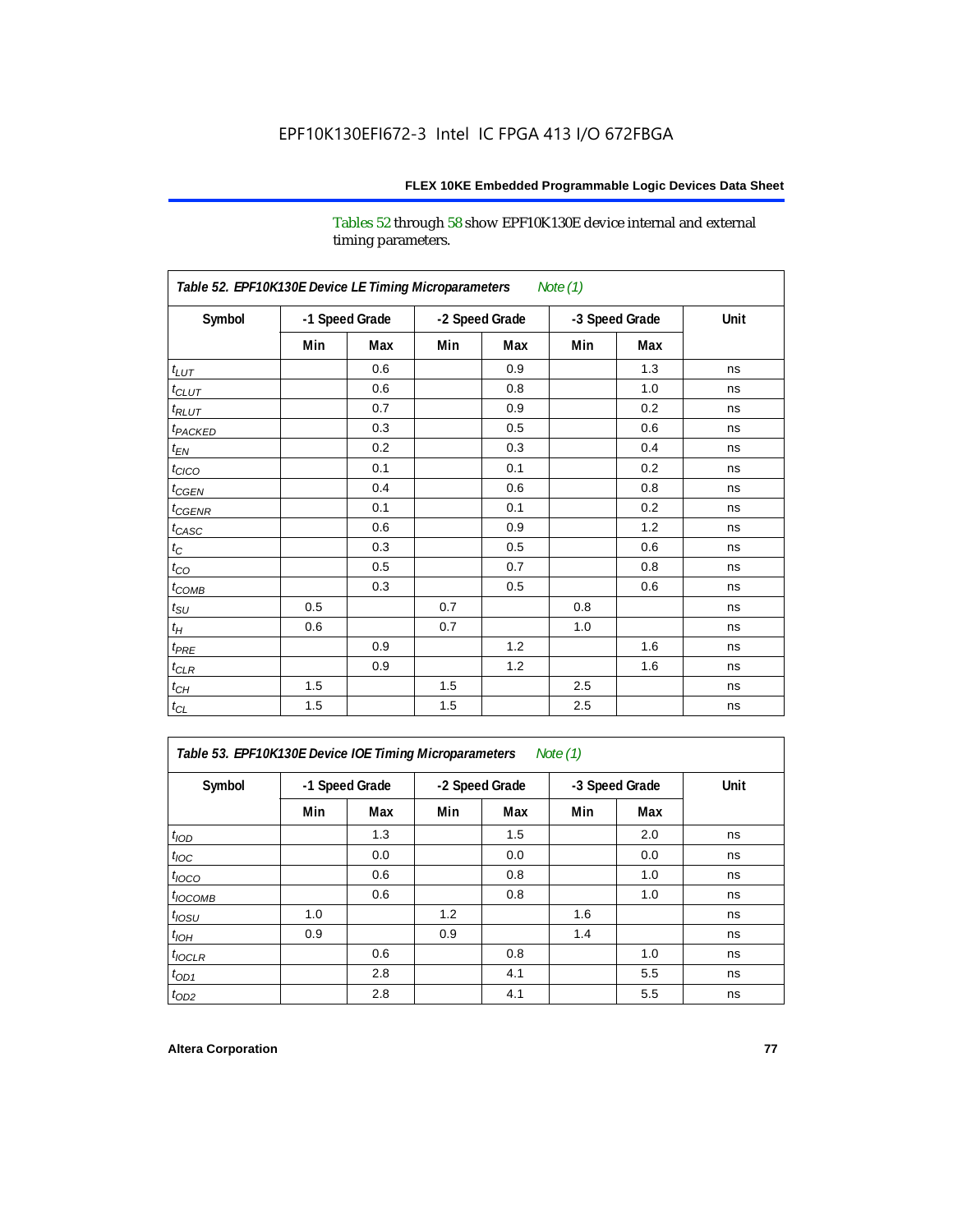Tables 52 through 58 show EPF10K130E device internal and external timing parameters.

**Table 52. EPF10K130E Device LE Timing Microparameters** *Note (1)*

| Symbol | -1 Speed Grade | | -2 Speed Grade | | -3 Speed Grade | | Unit |
|---|---|---|---|---|---|---|---|
| | Min | Max | Min | Max | Min | Max | |
| $t_{LUT}$ | | 0.6 | | 0.9 | | 1.3 | ns |
| $t_{CLUT}$ | | 0.6 | | 0.8 | | 1.0 | ns |
| $t_{RLUT}$ | | 0.7 | | 0.9 | | 0.2 | ns |
| $t_{PACKED}$ | | 0.3 | | 0.5 | | 0.6 | ns |
| $t_{EN}$ | | 0.2 | | 0.3 | | 0.4 | ns |
| $t_{CICO}$ | | 0.1 | | 0.1 | | 0.2 | ns |
| $t_{CGEN}$ | | 0.4 | | 0.6 | | 0.8 | ns |
| $t_{CGENR}$ | | 0.1 | | 0.1 | | 0.2 | ns |
| $t_{CASC}$ | | 0.6 | | 0.9 | | 1.2 | ns |
| $t_{C}$ | | 0.3 | | 0.5 | | 0.6 | ns |
| $t_{CO}$ | | 0.5 | | 0.7 | | 0.8 | ns |
| $t_{COMB}$ | | 0.3 | | 0.5 | | 0.6 | ns |
| $t_{SU}$ | 0.5 | | 0.7 | | 0.8 | | ns |
| $t_{H}$ | 0.6 | | 0.7 | | 1.0 | | ns |
| $t_{PRE}$ | | 0.9 | | 1.2 | | 1.6 | ns |
| $t_{CLR}$ | | 0.9 | | 1.2 | | 1.6 | ns |
| $t_{CH}$ | 1.5 | | 1.5 | | 2.5 | | ns |
| $t_{CL}$ | 1.5 | | 1.5 | | 2.5 | | ns |

**Table 53. EPF10K130E Device IOE Timing Microparameters** *Note (1)*

| Symbol | -1 Speed Grade | | -2 Speed Grade | | -3 Speed Grade | | Unit |
|---|---|---|---|---|---|---|---|
| | Min | Max | Min | Max | Min | Max | |
| $t_{IOD}$ | | 1.3 | | 1.5 | | 2.0 | ns |
| $t_{IOC}$ | | 0.0 | | 0.0 | | 0.0 | ns |
| $t_{IOCO}$ | | 0.6 | | 0.8 | | 1.0 | ns |
| $t_{IOCOMB}$ | | 0.6 | | 0.8 | | 1.0 | ns |
| $t_{IOSU}$ | 1.0 | | 1.2 | | 1.6 | | ns |
| $t_{IOH}$ | 0.9 | | 0.9 | | 1.4 | | ns |
| $t_{IOCLR}$ | | 0.6 | | 0.8 | | 1.0 | ns |
| $t_{OD1}$ | | 2.8 | | 4.1 | | 5.5 | ns |
| $t_{OD2}$ | | 2.8 | | 4.1 | | 5.5 | ns |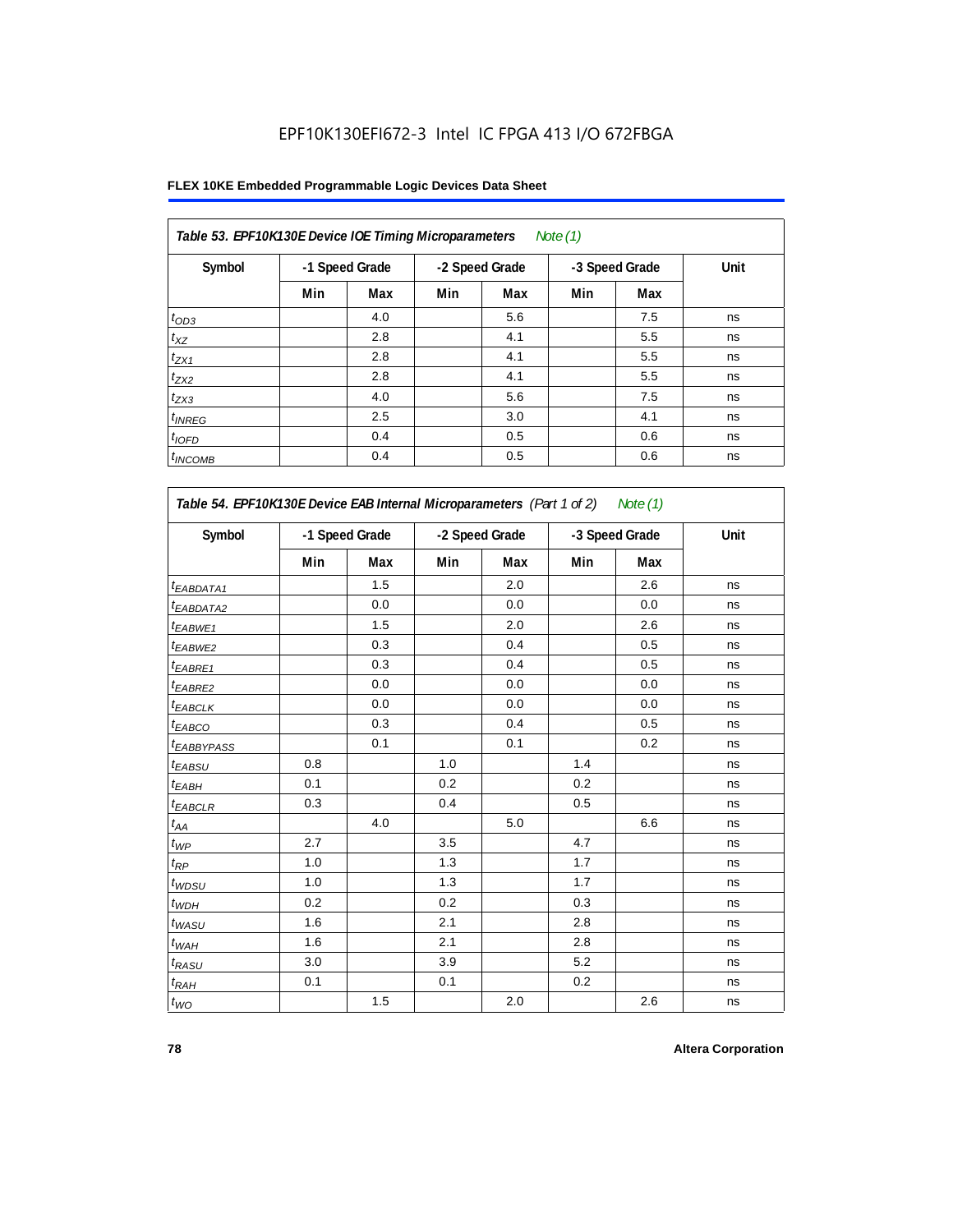EPF10K130EFI672-3 Intel IC FPGA 413 I/O 672FBGA

**FLEX 10KE Embedded Programmable Logic Devices Data Sheet**

| *Table 53. EPF10K130E Device IOE Timing Microparameters* *Note (1)* | | | | | | | |
|---|---|---|---|---|---|---|---|
| Symbol | -1 Speed Grade | | -2 Speed Grade | | -3 Speed Grade | | Unit |
| | Min | Max | Min | Max | Min | Max | |
| $t_{OD3}$ | | 4.0 | | 5.6 | | 7.5 | ns |
| $t_{XZ}$ | | 2.8 | | 4.1 | | 5.5 | ns |
| $t_{ZX1}$ | | 2.8 | | 4.1 | | 5.5 | ns |
| $t_{ZX2}$ | | 2.8 | | 4.1 | | 5.5 | ns |
| $t_{ZX3}$ | | 4.0 | | 5.6 | | 7.5 | ns |
| $t_{INREG}$ | | 2.5 | | 3.0 | | 4.1 | ns |
| $t_{IOFD}$ | | 0.4 | | 0.5 | | 0.6 | ns |
| $t_{INCOMB}$ | | 0.4 | | 0.5 | | 0.6 | ns |

| *Table 54. EPF10K130E Device EAB Internal Microparameters (Part 1 of 2)* *Note (1)* | | | | | | | |
|---|---|---|---|---|---|---|---|
| Symbol | -1 Speed Grade | | -2 Speed Grade | | -3 Speed Grade | | Unit |
| | Min | Max | Min | Max | Min | Max | |
| $t_{EABDATA1}$ | | 1.5 | | 2.0 | | 2.6 | ns |
| $t_{EABDATA2}$ | | 0.0 | | 0.0 | | 0.0 | ns |
| $t_{EABWE1}$ | | 1.5 | | 2.0 | | 2.6 | ns |
| $t_{EABWE2}$ | | 0.3 | | 0.4 | | 0.5 | ns |
| $t_{EABRE1}$ | | 0.3 | | 0.4 | | 0.5 | ns |
| $t_{EABRE2}$ | | 0.0 | | 0.0 | | 0.0 | ns |
| $t_{EABCLK}$ | | 0.0 | | 0.0 | | 0.0 | ns |
| $t_{EABCO}$ | | 0.3 | | 0.4 | | 0.5 | ns |
| $t_{EABBYPASS}$ | | 0.1 | | 0.1 | | 0.2 | ns |
| $t_{EABSU}$ | 0.8 | | 1.0 | | 1.4 | | ns |
| $t_{EABH}$ | 0.1 | | 0.2 | | 0.2 | | ns |
| $t_{EABCLR}$ | 0.3 | | 0.4 | | 0.5 | | ns |
| $t_{AA}$ | | 4.0 | | 5.0 | | 6.6 | ns |
| $t_{WP}$ | 2.7 | | 3.5 | | 4.7 | | ns |
| $t_{RP}$ | 1.0 | | 1.3 | | 1.7 | | ns |
| $t_{WDSU}$ | 1.0 | | 1.3 | | 1.7 | | ns |
| $t_{WDH}$ | 0.2 | | 0.2 | | 0.3 | | ns |
| $t_{WASU}$ | 1.6 | | 2.1 | | 2.8 | | ns |
| $t_{WAH}$ | 1.6 | | 2.1 | | 2.8 | | ns |
| $t_{RASU}$ | 3.0 | | 3.9 | | 5.2 | | ns |
| $t_{RAH}$ | 0.1 | | 0.1 | | 0.2 | | ns |
| $t_{WO}$ | | 1.5 | | 2.0 | | 2.6 | ns |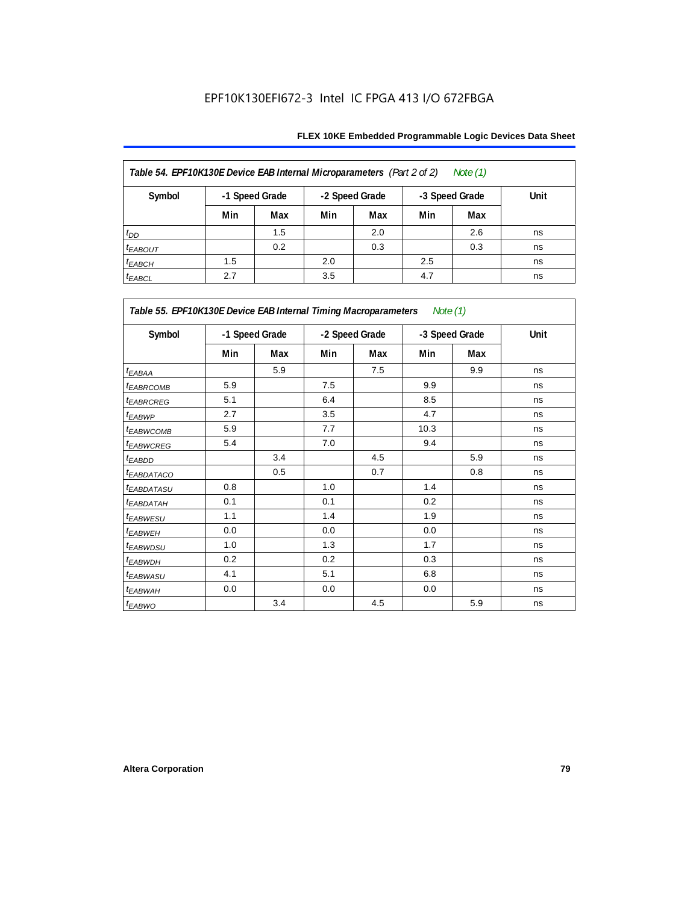EPF10K130EFI672-3 Intel IC FPGA 413 I/O 672FBGA

| *Table 54. EPF10K130E Device EAB Internal Microparameters (Part 2 of 2) Note (1)* | | | | | | | |
|---|---|---|---|---|---|---|---|
| Symbol | -1 Speed Grade | | -2 Speed Grade | | -3 Speed Grade | | Unit |
| | Min | Max | Min | Max | Min | Max | |
| $t_{DD}$ | | 1.5 | | 2.0 | | 2.6 | ns |
| $t_{EABOUT}$ | | 0.2 | | 0.3 | | 0.3 | ns |
| $t_{EABCH}$ | 1.5 | | 2.0 | | 2.5 | | ns |
| $t_{EABCL}$ | 2.7 | | 3.5 | | 4.7 | | ns |

| *Table 55. EPF10K130E Device EAB Internal Timing Macroparameters Note (1)* | | | | | | | |
|---|---|---|---|---|---|---|---|
| Symbol | -1 Speed Grade | | -2 Speed Grade | | -3 Speed Grade | | Unit |
| | Min | Max | Min | Max | Min | Max | |
| $t_{EABAA}$ | | 5.9 | | 7.5 | | 9.9 | ns |
| $t_{EABRCOMB}$ | 5.9 | | 7.5 | | 9.9 | | ns |
| $t_{EABRCREG}$ | 5.1 | | 6.4 | | 8.5 | | ns |
| $t_{EABWP}$ | 2.7 | | 3.5 | | 4.7 | | ns |
| $t_{EABWCOMB}$ | 5.9 | | 7.7 | | 10.3 | | ns |
| $t_{EABWCREG}$ | 5.4 | | 7.0 | | 9.4 | | ns |
| $t_{EABDD}$ | | 3.4 | | 4.5 | | 5.9 | ns |
| $t_{EABDATACO}$ | | 0.5 | | 0.7 | | 0.8 | ns |
| $t_{EABDATASU}$ | 0.8 | | 1.0 | | 1.4 | | ns |
| $t_{EABDATAH}$ | 0.1 | | 0.1 | | 0.2 | | ns |
| $t_{EABWESU}$ | 1.1 | | 1.4 | | 1.9 | | ns |
| $t_{EABWEH}$ | 0.0 | | 0.0 | | 0.0 | | ns |
| $t_{EABWDSU}$ | 1.0 | | 1.3 | | 1.7 | | ns |
| $t_{EABWDH}$ | 0.2 | | 0.2 | | 0.3 | | ns |
| $t_{EABWASU}$ | 4.1 | | 5.1 | | 6.8 | | ns |
| $t_{EABWAH}$ | 0.0 | | 0.0 | | 0.0 | | ns |
| $t_{EABWO}$ | | 3.4 | | 4.5 | | 5.9 | ns |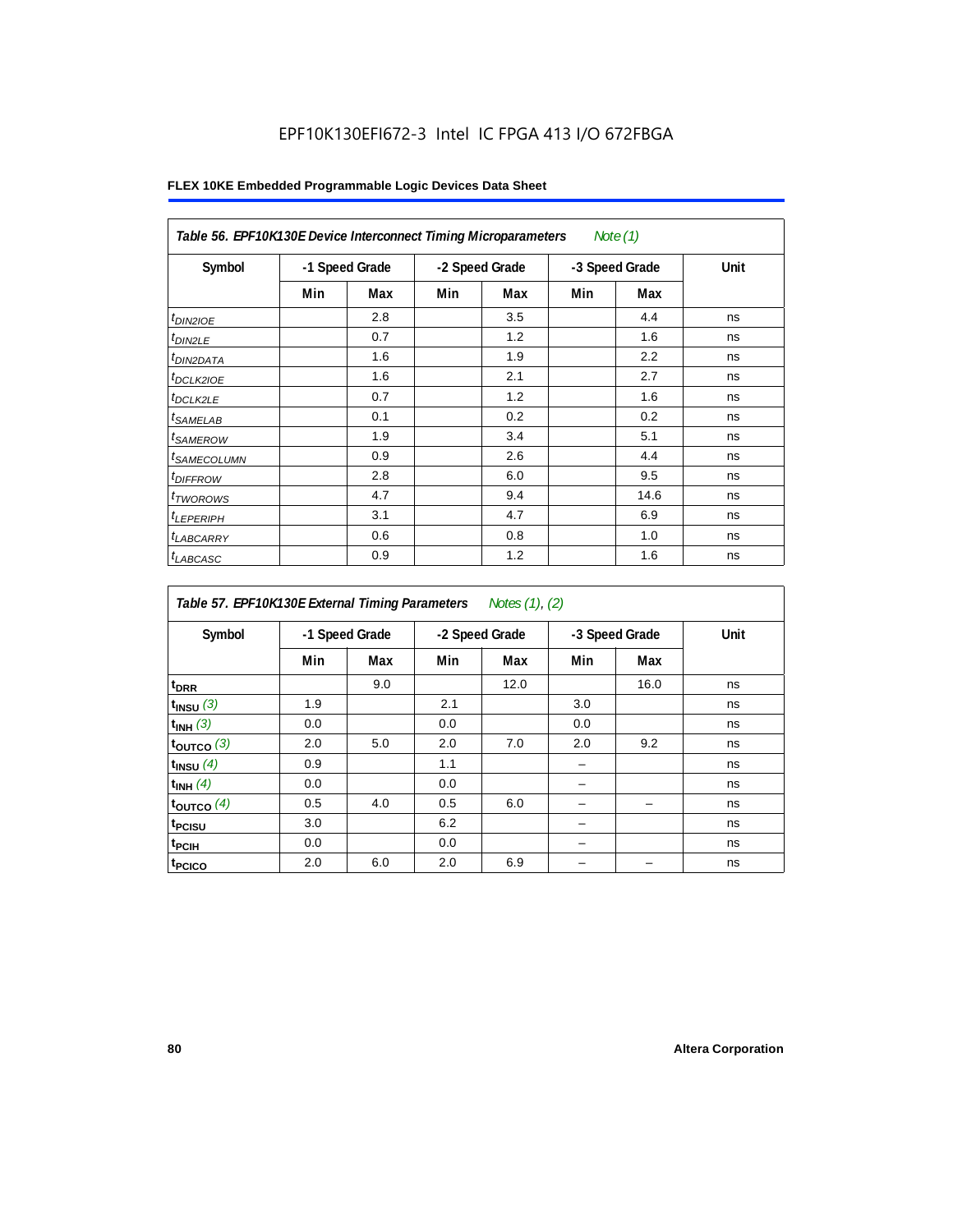EPF10K130EFI672-3 Intel IC FPGA 413 I/O 672FBGA

**FLEX 10KE Embedded Programmable Logic Devices Data Sheet**

| *Table 56. EPF10K130E Device Interconnect Timing Microparameters Note (1)* | | | | | | | |
|---|---|---|---|---|---|---|---|
| **Symbol** | **-1 Speed Grade** | | **-2 Speed Grade** | | **-3 Speed Grade** | | **Unit** |
| | **Min** | **Max** | **Min** | **Max** | **Min** | **Max** | |
| $t_{DIN2IOE}$ | | 2.8 | | 3.5 | | 4.4 | ns |
| $t_{DIN2LE}$ | | 0.7 | | 1.2 | | 1.6 | ns |
| $t_{DIN2DATA}$ | | 1.6 | | 1.9 | | 2.2 | ns |
| $t_{DCLK2IOE}$ | | 1.6 | | 2.1 | | 2.7 | ns |
| $t_{DCLK2LE}$ | | 0.7 | | 1.2 | | 1.6 | ns |
| $t_{SAMELAB}$ | | 0.1 | | 0.2 | | 0.2 | ns |
| $t_{SAMEROW}$ | | 1.9 | | 3.4 | | 5.1 | ns |
| $t_{SAMECOLUMN}$ | | 0.9 | | 2.6 | | 4.4 | ns |
| $t_{DIFFROW}$ | | 2.8 | | 6.0 | | 9.5 | ns |
| $t_{TWOROWS}$ | | 4.7 | | 9.4 | | 14.6 | ns |
| $t_{LEPERIPH}$ | | 3.1 | | 4.7 | | 6.9 | ns |
| $t_{LABCARRY}$ | | 0.6 | | 0.8 | | 1.0 | ns |
| $t_{LABCASC}$ | | 0.9 | | 1.2 | | 1.6 | ns |

| *Table 57. EPF10K130E External Timing Parameters Notes (1), (2)* | | | | | | | |
|---|---|---|---|---|---|---|---|
| **Symbol** | **-1 Speed Grade** | | **-2 Speed Grade** | | **-3 Speed Grade** | | **Unit** |
| | **Min** | **Max** | **Min** | **Max** | **Min** | **Max** | |
| $t_{DRR}$ | | 9.0 | | 12.0 | | 16.0 | ns |
| $t_{INSU}$ (3) | 1.9 | | 2.1 | | 3.0 | | ns |
| $t_{INH}$ (3) | 0.0 | | 0.0 | | 0.0 | | ns |
| $t_{OUTCO}$ (3) | 2.0 | 5.0 | 2.0 | 7.0 | 2.0 | 9.2 | ns |
| $t_{INSU}$ (4) | 0.9 | | 1.1 | | – | | ns |
| $t_{INH}$ (4) | 0.0 | | 0.0 | | – | | ns |
| $t_{OUTCO}$ (4) | 0.5 | 4.0 | 0.5 | 6.0 | – | – | ns |
| $t_{PCISU}$ | 3.0 | | 6.2 | | – | | ns |
| $t_{PCIH}$ | 0.0 | | 0.0 | | – | | ns |
| $t_{PCICO}$ | 2.0 | 6.0 | 2.0 | 6.9 | – | – | ns |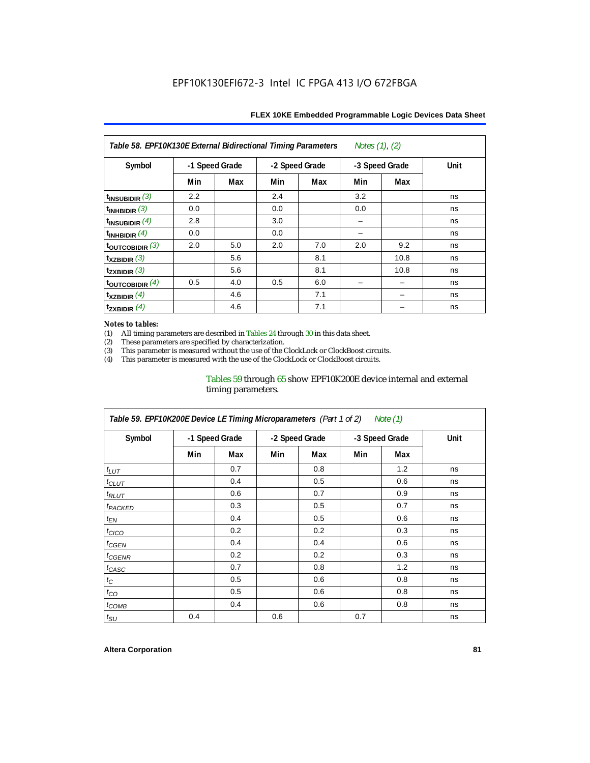| Table 58. EPF10K130E External Bidirectional Timing Parameters Notes (1), (2) | | | | | | | |
|---|---|---|---|---|---|---|---|
| Symbol | -1 Speed Grade | | -2 Speed Grade | | -3 Speed Grade | | Unit |
| | Min | Max | Min | Max | Min | Max | |
| $t_{INSUBIDIR}$ (3) | 2.2 | | 2.4 | | 3.2 | | ns |
| $t_{INHBIDIR}$ (3) | 0.0 | | 0.0 | | 0.0 | | ns |
| $t_{INSUBIDIR}$ (4) | 2.8 | | 3.0 | | – | | ns |
| $t_{INHBIDIR}$ (4) | 0.0 | | 0.0 | | – | | ns |
| $t_{OUTCOBIDIR}$ (3) | 2.0 | 5.0 | 2.0 | 7.0 | 2.0 | 9.2 | ns |
| $t_{XZBIDIR}$ (3) | | 5.6 | | 8.1 | | 10.8 | ns |
| $t_{ZXBIDIR}$ (3) | | 5.6 | | 8.1 | | 10.8 | ns |
| $t_{OUTCOBIDIR}$ (4) | 0.5 | 4.0 | 0.5 | 6.0 | – | – | ns |
| $t_{XZBIDIR}$ (4) | | 4.6 | | 7.1 | | – | ns |
| $t_{ZXBIDIR}$ (4) | | 4.6 | | 7.1 | | – | ns |

*Notes to tables:*

(1) All timing parameters are described in Tables 24 through 30 in this data sheet.
(2) These parameters are specified by characterization.
(3) This parameter is measured without the use of the ClockLock or ClockBoost circuits.
(4) This parameter is measured with the use of the ClockLock or ClockBoost circuits.

Tables 59 through 65 show EPF10K200E device internal and external timing parameters.

| Table 59. EPF10K200E Device LE Timing Microparameters (Part 1 of 2) Note (1) | | | | | | | |
|---|---|---|---|---|---|---|---|
| Symbol | -1 Speed Grade | | -2 Speed Grade | | -3 Speed Grade | | Unit |
| | Min | Max | Min | Max | Min | Max | |
| $t_{LUT}$ | | 0.7 | | 0.8 | | 1.2 | ns |
| $t_{CLUT}$ | | 0.4 | | 0.5 | | 0.6 | ns |
| $t_{RLUT}$ | | 0.6 | | 0.7 | | 0.9 | ns |
| $t_{PACKED}$ | | 0.3 | | 0.5 | | 0.7 | ns |
| $t_{EN}$ | | 0.4 | | 0.5 | | 0.6 | ns |
| $t_{CICO}$ | | 0.2 | | 0.2 | | 0.3 | ns |
| $t_{CGEN}$ | | 0.4 | | 0.4 | | 0.6 | ns |
| $t_{CGENR}$ | | 0.2 | | 0.2 | | 0.3 | ns |
| $t_{CASC}$ | | 0.7 | | 0.8 | | 1.2 | ns |
| $t_{C}$ | | 0.5 | | 0.6 | | 0.8 | ns |
| $t_{CO}$ | | 0.5 | | 0.6 | | 0.8 | ns |
| $t_{COMB}$ | | 0.4 | | 0.6 | | 0.8 | ns |
| $t_{SU}$ | 0.4 | | 0.6 | | 0.7 | | ns |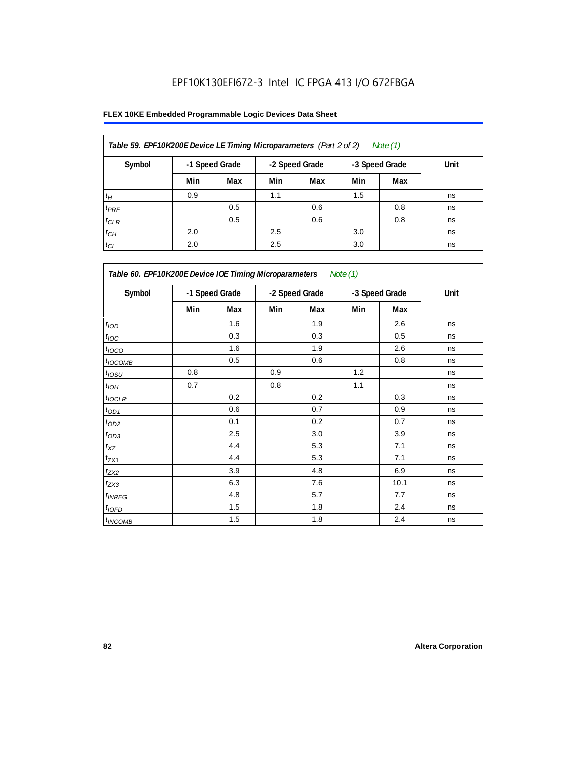## Table 59. EPF10K200E Device LE Timing Microparameters (Part 2 of 2) *Note (1)*

| Symbol | -1 Speed Grade | | -2 Speed Grade | | -3 Speed Grade | | Unit |
|---|---|---|---|---|---|---|---|
| | Min | Max | Min | Max | Min | Max | |
| $t_H$ | 0.9 | | 1.1 | | 1.5 | | ns |
| $t_{PRE}$ | | 0.5 | | 0.6 | | 0.8 | ns |
| $t_{CLR}$ | | 0.5 | | 0.6 | | 0.8 | ns |
| $t_{CH}$ | 2.0 | | 2.5 | | 3.0 | | ns |
| $t_{CL}$ | 2.0 | | 2.5 | | 3.0 | | ns |

## Table 60. EPF10K200E Device IOE Timing Microparameters *Note (1)*

| Symbol | -1 Speed Grade | | -2 Speed Grade | | -3 Speed Grade | | Unit |
|---|---|---|---|---|---|---|---|
| | Min | Max | Min | Max | Min | Max | |
| $t_{IOD}$ | | 1.6 | | 1.9 | | 2.6 | ns |
| $t_{IOC}$ | | 0.3 | | 0.3 | | 0.5 | ns |
| $t_{IOCO}$ | | 1.6 | | 1.9 | | 2.6 | ns |
| $t_{IOCOMB}$ | | 0.5 | | 0.6 | | 0.8 | ns |
| $t_{IOSU}$ | 0.8 | | 0.9 | | 1.2 | | ns |
| $t_{IOH}$ | 0.7 | | 0.8 | | 1.1 | | ns |
| $t_{IOCLR}$ | | 0.2 | | 0.2 | | 0.3 | ns |
| $t_{OD1}$ | | 0.6 | | 0.7 | | 0.9 | ns |
| $t_{OD2}$ | | 0.1 | | 0.2 | | 0.7 | ns |
| $t_{OD3}$ | | 2.5 | | 3.0 | | 3.9 | ns |
| $t_{XZ}$ | | 4.4 | | 5.3 | | 7.1 | ns |
| $t_{ZX1}$ | | 4.4 | | 5.3 | | 7.1 | ns |
| $t_{ZX2}$ | | 3.9 | | 4.8 | | 6.9 | ns |
| $t_{ZX3}$ | | 6.3 | | 7.6 | | 10.1 | ns |
| $t_{INREG}$ | | 4.8 | | 5.7 | | 7.7 | ns |
| $t_{IOFD}$ | | 1.5 | | 1.8 | | 2.4 | ns |
| $t_{INCOMB}$ | | 1.5 | | 1.8 | | 2.4 | ns |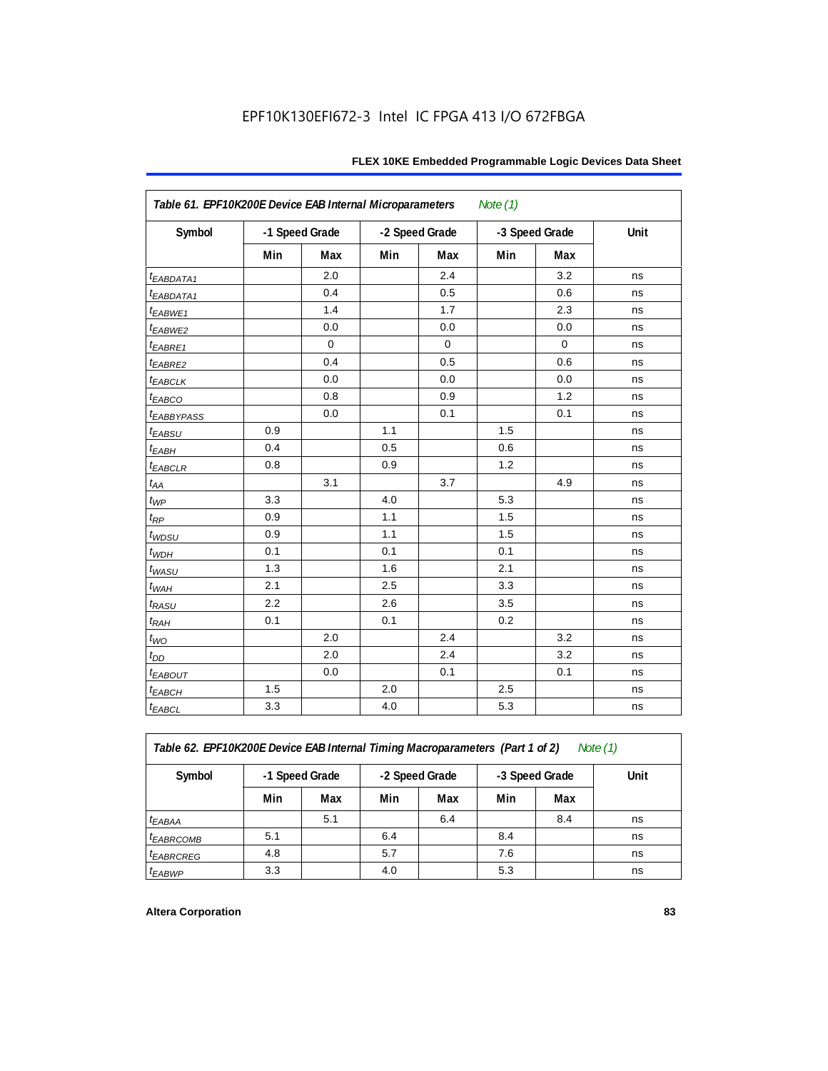**Table 61. EPF10K200E Device EAB Internal Microparameters** *Note (1)*

| Symbol | -1 Speed Grade | | -2 Speed Grade | | -3 Speed Grade | | Unit |
|---|---|---|---|---|---|---|---|
| | Min | Max | Min | Max | Min | Max | |
| $t_{EABDATA1}$ | | 2.0 | | 2.4 | | 3.2 | ns |
| $t_{EABDATA1}$ | | 0.4 | | 0.5 | | 0.6 | ns |
| $t_{EABWE1}$ | | 1.4 | | 1.7 | | 2.3 | ns |
| $t_{EABWE2}$ | | 0.0 | | 0.0 | | 0.0 | ns |
| $t_{EABRE1}$ | | 0 | | 0 | | 0 | ns |
| $t_{EABRE2}$ | | 0.4 | | 0.5 | | 0.6 | ns |
| $t_{EABCLK}$ | | 0.0 | | 0.0 | | 0.0 | ns |
| $t_{EABCO}$ | | 0.8 | | 0.9 | | 1.2 | ns |
| $t_{EABBYPASS}$ | | 0.0 | | 0.1 | | 0.1 | ns |
| $t_{EABSU}$ | 0.9 | | 1.1 | | 1.5 | | ns |
| $t_{EABH}$ | 0.4 | | 0.5 | | 0.6 | | ns |
| $t_{EABCLR}$ | 0.8 | | 0.9 | | 1.2 | | ns |
| $t_{AA}$ | | 3.1 | | 3.7 | | 4.9 | ns |
| $t_{WP}$ | 3.3 | | 4.0 | | 5.3 | | ns |
| $t_{RP}$ | 0.9 | | 1.1 | | 1.5 | | ns |
| $t_{WDSU}$ | 0.9 | | 1.1 | | 1.5 | | ns |
| $t_{WDH}$ | 0.1 | | 0.1 | | 0.1 | | ns |
| $t_{WASU}$ | 1.3 | | 1.6 | | 2.1 | | ns |
| $t_{WAH}$ | 2.1 | | 2.5 | | 3.3 | | ns |
| $t_{RASU}$ | 2.2 | | 2.6 | | 3.5 | | ns |
| $t_{RAH}$ | 0.1 | | 0.1 | | 0.2 | | ns |
| $t_{WO}$ | | 2.0 | | 2.4 | | 3.2 | ns |
| $t_{DD}$ | | 2.0 | | 2.4 | | 3.2 | ns |
| $t_{EABOUT}$ | | 0.0 | | 0.1 | | 0.1 | ns |
| $t_{EABCH}$ | 1.5 | | 2.0 | | 2.5 | | ns |
| $t_{EABCL}$ | 3.3 | | 4.0 | | 5.3 | | ns |

**Table 62. EPF10K200E Device EAB Internal Timing Macroparameters (Part 1 of 2)** *Note (1)*

| Symbol | -1 Speed Grade | | -2 Speed Grade | | -3 Speed Grade | | Unit |
|---|---|---|---|---|---|---|---|
| | Min | Max | Min | Max | Min | Max | |
| $t_{EABAA}$ | | 5.1 | | 6.4 | | 8.4 | ns |
| $t_{EABRCOMB}$ | 5.1 | | 6.4 | | 8.4 | | ns |
| $t_{EABRCREG}$ | 4.8 | | 5.7 | | 7.6 | | ns |
| $t_{EABWP}$ | 3.3 | | 4.0 | | 5.3 | | ns |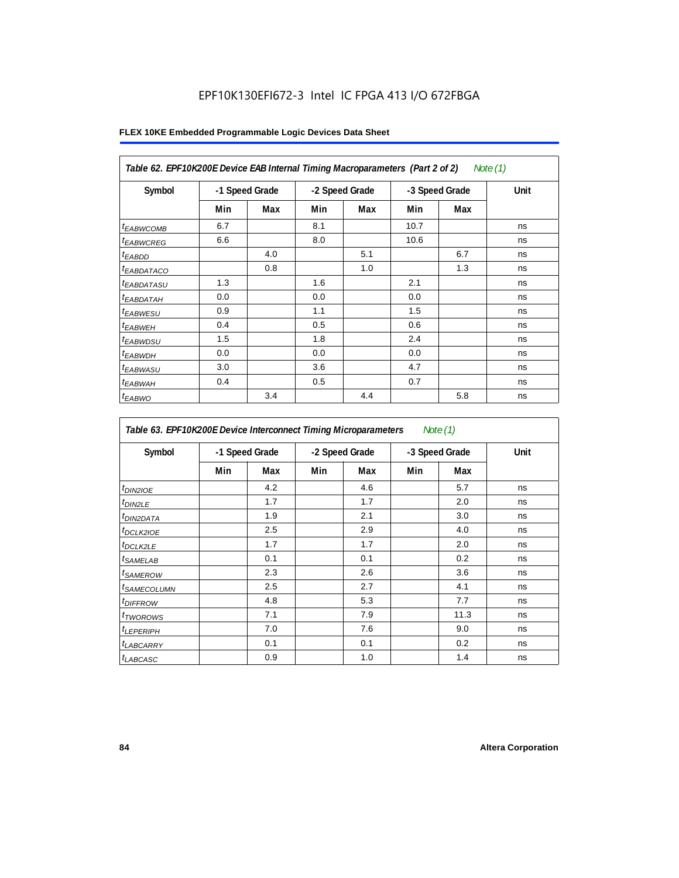EPF10K130EFI672-3 Intel IC FPGA 413 I/O 672FBGA

**FLEX 10KE Embedded Programmable Logic Devices Data Sheet**

| Table 62. EPF10K200E Device EAB Internal Timing Macroparameters (Part 2 of 2) Note (1) | | | | | | | |
|---|---|---|---|---|---|---|---|
| Symbol | -1 Speed Grade | | -2 Speed Grade | | -3 Speed Grade | | Unit |
| | Min | Max | Min | Max | Min | Max | |
| $t_{EABWCOMB}$ | 6.7 | | 8.1 | | 10.7 | | ns |
| $t_{EABWCREG}$ | 6.6 | | 8.0 | | 10.6 | | ns |
| $t_{EABDD}$ | | 4.0 | | 5.1 | | 6.7 | ns |
| $t_{EABDATACO}$ | | 0.8 | | 1.0 | | 1.3 | ns |
| $t_{EABDATASU}$ | 1.3 | | 1.6 | | 2.1 | | ns |
| $t_{EABDATAH}$ | 0.0 | | 0.0 | | 0.0 | | ns |
| $t_{EABWESU}$ | 0.9 | | 1.1 | | 1.5 | | ns |
| $t_{EABWEH}$ | 0.4 | | 0.5 | | 0.6 | | ns |
| $t_{EABWDSU}$ | 1.5 | | 1.8 | | 2.4 | | ns |
| $t_{EABWDH}$ | 0.0 | | 0.0 | | 0.0 | | ns |
| $t_{EABWASU}$ | 3.0 | | 3.6 | | 4.7 | | ns |
| $t_{EABWAH}$ | 0.4 | | 0.5 | | 0.7 | | ns |
| $t_{EABWO}$ | | 3.4 | | 4.4 | | 5.8 | ns |

| Table 63. EPF10K200E Device Interconnect Timing Microparameters Note (1) | | | | | | | |
|---|---|---|---|---|---|---|---|
| Symbol | -1 Speed Grade | | -2 Speed Grade | | -3 Speed Grade | | Unit |
| | Min | Max | Min | Max | Min | Max | |
| $t_{DIN2IOE}$ | | 4.2 | | 4.6 | | 5.7 | ns |
| $t_{DIN2LE}$ | | 1.7 | | 1.7 | | 2.0 | ns |
| $t_{DIN2DATA}$ | | 1.9 | | 2.1 | | 3.0 | ns |
| $t_{DCLK2IOE}$ | | 2.5 | | 2.9 | | 4.0 | ns |
| $t_{DCLK2LE}$ | | 1.7 | | 1.7 | | 2.0 | ns |
| $t_{SAMELAB}$ | | 0.1 | | 0.1 | | 0.2 | ns |
| $t_{SAMEROW}$ | | 2.3 | | 2.6 | | 3.6 | ns |
| $t_{SAMECOLUMN}$ | | 2.5 | | 2.7 | | 4.1 | ns |
| $t_{DIFFROW}$ | | 4.8 | | 5.3 | | 7.7 | ns |
| $t_{TWOROWS}$ | | 7.1 | | 7.9 | | 11.3 | ns |
| $t_{LEPERIPH}$ | | 7.0 | | 7.6 | | 9.0 | ns |
| $t_{LABCARRY}$ | | 0.1 | | 0.1 | | 0.2 | ns |
| $t_{LABCASC}$ | | 0.9 | | 1.0 | | 1.4 | ns |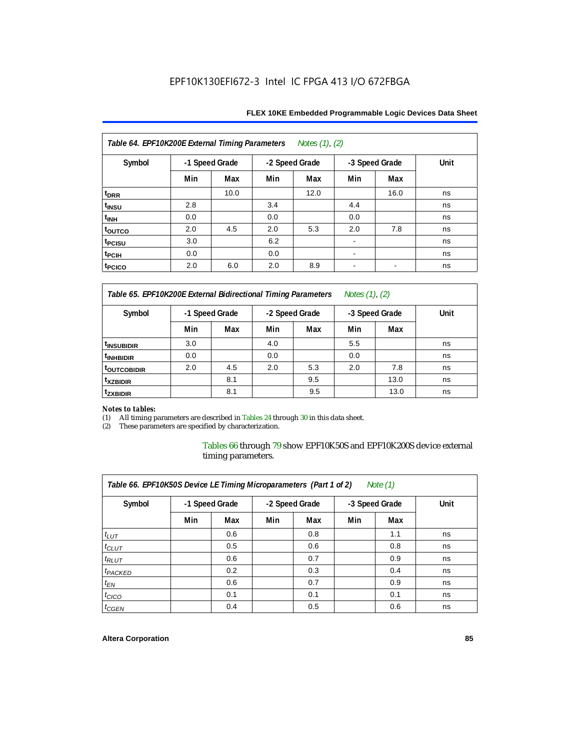| Table 64. EPF10K200E External Timing Parameters *Notes (1), (2)* | | | | | | | |
|---|---|---|---|---|---|---|---|
| Symbol | -1 Speed Grade | | -2 Speed Grade | | -3 Speed Grade | | Unit |
| | Min | Max | Min | Max | Min | Max | |
| $t_{DRR}$ | | 10.0 | | 12.0 | | 16.0 | ns |
| $t_{INSU}$ | 2.8 | | 3.4 | | 4.4 | | ns |
| $t_{INH}$ | 0.0 | | 0.0 | | 0.0 | | ns |
| $t_{OUTCO}$ | 2.0 | 4.5 | 2.0 | 5.3 | 2.0 | 7.8 | ns |
| $t_{PCISU}$ | 3.0 | | 6.2 | | - | | ns |
| $t_{PCIH}$ | 0.0 | | 0.0 | | - | | ns |
| $t_{PCICO}$ | 2.0 | 6.0 | 2.0 | 8.9 | - | - | ns |

| Table 65. EPF10K200E External Bidirectional Timing Parameters *Notes (1), (2)* | | | | | | | |
|---|---|---|---|---|---|---|---|
| Symbol | -1 Speed Grade | | -2 Speed Grade | | -3 Speed Grade | | Unit |
| | Min | Max | Min | Max | Min | Max | |
| $t_{INSUBIDIR}$ | 3.0 | | 4.0 | | 5.5 | | ns |
| $t_{INHBIDIR}$ | 0.0 | | 0.0 | | 0.0 | | ns |
| $t_{OUTCOBIDIR}$ | 2.0 | 4.5 | 2.0 | 5.3 | 2.0 | 7.8 | ns |
| $t_{XZBIDIR}$ | | 8.1 | | 9.5 | | 13.0 | ns |
| $t_{ZXBIDIR}$ | | 8.1 | | 9.5 | | 13.0 | ns |

*Notes to tables:*

(1) All timing parameters are described in Tables 24 through 30 in this data sheet.
(2) These parameters are specified by characterization.

Tables 66 through 79 show EPF10K50S and EPF10K200S device external timing parameters.

| Table 66. EPF10K50S Device LE Timing Microparameters (Part 1 of 2) *Note (1)* | | | | | | | |
|---|---|---|---|---|---|---|---|
| Symbol | -1 Speed Grade | | -2 Speed Grade | | -3 Speed Grade | | Unit |
| | Min | Max | Min | Max | Min | Max | |
| $t_{LUT}$ | | 0.6 | | 0.8 | | 1.1 | ns |
| $t_{CLUT}$ | | 0.5 | | 0.6 | | 0.8 | ns |
| $t_{RLUT}$ | | 0.6 | | 0.7 | | 0.9 | ns |
| $t_{PACKED}$ | | 0.2 | | 0.3 | | 0.4 | ns |
| $t_{EN}$ | | 0.6 | | 0.7 | | 0.9 | ns |
| $t_{CICO}$ | | 0.1 | | 0.1 | | 0.1 | ns |
| $t_{CGEN}$ | | 0.4 | | 0.5 | | 0.6 | ns |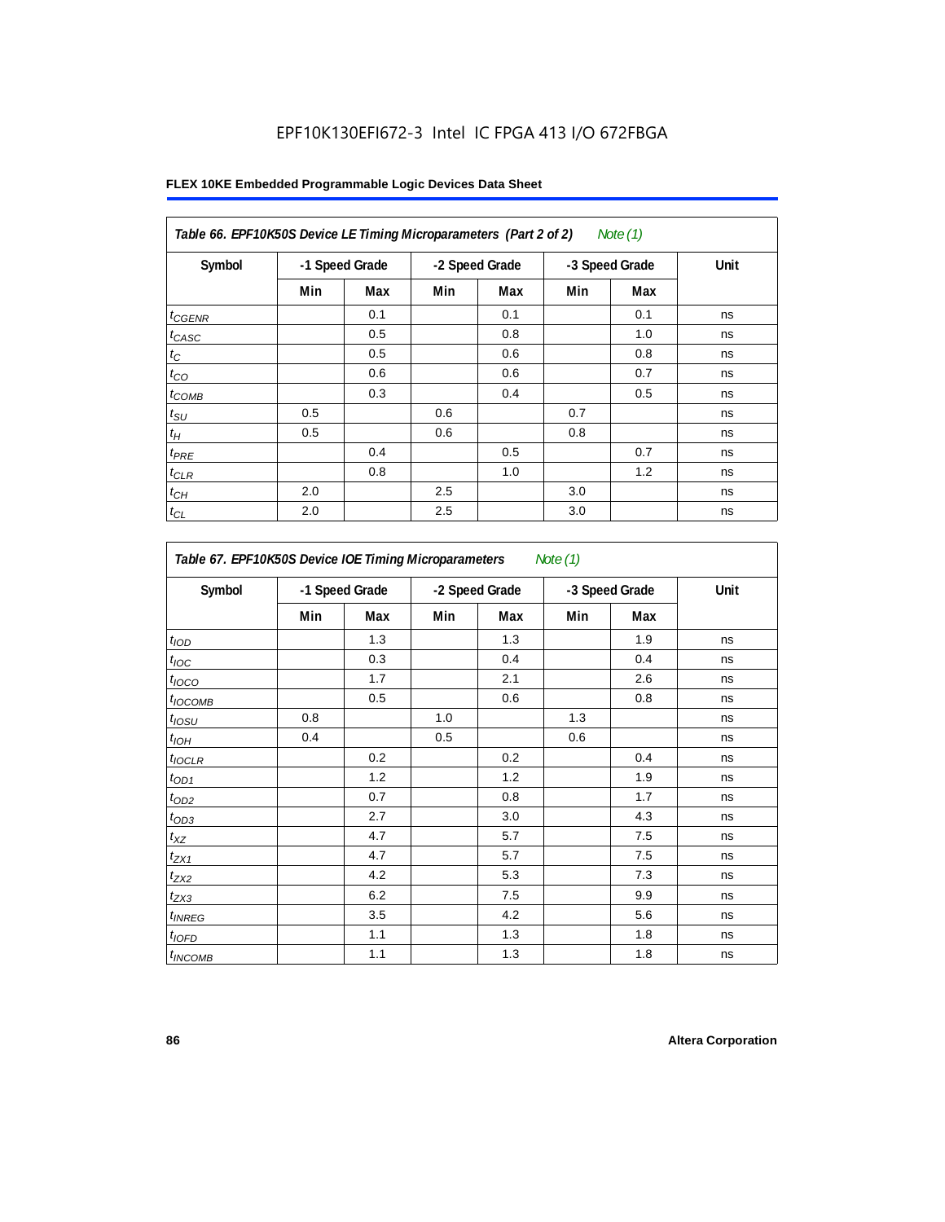**Table 66. EPF10K50S Device LE Timing Microparameters (Part 2 of 2)** *Note (1)*

| Symbol | -1 Speed Grade | | -2 Speed Grade | | -3 Speed Grade | | Unit |
|---|---|---|---|---|---|---|---|
| | Min | Max | Min | Max | Min | Max | |
| $t_{CGENR}$ | | 0.1 | | 0.1 | | 0.1 | ns |
| $t_{CASC}$ | | 0.5 | | 0.8 | | 1.0 | ns |
| $t_C$ | | 0.5 | | 0.6 | | 0.8 | ns |
| $t_{CO}$ | | 0.6 | | 0.6 | | 0.7 | ns |
| $t_{COMB}$ | | 0.3 | | 0.4 | | 0.5 | ns |
| $t_{SU}$ | 0.5 | | 0.6 | | 0.7 | | ns |
| $t_H$ | 0.5 | | 0.6 | | 0.8 | | ns |
| $t_{PRE}$ | | 0.4 | | 0.5 | | 0.7 | ns |
| $t_{CLR}$ | | 0.8 | | 1.0 | | 1.2 | ns |
| $t_{CH}$ | 2.0 | | 2.5 | | 3.0 | | ns |
| $t_{CL}$ | 2.0 | | 2.5 | | 3.0 | | ns |

**Table 67. EPF10K50S Device IOE Timing Microparameters** *Note (1)*

| Symbol | -1 Speed Grade | | -2 Speed Grade | | -3 Speed Grade | | Unit |
|---|---|---|---|---|---|---|---|
| | Min | Max | Min | Max | Min | Max | |
| $t_{IOD}$ | | 1.3 | | 1.3 | | 1.9 | ns |
| $t_{IOC}$ | | 0.3 | | 0.4 | | 0.4 | ns |
| $t_{IOCO}$ | | 1.7 | | 2.1 | | 2.6 | ns |
| $t_{IOCOMB}$ | | 0.5 | | 0.6 | | 0.8 | ns |
| $t_{IOSU}$ | 0.8 | | 1.0 | | 1.3 | | ns |
| $t_{IOH}$ | 0.4 | | 0.5 | | 0.6 | | ns |
| $t_{IOCLR}$ | | 0.2 | | 0.2 | | 0.4 | ns |
| $t_{OD1}$ | | 1.2 | | 1.2 | | 1.9 | ns |
| $t_{OD2}$ | | 0.7 | | 0.8 | | 1.7 | ns |
| $t_{OD3}$ | | 2.7 | | 3.0 | | 4.3 | ns |
| $t_{XZ}$ | | 4.7 | | 5.7 | | 7.5 | ns |
| $t_{ZX1}$ | | 4.7 | | 5.7 | | 7.5 | ns |
| $t_{ZX2}$ | | 4.2 | | 5.3 | | 7.3 | ns |
| $t_{ZX3}$ | | 6.2 | | 7.5 | | 9.9 | ns |
| $t_{INREG}$ | | 3.5 | | 4.2 | | 5.6 | ns |
| $t_{IOFD}$ | | 1.1 | | 1.3 | | 1.8 | ns |
| $t_{INCOMB}$ | | 1.1 | | 1.3 | | 1.8 | ns |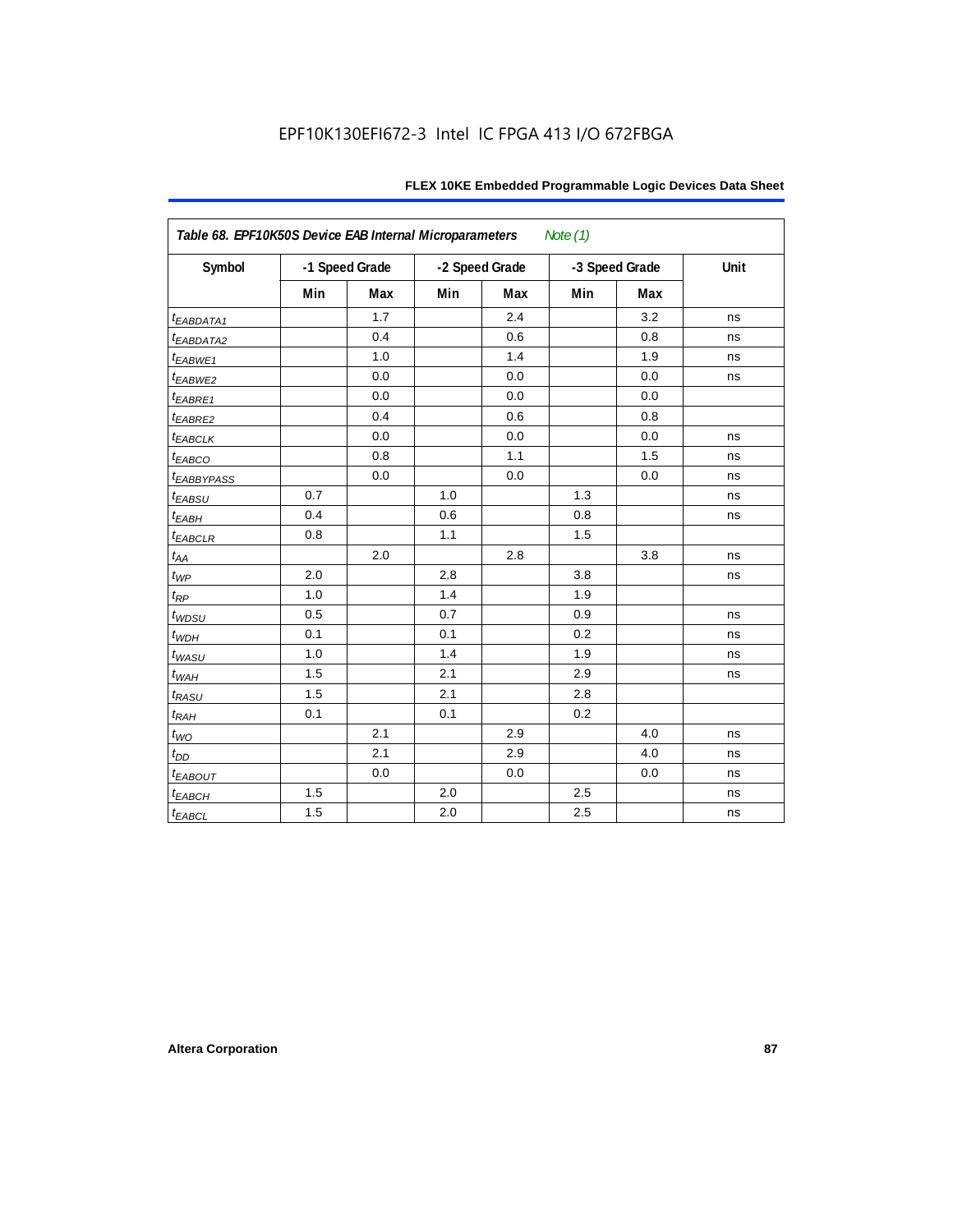Table 68. EPF10K50S Device EAB Internal Microparameters *Note (1)*

| Symbol | -1 Speed Grade | | -2 Speed Grade | | -3 Speed Grade | | Unit |
|---|---|---|---|---|---|---|---|
| | Min | Max | Min | Max | Min | Max | |
| $t_{EABDATA1}$ | | 1.7 | | 2.4 | | 3.2 | ns |
| $t_{EABDATA2}$ | | 0.4 | | 0.6 | | 0.8 | ns |
| $t_{EABWE1}$ | | 1.0 | | 1.4 | | 1.9 | ns |
| $t_{EABWE2}$ | | 0.0 | | 0.0 | | 0.0 | ns |
| $t_{EABRE1}$ | | 0.0 | | 0.0 | | 0.0 | |
| $t_{EABRE2}$ | | 0.4 | | 0.6 | | 0.8 | |
| $t_{EABCLK}$ | | 0.0 | | 0.0 | | 0.0 | ns |
| $t_{EABCO}$ | | 0.8 | | 1.1 | | 1.5 | ns |
| $t_{EABBYPASS}$ | | 0.0 | | 0.0 | | 0.0 | ns |
| $t_{EABSU}$ | 0.7 | | 1.0 | | 1.3 | | ns |
| $t_{EABH}$ | 0.4 | | 0.6 | | 0.8 | | ns |
| $t_{EABCLR}$ | 0.8 | | 1.1 | | 1.5 | | |
| $t_{AA}$ | | 2.0 | | 2.8 | | 3.8 | ns |
| $t_{WP}$ | 2.0 | | 2.8 | | 3.8 | | ns |
| $t_{RP}$ | 1.0 | | 1.4 | | 1.9 | | |
| $t_{WDSU}$ | 0.5 | | 0.7 | | 0.9 | | ns |
| $t_{WDH}$ | 0.1 | | 0.1 | | 0.2 | | ns |
| $t_{WASU}$ | 1.0 | | 1.4 | | 1.9 | | ns |
| $t_{WAH}$ | 1.5 | | 2.1 | | 2.9 | | ns |
| $t_{RASU}$ | 1.5 | | 2.1 | | 2.8 | | |
| $t_{RAH}$ | 0.1 | | 0.1 | | 0.2 | | |
| $t_{WO}$ | | 2.1 | | 2.9 | | 4.0 | ns |
| $t_{DD}$ | | 2.1 | | 2.9 | | 4.0 | ns |
| $t_{EABOUT}$ | | 0.0 | | 0.0 | | 0.0 | ns |
| $t_{EABCH}$ | 1.5 | | 2.0 | | 2.5 | | ns |
| $t_{EABCL}$ | 1.5 | | 2.0 | | 2.5 | | ns |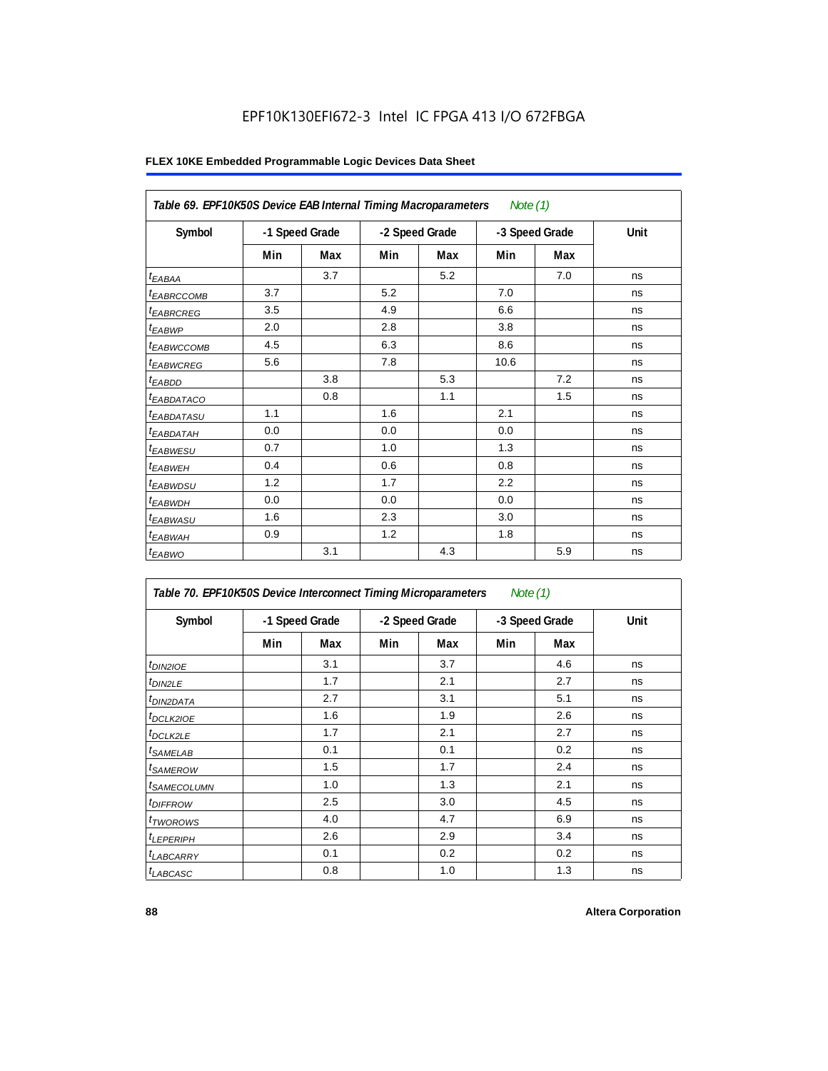**Table 69. EPF10K50S Device EAB Internal Timing Macroparameters** *Note (1)*

| Symbol | -1 Speed Grade | | -2 Speed Grade | | -3 Speed Grade | | Unit |
|---|---|---|---|---|---|---|---|
| | Min | Max | Min | Max | Min | Max | |
| $t_{EABAA}$ | | 3.7 | | 5.2 | | 7.0 | ns |
| $t_{EABRCCOMB}$ | 3.7 | | 5.2 | | 7.0 | | ns |
| $t_{EABRCREG}$ | 3.5 | | 4.9 | | 6.6 | | ns |
| $t_{EABWP}$ | 2.0 | | 2.8 | | 3.8 | | ns |
| $t_{EABWCCOMB}$ | 4.5 | | 6.3 | | 8.6 | | ns |
| $t_{EABWCREG}$ | 5.6 | | 7.8 | | 10.6 | | ns |
| $t_{EABDD}$ | | 3.8 | | 5.3 | | 7.2 | ns |
| $t_{EABDATACO}$ | | 0.8 | | 1.1 | | 1.5 | ns |
| $t_{EABDATASU}$ | 1.1 | | 1.6 | | 2.1 | | ns |
| $t_{EABDATAH}$ | 0.0 | | 0.0 | | 0.0 | | ns |
| $t_{EABWESU}$ | 0.7 | | 1.0 | | 1.3 | | ns |
| $t_{EABWEH}$ | 0.4 | | 0.6 | | 0.8 | | ns |
| $t_{EABWDSU}$ | 1.2 | | 1.7 | | 2.2 | | ns |
| $t_{EABWDH}$ | 0.0 | | 0.0 | | 0.0 | | ns |
| $t_{EABWASU}$ | 1.6 | | 2.3 | | 3.0 | | ns |
| $t_{EABWAH}$ | 0.9 | | 1.2 | | 1.8 | | ns |
| $t_{EABWO}$ | | 3.1 | | 4.3 | | 5.9 | ns |

**Table 70. EPF10K50S Device Interconnect Timing Microparameters** *Note (1)*

| Symbol | -1 Speed Grade | | -2 Speed Grade | | -3 Speed Grade | | Unit |
|---|---|---|---|---|---|---|---|
| | Min | Max | Min | Max | Min | Max | |
| $t_{DIN2IOE}$ | | 3.1 | | 3.7 | | 4.6 | ns |
| $t_{DIN2LE}$ | | 1.7 | | 2.1 | | 2.7 | ns |
| $t_{DIN2DATA}$ | | 2.7 | | 3.1 | | 5.1 | ns |
| $t_{DCLK2IOE}$ | | 1.6 | | 1.9 | | 2.6 | ns |
| $t_{DCLK2LE}$ | | 1.7 | | 2.1 | | 2.7 | ns |
| $t_{SAMELAB}$ | | 0.1 | | 0.1 | | 0.2 | ns |
| $t_{SAMEROW}$ | | 1.5 | | 1.7 | | 2.4 | ns |
| $t_{SAMECOLUMN}$ | | 1.0 | | 1.3 | | 2.1 | ns |
| $t_{DIFFROW}$ | | 2.5 | | 3.0 | | 4.5 | ns |
| $t_{TWOROWS}$ | | 4.0 | | 4.7 | | 6.9 | ns |
| $t_{LEPERIPH}$ | | 2.6 | | 2.9 | | 3.4 | ns |
| $t_{LABCARRY}$ | | 0.1 | | 0.2 | | 0.2 | ns |
| $t_{LABCASC}$ | | 0.8 | | 1.0 | | 1.3 | ns |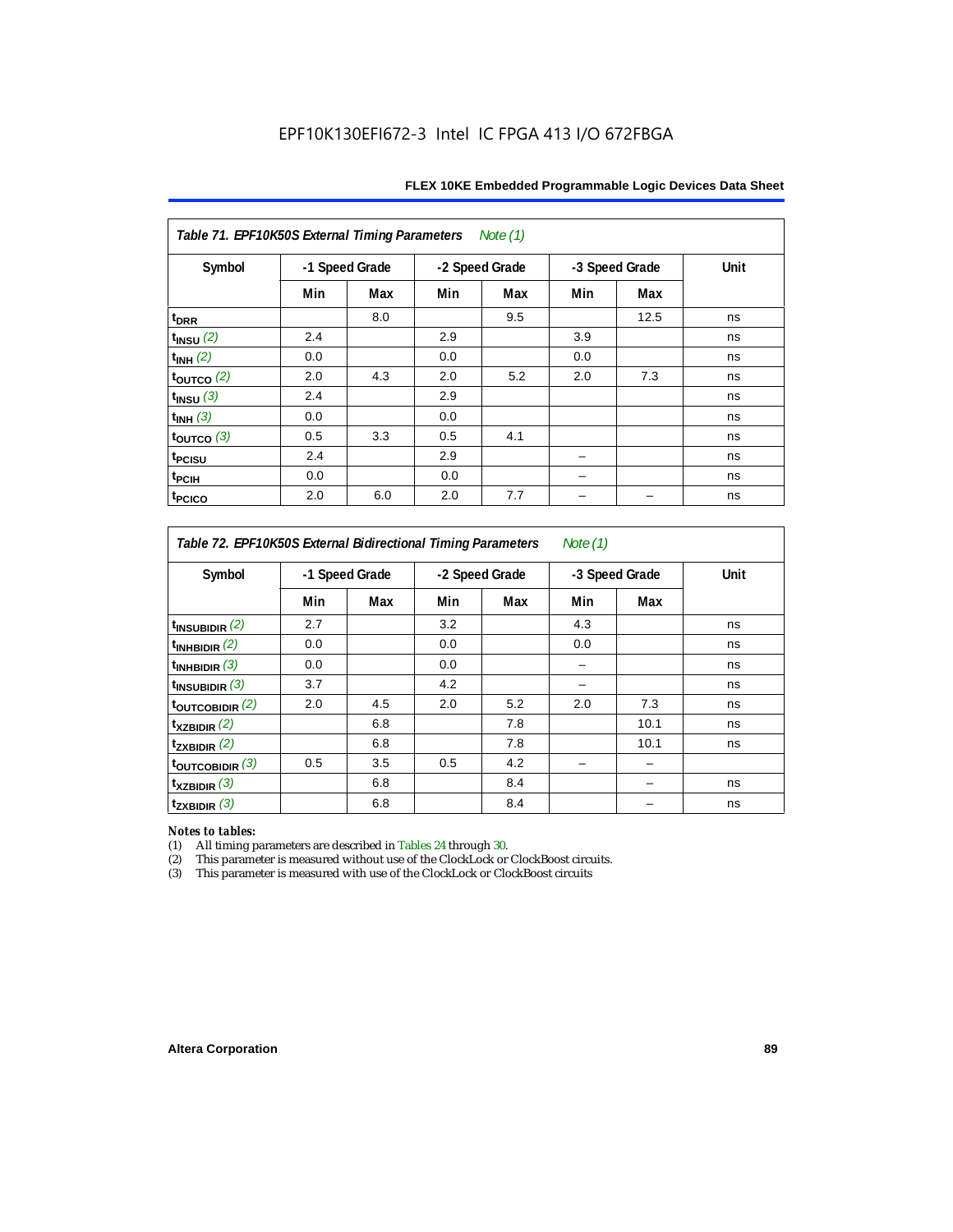EPF10K130EFI672-3 Intel IC FPGA 413 I/O 672FBGA

| *Table 71. EPF10K50S External Timing Parameters Note (1)* | | | | | | | |
|---|---|---|---|---|---|---|---|
| Symbol | -1 Speed Grade | | -2 Speed Grade | | -3 Speed Grade | | Unit |
| | Min | Max | Min | Max | Min | Max | |
| $t_{DRR}$ | | 8.0 | | 9.5 | | 12.5 | ns |
| $t_{INSU}$ (2) | 2.4 | | 2.9 | | 3.9 | | ns |
| $t_{INH}$ (2) | 0.0 | | 0.0 | | 0.0 | | ns |
| $t_{OUTCO}$ (2) | 2.0 | 4.3 | 2.0 | 5.2 | 2.0 | 7.3 | ns |
| $t_{INSU}$ (3) | 2.4 | | 2.9 | | | | ns |
| $t_{INH}$ (3) | 0.0 | | 0.0 | | | | ns |
| $t_{OUTCO}$ (3) | 0.5 | 3.3 | 0.5 | 4.1 | | | ns |
| $t_{PCISU}$ | 2.4 | | 2.9 | | – | | ns |
| $t_{PCIH}$ | 0.0 | | 0.0 | | – | | ns |
| $t_{PCICO}$ | 2.0 | 6.0 | 2.0 | 7.7 | – | – | ns |

| *Table 72. EPF10K50S External Bidirectional Timing Parameters Note (1)* | | | | | | | |
|---|---|---|---|---|---|---|---|
| Symbol | -1 Speed Grade | | -2 Speed Grade | | -3 Speed Grade | | Unit |
| | Min | Max | Min | Max | Min | Max | |
| $t_{INSUBIDIR}$ (2) | 2.7 | | 3.2 | | 4.3 | | ns |
| $t_{INHBIDIR}$ (2) | 0.0 | | 0.0 | | 0.0 | | ns |
| $t_{INHBIDIR}$ (3) | 0.0 | | 0.0 | | – | | ns |
| $t_{INSUBIDIR}$ (3) | 3.7 | | 4.2 | | – | | ns |
| $t_{OUTCOBIDIR}$ (2) | 2.0 | 4.5 | 2.0 | 5.2 | 2.0 | 7.3 | ns |
| $t_{XZBIDIR}$ (2) | | 6.8 | | 7.8 | | 10.1 | ns |
| $t_{ZXBIDIR}$ (2) | | 6.8 | | 7.8 | | 10.1 | ns |
| $t_{OUTCOBIDIR}$ (3) | 0.5 | 3.5 | 0.5 | 4.2 | – | – | |
| $t_{XZBIDIR}$ (3) | | 6.8 | | 8.4 | | – | ns |
| $t_{ZXBIDIR}$ (3) | | 6.8 | | 8.4 | | – | ns |

*Notes to tables:*

(1) All timing parameters are described in Tables 24 through 30.
(2) This parameter is measured without use of the ClockLock or ClockBoost circuits.
(3) This parameter is measured with use of the ClockLock or ClockBoost circuits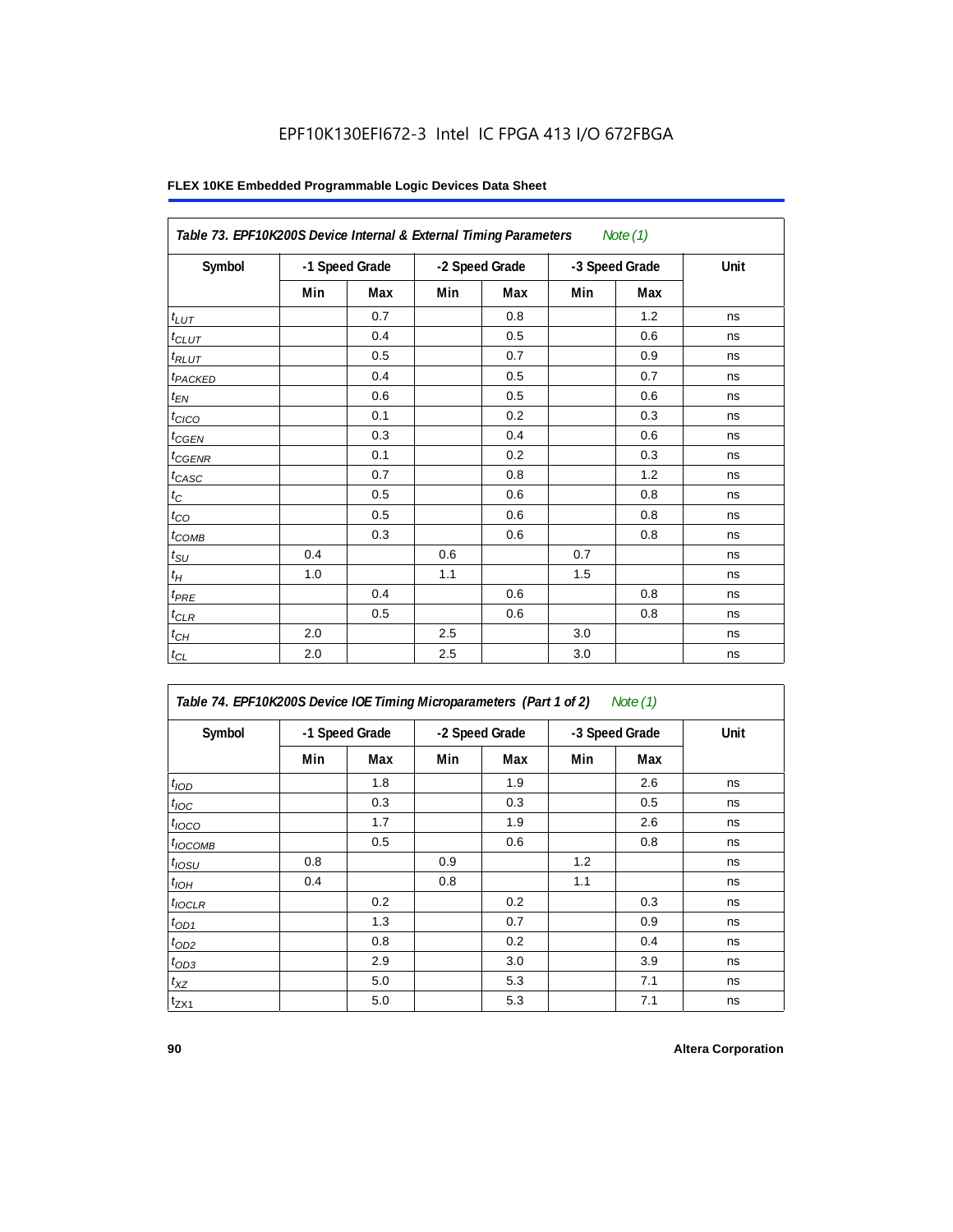EPF10K130EFI672-3 Intel IC FPGA 413 I/O 672FBGA

**FLEX 10KE Embedded Programmable Logic Devices Data Sheet**

| Table 73. EPF10K200S Device Internal & External Timing Parameters *Note (1)* | | | | | | | |
|---|---|---|---|---|---|---|---|
| Symbol | -1 Speed Grade | | -2 Speed Grade | | -3 Speed Grade | | Unit |
| | Min | Max | Min | Max | Min | Max | |
| $t_{LUT}$ | | 0.7 | | 0.8 | | 1.2 | ns |
| $t_{CLUT}$ | | 0.4 | | 0.5 | | 0.6 | ns |
| $t_{RLUT}$ | | 0.5 | | 0.7 | | 0.9 | ns |
| $t_{PACKED}$ | | 0.4 | | 0.5 | | 0.7 | ns |
| $t_{EN}$ | | 0.6 | | 0.5 | | 0.6 | ns |
| $t_{CICO}$ | | 0.1 | | 0.2 | | 0.3 | ns |
| $t_{CGEN}$ | | 0.3 | | 0.4 | | 0.6 | ns |
| $t_{CGENR}$ | | 0.1 | | 0.2 | | 0.3 | ns |
| $t_{CASC}$ | | 0.7 | | 0.8 | | 1.2 | ns |
| $t_C$ | | 0.5 | | 0.6 | | 0.8 | ns |
| $t_{CO}$ | | 0.5 | | 0.6 | | 0.8 | ns |
| $t_{COMB}$ | | 0.3 | | 0.6 | | 0.8 | ns |
| $t_{SU}$ | 0.4 | | 0.6 | | 0.7 | | ns |
| $t_H$ | 1.0 | | 1.1 | | 1.5 | | ns |
| $t_{PRE}$ | | 0.4 | | 0.6 | | 0.8 | ns |
| $t_{CLR}$ | | 0.5 | | 0.6 | | 0.8 | ns |
| $t_{CH}$ | 2.0 | | 2.5 | | 3.0 | | ns |
| $t_{CL}$ | 2.0 | | 2.5 | | 3.0 | | ns |

| Table 74. EPF10K200S Device IOE Timing Microparameters (Part 1 of 2) *Note (1)* | | | | | | | |
|---|---|---|---|---|---|---|---|
| Symbol | -1 Speed Grade | | -2 Speed Grade | | -3 Speed Grade | | Unit |
| | Min | Max | Min | Max | Min | Max | |
| $t_{IOD}$ | | 1.8 | | 1.9 | | 2.6 | ns |
| $t_{IOC}$ | | 0.3 | | 0.3 | | 0.5 | ns |
| $t_{IOCO}$ | | 1.7 | | 1.9 | | 2.6 | ns |
| $t_{IOCOMB}$ | | 0.5 | | 0.6 | | 0.8 | ns |
| $t_{IOSU}$ | 0.8 | | 0.9 | | 1.2 | | ns |
| $t_{IOH}$ | 0.4 | | 0.8 | | 1.1 | | ns |
| $t_{IOCLR}$ | | 0.2 | | 0.2 | | 0.3 | ns |
| $t_{OD1}$ | | 1.3 | | 0.7 | | 0.9 | ns |
| $t_{OD2}$ | | 0.8 | | 0.2 | | 0.4 | ns |
| $t_{OD3}$ | | 2.9 | | 3.0 | | 3.9 | ns |
| $t_{XZ}$ | | 5.0 | | 5.3 | | 7.1 | ns |
| $t_{ZX1}$ | | 5.0 | | 5.3 | | 7.1 | ns |

**Altera Corporation**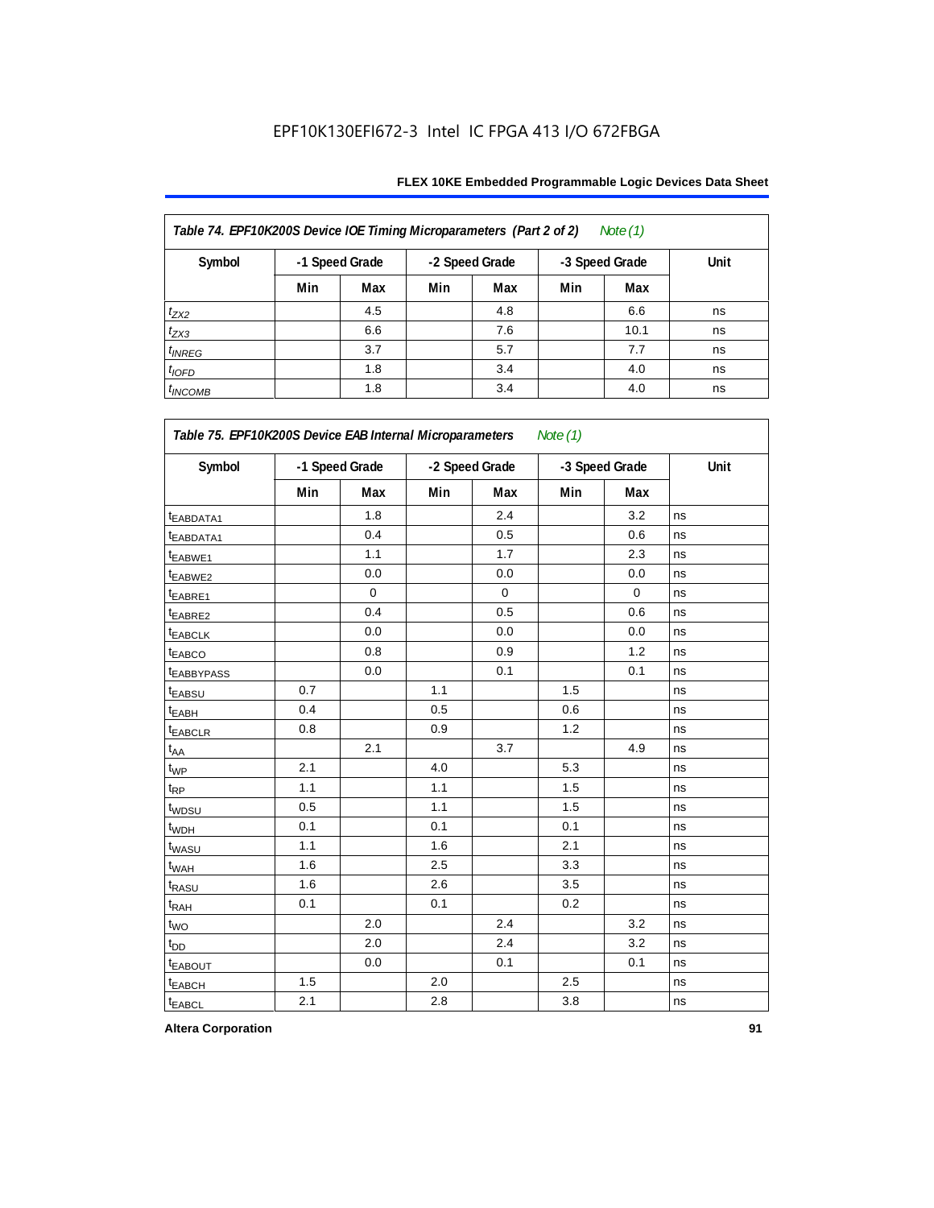EPF10K130EFI672-3 Intel IC FPGA 413 I/O 672FBGA

**Table 74. EPF10K200S Device IOE Timing Microparameters (Part 2 of 2)** *Note (1)*

| Symbol | -1 Speed Grade | | -2 Speed Grade | | -3 Speed Grade | | Unit |
|---|---|---|---|---|---|---|---|
| | Min | Max | Min | Max | Min | Max | |
| $t_{ZX2}$ | | 4.5 | | 4.8 | | 6.6 | ns |
| $t_{ZX3}$ | | 6.6 | | 7.6 | | 10.1 | ns |
| $t_{INREG}$ | | 3.7 | | 5.7 | | 7.7 | ns |
| $t_{IOFD}$ | | 1.8 | | 3.4 | | 4.0 | ns |
| $t_{INCOMB}$ | | 1.8 | | 3.4 | | 4.0 | ns |

**Table 75. EPF10K200S Device EAB Internal Microparameters** *Note (1)*

| Symbol | -1 Speed Grade | | -2 Speed Grade | | -3 Speed Grade | | Unit |
|---|---|---|---|---|---|---|---|
| | Min | Max | Min | Max | Min | Max | |
| $t_{EABDATA1}$ | | 1.8 | | 2.4 | | 3.2 | ns |
| $t_{EABDATA1}$ | | 0.4 | | 0.5 | | 0.6 | ns |
| $t_{EABWE1}$ | | 1.1 | | 1.7 | | 2.3 | ns |
| $t_{EABWE2}$ | | 0.0 | | 0.0 | | 0.0 | ns |
| $t_{EABRE1}$ | | 0 | | 0 | | 0 | ns |
| $t_{EABRE2}$ | | 0.4 | | 0.5 | | 0.6 | ns |
| $t_{EABCLK}$ | | 0.0 | | 0.0 | | 0.0 | ns |
| $t_{EABCO}$ | | 0.8 | | 0.9 | | 1.2 | ns |
| $t_{EABBYPASS}$ | | 0.0 | | 0.1 | | 0.1 | ns |
| $t_{EABSU}$ | 0.7 | | 1.1 | | 1.5 | | ns |
| $t_{EABH}$ | 0.4 | | 0.5 | | 0.6 | | ns |
| $t_{EABCLR}$ | 0.8 | | 0.9 | | 1.2 | | ns |
| $t_{AA}$ | | 2.1 | | 3.7 | | 4.9 | ns |
| $t_{WP}$ | 2.1 | | 4.0 | | 5.3 | | ns |
| $t_{RP}$ | 1.1 | | 1.1 | | 1.5 | | ns |
| $t_{WDSU}$ | 0.5 | | 1.1 | | 1.5 | | ns |
| $t_{WDH}$ | 0.1 | | 0.1 | | 0.1 | | ns |
| $t_{WASU}$ | 1.1 | | 1.6 | | 2.1 | | ns |
| $t_{WAH}$ | 1.6 | | 2.5 | | 3.3 | | ns |
| $t_{RASU}$ | 1.6 | | 2.6 | | 3.5 | | ns |
| $t_{RAH}$ | 0.1 | | 0.1 | | 0.2 | | ns |
| $t_{WO}$ | | 2.0 | | 2.4 | | 3.2 | ns |
| $t_{DD}$ | | 2.0 | | 2.4 | | 3.2 | ns |
| $t_{EABOUT}$ | | 0.0 | | 0.1 | | 0.1 | ns |
| $t_{EABCH}$ | 1.5 | | 2.0 | | 2.5 | | ns |
| $t_{EABCL}$ | 2.1 | | 2.8 | | 3.8 | | ns |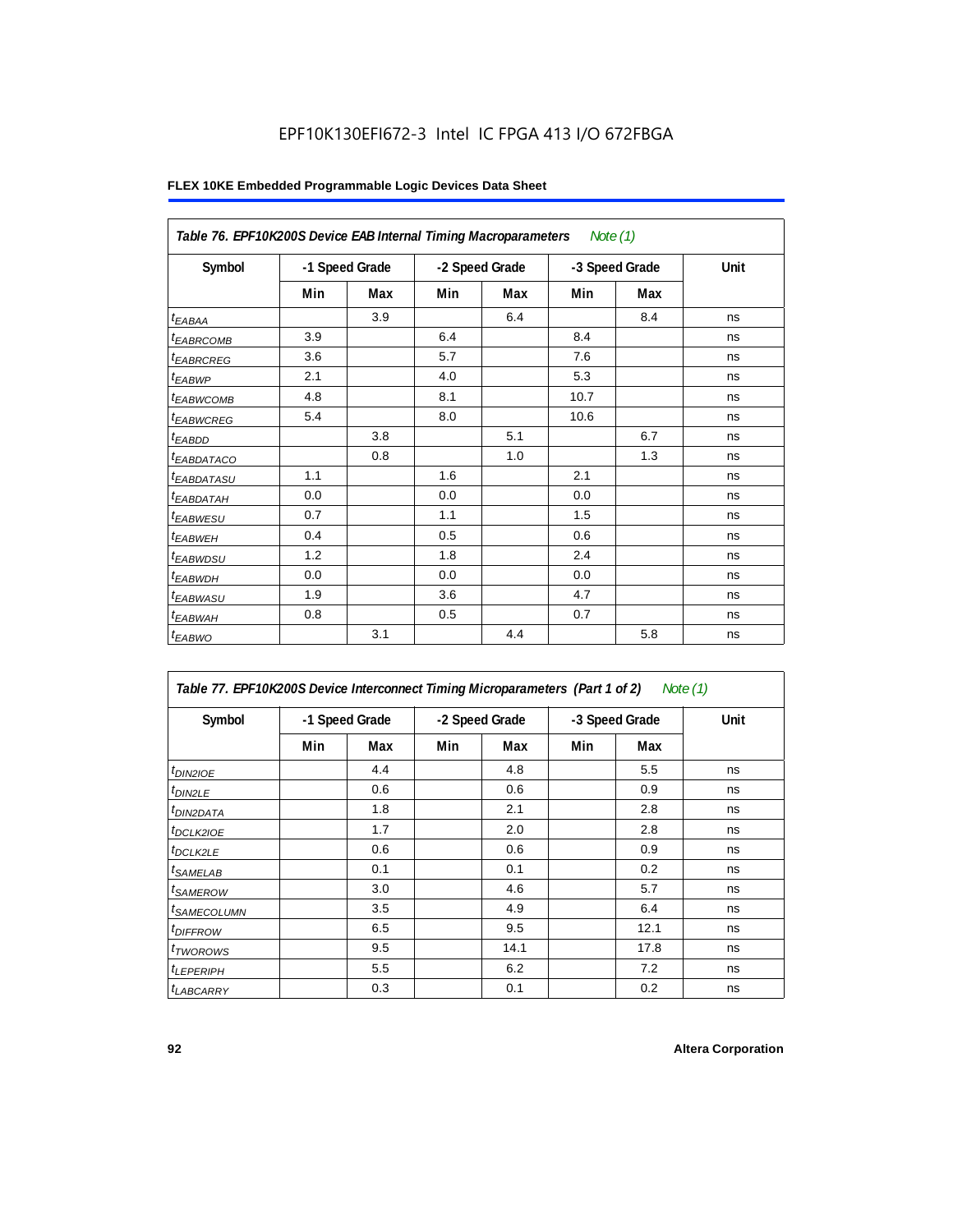EPF10K130EFI672-3 Intel IC FPGA 413 I/O 672FBGA

**FLEX 10KE Embedded Programmable Logic Devices Data Sheet**

| Table 76. EPF10K200S Device EAB Internal Timing Macroparameters *Note (1)* | | | | | | | |
|---|---|---|---|---|---|---|---|
| **Symbol** | **-1 Speed Grade** | | **-2 Speed Grade** | | **-3 Speed Grade** | | **Unit** |
| | **Min** | **Max** | **Min** | **Max** | **Min** | **Max** | |
| $t_{EABAA}$ | | 3.9 | | 6.4 | | 8.4 | ns |
| $t_{EABRCOMB}$ | 3.9 | | 6.4 | | 8.4 | | ns |
| $t_{EABRCREG}$ | 3.6 | | 5.7 | | 7.6 | | ns |
| $t_{EABWP}$ | 2.1 | | 4.0 | | 5.3 | | ns |
| $t_{EABWCOMB}$ | 4.8 | | 8.1 | | 10.7 | | ns |
| $t_{EABWCREG}$ | 5.4 | | 8.0 | | 10.6 | | ns |
| $t_{EABDD}$ | | 3.8 | | 5.1 | | 6.7 | ns |
| $t_{EABDATACO}$ | | 0.8 | | 1.0 | | 1.3 | ns |
| $t_{EABDATASU}$ | 1.1 | | 1.6 | | 2.1 | | ns |
| $t_{EABDATAH}$ | 0.0 | | 0.0 | | 0.0 | | ns |
| $t_{EABWESU}$ | 0.7 | | 1.1 | | 1.5 | | ns |
| $t_{EABWEH}$ | 0.4 | | 0.5 | | 0.6 | | ns |
| $t_{EABWDSU}$ | 1.2 | | 1.8 | | 2.4 | | ns |
| $t_{EABWDH}$ | 0.0 | | 0.0 | | 0.0 | | ns |
| $t_{EABWASU}$ | 1.9 | | 3.6 | | 4.7 | | ns |
| $t_{EABWAH}$ | 0.8 | | 0.5 | | 0.7 | | ns |
| $t_{EABWO}$ | | 3.1 | | 4.4 | | 5.8 | ns |

| Table 77. EPF10K200S Device Interconnect Timing Microparameters (Part 1 of 2) *Note (1)* | | | | | | | |
|---|---|---|---|---|---|---|---|
| **Symbol** | **-1 Speed Grade** | | **-2 Speed Grade** | | **-3 Speed Grade** | | **Unit** |
| | **Min** | **Max** | **Min** | **Max** | **Min** | **Max** | |
| $t_{DIN2IOE}$ | | 4.4 | | 4.8 | | 5.5 | ns |
| $t_{DIN2LE}$ | | 0.6 | | 0.6 | | 0.9 | ns |
| $t_{DIN2DATA}$ | | 1.8 | | 2.1 | | 2.8 | ns |
| $t_{DCLK2IOE}$ | | 1.7 | | 2.0 | | 2.8 | ns |
| $t_{DCLK2LE}$ | | 0.6 | | 0.6 | | 0.9 | ns |
| $t_{SAMELAB}$ | | 0.1 | | 0.1 | | 0.2 | ns |
| $t_{SAMEROW}$ | | 3.0 | | 4.6 | | 5.7 | ns |
| $t_{SAMECOLUMN}$ | | 3.5 | | 4.9 | | 6.4 | ns |
| $t_{DIFFROW}$ | | 6.5 | | 9.5 | | 12.1 | ns |
| $t_{TWOROWS}$ | | 9.5 | | 14.1 | | 17.8 | ns |
| $t_{LEPERIPH}$ | | 5.5 | | 6.2 | | 7.2 | ns |
| $t_{LABCARRY}$ | | 0.3 | | 0.1 | | 0.2 | ns |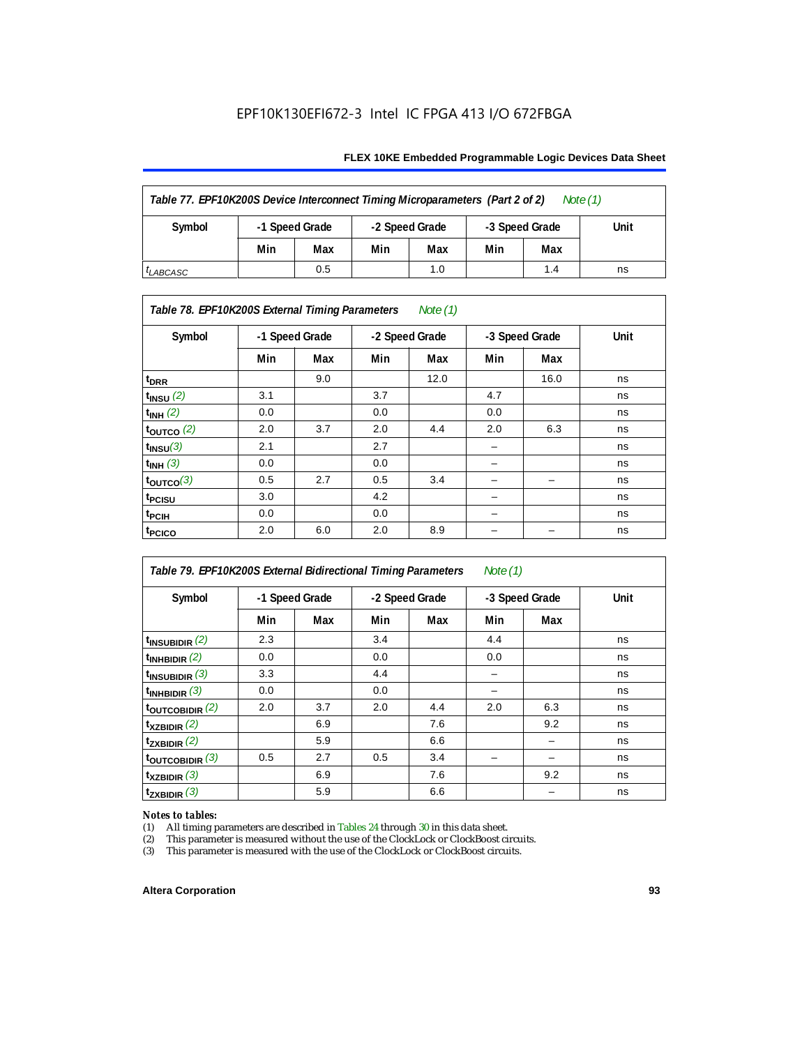EPF10K130EFI672-3 Intel IC FPGA 413 I/O 672FBGA

| Table 77. EPF10K200S Device Interconnect Timing Microparameters (Part 2 of 2) Note (1) | | | | | | | |
|---|---|---|---|---|---|---|---|
| Symbol | -1 Speed Grade | | -2 Speed Grade | | -3 Speed Grade | | Unit |
| | Min | Max | Min | Max | Min | Max | |
| $t_{LABCASC}$ | | 0.5 | | 1.0 | | 1.4 | ns |

| Table 78. EPF10K200S External Timing Parameters Note (1) | | | | | | | |
|---|---|---|---|---|---|---|---|
| Symbol | -1 Speed Grade | | -2 Speed Grade | | -3 Speed Grade | | Unit |
| | Min | Max | Min | Max | Min | Max | |
| $t_{DRR}$ | | 9.0 | | 12.0 | | 16.0 | ns |
| $t_{INSU}$ (2) | 3.1 | | 3.7 | | 4.7 | | ns |
| $t_{INH}$ (2) | 0.0 | | 0.0 | | 0.0 | | ns |
| $t_{OUTCO}$ (2) | 2.0 | 3.7 | 2.0 | 4.4 | 2.0 | 6.3 | ns |
| $t_{INSU}$ (3) | 2.1 | | 2.7 | | – | | ns |
| $t_{INH}$ (3) | 0.0 | | 0.0 | | – | | ns |
| $t_{OUTCO}$ (3) | 0.5 | 2.7 | 0.5 | 3.4 | – | – | ns |
| $t_{PCISU}$ | 3.0 | | 4.2 | | – | | ns |
| $t_{PCIH}$ | 0.0 | | 0.0 | | – | | ns |
| $t_{PCICO}$ | 2.0 | 6.0 | 2.0 | 8.9 | – | – | ns |

| Table 79. EPF10K200S External Bidirectional Timing Parameters Note (1) | | | | | | | |
|---|---|---|---|---|---|---|---|
| Symbol | -1 Speed Grade | | -2 Speed Grade | | -3 Speed Grade | | Unit |
| | Min | Max | Min | Max | Min | Max | |
| $t_{INSUBIDIR}$ (2) | 2.3 | | 3.4 | | 4.4 | | ns |
| $t_{INHBIDIR}$ (2) | 0.0 | | 0.0 | | 0.0 | | ns |
| $t_{INSUBIDIR}$ (3) | 3.3 | | 4.4 | | – | | ns |
| $t_{INHBIDIR}$ (3) | 0.0 | | 0.0 | | – | | ns |
| $t_{OUTCOBIDIR}$ (2) | 2.0 | 3.7 | 2.0 | 4.4 | 2.0 | 6.3 | ns |
| $t_{XZBIDIR}$ (2) | | 6.9 | | 7.6 | | 9.2 | ns |
| $t_{ZXBIDIR}$ (2) | | 5.9 | | 6.6 | | – | ns |
| $t_{OUTCOBIDIR}$ (3) | 0.5 | 2.7 | 0.5 | 3.4 | – | – | ns |
| $t_{XZBIDIR}$ (3) | | 6.9 | | 7.6 | | 9.2 | ns |
| $t_{ZXBIDIR}$ (3) | | 5.9 | | 6.6 | | – | ns |

*Notes to tables:*

(1) All timing parameters are described in Tables 24 through 30 in this data sheet.
(2) This parameter is measured without the use of the ClockLock or ClockBoost circuits.
(3) This parameter is measured with the use of the ClockLock or ClockBoost circuits.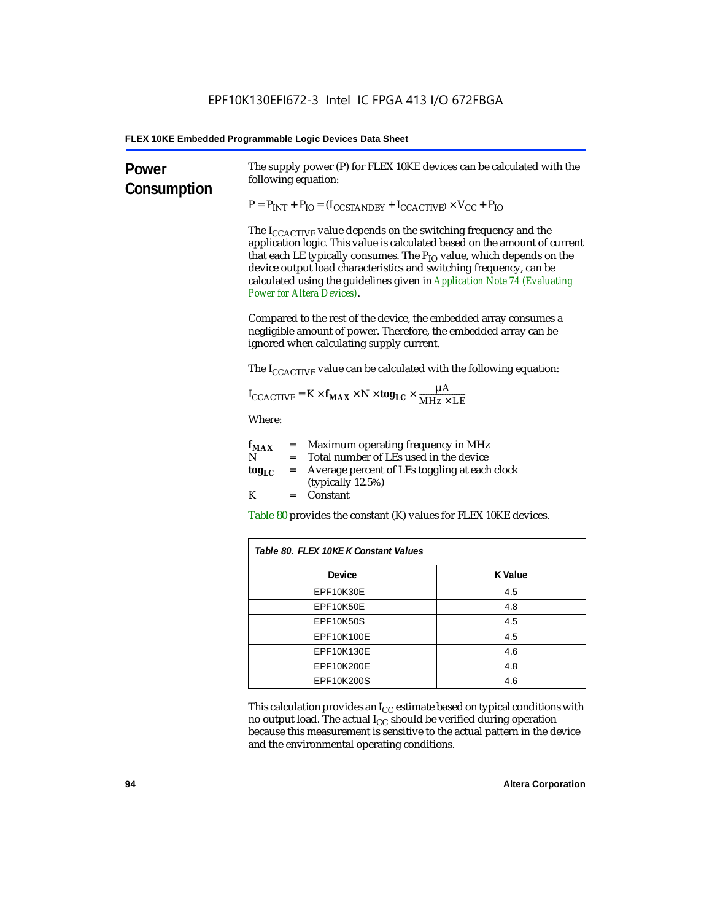## Power Consumption

The supply power (P) for FLEX 10KE devices can be calculated with the following equation:

$$P = P_{INT} + P_{IO} = (I_{CCSTANDBY} + I_{CCACTIVE}) \times V_{CC} + P_{IO}$$

The $I_{CCACTIVE}$ value depends on the switching frequency and the application logic. This value is calculated based on the amount of current that each LE typically consumes. The $P_{IO}$ value, which depends on the device output load characteristics and switching frequency, can be calculated using the guidelines given in *Application Note 74 (Evaluating Power for Altera Devices)*.

Compared to the rest of the device, the embedded array consumes a negligible amount of power. Therefore, the embedded array can be ignored when calculating supply current.

The $I_{CCACTIVE}$ value can be calculated with the following equation:

$$I_{CCACTIVE} = K \times \mathbf{f_{MAX}} \times N \times \mathbf{tog_{LC}} \times \frac{\mu A}{MHz \times LE}$$

Where:

$\mathbf{f_{MAX}}$ = Maximum operating frequency in MHz
$N$ = Total number of LEs used in the device
$\mathbf{tog_{LC}}$ = Average percent of LEs toggling at each clock (typically 12.5%)
$K$ = Constant

Table 80 provides the constant (K) values for FLEX 10KE devices.

*Table 80. FLEX 10KE K Constant Values*

| Device | K Value |
|---|---|
| EPF10K30E | 4.5 |
| EPF10K50E | 4.8 |
| EPF10K50S | 4.5 |
| EPF10K100E | 4.5 |
| EPF10K130E | 4.6 |
| EPF10K200E | 4.8 |
| EPF10K200S | 4.6 |

This calculation provides an $I_{CC}$ estimate based on typical conditions with no output load. The actual $I_{CC}$ should be verified during operation because this measurement is sensitive to the actual pattern in the device and the environmental operating conditions.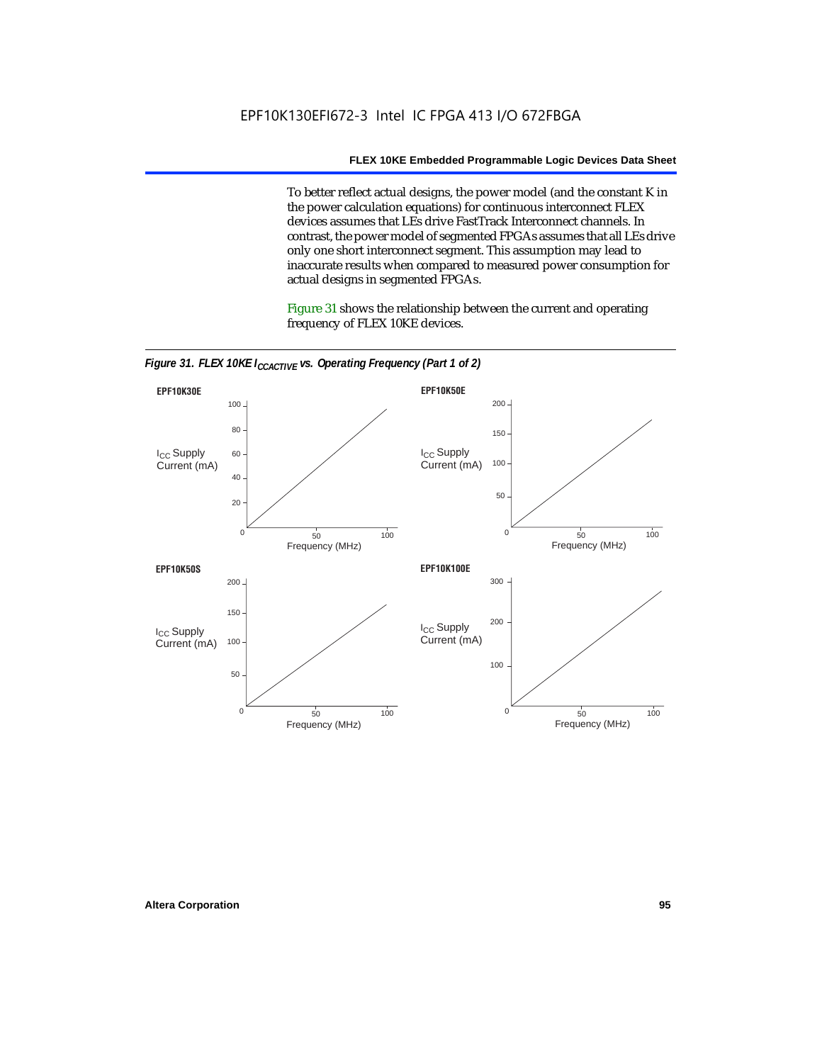To better reflect actual designs, the power model (and the constant K in the power calculation equations) for continuous interconnect FLEX devices assumes that LEs drive FastTrack Interconnect channels. In contrast, the power model of segmented FPGAs assumes that all LEs drive only one short interconnect segment. This assumption may lead to inaccurate results when compared to measured power consumption for actual designs in segmented FPGAs.

Figure 31 shows the relationship between the current and operating frequency of FLEX 10KE devices.

*Figure 31. FLEX 10KE $I_{CCACTIVE}$ vs. Operating Frequency (Part 1 of 2)*

**EPF10K30E**

$I_{CC}$ Supply Current (mA): 0, 20, 40, 60, 80, 100

Frequency (MHz): 50, 100

**EPF10K50E**

$I_{CC}$ Supply Current (mA): 0, 50, 100, 150, 200

Frequency (MHz): 50, 100

**EPF10K50S**

$I_{CC}$ Supply Current (mA): 0, 50, 100, 150, 200

Frequency (MHz): 50, 100

**EPF10K100E**

$I_{CC}$ Supply Current (mA): 0, 100, 200, 300

Frequency (MHz): 50, 100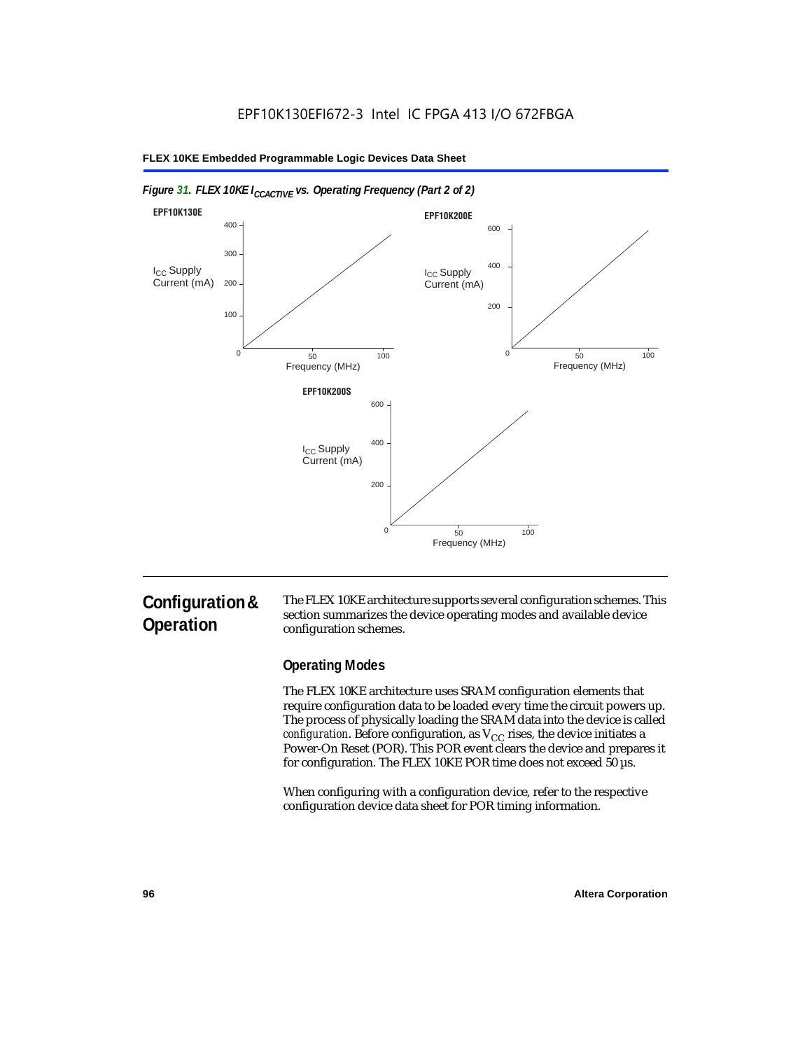*Figure 31. FLEX 10KE $I_{CCACTIVE}$ vs. Operating Frequency (Part 2 of 2)*

**EPF10K130E**

$I_{CC}$ Supply Current (mA): 0, 100, 200, 300, 400

Frequency (MHz): 0, 50, 100

**EPF10K200E**

$I_{CC}$ Supply Current (mA): 0, 200, 400, 600

Frequency (MHz): 0, 50, 100

**EPF10K200S**

$I_{CC}$ Supply Current (mA): 0, 200, 400, 600

Frequency (MHz): 0, 50, 100

## Configuration & Operation

The FLEX 10KE architecture supports several configuration schemes. This section summarizes the device operating modes and available device configuration schemes.

### Operating Modes

The FLEX 10KE architecture uses SRAM configuration elements that require configuration data to be loaded every time the circuit powers up. The process of physically loading the SRAM data into the device is called *configuration*. Before configuration, as $V_{CC}$ rises, the device initiates a Power-On Reset (POR). This POR event clears the device and prepares it for configuration. The FLEX 10KE POR time does not exceed 50 µs.

When configuring with a configuration device, refer to the respective configuration device data sheet for POR timing information.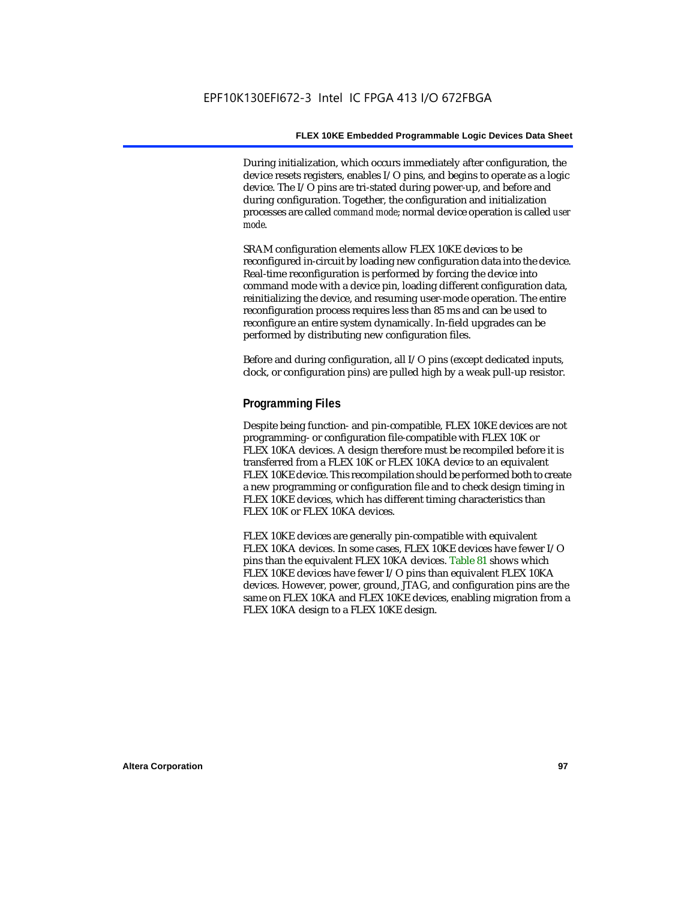During initialization, which occurs immediately after configuration, the device resets registers, enables I/O pins, and begins to operate as a logic device. The I/O pins are tri-stated during power-up, and before and during configuration. Together, the configuration and initialization processes are called *command mode*; normal device operation is called *user mode*.

SRAM configuration elements allow FLEX 10KE devices to be reconfigured in-circuit by loading new configuration data into the device. Real-time reconfiguration is performed by forcing the device into command mode with a device pin, loading different configuration data, reinitializing the device, and resuming user-mode operation. The entire reconfiguration process requires less than 85 ms and can be used to reconfigure an entire system dynamically. In-field upgrades can be performed by distributing new configuration files.

Before and during configuration, all I/O pins (except dedicated inputs, clock, or configuration pins) are pulled high by a weak pull-up resistor.

### Programming Files

Despite being function- and pin-compatible, FLEX 10KE devices are not programming- or configuration file-compatible with FLEX 10K or FLEX 10KA devices. A design therefore must be recompiled before it is transferred from a FLEX 10K or FLEX 10KA device to an equivalent FLEX 10KE device. This recompilation should be performed both to create a new programming or configuration file and to check design timing in FLEX 10KE devices, which has different timing characteristics than FLEX 10K or FLEX 10KA devices.

FLEX 10KE devices are generally pin-compatible with equivalent FLEX 10KA devices. In some cases, FLEX 10KE devices have fewer I/O pins than the equivalent FLEX 10KA devices. Table 81 shows which FLEX 10KE devices have fewer I/O pins than equivalent FLEX 10KA devices. However, power, ground, JTAG, and configuration pins are the same on FLEX 10KA and FLEX 10KE devices, enabling migration from a FLEX 10KA design to a FLEX 10KE design.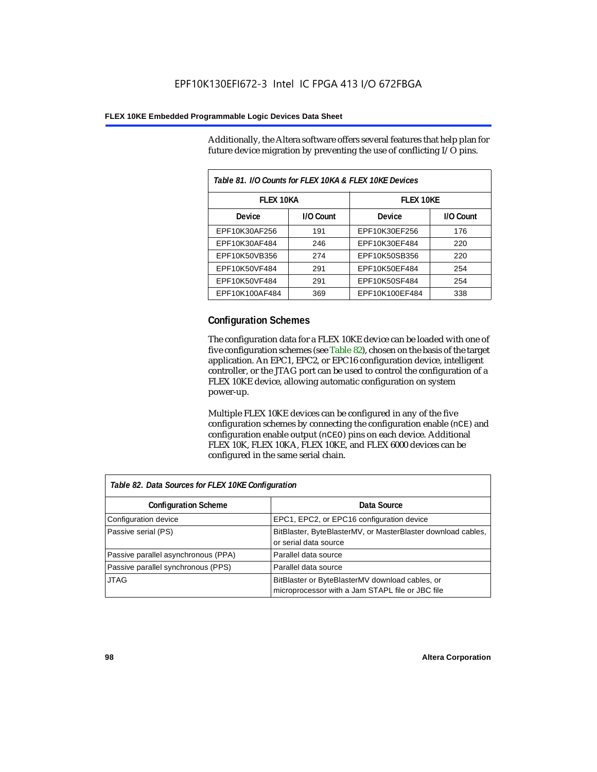Additionally, the Altera software offers several features that help plan for future device migration by preventing the use of conflicting I/O pins.

| Table 81. I/O Counts for FLEX 10KA & FLEX 10KE Devices | | | |
|---|---|---|---|
| **FLEX 10KA** | | **FLEX 10KE** | |
| **Device** | **I/O Count** | **Device** | **I/O Count** |
| EPF10K30AF256 | 191 | EPF10K30EF256 | 176 |
| EPF10K30AF484 | 246 | EPF10K30EF484 | 220 |
| EPF10K50VB356 | 274 | EPF10K50SB356 | 220 |
| EPF10K50VF484 | 291 | EPF10K50EF484 | 254 |
| EPF10K50VF484 | 291 | EPF10K50SF484 | 254 |
| EPF10K100AF484 | 369 | EPF10K100EF484 | 338 |

## Configuration Schemes

The configuration data for a FLEX 10KE device can be loaded with one of five configuration schemes (see Table 82), chosen on the basis of the target application. An EPC1, EPC2, or EPC16 configuration device, intelligent controller, or the JTAG port can be used to control the configuration of a FLEX 10KE device, allowing automatic configuration on system power-up.

Multiple FLEX 10KE devices can be configured in any of the five configuration schemes by connecting the configuration enable (nCE) and configuration enable output (nCEO) pins on each device. Additional FLEX 10K, FLEX 10KA, FLEX 10KE, and FLEX 6000 devices can be configured in the same serial chain.

| Table 82. Data Sources for FLEX 10KE Configuration | |
|---|---|
| **Configuration Scheme** | **Data Source** |
| Configuration device | EPC1, EPC2, or EPC16 configuration device |
| Passive serial (PS) | BitBlaster, ByteBlasterMV, or MasterBlaster download cables, or serial data source |
| Passive parallel asynchronous (PPA) | Parallel data source |
| Passive parallel synchronous (PPS) | Parallel data source |
| JTAG | BitBlaster or ByteBlasterMV download cables, or microprocessor with a Jam STAPL file or JBC file |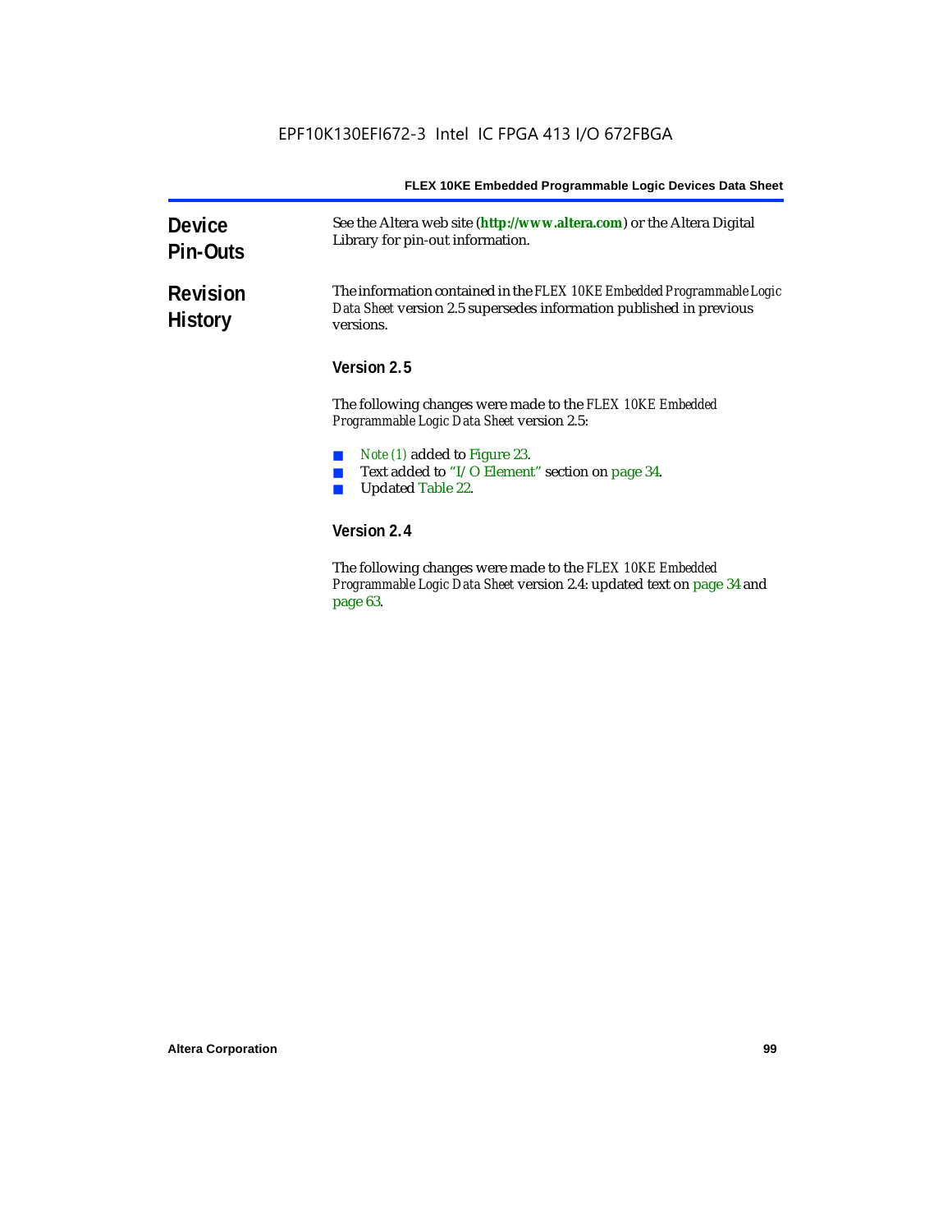## Device Pin-Outs

See the Altera web site (**http://www.altera.com**) or the Altera Digital Library for pin-out information.

## Revision History

The information contained in the *FLEX 10KE Embedded Programmable Logic Data Sheet* version 2.5 supersedes information published in previous versions.

### Version 2.5

The following changes were made to the *FLEX 10KE Embedded Programmable Logic Data Sheet* version 2.5:

- *Note (1)* added to Figure 23.
- Text added to "I/O Element" section on page 34.
- Updated Table 22.

### Version 2.4

The following changes were made to the *FLEX 10KE Embedded Programmable Logic Data Sheet* version 2.4: updated text on page 34 and page 63.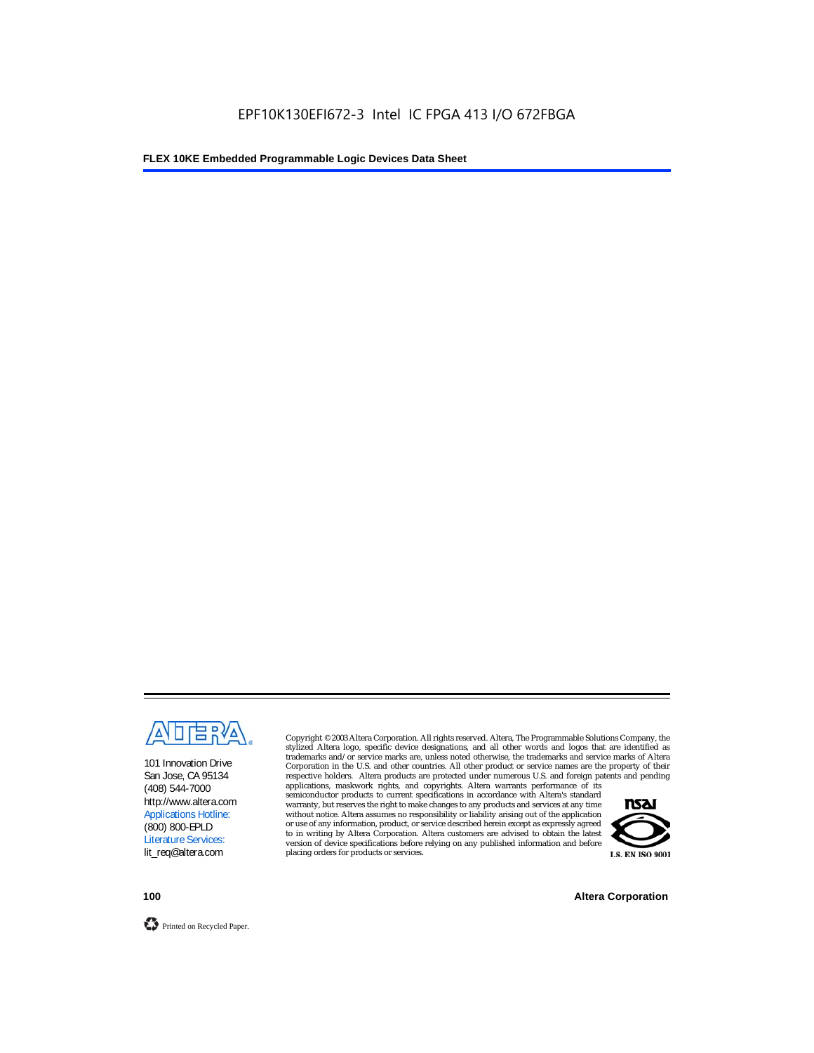101 Innovation Drive
San Jose, CA 95134
(408) 544-7000
http://www.altera.com
Applications Hotline:
(800) 800-EPLD
Literature Services:
lit_req@altera.com

Copyright © 2003 Altera Corporation. All rights reserved. Altera, The Programmable Solutions Company, the stylized Altera logo, specific device designations, and all other words and logos that are identified as trademarks and/or service marks are, unless noted otherwise, the trademarks and service marks of Altera Corporation in the U.S. and other countries. All other product or service names are the property of their respective holders. Altera products are protected under numerous U.S. and foreign patents and pending applications, maskwork rights, and copyrights. Altera warrants performance of its semiconductor products to current specifications in accordance with Altera's standard warranty, but reserves the right to make changes to any products and services at any time without notice. Altera assumes no responsibility or liability arising out of the application or use of any information, product, or service described herein except as expressly agreed to in writing by Altera Corporation. Altera customers are advised to obtain the latest version of device specifications before relying on any published information and before placing orders for products or services.

I.S. EN ISO 9001

Printed on Recycled Paper.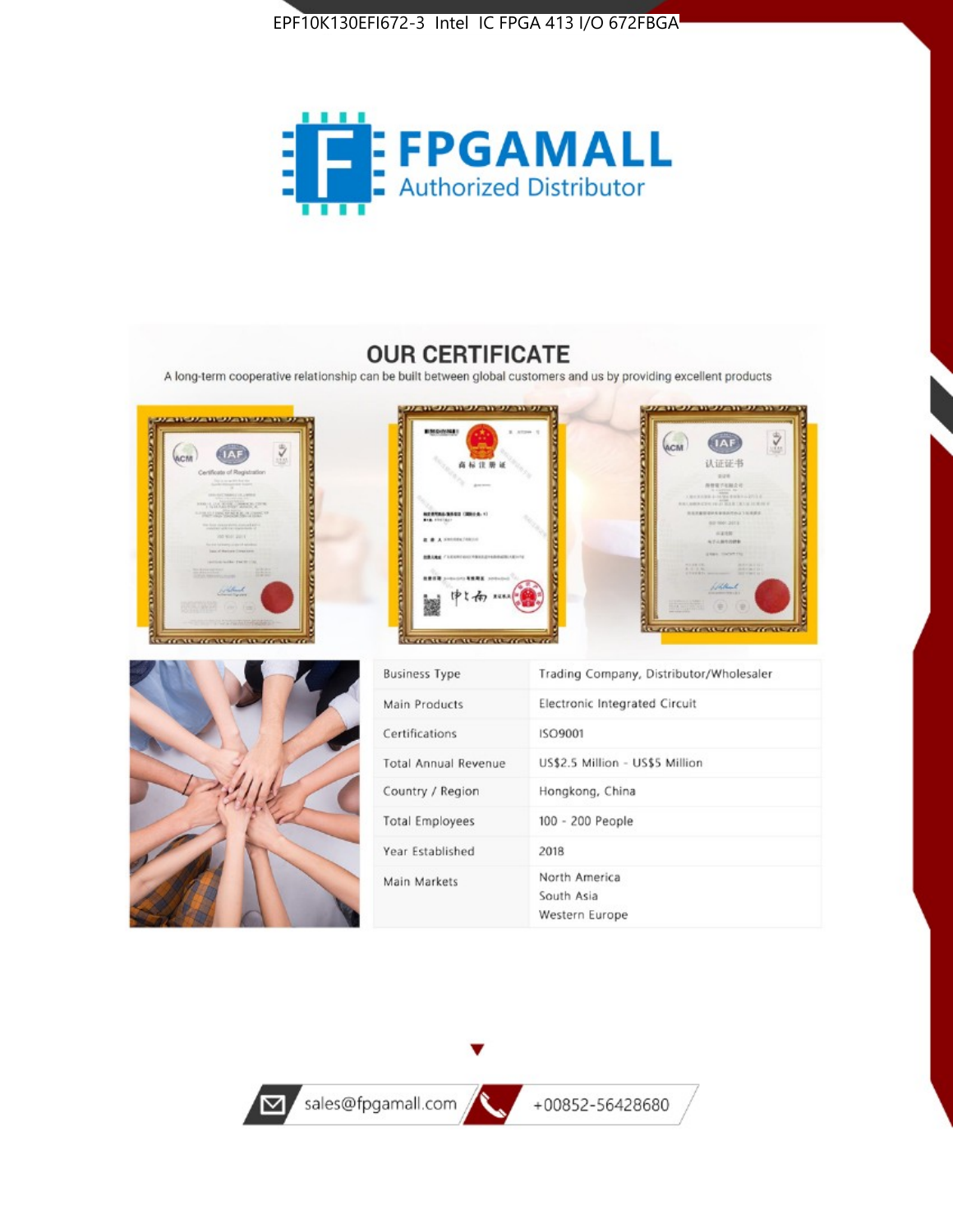FPGAMALL
Authorized Distributor

## OUR CERTIFICATE

A long-term cooperative relationship can be built between global customers and us by providing excellent products

| | |
|---|---|
| Business Type | Trading Company, Distributor/Wholesaler |
| Main Products | Electronic Integrated Circuit |
| Certifications | ISO9001 |
| Total Annual Revenue | US$2.5 Million - US$5 Million |
| Country / Region | Hongkong, China |
| Total Employees | 100 - 200 People |
| Year Established | 2018 |
| Main Markets | North America<br>South Asia<br>Western Europe |

sales@fpgamall.com

+00852-56428680